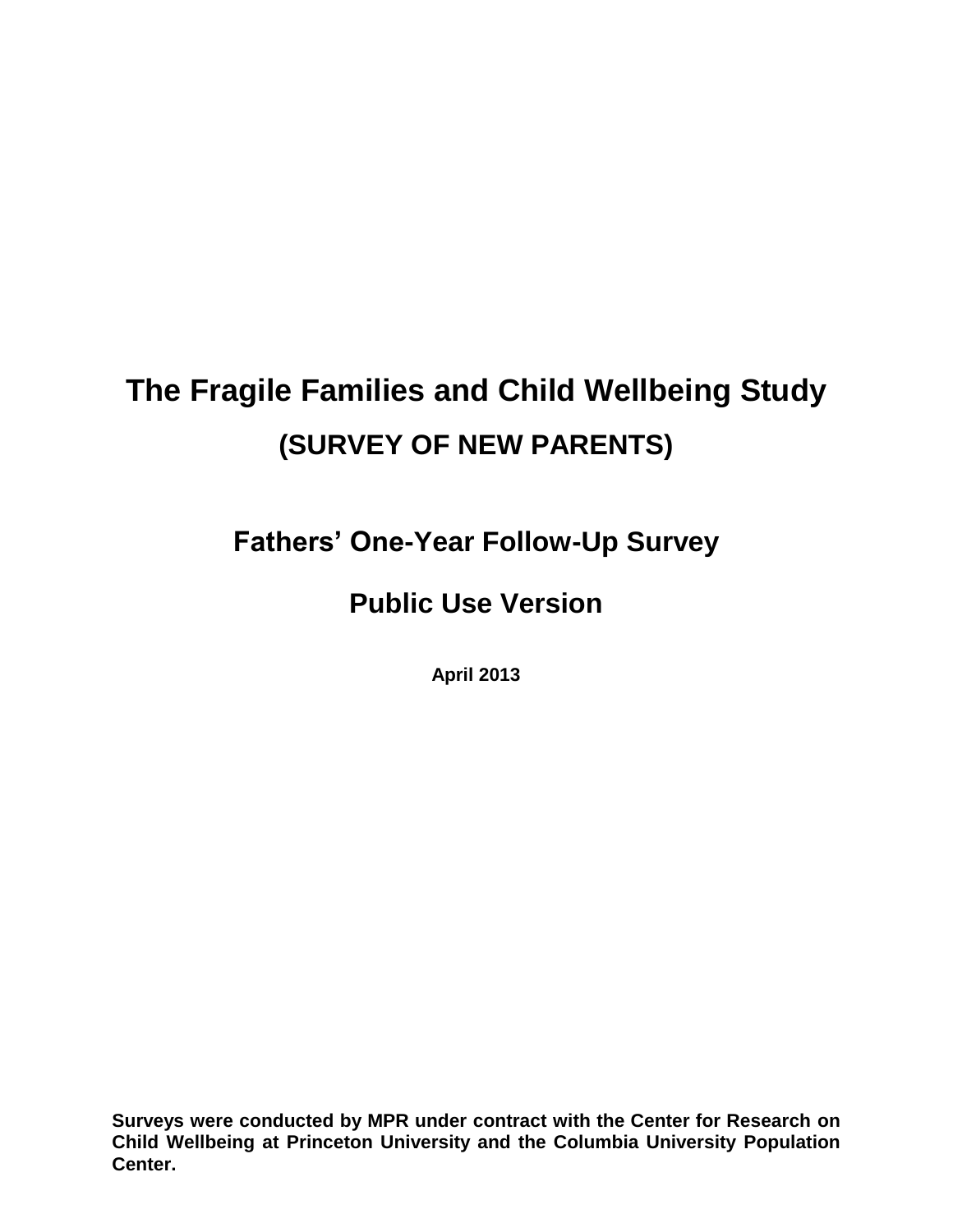# The Fragile Families and Child Wellbeing Study

## (SURVEY OF NEW PARENTS)

## Fathers' One-Year Follow-Up Survey

## Public Use Version

**April 2013**

**Surveys were conducted by MPR under contract with the Center for Research on Child Wellbeing at Princeton University and the Columbia University Population Center.**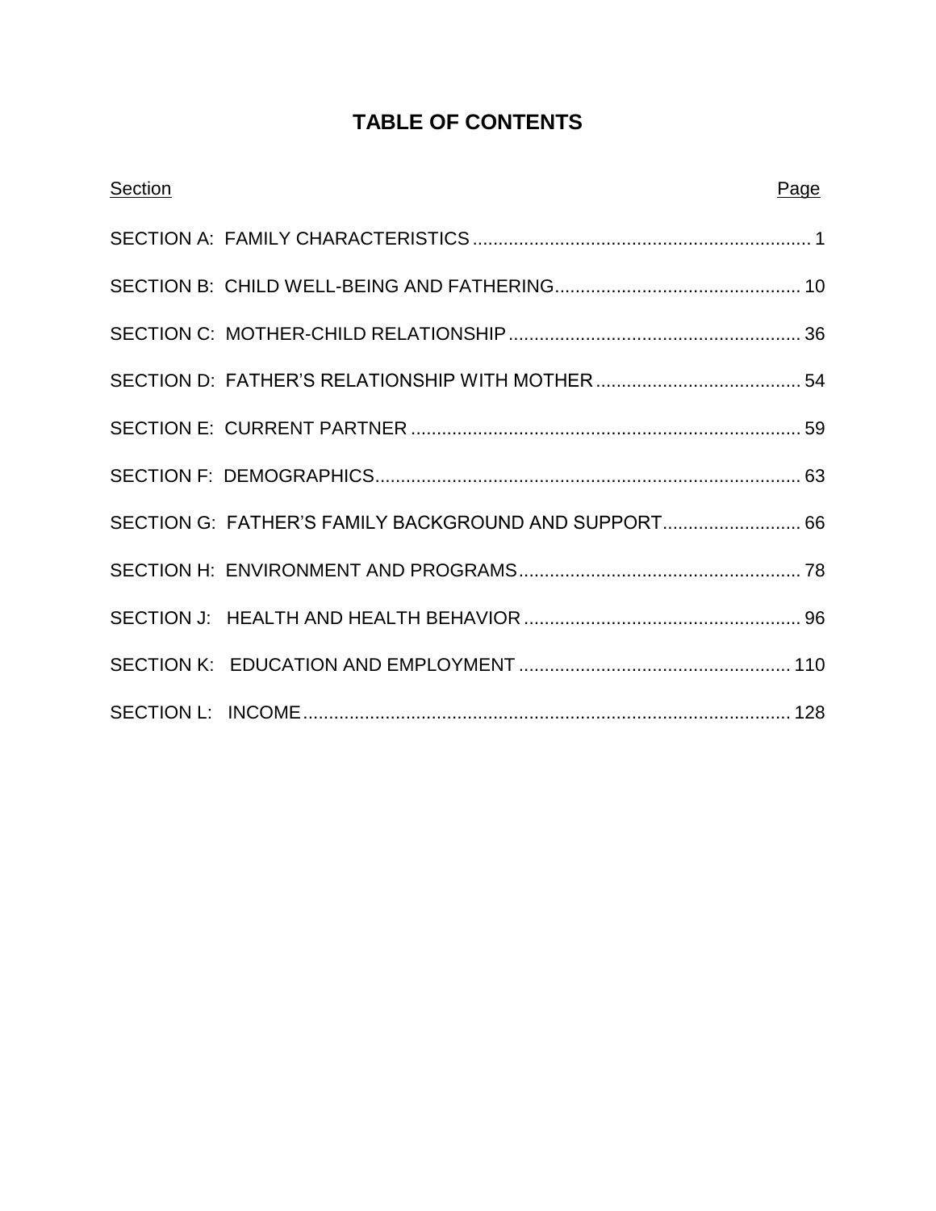# TABLE OF CONTENTS

| Section | Page |
| --- | --- |
| SECTION A: FAMILY CHARACTERISTICS | 1 |
| SECTION B: CHILD WELL-BEING AND FATHERING | 10 |
| SECTION C: MOTHER-CHILD RELATIONSHIP | 36 |
| SECTION D: FATHER'S RELATIONSHIP WITH MOTHER | 54 |
| SECTION E: CURRENT PARTNER | 59 |
| SECTION F: DEMOGRAPHICS | 63 |
| SECTION G: FATHER'S FAMILY BACKGROUND AND SUPPORT | 66 |
| SECTION H: ENVIRONMENT AND PROGRAMS | 78 |
| SECTION J: HEALTH AND HEALTH BEHAVIOR | 96 |
| SECTION K: EDUCATION AND EMPLOYMENT | 110 |
| SECTION L: INCOME | 128 |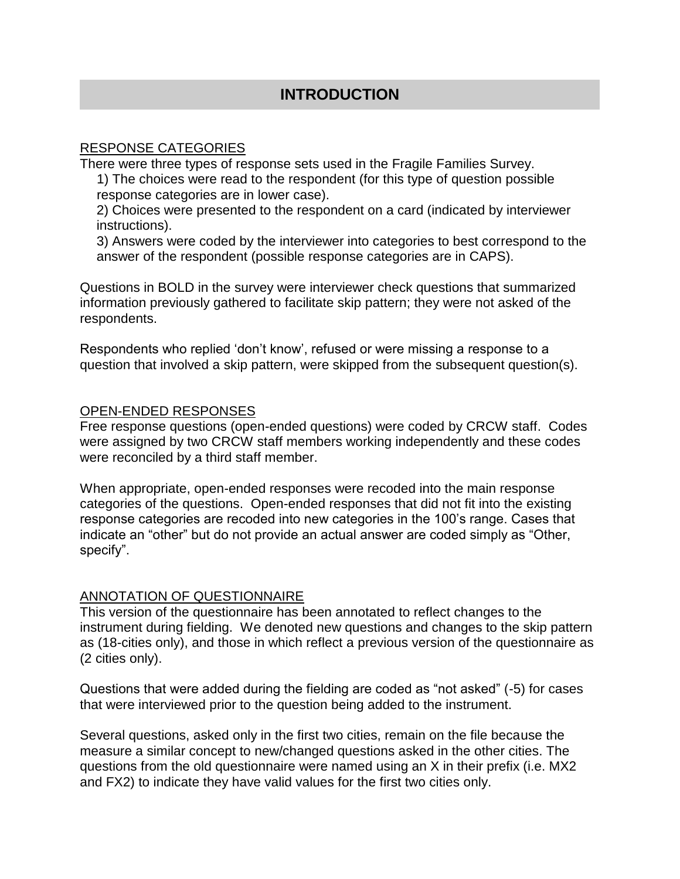# INTRODUCTION

## RESPONSE CATEGORIES

There were three types of response sets used in the Fragile Families Survey.

1) The choices were read to the respondent (for this type of question possible response categories are in lower case).
2) Choices were presented to the respondent on a card (indicated by interviewer instructions).
3) Answers were coded by the interviewer into categories to best correspond to the answer of the respondent (possible response categories are in CAPS).

Questions in BOLD in the survey were interviewer check questions that summarized information previously gathered to facilitate skip pattern; they were not asked of the respondents.

Respondents who replied 'don't know', refused or were missing a response to a question that involved a skip pattern, were skipped from the subsequent question(s).

## OPEN-ENDED RESPONSES

Free response questions (open-ended questions) were coded by CRCW staff. Codes were assigned by two CRCW staff members working independently and these codes were reconciled by a third staff member.

When appropriate, open-ended responses were recoded into the main response categories of the questions. Open-ended responses that did not fit into the existing response categories are recoded into new categories in the 100's range. Cases that indicate an "other" but do not provide an actual answer are coded simply as "Other, specify".

## ANNOTATION OF QUESTIONNAIRE

This version of the questionnaire has been annotated to reflect changes to the instrument during fielding. We denoted new questions and changes to the skip pattern as (18-cities only), and those in which reflect a previous version of the questionnaire as (2 cities only).

Questions that were added during the fielding are coded as "not asked" (-5) for cases that were interviewed prior to the question being added to the instrument.

Several questions, asked only in the first two cities, remain on the file because the measure a similar concept to new/changed questions asked in the other cities. The questions from the old questionnaire were named using an X in their prefix (i.e. MX2 and FX2) to indicate they have valid values for the first two cities only.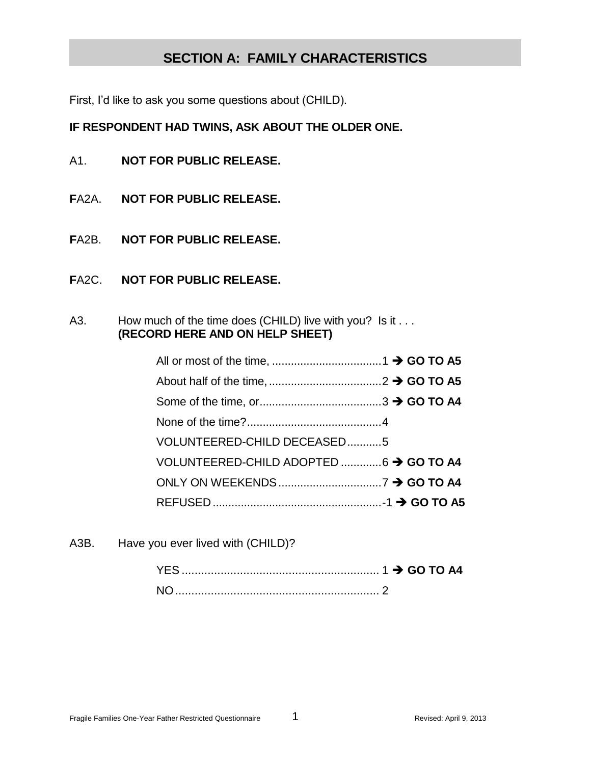## SECTION A: FAMILY CHARACTERISTICS

First, I'd like to ask you some questions about (CHILD).

**IF RESPONDENT HAD TWINS, ASK ABOUT THE OLDER ONE.**

A1. **NOT FOR PUBLIC RELEASE.**

**F**A2A. **NOT FOR PUBLIC RELEASE.**

**F**A2B. **NOT FOR PUBLIC RELEASE.**

**F**A2C. **NOT FOR PUBLIC RELEASE.**

A3. How much of the time does (CHILD) live with you? Is it . . . **(RECORD HERE AND ON HELP SHEET)**

- All or most of the time, .................................. 1 ➔ **GO TO A5**
- About half of the time, .................................. 2 ➔ **GO TO A5**
- Some of the time, or...................................... 3 ➔ **GO TO A4**
- None of the time?.......................................... 4
- VOLUNTEERED-CHILD DECEASED.......... 5
- VOLUNTEERED-CHILD ADOPTED ............ 6 ➔ **GO TO A4**
- ONLY ON WEEKENDS................................ 7 ➔ **GO TO A4**
- REFUSED..................................................... -1 ➔ **GO TO A5**

A3B. Have you ever lived with (CHILD)?

- YES ............................................................ 1 ➔ **GO TO A4**
- NO............................................................... 2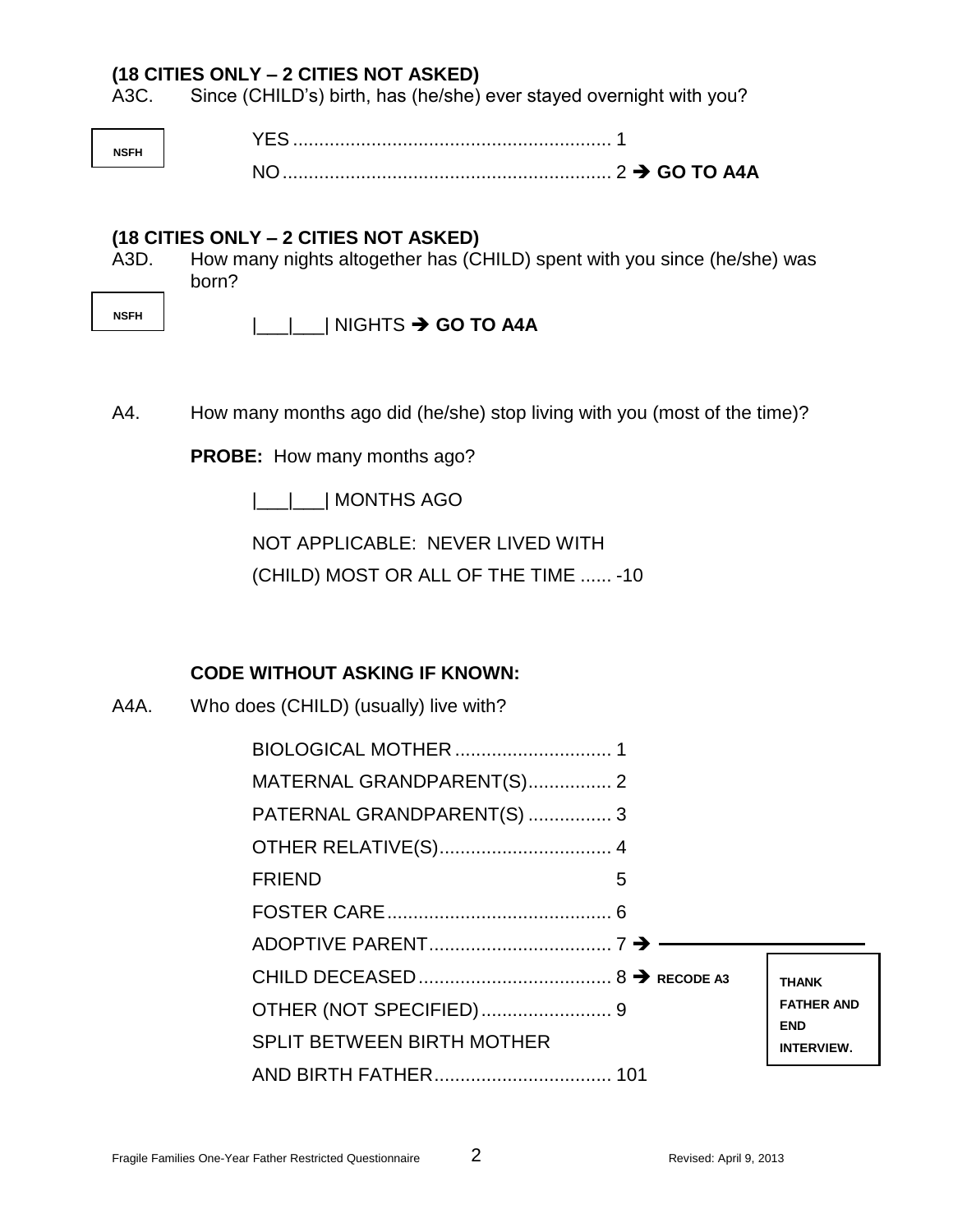**(18 CITIES ONLY – 2 CITIES NOT ASKED)**

A3C. Since (CHILD's) birth, has (he/she) ever stayed overnight with you?

NSFH

YES ............................................................ 1

NO.............................................................. 2 ➔ **GO TO A4A**

**(18 CITIES ONLY – 2 CITIES NOT ASKED)**

A3D. How many nights altogether has (CHILD) spent with you since (he/she) was born?

NSFH

|___|___| NIGHTS ➔ **GO TO A4A**

A4. How many months ago did (he/she) stop living with you (most of the time)?

**PROBE:** How many months ago?

|___|___| MONTHS AGO

NOT APPLICABLE: NEVER LIVED WITH (CHILD) MOST OR ALL OF THE TIME ...... -10

**CODE WITHOUT ASKING IF KNOWN:**

A4A. Who does (CHILD) (usually) live with?

BIOLOGICAL MOTHER .............................. 1

MATERNAL GRANDPARENT(S)................ 2

PATERNAL GRANDPARENT(S) ................ 3

OTHER RELATIVE(S)................................. 4

FRIEND 5

FOSTER CARE........................................... 6

ADOPTIVE PARENT................................... 7 ➔ **THANK FATHER AND END INTERVIEW.**

CHILD DECEASED..................................... 8 ➔ **RECODE A3**

OTHER (NOT SPECIFIED)......................... 9

SPLIT BETWEEN BIRTH MOTHER AND BIRTH FATHER.................................. 101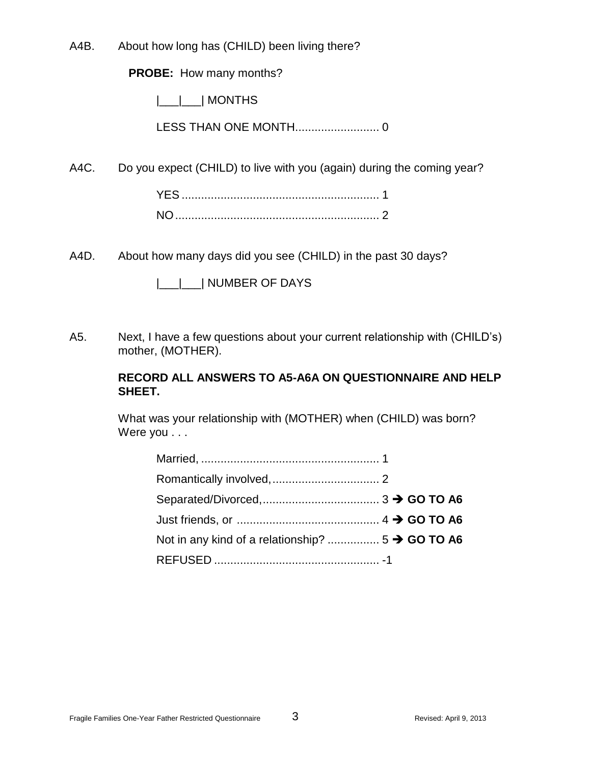A4B. About how long has (CHILD) been living there?

**PROBE:** How many months?

|___|___| MONTHS

LESS THAN ONE MONTH.......................... 0

A4C. Do you expect (CHILD) to live with you (again) during the coming year?

YES ............................................................ 1

NO.............................................................. 2

A4D. About how many days did you see (CHILD) in the past 30 days?

|___|___| NUMBER OF DAYS

A5. Next, I have a few questions about your current relationship with (CHILD's) mother, (MOTHER).

**RECORD ALL ANSWERS TO A5-A6A ON QUESTIONNAIRE AND HELP SHEET.**

What was your relationship with (MOTHER) when (CHILD) was born? Were you . . .

Married, ...................................................... 1

Romantically involved,................................. 2

Separated/Divorced,.................................... 3 ➔ **GO TO A6**

Just friends, or ............................................ 4 ➔ **GO TO A6**

Not in any kind of a relationship? ................ 5 ➔ **GO TO A6**

REFUSED ................................................... -1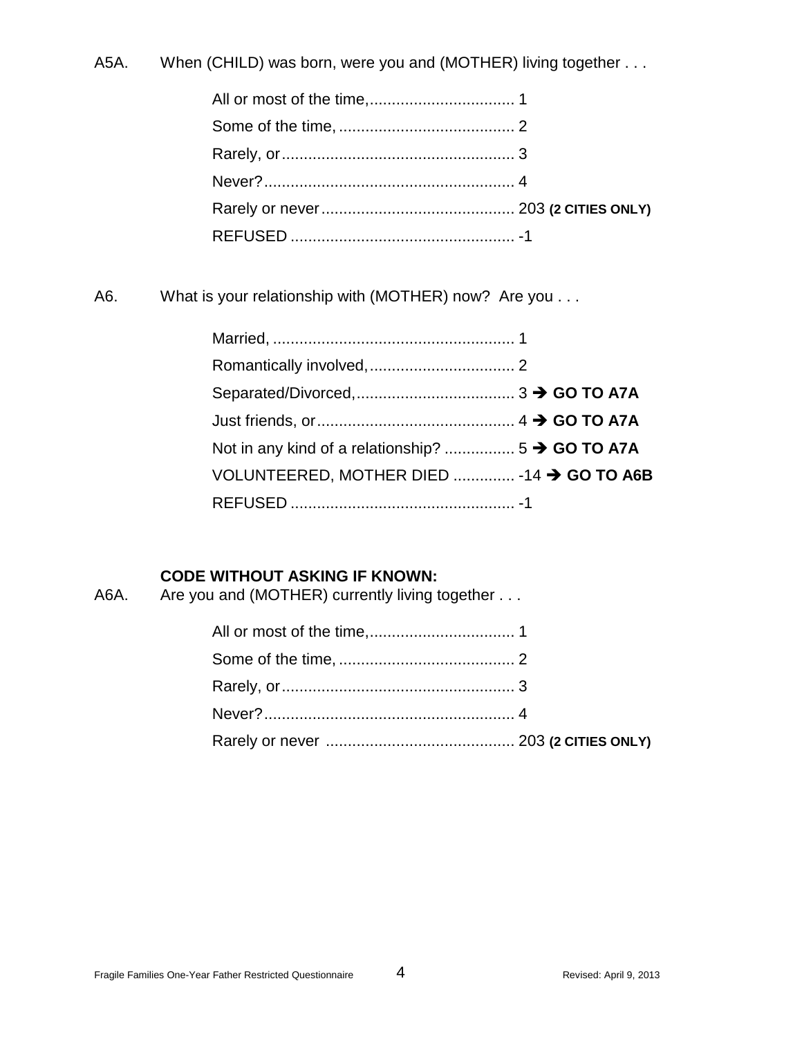A5A. When (CHILD) was born, were you and (MOTHER) living together . . .

| | |
|---|---|
| All or most of the time, | 1 |
| Some of the time, | 2 |
| Rarely, or | 3 |
| Never? | 4 |
| Rarely or never | 203 **(2 CITIES ONLY)** |
| REFUSED | -1 |

A6. What is your relationship with (MOTHER) now? Are you . . .

| | |
|---|---|
| Married, | 1 |
| Romantically involved, | 2 |
| Separated/Divorced, | 3 ➔ **GO TO A7A** |
| Just friends, or | 4 ➔ **GO TO A7A** |
| Not in any kind of a relationship? | 5 ➔ **GO TO A7A** |
| VOLUNTEERED, MOTHER DIED | -14 ➔ **GO TO A6B** |
| REFUSED | -1 |

**CODE WITHOUT ASKING IF KNOWN:**

A6A. Are you and (MOTHER) currently living together . . .

| | |
|---|---|
| All or most of the time, | 1 |
| Some of the time, | 2 |
| Rarely, or | 3 |
| Never? | 4 |
| Rarely or never | 203 **(2 CITIES ONLY)** |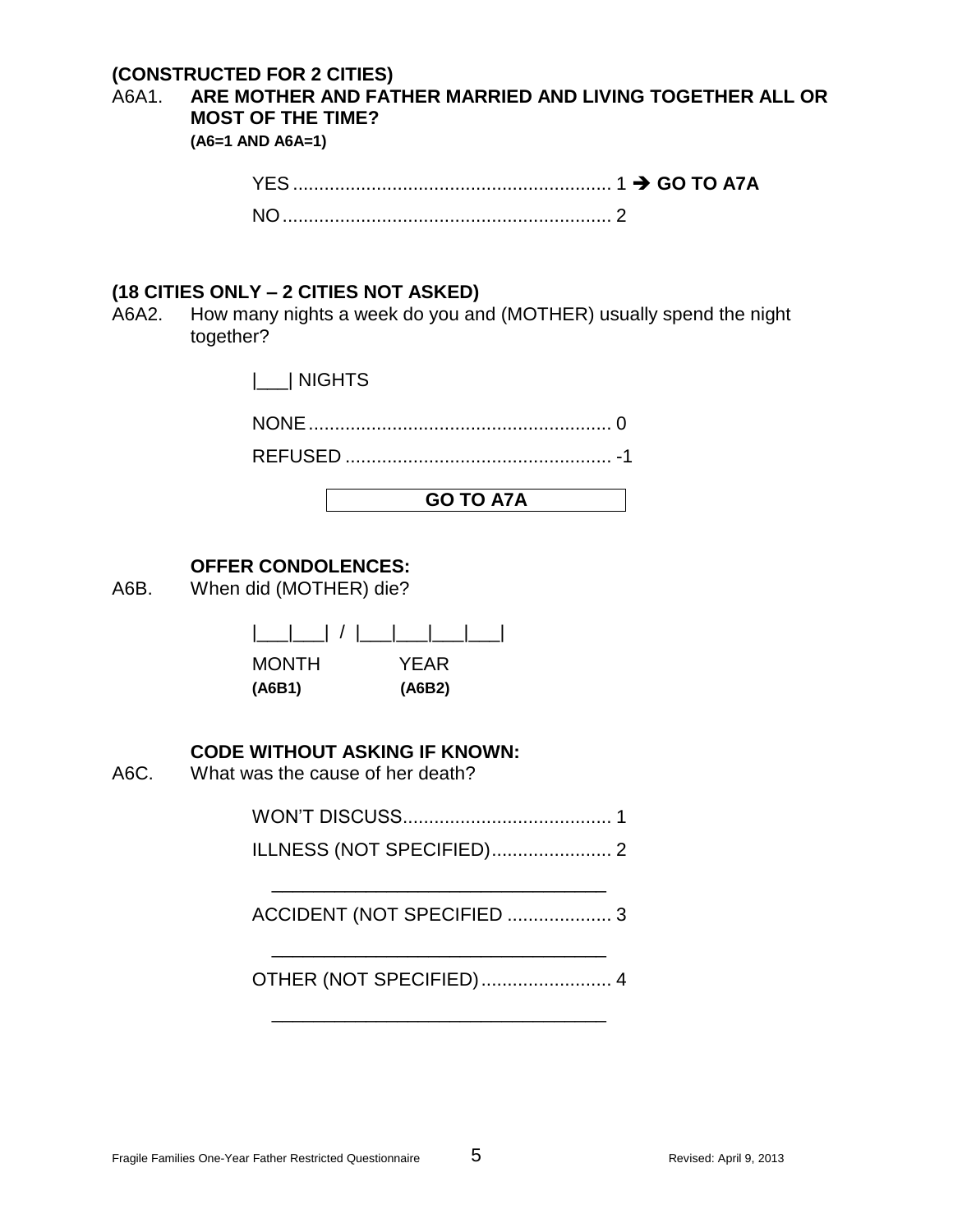**(CONSTRUCTED FOR 2 CITIES)**

A6A1. **ARE MOTHER AND FATHER MARRIED AND LIVING TOGETHER ALL OR MOST OF THE TIME?**
**(A6=1 AND A6A=1)**

YES ............................................................ 1 ➔ **GO TO A7A**

NO.............................................................. 2

**(18 CITIES ONLY – 2 CITIES NOT ASKED)**

A6A2. How many nights a week do you and (MOTHER) usually spend the night together?

|___| NIGHTS

NONE.......................................................... 0

REFUSED .................................................. -1

**GO TO A7A**

**OFFER CONDOLENCES:**

A6B. When did (MOTHER) die?

|___|___| / |___|___|___|___|

MONTH **(A6B1)** YEAR **(A6B2)**

**CODE WITHOUT ASKING IF KNOWN:**

A6C. What was the cause of her death?

WON'T DISCUSS....................................... 1

ILLNESS (NOT SPECIFIED)....................... 2

________________________________

ACCIDENT (NOT SPECIFIED .................... 3

________________________________

OTHER (NOT SPECIFIED)......................... 4

________________________________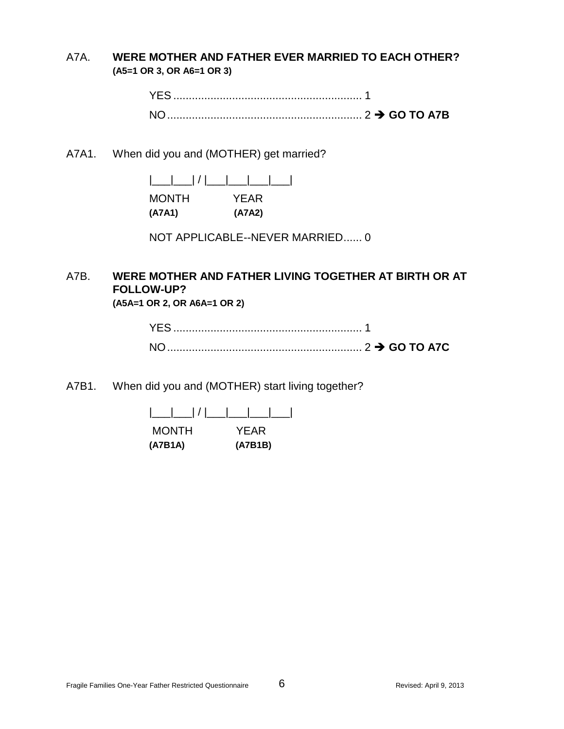A7A. **WERE MOTHER AND FATHER EVER MARRIED TO EACH OTHER?**
**(A5=1 OR 3, OR A6=1 OR 3)**

YES ............................................................ 1
NO.............................................................. 2 ➔ **GO TO A7B**

A7A1. When did you and (MOTHER) get married?

|___|___| / |___|___|___|___|
MONTH YEAR
**(A7A1)** **(A7A2)**

NOT APPLICABLE--NEVER MARRIED...... 0

A7B. **WERE MOTHER AND FATHER LIVING TOGETHER AT BIRTH OR AT FOLLOW-UP?**
**(A5A=1 OR 2, OR A6A=1 OR 2)**

YES ............................................................ 1
NO.............................................................. 2 ➔ **GO TO A7C**

A7B1. When did you and (MOTHER) start living together?

|___|___| / |___|___|___|___|
MONTH YEAR
**(A7B1A)** **(A7B1B)**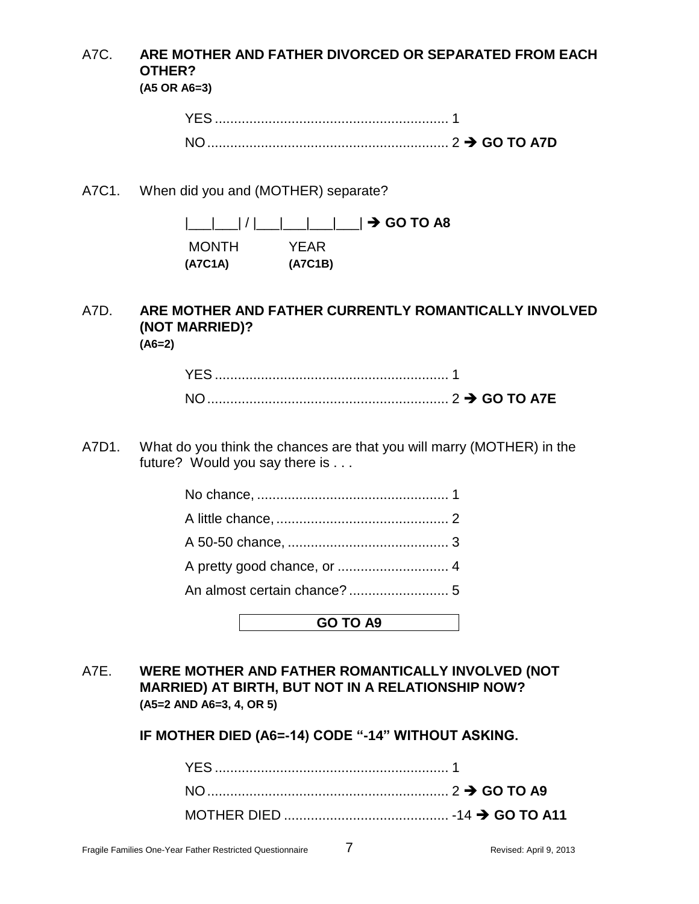A7C. **ARE MOTHER AND FATHER DIVORCED OR SEPARATED FROM EACH OTHER?**
**(A5 OR A6=3)**

YES ............................................................ 1
NO .............................................................. 2 ➔ **GO TO A7D**

A7C1. When did you and (MOTHER) separate?

|___|___| / |___|___|___|___| ➔ **GO TO A8**

MONTH **(A7C1A)** YEAR **(A7C1B)**

A7D. **ARE MOTHER AND FATHER CURRENTLY ROMANTICALLY INVOLVED (NOT MARRIED)?**
**(A6=2)**

YES ............................................................ 1
NO .............................................................. 2 ➔ **GO TO A7E**

A7D1. What do you think the chances are that you will marry (MOTHER) in the future? Would you say there is . . .

No chance, ................................................. 1
A little chance, ............................................ 2
A 50-50 chance, .......................................... 3
A pretty good chance, or ............................ 4
An almost certain chance? ......................... 5

**GO TO A9**

A7E. **WERE MOTHER AND FATHER ROMANTICALLY INVOLVED (NOT MARRIED) AT BIRTH, BUT NOT IN A RELATIONSHIP NOW?**
**(A5=2 AND A6=3, 4, OR 5)**

**IF MOTHER DIED (A6=-14) CODE "-14" WITHOUT ASKING.**

YES ............................................................ 1
NO .............................................................. 2 ➔ **GO TO A9**
MOTHER DIED ........................................... -14 ➔ **GO TO A11**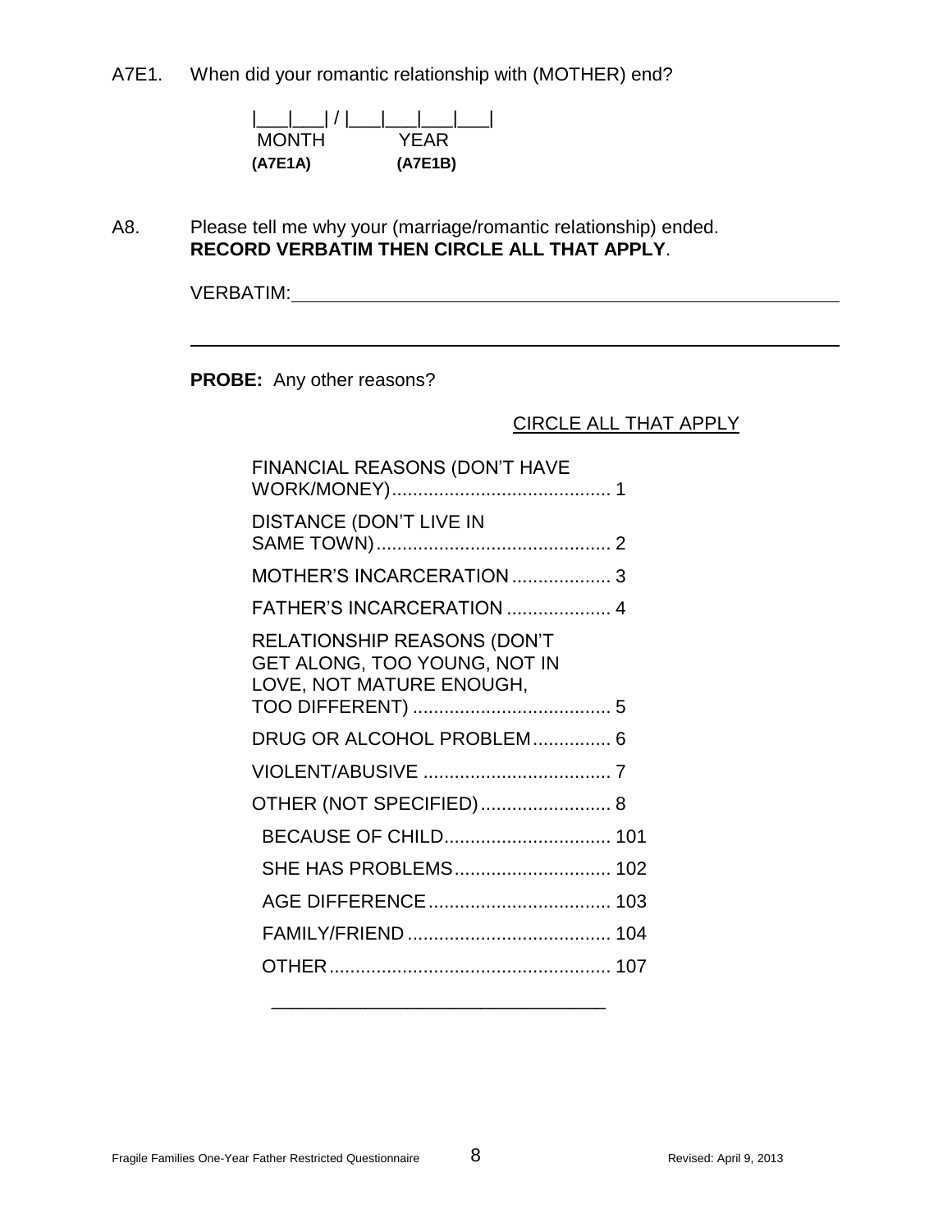A7E1. When did your romantic relationship with (MOTHER) end?

|___|___| / |___|___|___|___|
MONTH YEAR
**(A7E1A)** **(A7E1B)**

A8. Please tell me why your (marriage/romantic relationship) ended.
**RECORD VERBATIM THEN CIRCLE ALL THAT APPLY**.

VERBATIM:______________________________________________

______________________________________________

**PROBE:** Any other reasons?

CIRCLE ALL THAT APPLY

| | |
|---|---|
| FINANCIAL REASONS (DON'T HAVE WORK/MONEY) | 1 |
| DISTANCE (DON'T LIVE IN SAME TOWN) | 2 |
| MOTHER'S INCARCERATION | 3 |
| FATHER'S INCARCERATION | 4 |
| RELATIONSHIP REASONS (DON'T GET ALONG, TOO YOUNG, NOT IN LOVE, NOT MATURE ENOUGH, TOO DIFFERENT) | 5 |
| DRUG OR ALCOHOL PROBLEM | 6 |
| VIOLENT/ABUSIVE | 7 |
| OTHER (NOT SPECIFIED) | 8 |
| BECAUSE OF CHILD | 101 |
| SHE HAS PROBLEMS | 102 |
| AGE DIFFERENCE | 103 |
| FAMILY/FRIEND | 104 |
| OTHER | 107 |

______________________________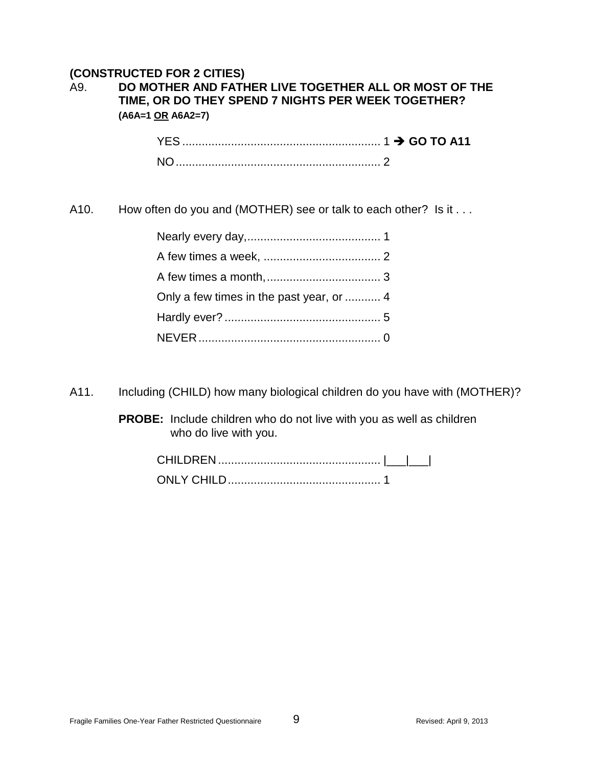**(CONSTRUCTED FOR 2 CITIES)**

A9. **DO MOTHER AND FATHER LIVE TOGETHER ALL OR MOST OF THE TIME, OR DO THEY SPEND 7 NIGHTS PER WEEK TOGETHER?**
**(A6A=1 OR A6A2=7)**

YES ............................................................ 1 ➔ **GO TO A11**
NO.............................................................. 2

A10. How often do you and (MOTHER) see or talk to each other? Is it . . .

Nearly every day,......................................... 1
A few times a week, .................................... 2
A few times a month,................................... 3
Only a few times in the past year, or ........... 4
Hardly ever?................................................ 5
NEVER........................................................ 0

A11. Including (CHILD) how many biological children do you have with (MOTHER)?

**PROBE:** Include children who do not live with you as well as children who do live with you.

CHILDREN ................................................. |___|___|
ONLY CHILD............................................... 1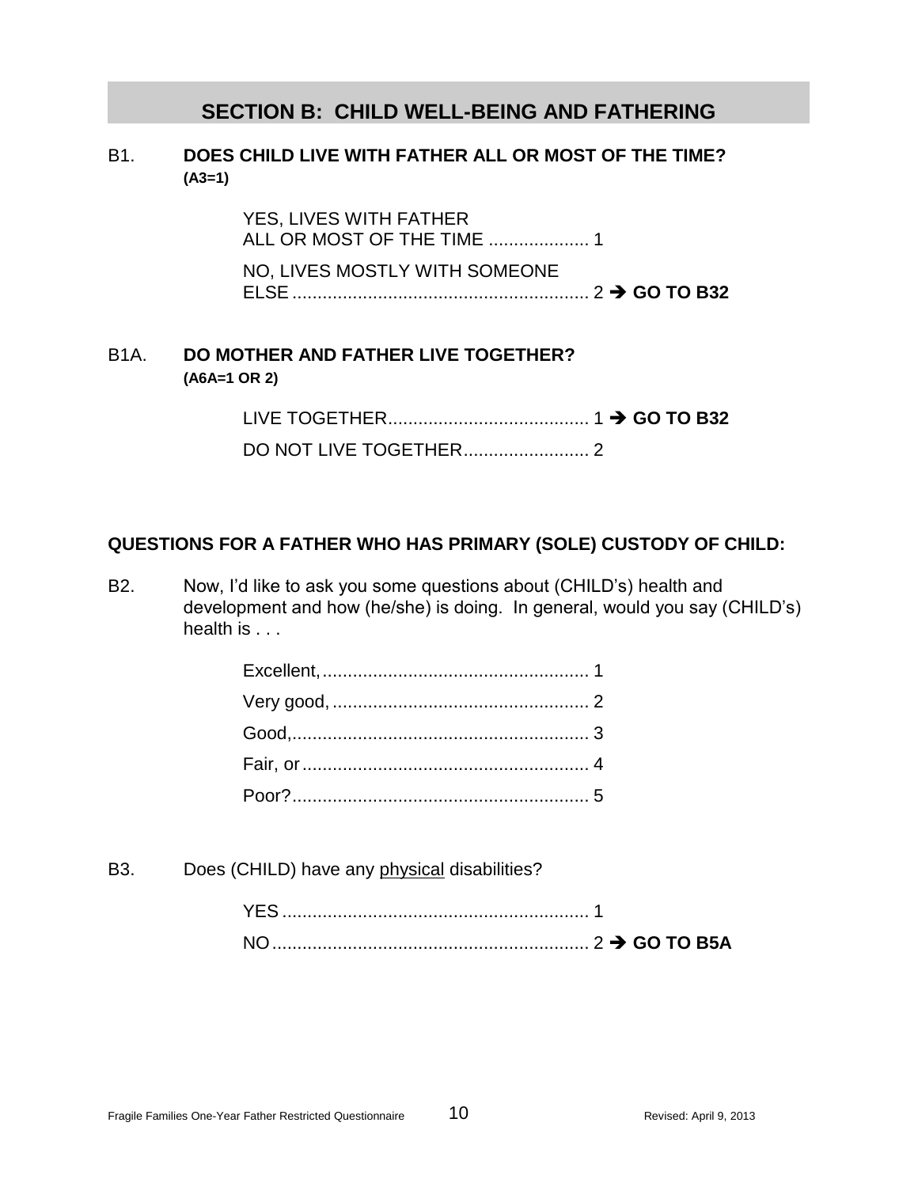## SECTION B: CHILD WELL-BEING AND FATHERING

B1. **DOES CHILD LIVE WITH FATHER ALL OR MOST OF THE TIME?**
**(A3=1)**

YES, LIVES WITH FATHER ALL OR MOST OF THE TIME .................... 1

NO, LIVES MOSTLY WITH SOMEONE ELSE ........................................................... 2 ➔ **GO TO B32**

B1A. **DO MOTHER AND FATHER LIVE TOGETHER?**
**(A6A=1 OR 2)**

LIVE TOGETHER........................................ 1 ➔ **GO TO B32**

DO NOT LIVE TOGETHER......................... 2

**QUESTIONS FOR A FATHER WHO HAS PRIMARY (SOLE) CUSTODY OF CHILD:**

B2. Now, I'd like to ask you some questions about (CHILD's) health and development and how (he/she) is doing. In general, would you say (CHILD's) health is . . .

Excellent,..................................................... 1

Very good, ................................................... 2

Good,........................................................... 3

Fair, or ......................................................... 4

Poor?........................................................... 5

B3. Does (CHILD) have any <u>physical</u> disabilities?

YES ............................................................. 1

NO ............................................................... 2 ➔ **GO TO B5A**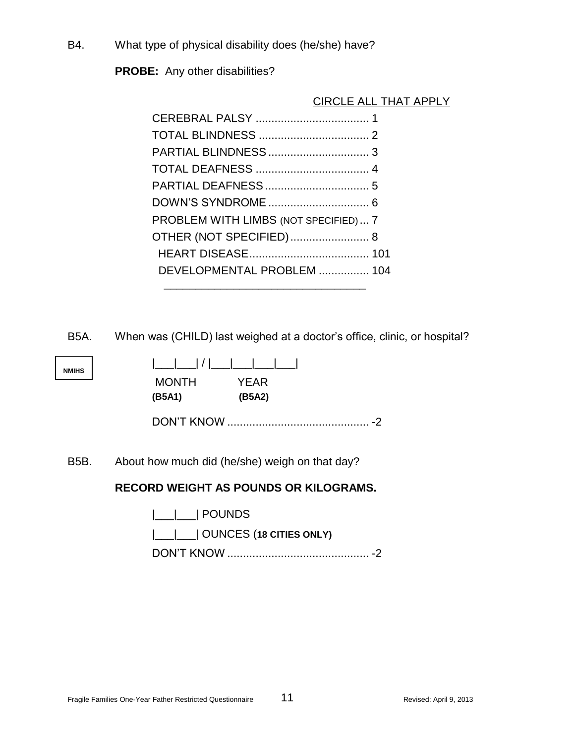B4. What type of physical disability does (he/she) have?

**PROBE:** Any other disabilities?

CIRCLE ALL THAT APPLY

CEREBRAL PALSY .................................... 1
TOTAL BLINDNESS ................................... 2
PARTIAL BLINDNESS ................................ 3
TOTAL DEAFNESS .................................... 4
PARTIAL DEAFNESS ................................. 5
DOWN'S SYNDROME ................................ 6
PROBLEM WITH LIMBS (NOT SPECIFIED) ... 7
OTHER (NOT SPECIFIED) ......................... 8
HEART DISEASE...................................... 101
DEVELOPMENTAL PROBLEM ................ 104
________________________________

B5A. When was (CHILD) last weighed at a doctor's office, clinic, or hospital?

NMIHS

|___|___| / |___|___|___|___|
MONTH YEAR
**(B5A1)** **(B5A2)**

DON'T KNOW ............................................. -2

B5B. About how much did (he/she) weigh on that day?

**RECORD WEIGHT AS POUNDS OR KILOGRAMS.**

|___|___| POUNDS
|___|___| OUNCES (**18 CITIES ONLY)**
DON'T KNOW ............................................. -2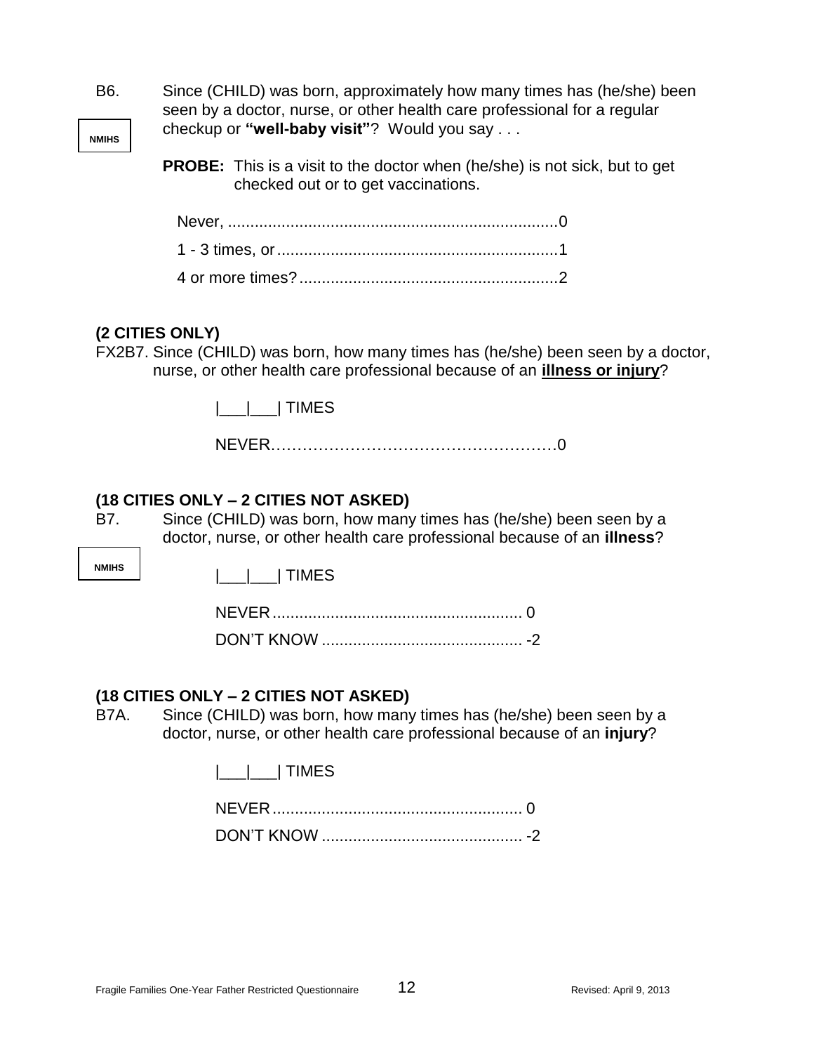B6. Since (CHILD) was born, approximately how many times has (he/she) been seen by a doctor, nurse, or other health care professional for a regular checkup or **"well-baby visit"**? Would you say . . .

NMIHS

**PROBE:** This is a visit to the doctor when (he/she) is not sick, but to get checked out or to get vaccinations.

Never, .........................................................................0
1 - 3 times, or..............................................................1
4 or more times?..........................................................2

**(2 CITIES ONLY)**

FX2B7. Since (CHILD) was born, how many times has (he/she) been seen by a doctor, nurse, or other health care professional because of an **illness or injury**?

|___|___| TIMES

NEVER……………………………………………….0

**(18 CITIES ONLY – 2 CITIES NOT ASKED)**

B7. Since (CHILD) was born, how many times has (he/she) been seen by a doctor, nurse, or other health care professional because of an **illness**?

NMIHS

|___|___| TIMES

NEVER....................................................... 0
DON'T KNOW ............................................ -2

**(18 CITIES ONLY – 2 CITIES NOT ASKED)**

B7A. Since (CHILD) was born, how many times has (he/she) been seen by a doctor, nurse, or other health care professional because of an **injury**?

|___|___| TIMES

NEVER....................................................... 0
DON'T KNOW ............................................ -2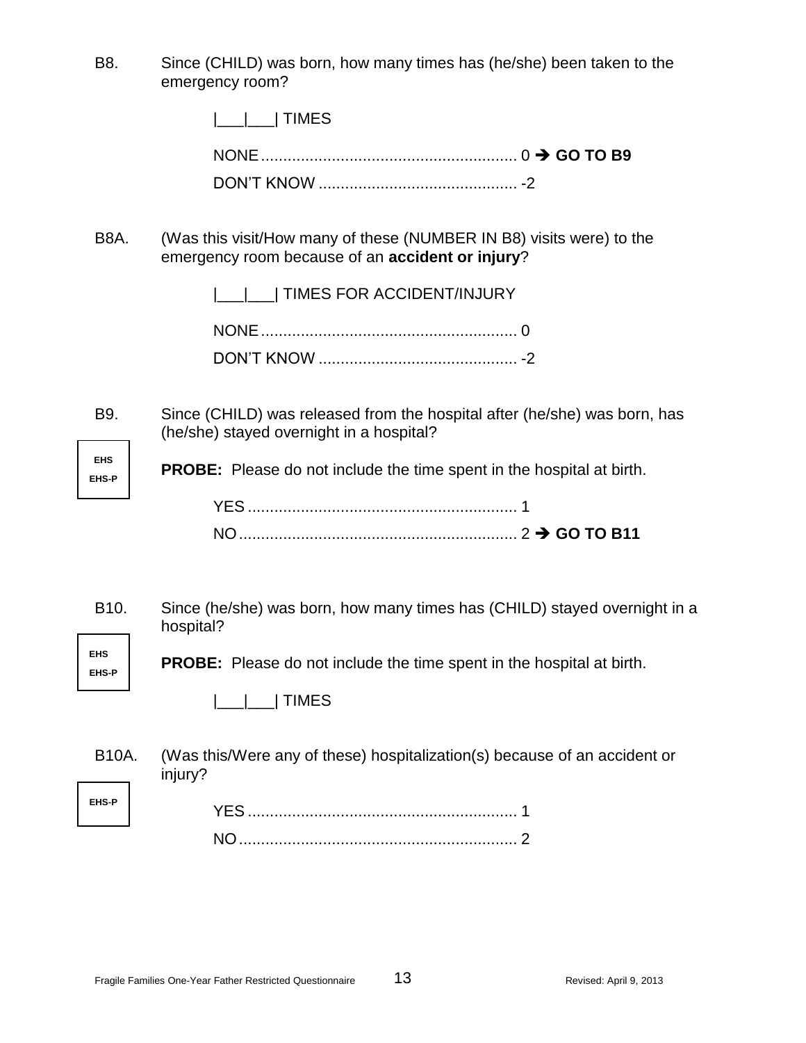B8. Since (CHILD) was born, how many times has (he/she) been taken to the emergency room?

|___|___| TIMES

NONE........................................................ 0 ➔ **GO TO B9**

DON'T KNOW ............................................ -2

B8A. (Was this visit/How many of these (NUMBER IN B8) visits were) to the emergency room because of an **accident or injury**?

|___|___| TIMES FOR ACCIDENT/INJURY

NONE........................................................ 0

DON'T KNOW ............................................ -2

B9. Since (CHILD) was released from the hospital after (he/she) was born, has (he/she) stayed overnight in a hospital?

EHS
EHS-P

**PROBE:** Please do not include the time spent in the hospital at birth.

YES ........................................................... 1

NO............................................................. 2 ➔ **GO TO B11**

B10. Since (he/she) was born, how many times has (CHILD) stayed overnight in a hospital?

EHS
EHS-P

**PROBE:** Please do not include the time spent in the hospital at birth.

|___|___| TIMES

B10A. (Was this/Were any of these) hospitalization(s) because of an accident or injury?

EHS-P

YES ........................................................... 1

NO............................................................. 2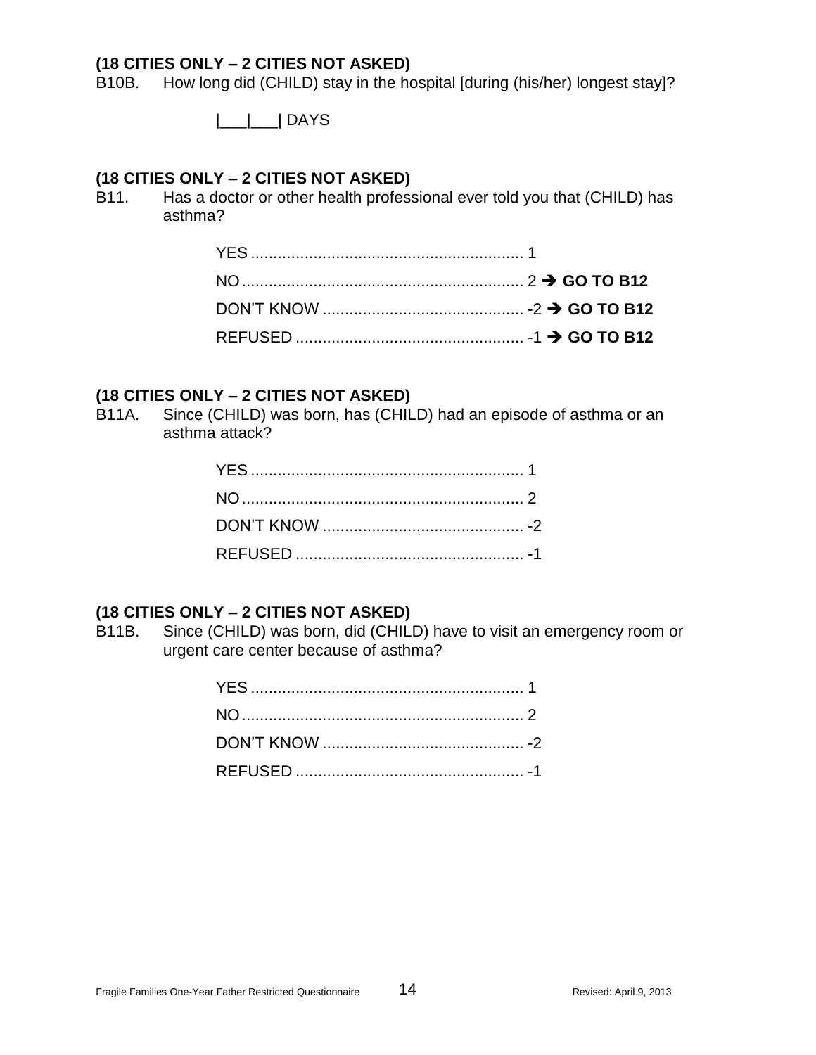**(18 CITIES ONLY – 2 CITIES NOT ASKED)**

B10B. How long did (CHILD) stay in the hospital [during (his/her) longest stay]?

|___|___| DAYS

**(18 CITIES ONLY – 2 CITIES NOT ASKED)**

B11. Has a doctor or other health professional ever told you that (CHILD) has asthma?

YES ............................................................ 1
NO .............................................................. 2 ➔ **GO TO B12**
DON'T KNOW ............................................ -2 ➔ **GO TO B12**
REFUSED .................................................. -1 ➔ **GO TO B12**

**(18 CITIES ONLY – 2 CITIES NOT ASKED)**

B11A. Since (CHILD) was born, has (CHILD) had an episode of asthma or an asthma attack?

YES ............................................................ 1
NO .............................................................. 2
DON'T KNOW ............................................ -2
REFUSED .................................................. -1

**(18 CITIES ONLY – 2 CITIES NOT ASKED)**

B11B. Since (CHILD) was born, did (CHILD) have to visit an emergency room or urgent care center because of asthma?

YES ............................................................ 1
NO .............................................................. 2
DON'T KNOW ............................................ -2
REFUSED .................................................. -1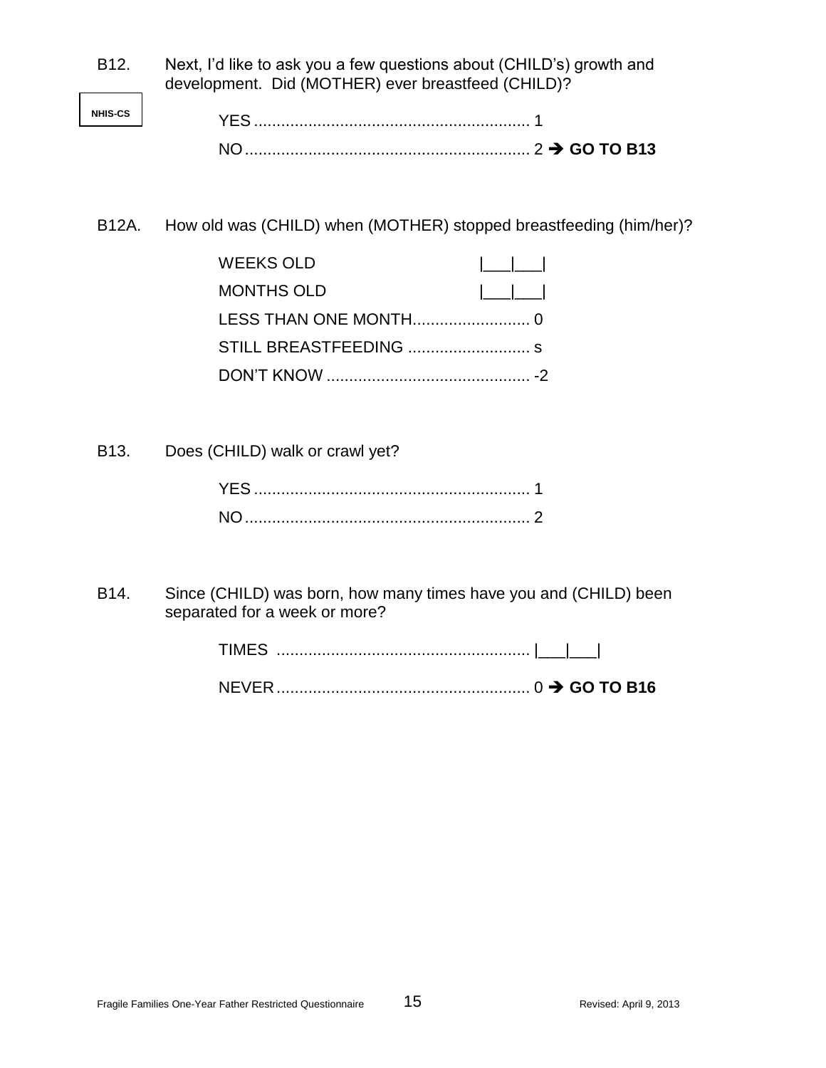B12. Next, I'd like to ask you a few questions about (CHILD's) growth and development. Did (MOTHER) ever breastfeed (CHILD)?

NHIS-CS

YES ............................................................ 1
NO .............................................................. 2 ➔ **GO TO B13**

B12A. How old was (CHILD) when (MOTHER) stopped breastfeeding (him/her)?

WEEKS OLD |___|___|
MONTHS OLD |___|___|
LESS THAN ONE MONTH.......................... 0
STILL BREASTFEEDING ........................... s
DON'T KNOW ............................................ -2

B13. Does (CHILD) walk or crawl yet?

YES ............................................................ 1
NO .............................................................. 2

B14. Since (CHILD) was born, how many times have you and (CHILD) been separated for a week or more?

TIMES ....................................................... |___|___|
NEVER ....................................................... 0 ➔ **GO TO B16**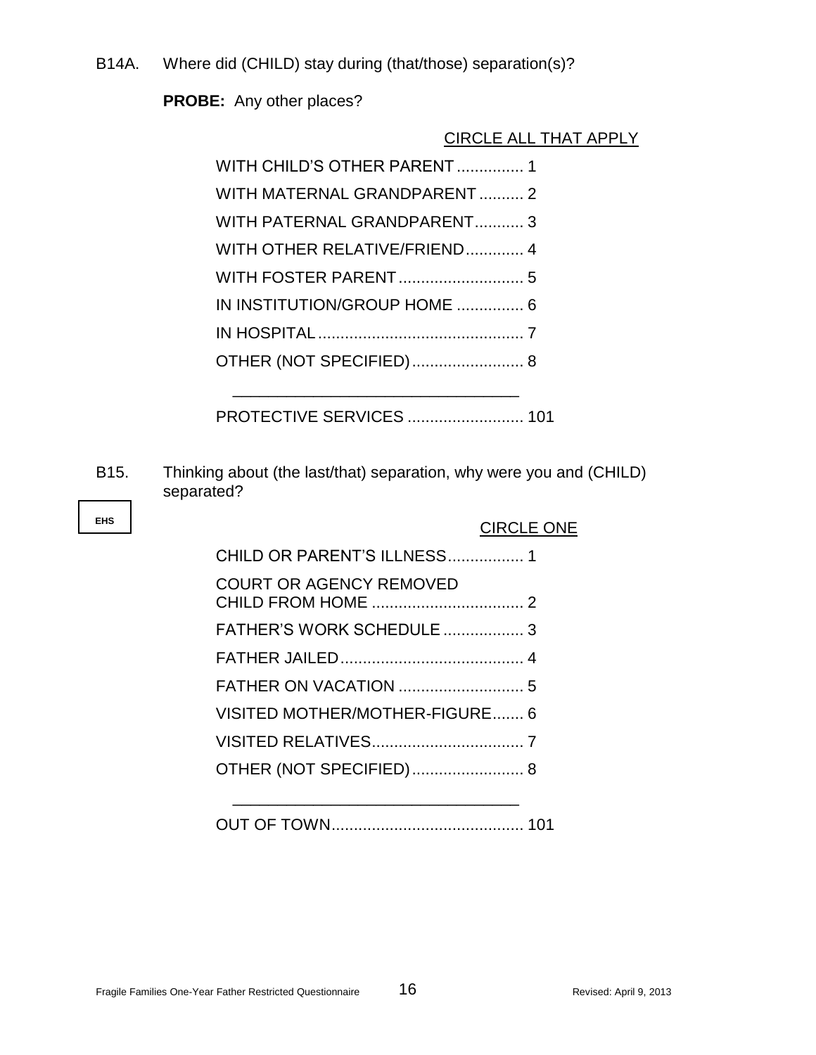B14A. Where did (CHILD) stay during (that/those) separation(s)?

**PROBE:** Any other places?

CIRCLE ALL THAT APPLY

WITH CHILD'S OTHER PARENT ............... 1
WITH MATERNAL GRANDPARENT .......... 2
WITH PATERNAL GRANDPARENT........... 3
WITH OTHER RELATIVE/FRIEND............. 4
WITH FOSTER PARENT............................ 5
IN INSTITUTION/GROUP HOME ............... 6
IN HOSPITAL.............................................. 7
OTHER (NOT SPECIFIED)......................... 8

________________________________

PROTECTIVE SERVICES .......................... 101

B15. Thinking about (the last/that) separation, why were you and (CHILD) separated?

EHS

CIRCLE ONE

CHILD OR PARENT'S ILLNESS................. 1
COURT OR AGENCY REMOVED CHILD FROM HOME .................................. 2
FATHER'S WORK SCHEDULE .................. 3
FATHER JAILED......................................... 4
FATHER ON VACATION ............................ 5
VISITED MOTHER/MOTHER-FIGURE....... 6
VISITED RELATIVES.................................. 7
OTHER (NOT SPECIFIED)......................... 8

________________________________

OUT OF TOWN........................................... 101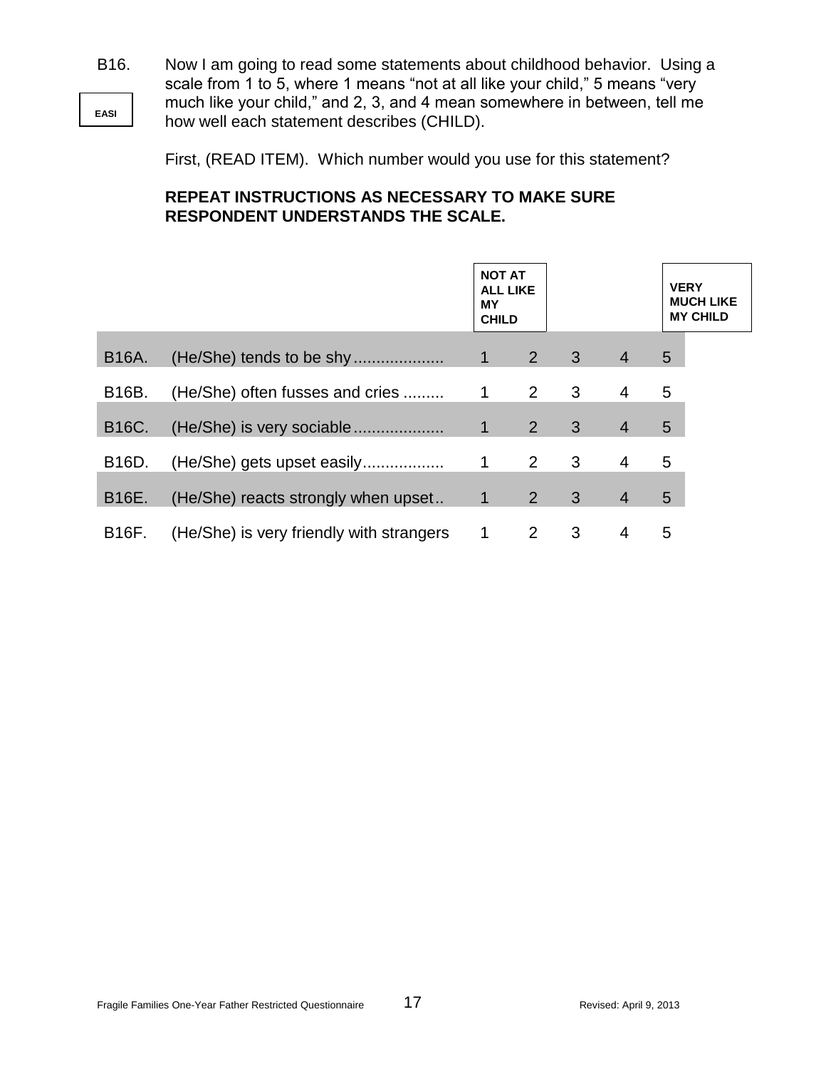B16. Now I am going to read some statements about childhood behavior. Using a scale from 1 to 5, where 1 means "not at all like your child," 5 means "very much like your child," and 2, 3, and 4 mean somewhere in between, tell me how well each statement describes (CHILD).

EASI

First, (READ ITEM). Which number would you use for this statement?

**REPEAT INSTRUCTIONS AS NECESSARY TO MAKE SURE RESPONDENT UNDERSTANDS THE SCALE.**

| | | NOT AT ALL LIKE MY CHILD | | | | VERY MUCH LIKE MY CHILD |
|---|---|---|---|---|---|---|
| B16A. | (He/She) tends to be shy.................... | 1 | 2 | 3 | 4 | 5 |
| B16B. | (He/She) often fusses and cries ......... | 1 | 2 | 3 | 4 | 5 |
| B16C. | (He/She) is very sociable.................... | 1 | 2 | 3 | 4 | 5 |
| B16D. | (He/She) gets upset easily.................. | 1 | 2 | 3 | 4 | 5 |
| B16E. | (He/She) reacts strongly when upset.. | 1 | 2 | 3 | 4 | 5 |
| B16F. | (He/She) is very friendly with strangers | 1 | 2 | 3 | 4 | 5 |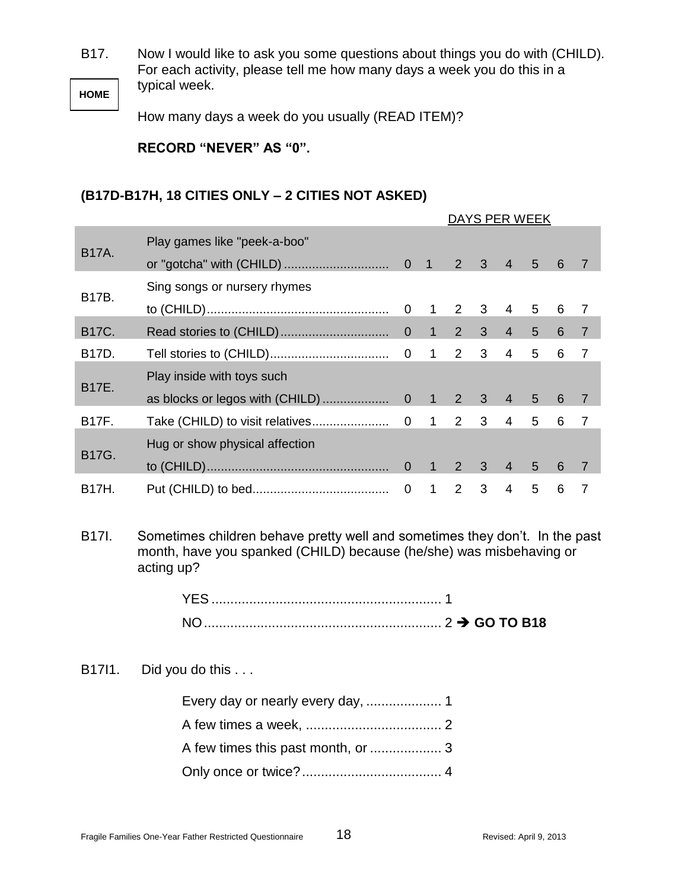B17. Now I would like to ask you some questions about things you do with (CHILD). For each activity, please tell me how many days a week you do this in a typical week.

HOME

How many days a week do you usually (READ ITEM)?

**RECORD "NEVER" AS "0".**

**(B17D-B17H, 18 CITIES ONLY – 2 CITIES NOT ASKED)**

| | | DAYS PER WEEK | | | | | | | |
|---|---|---|---|---|---|---|---|---|---|
| B17A. | Play games like "peek-a-boo" or "gotcha" with (CHILD) | 0 | 1 | 2 | 3 | 4 | 5 | 6 | 7 |
| B17B. | Sing songs or nursery rhymes to (CHILD) | 0 | 1 | 2 | 3 | 4 | 5 | 6 | 7 |
| B17C. | Read stories to (CHILD) | 0 | 1 | 2 | 3 | 4 | 5 | 6 | 7 |
| B17D. | Tell stories to (CHILD) | 0 | 1 | 2 | 3 | 4 | 5 | 6 | 7 |
| B17E. | Play inside with toys such as blocks or legos with (CHILD) | 0 | 1 | 2 | 3 | 4 | 5 | 6 | 7 |
| B17F. | Take (CHILD) to visit relatives | 0 | 1 | 2 | 3 | 4 | 5 | 6 | 7 |
| B17G. | Hug or show physical affection to (CHILD) | 0 | 1 | 2 | 3 | 4 | 5 | 6 | 7 |
| B17H. | Put (CHILD) to bed | 0 | 1 | 2 | 3 | 4 | 5 | 6 | 7 |

B17I. Sometimes children behave pretty well and sometimes they don't. In the past month, have you spanked (CHILD) because (he/she) was misbehaving or acting up?

- YES ............ 1
- NO ............ 2 → **GO TO B18**

B17I1. Did you do this . . .

- Every day or nearly every day, ............ 1
- A few times a week, ............ 2
- A few times this past month, or ............ 3
- Only once or twice? ............ 4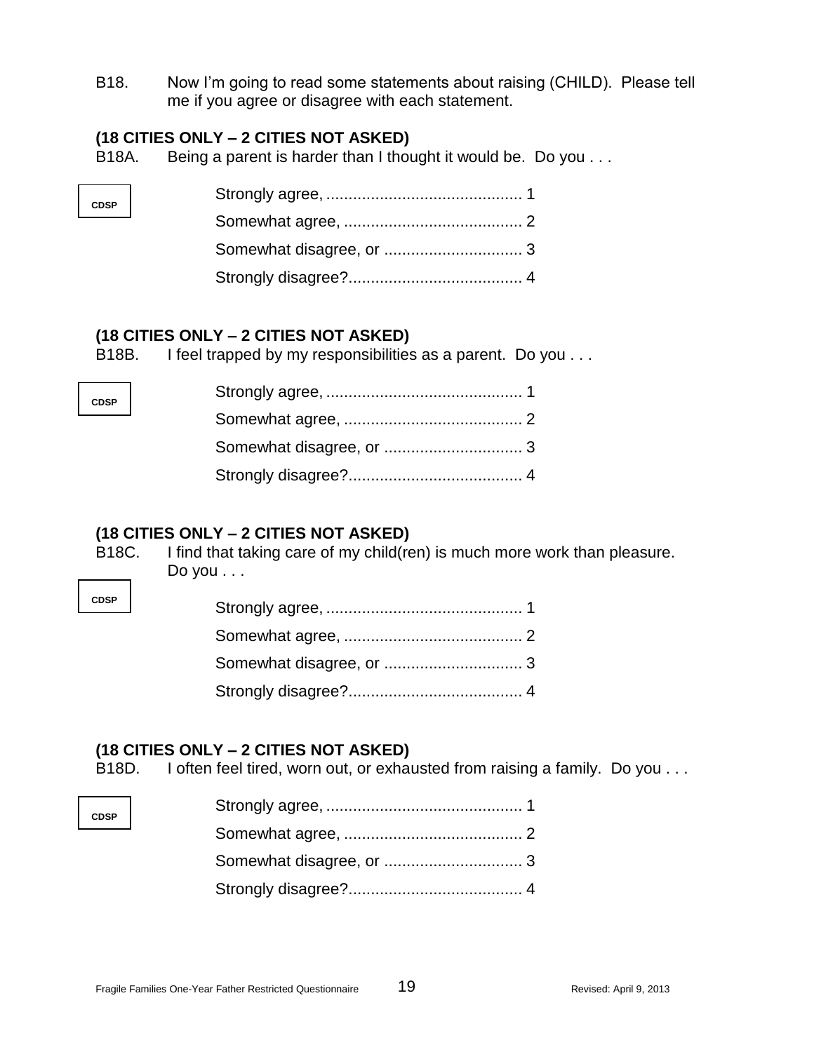B18. Now I'm going to read some statements about raising (CHILD). Please tell me if you agree or disagree with each statement.

**(18 CITIES ONLY – 2 CITIES NOT ASKED)**

B18A. Being a parent is harder than I thought it would be. Do you . . .

CDSP

Strongly agree, ............................................ 1
Somewhat agree, ........................................ 2
Somewhat disagree, or ............................... 3
Strongly disagree?....................................... 4

**(18 CITIES ONLY – 2 CITIES NOT ASKED)**

B18B. I feel trapped by my responsibilities as a parent. Do you . . .

CDSP

Strongly agree, ............................................ 1
Somewhat agree, ........................................ 2
Somewhat disagree, or ............................... 3
Strongly disagree?....................................... 4

**(18 CITIES ONLY – 2 CITIES NOT ASKED)**

B18C. I find that taking care of my child(ren) is much more work than pleasure. Do you . . .

CDSP

Strongly agree, ............................................ 1
Somewhat agree, ........................................ 2
Somewhat disagree, or ............................... 3
Strongly disagree?....................................... 4

**(18 CITIES ONLY – 2 CITIES NOT ASKED)**

B18D. I often feel tired, worn out, or exhausted from raising a family. Do you . . .

CDSP

Strongly agree, ............................................ 1
Somewhat agree, ........................................ 2
Somewhat disagree, or ............................... 3
Strongly disagree?....................................... 4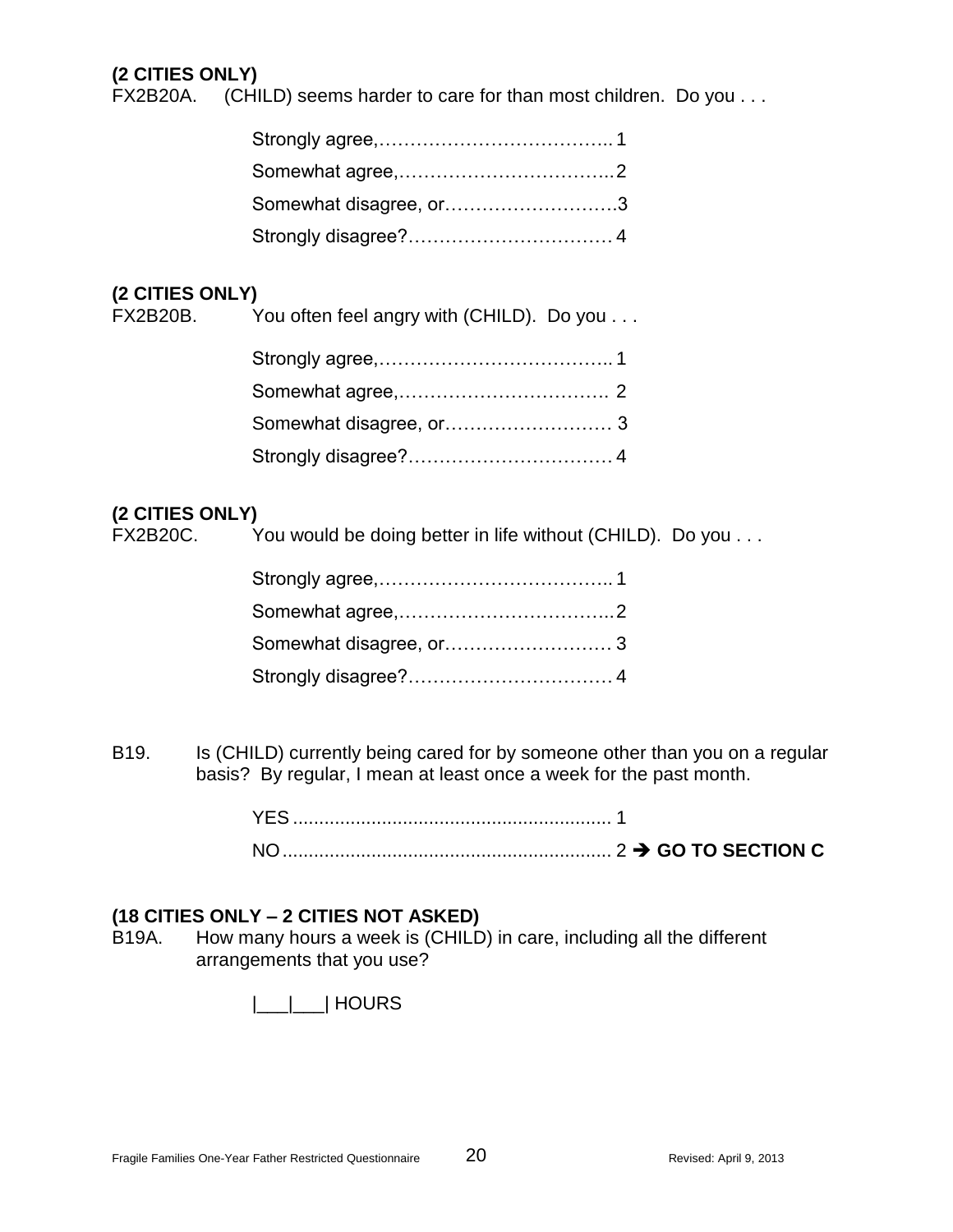**(2 CITIES ONLY)**
FX2B20A. (CHILD) seems harder to care for than most children. Do you . . .

Strongly agree,……………………………….. 1
Somewhat agree,…………………………….. 2
Somewhat disagree, or……………………….3
Strongly disagree?…………………………… 4

**(2 CITIES ONLY)**
FX2B20B. You often feel angry with (CHILD). Do you . . .

Strongly agree,……………………………….. 1
Somewhat agree,……………………………. 2
Somewhat disagree, or……………………… 3
Strongly disagree?…………………………… 4

**(2 CITIES ONLY)**
FX2B20C. You would be doing better in life without (CHILD). Do you . . .

Strongly agree,……………………………….. 1
Somewhat agree,…………………………….. 2
Somewhat disagree, or……………………… 3
Strongly disagree?…………………………… 4

B19. Is (CHILD) currently being cared for by someone other than you on a regular basis? By regular, I mean at least once a week for the past month.

YES ............................................................ 1
NO .............................................................. 2 ➔ **GO TO SECTION C**

**(18 CITIES ONLY – 2 CITIES NOT ASKED)**
B19A. How many hours a week is (CHILD) in care, including all the different arrangements that you use?

|___|___| HOURS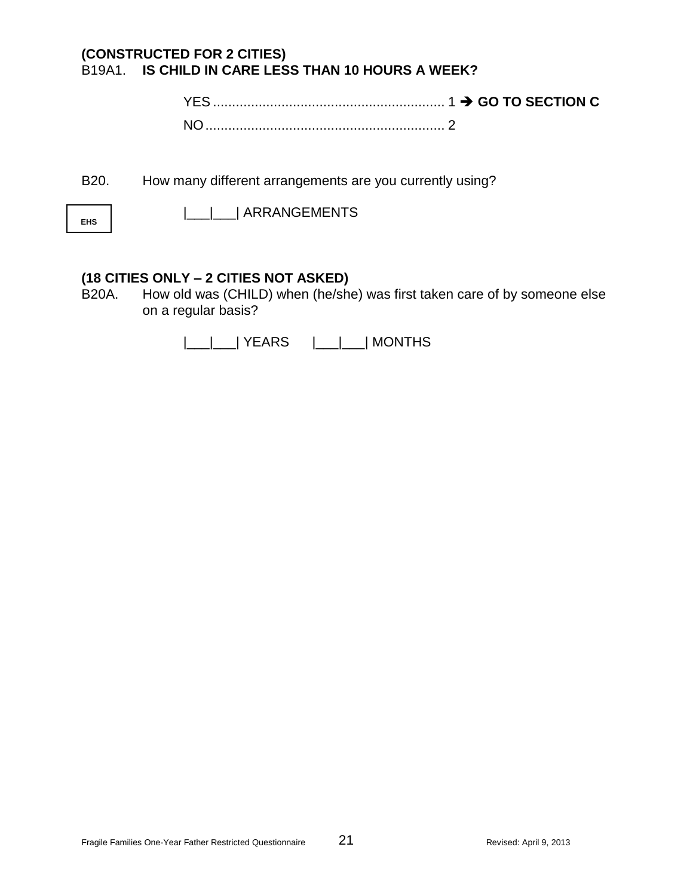**(CONSTRUCTED FOR 2 CITIES)**
B19A1. **IS CHILD IN CARE LESS THAN 10 HOURS A WEEK?**

YES ............................................................ 1 ➔ **GO TO SECTION C**
NO .............................................................. 2

B20. How many different arrangements are you currently using?

EHS

|___|___| ARRANGEMENTS

**(18 CITIES ONLY – 2 CITIES NOT ASKED)**
B20A. How old was (CHILD) when (he/she) was first taken care of by someone else on a regular basis?

|___|___| YEARS |___|___| MONTHS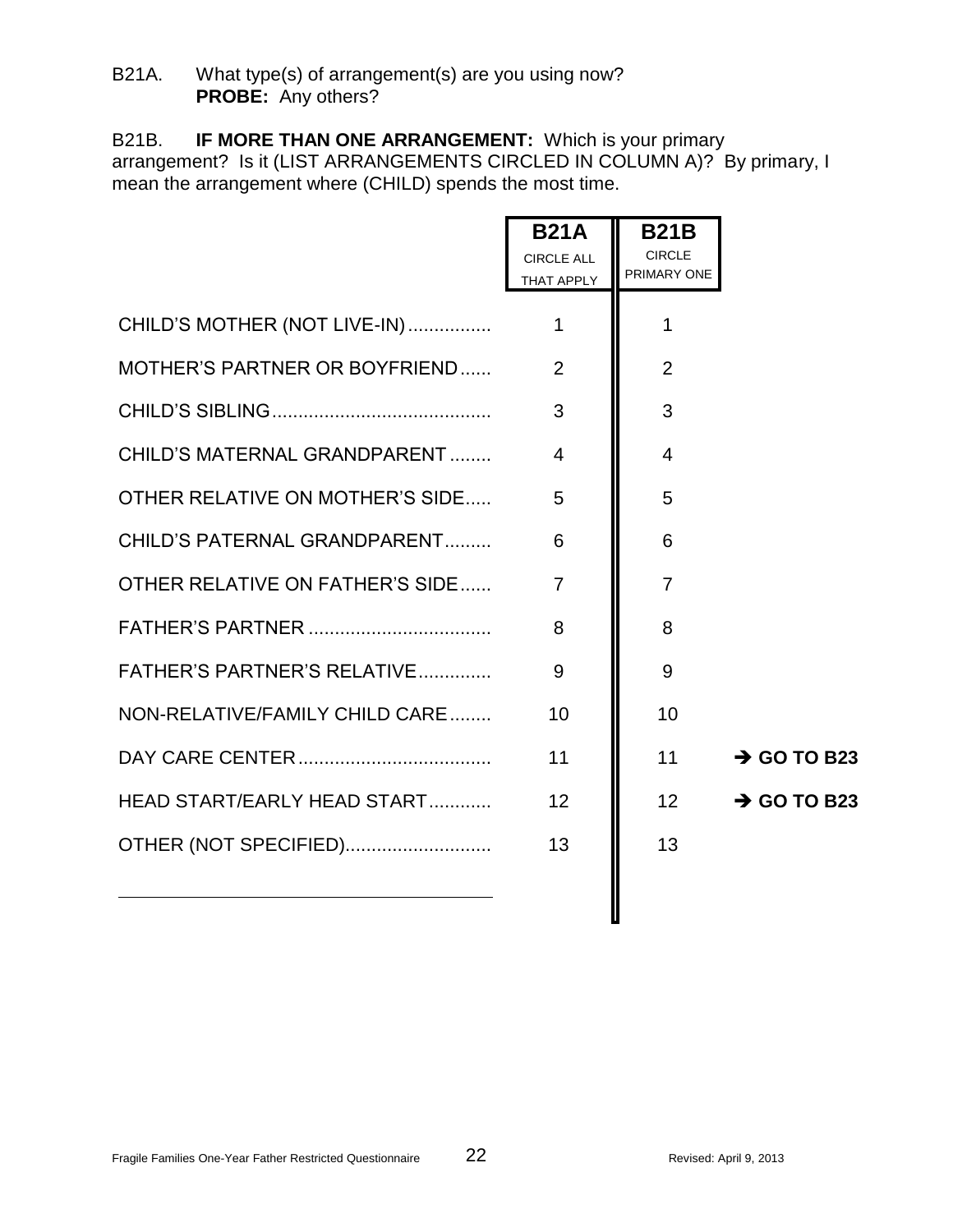B21A. What type(s) of arrangement(s) are you using now?
**PROBE:** Any others?

B21B. **IF MORE THAN ONE ARRANGEMENT:** Which is your primary arrangement? Is it (LIST ARRANGEMENTS CIRCLED IN COLUMN A)? By primary, I mean the arrangement where (CHILD) spends the most time.

| | **B21A** CIRCLE ALL THAT APPLY | **B21B** CIRCLE PRIMARY ONE | |
|---|---|---|---|
| CHILD'S MOTHER (NOT LIVE-IN) | 1 | 1 | |
| MOTHER'S PARTNER OR BOYFRIEND | 2 | 2 | |
| CHILD'S SIBLING | 3 | 3 | |
| CHILD'S MATERNAL GRANDPARENT | 4 | 4 | |
| OTHER RELATIVE ON MOTHER'S SIDE | 5 | 5 | |
| CHILD'S PATERNAL GRANDPARENT | 6 | 6 | |
| OTHER RELATIVE ON FATHER'S SIDE | 7 | 7 | |
| FATHER'S PARTNER | 8 | 8 | |
| FATHER'S PARTNER'S RELATIVE | 9 | 9 | |
| NON-RELATIVE/FAMILY CHILD CARE | 10 | 10 | |
| DAY CARE CENTER | 11 | 11 | → **GO TO B23** |
| HEAD START/EARLY HEAD START | 12 | 12 | → **GO TO B23** |
| OTHER (NOT SPECIFIED) | 13 | 13 | |
| ______________________________ | | | |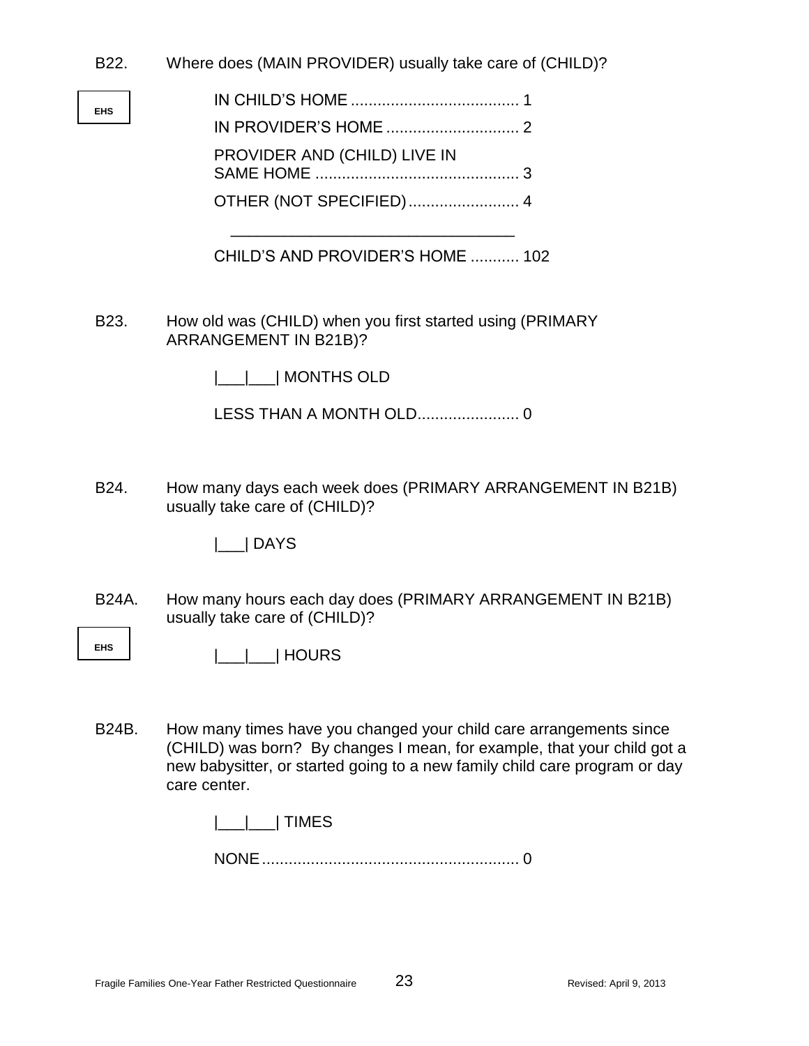B22. Where does (MAIN PROVIDER) usually take care of (CHILD)?

EHS

IN CHILD'S HOME ...................................... 1

IN PROVIDER'S HOME .............................. 2

PROVIDER AND (CHILD) LIVE IN SAME HOME .............................................. 3

OTHER (NOT SPECIFIED) ......................... 4

________________________________

CHILD'S AND PROVIDER'S HOME ........... 102

B23. How old was (CHILD) when you first started using (PRIMARY ARRANGEMENT IN B21B)?

|___|___| MONTHS OLD

LESS THAN A MONTH OLD....................... 0

B24. How many days each week does (PRIMARY ARRANGEMENT IN B21B) usually take care of (CHILD)?

|___| DAYS

B24A. How many hours each day does (PRIMARY ARRANGEMENT IN B21B) usually take care of (CHILD)?

EHS

|___|___| HOURS

B24B. How many times have you changed your child care arrangements since (CHILD) was born? By changes I mean, for example, that your child got a new babysitter, or started going to a new family child care program or day care center.

|___|___| TIMES

NONE.......................................................... 0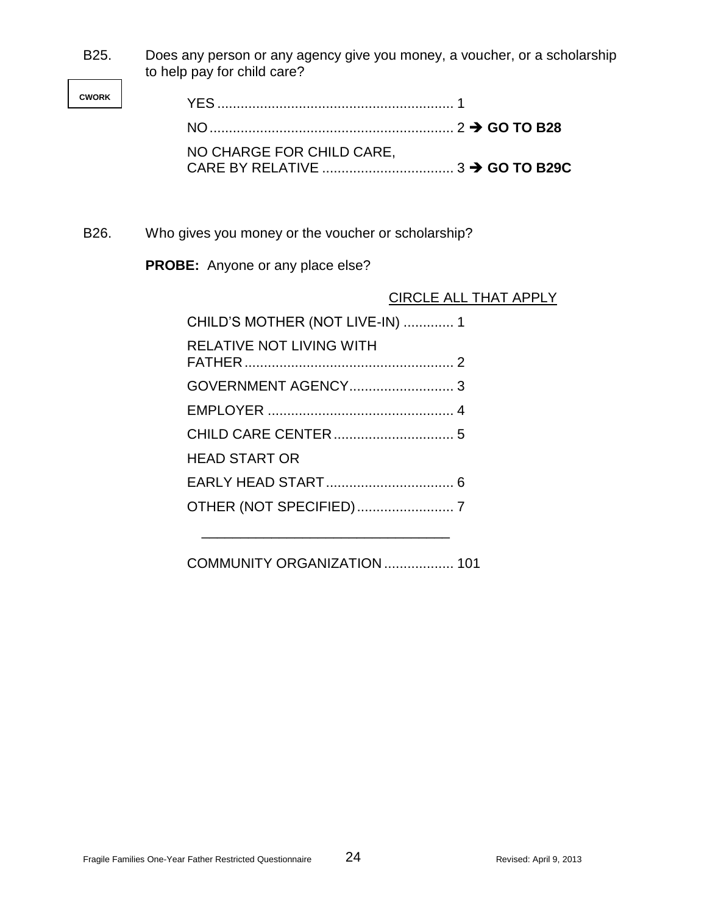B25. Does any person or any agency give you money, a voucher, or a scholarship to help pay for child care?

CWORK

YES ............................................................ 1

NO .............................................................. 2 ➔ **GO TO B28**

NO CHARGE FOR CHILD CARE,
CARE BY RELATIVE .................................. 3 ➔ **GO TO B29C**

B26. Who gives you money or the voucher or scholarship?

**PROBE:** Anyone or any place else?

CIRCLE ALL THAT APPLY

CHILD'S MOTHER (NOT LIVE-IN) ............. 1

RELATIVE NOT LIVING WITH
FATHER ...................................................... 2

GOVERNMENT AGENCY........................... 3

EMPLOYER ................................................ 4

CHILD CARE CENTER ............................... 5

HEAD START OR
EARLY HEAD START................................. 6

OTHER (NOT SPECIFIED) ......................... 7

________________________________

COMMUNITY ORGANIZATION .................. 101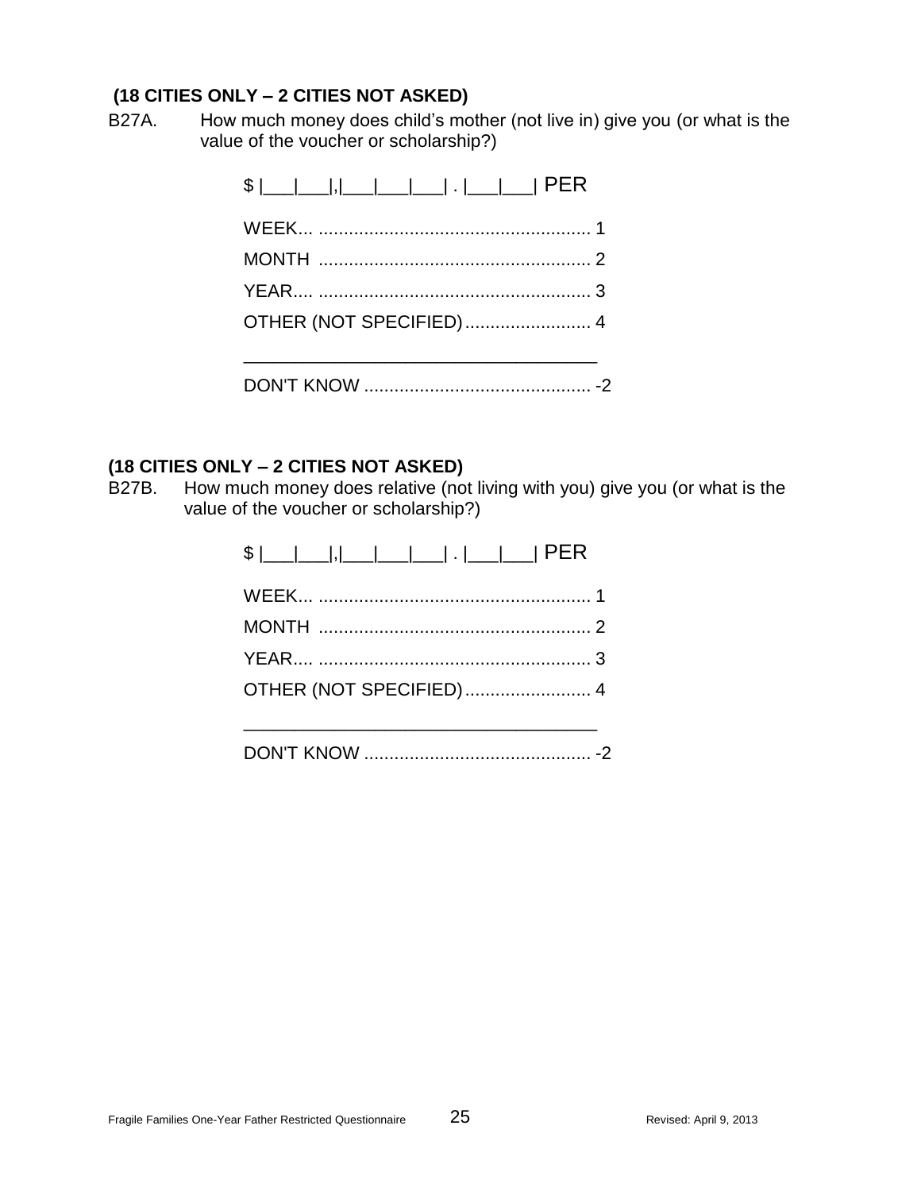**(18 CITIES ONLY – 2 CITIES NOT ASKED)**

B27A. How much money does child's mother (not live in) give you (or what is the value of the voucher or scholarship?)

$ |___|___|,|___|___|___| . |___|___| PER

WEEK... ..................................................... 1

MONTH ..................................................... 2

YEAR.... ..................................................... 3

OTHER (NOT SPECIFIED)......................... 4

___________________________________

DON'T KNOW ............................................ -2

**(18 CITIES ONLY – 2 CITIES NOT ASKED)**

B27B. How much money does relative (not living with you) give you (or what is the value of the voucher or scholarship?)

$ |___|___|,|___|___|___| . |___|___| PER

WEEK... ..................................................... 1

MONTH ..................................................... 2

YEAR.... ..................................................... 3

OTHER (NOT SPECIFIED)......................... 4

___________________________________

DON'T KNOW ............................................ -2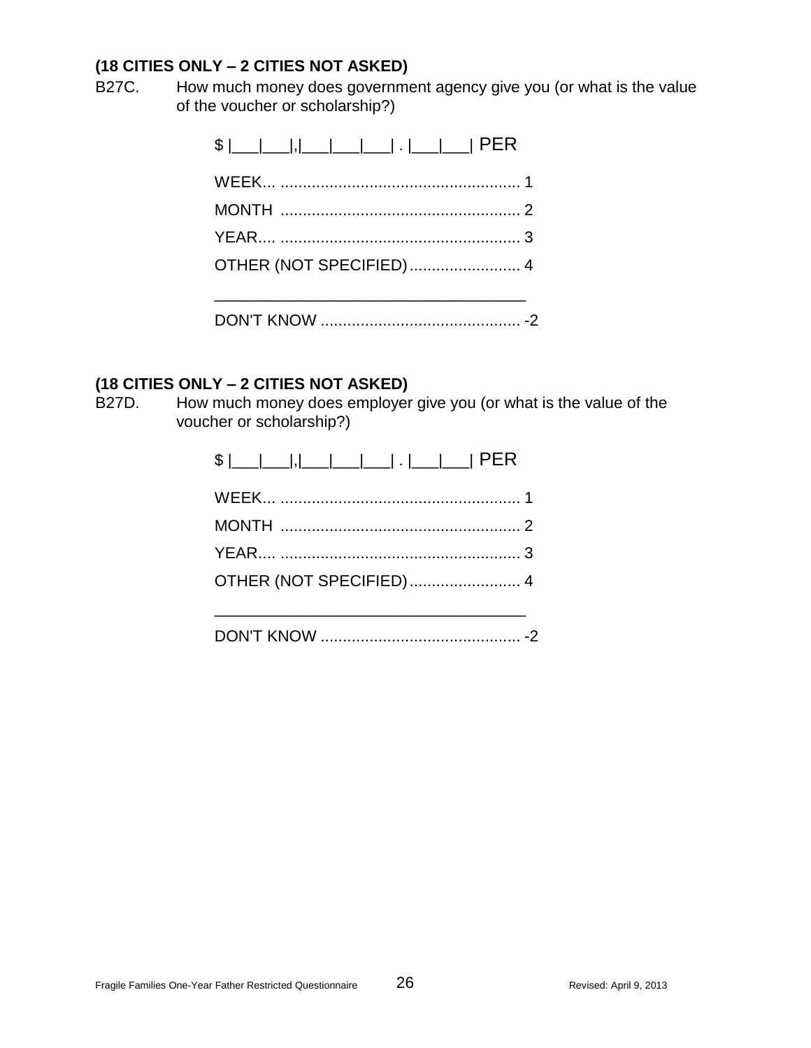**(18 CITIES ONLY – 2 CITIES NOT ASKED)**

B27C. How much money does government agency give you (or what is the value of the voucher or scholarship?)

$ |___|___|,|___|___|___| . |___|___| PER

WEEK... ...................................................... 1

MONTH ...................................................... 2

YEAR.... ...................................................... 3

OTHER (NOT SPECIFIED)......................... 4

____________________________________

DON'T KNOW ............................................. -2

**(18 CITIES ONLY – 2 CITIES NOT ASKED)**

B27D. How much money does employer give you (or what is the value of the voucher or scholarship?)

$ |___|___|,|___|___|___| . |___|___| PER

WEEK... ...................................................... 1

MONTH ...................................................... 2

YEAR.... ...................................................... 3

OTHER (NOT SPECIFIED)......................... 4

____________________________________

DON'T KNOW ............................................. -2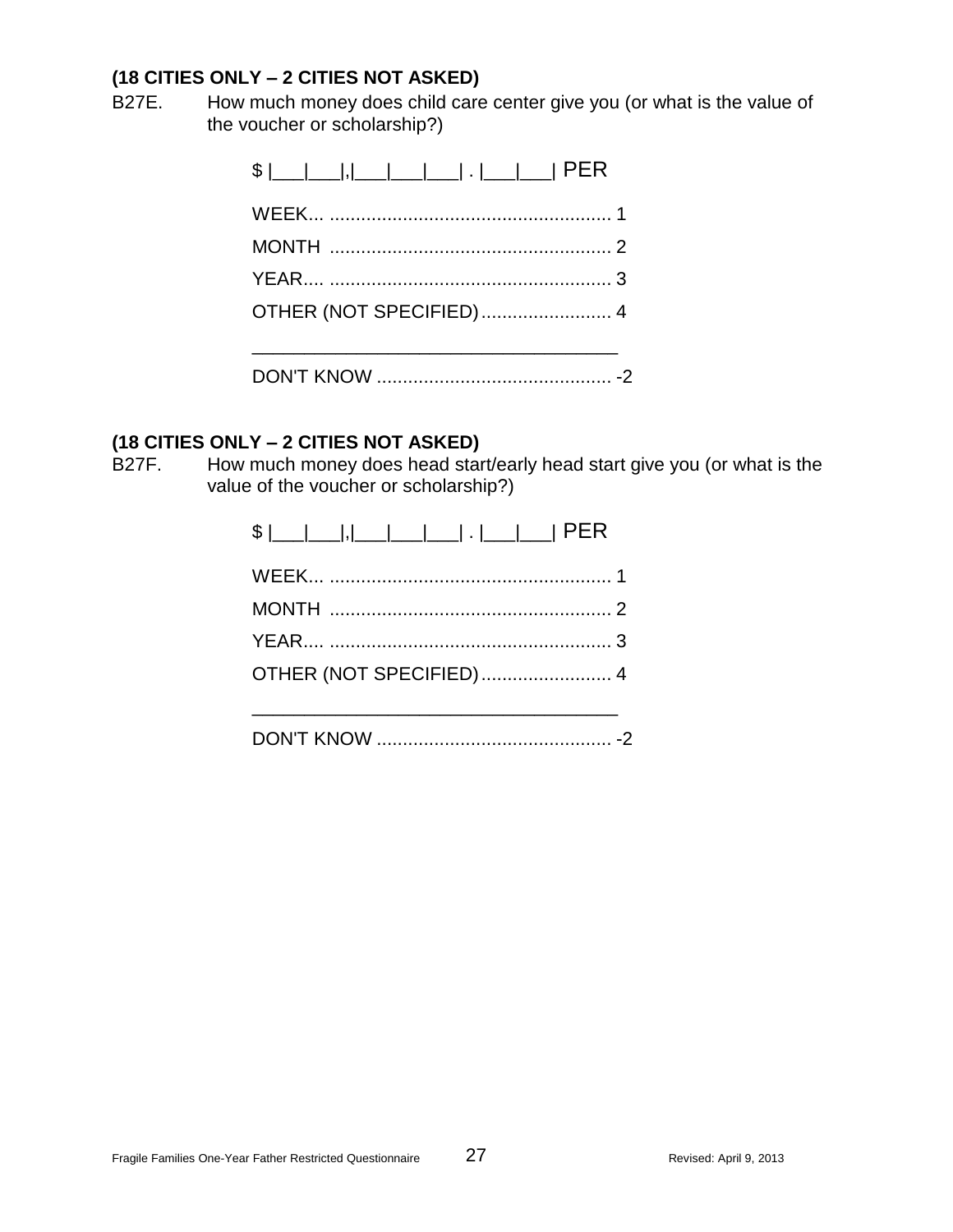**(18 CITIES ONLY – 2 CITIES NOT ASKED)**

B27E. How much money does child care center give you (or what is the value of the voucher or scholarship?)

$ |___|___|,|___|___|___| . |___|___| PER

WEEK... ...................................................... 1

MONTH ...................................................... 2

YEAR.... ...................................................... 3

OTHER (NOT SPECIFIED)......................... 4

_____________________________________

DON'T KNOW ............................................. -2

**(18 CITIES ONLY – 2 CITIES NOT ASKED)**

B27F. How much money does head start/early head start give you (or what is the value of the voucher or scholarship?)

$ |___|___|,|___|___|___| . |___|___| PER

WEEK... ...................................................... 1

MONTH ...................................................... 2

YEAR.... ...................................................... 3

OTHER (NOT SPECIFIED)......................... 4

_____________________________________

DON'T KNOW ............................................. -2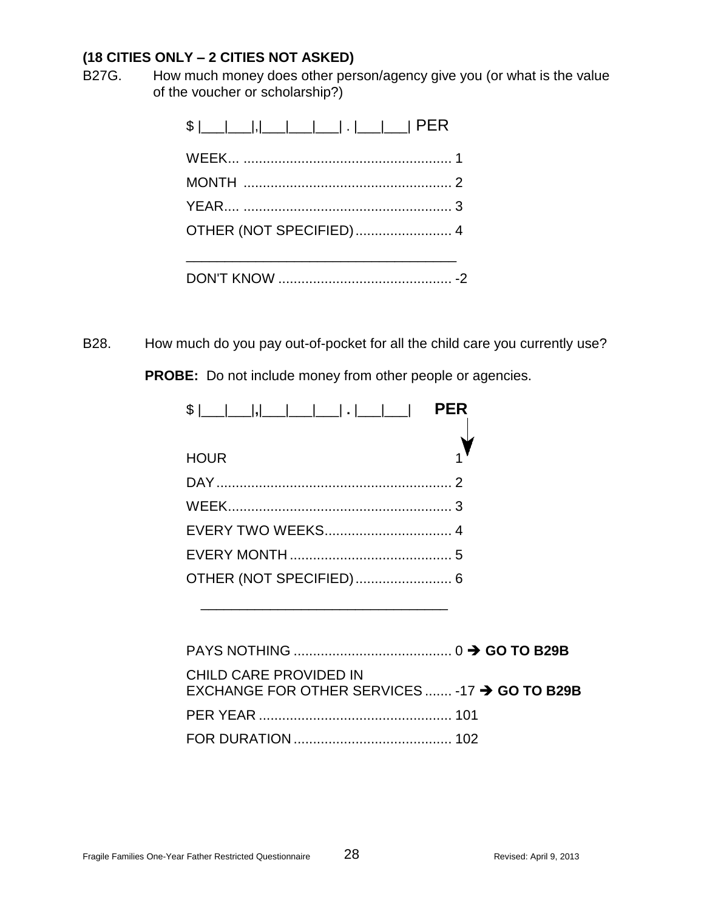**(18 CITIES ONLY – 2 CITIES NOT ASKED)**

B27G. How much money does other person/agency give you (or what is the value of the voucher or scholarship?)

$ |___|___|,|___|___|___| . |___|___| PER

WEEK... ...................................................... 1
MONTH ...................................................... 2
YEAR.... ...................................................... 3
OTHER (NOT SPECIFIED)......................... 4

____________________________________

DON'T KNOW ............................................. -2

B28. How much do you pay out-of-pocket for all the child care you currently use?

**PROBE:** Do not include money from other people or agencies.

$ |___|___|,|___|___|___| . |___|___| **PER**

HOUR 1
DAY............................................................. 2
WEEK.......................................................... 3
EVERY TWO WEEKS................................. 4
EVERY MONTH .......................................... 5
OTHER (NOT SPECIFIED)......................... 6

________________________________

PAYS NOTHING ......................................... 0 ➔ **GO TO B29B**
CHILD CARE PROVIDED IN EXCHANGE FOR OTHER SERVICES ....... -17 ➔ **GO TO B29B**
PER YEAR .................................................. 101
FOR DURATION ......................................... 102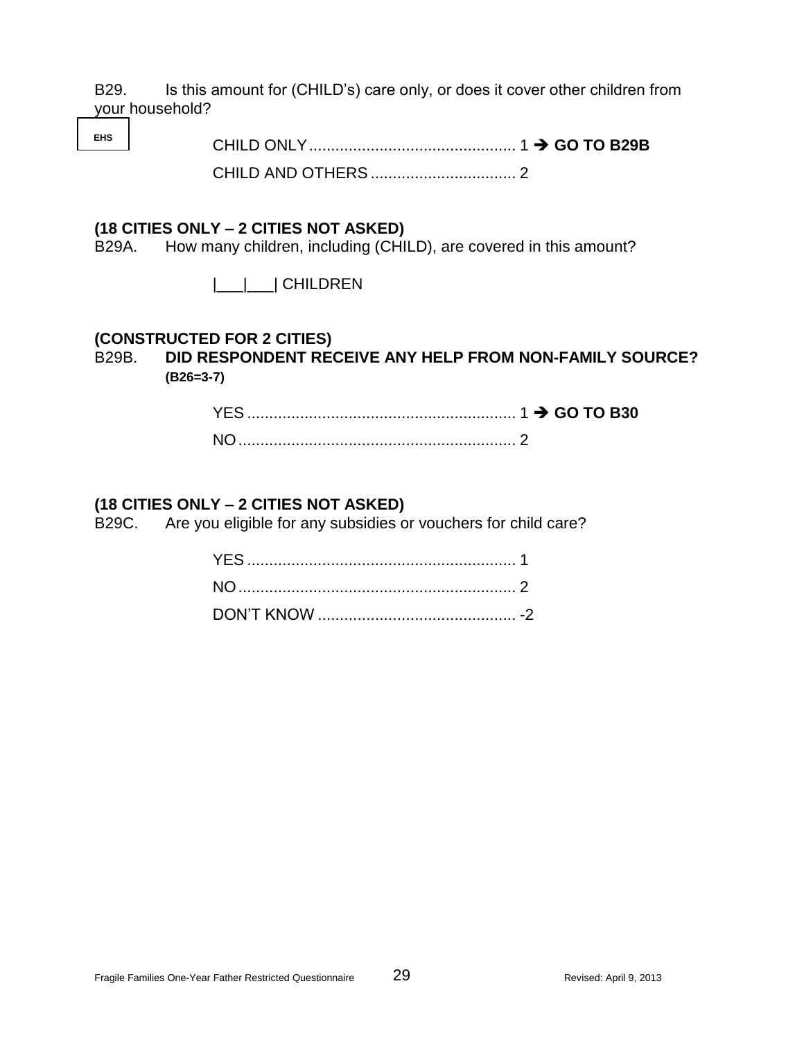B29. Is this amount for (CHILD's) care only, or does it cover other children from your household?

EHS

CHILD ONLY ............................................... 1 ➔ **GO TO B29B**

CHILD AND OTHERS ................................. 2

**(18 CITIES ONLY – 2 CITIES NOT ASKED)**

B29A. How many children, including (CHILD), are covered in this amount?

|___|___| CHILDREN

**(CONSTRUCTED FOR 2 CITIES)**

B29B. **DID RESPONDENT RECEIVE ANY HELP FROM NON-FAMILY SOURCE? (B26=3-7)**

YES ............................................................. 1 ➔ **GO TO B30**

NO ............................................................... 2

**(18 CITIES ONLY – 2 CITIES NOT ASKED)**

B29C. Are you eligible for any subsidies or vouchers for child care?

YES ............................................................. 1

NO ............................................................... 2

DON'T KNOW ............................................. -2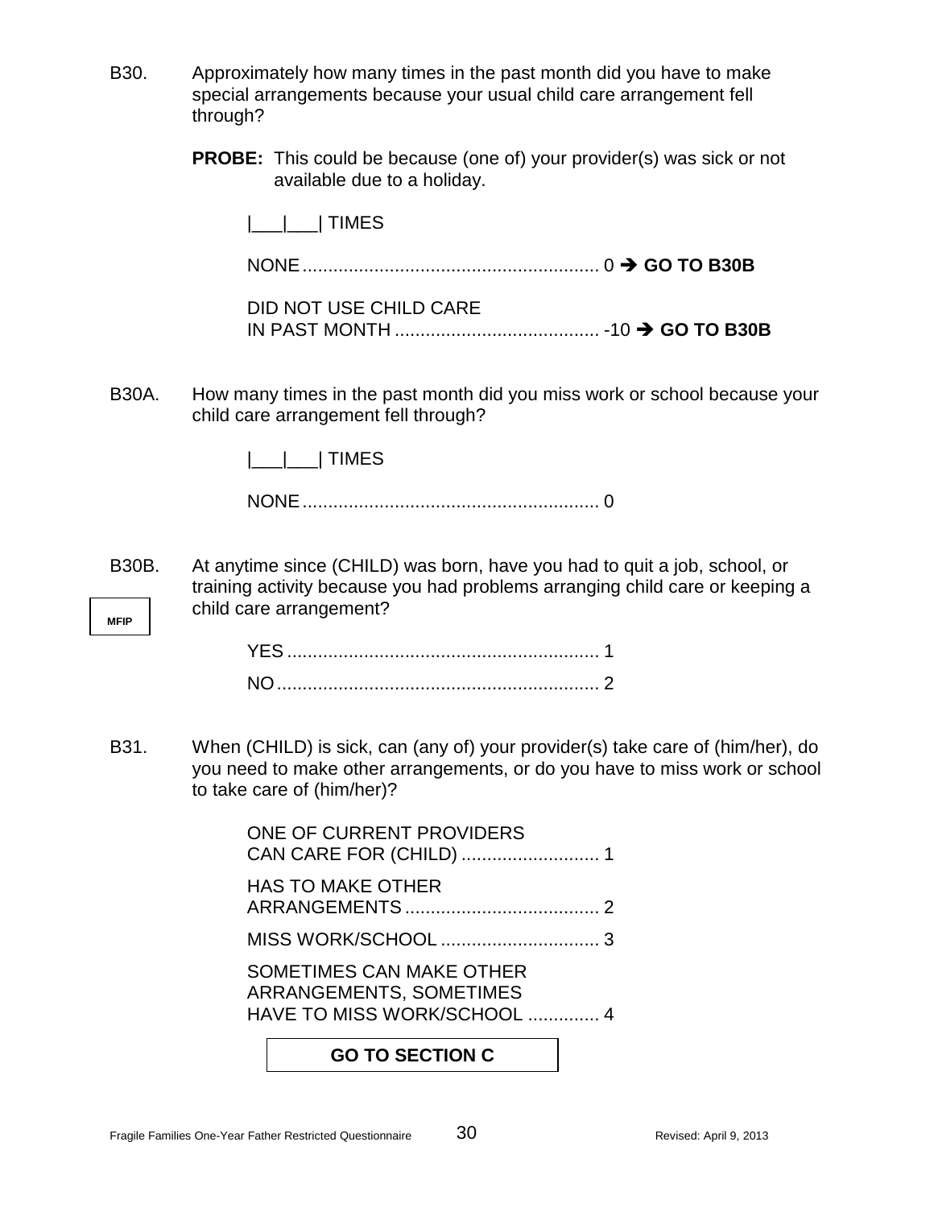B30. Approximately how many times in the past month did you have to make special arrangements because your usual child care arrangement fell through?

**PROBE:** This could be because (one of) your provider(s) was sick or not available due to a holiday.

|___|___| TIMES

NONE .......................................................... 0 ➔ **GO TO B30B**

DID NOT USE CHILD CARE IN PAST MONTH ........................................ -10 ➔ **GO TO B30B**

B30A. How many times in the past month did you miss work or school because your child care arrangement fell through?

|___|___| TIMES

NONE .......................................................... 0

B30B. At anytime since (CHILD) was born, have you had to quit a job, school, or training activity because you had problems arranging child care or keeping a child care arrangement?

MFIP

YES ............................................................. 1

NO ............................................................... 2

B31. When (CHILD) is sick, can (any of) your provider(s) take care of (him/her), do you need to make other arrangements, or do you have to miss work or school to take care of (him/her)?

ONE OF CURRENT PROVIDERS CAN CARE FOR (CHILD) ........................... 1

HAS TO MAKE OTHER ARRANGEMENTS ...................................... 2

MISS WORK/SCHOOL ............................... 3

SOMETIMES CAN MAKE OTHER ARRANGEMENTS, SOMETIMES HAVE TO MISS WORK/SCHOOL .............. 4

**GO TO SECTION C**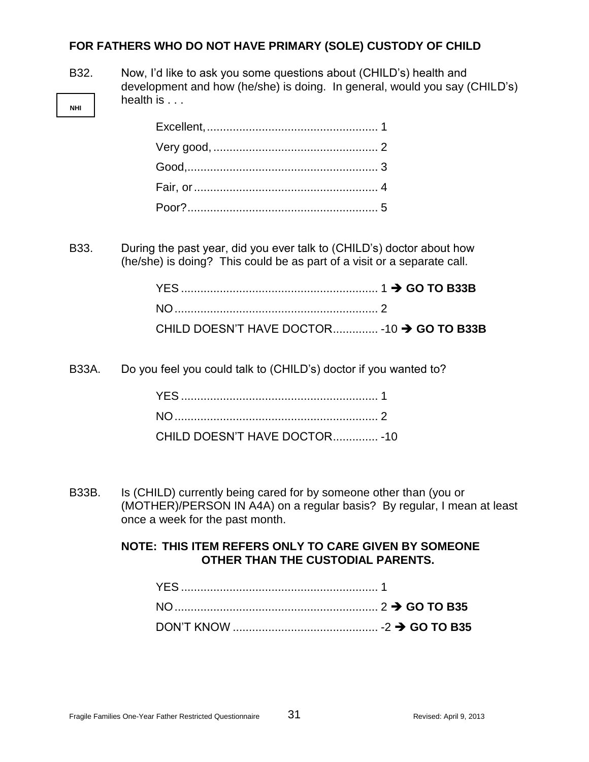**FOR FATHERS WHO DO NOT HAVE PRIMARY (SOLE) CUSTODY OF CHILD**

B32. Now, I'd like to ask you some questions about (CHILD's) health and development and how (he/she) is doing. In general, would you say (CHILD's) health is . . .

NHI

Excellent,.................................................... 1
Very good,.................................................. 2
Good,.......................................................... 3
Fair, or ........................................................ 4
Poor?.......................................................... 5

B33. During the past year, did you ever talk to (CHILD's) doctor about how (he/she) is doing? This could be as part of a visit or a separate call.

YES ............................................................ 1 ➔ **GO TO B33B**
NO.............................................................. 2
CHILD DOESN'T HAVE DOCTOR.............. -10 ➔ **GO TO B33B**

B33A. Do you feel you could talk to (CHILD's) doctor if you wanted to?

YES ............................................................ 1
NO.............................................................. 2
CHILD DOESN'T HAVE DOCTOR.............. -10

B33B. Is (CHILD) currently being cared for by someone other than (you or (MOTHER)/PERSON IN A4A) on a regular basis? By regular, I mean at least once a week for the past month.

**NOTE: THIS ITEM REFERS ONLY TO CARE GIVEN BY SOMEONE OTHER THAN THE CUSTODIAL PARENTS.**

YES ............................................................ 1
NO.............................................................. 2 ➔ **GO TO B35**
DON'T KNOW ............................................ -2 ➔ **GO TO B35**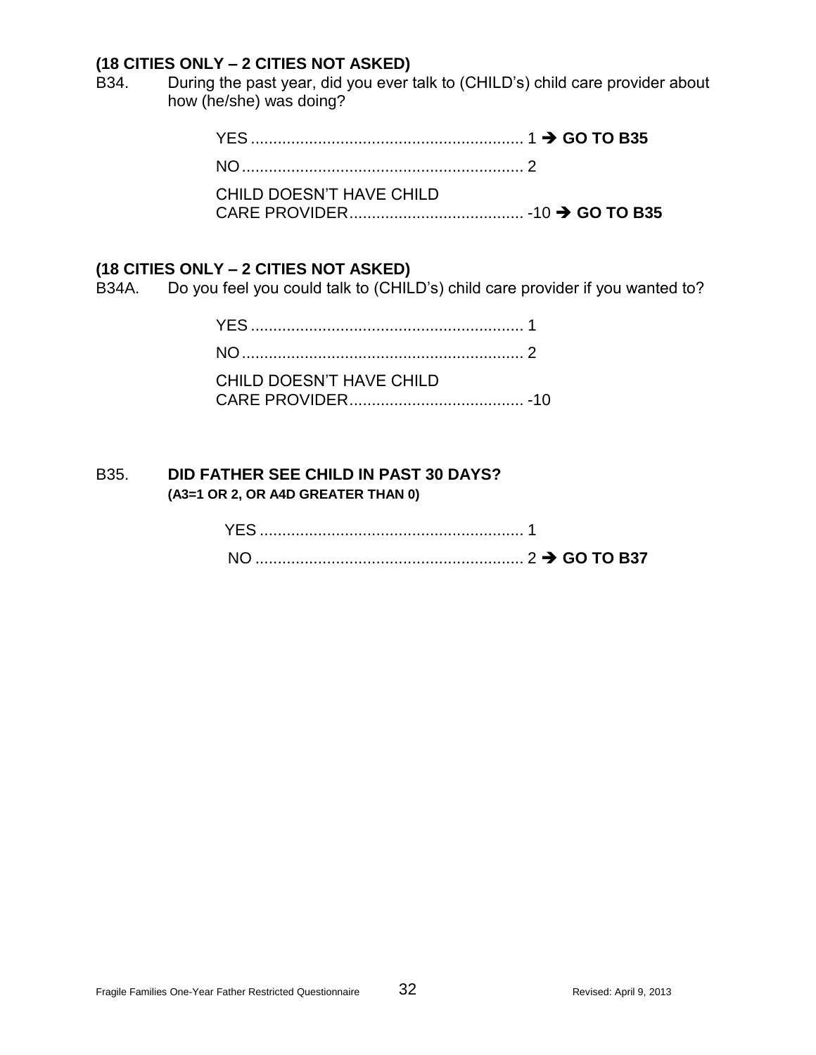**(18 CITIES ONLY – 2 CITIES NOT ASKED)**

B34. During the past year, did you ever talk to (CHILD's) child care provider about how (he/she) was doing?

YES ............................................................ 1 ➔ **GO TO B35**

NO.............................................................. 2

CHILD DOESN'T HAVE CHILD CARE PROVIDER....................................... -10 ➔ **GO TO B35**

**(18 CITIES ONLY – 2 CITIES NOT ASKED)**

B34A. Do you feel you could talk to (CHILD's) child care provider if you wanted to?

YES ............................................................ 1

NO.............................................................. 2

CHILD DOESN'T HAVE CHILD CARE PROVIDER....................................... -10

B35. **DID FATHER SEE CHILD IN PAST 30 DAYS?**
**(A3=1 OR 2, OR A4D GREATER THAN 0)**

YES ........................................................... 1

NO ............................................................ 2 ➔ **GO TO B37**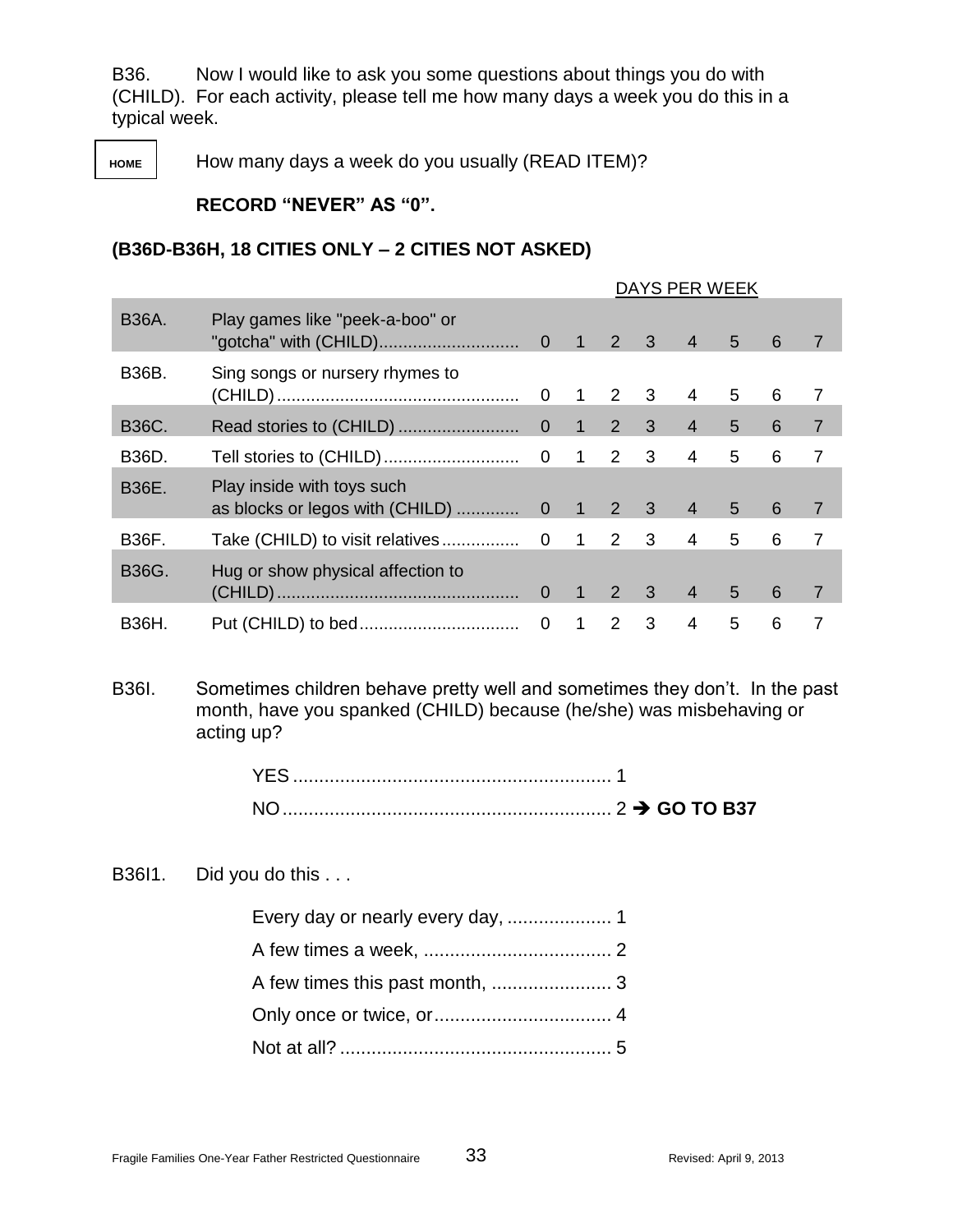B36. Now I would like to ask you some questions about things you do with (CHILD). For each activity, please tell me how many days a week you do this in a typical week.

HOME

How many days a week do you usually (READ ITEM)?

**RECORD "NEVER" AS "0".**

**(B36D-B36H, 18 CITIES ONLY – 2 CITIES NOT ASKED)**

| | | DAYS PER WEEK | | | | | | | |
|---|---|---|---|---|---|---|---|---|---|
| B36A. | Play games like "peek-a-boo" or "gotcha" with (CHILD)............................ | 0 | 1 | 2 | 3 | 4 | 5 | 6 | 7 |
| B36B. | Sing songs or nursery rhymes to (CHILD)................................................ | 0 | 1 | 2 | 3 | 4 | 5 | 6 | 7 |
| B36C. | Read stories to (CHILD) ......................... | 0 | 1 | 2 | 3 | 4 | 5 | 6 | 7 |
| B36D. | Tell stories to (CHILD)............................ | 0 | 1 | 2 | 3 | 4 | 5 | 6 | 7 |
| B36E. | Play inside with toys such as blocks or legos with (CHILD) ............ | 0 | 1 | 2 | 3 | 4 | 5 | 6 | 7 |
| B36F. | Take (CHILD) to visit relatives................ | 0 | 1 | 2 | 3 | 4 | 5 | 6 | 7 |
| B36G. | Hug or show physical affection to (CHILD)................................................ | 0 | 1 | 2 | 3 | 4 | 5 | 6 | 7 |
| B36H. | Put (CHILD) to bed................................ | 0 | 1 | 2 | 3 | 4 | 5 | 6 | 7 |

B36I. Sometimes children behave pretty well and sometimes they don't. In the past month, have you spanked (CHILD) because (he/she) was misbehaving or acting up?

YES ............................................................. 1
NO............................................................... 2 ➔ **GO TO B37**

B36I1. Did you do this . . .

Every day or nearly every day, .................... 1
A few times a week, .................................... 2
A few times this past month, ....................... 3
Only once or twice, or.................................. 4
Not at all? .................................................... 5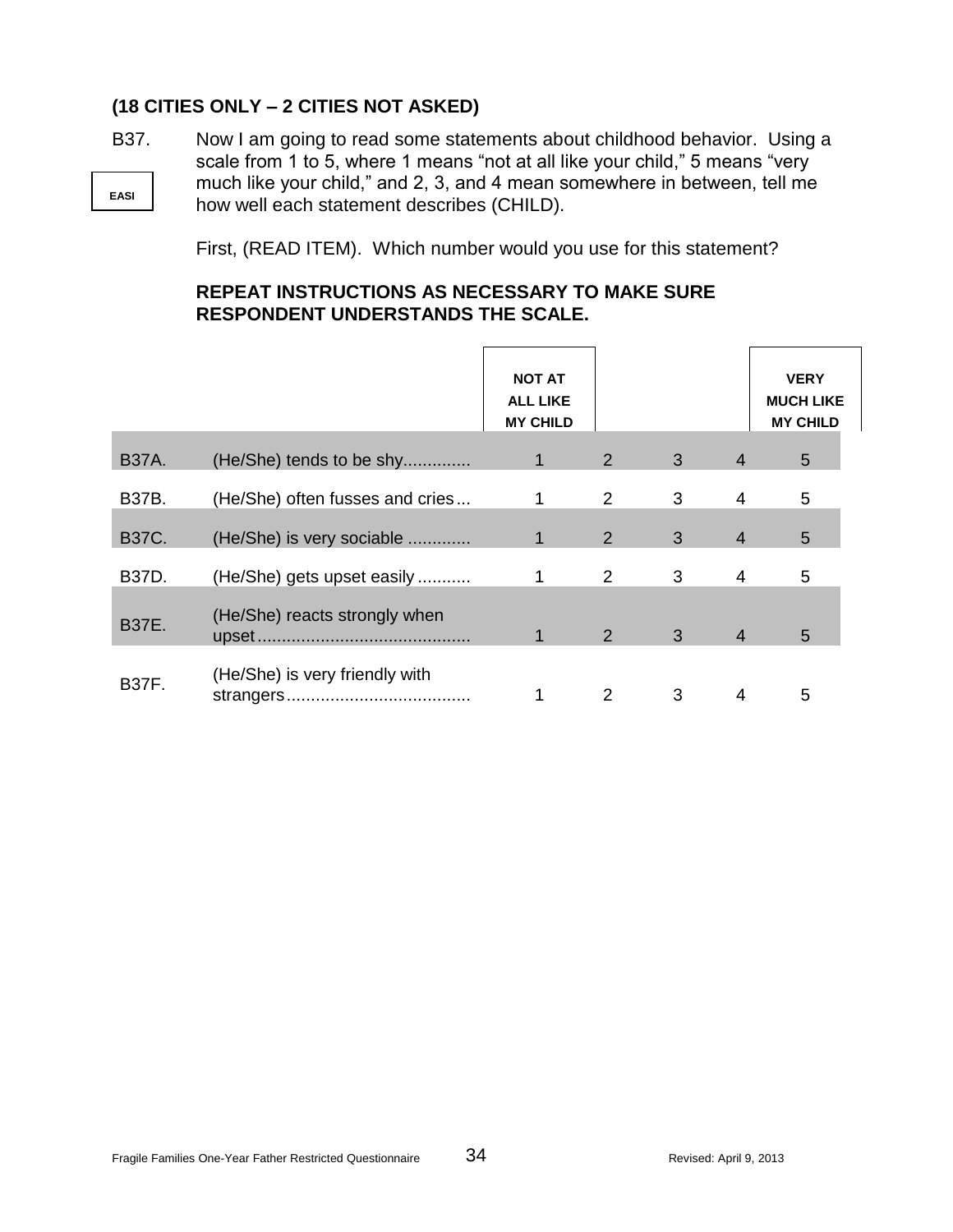**(18 CITIES ONLY – 2 CITIES NOT ASKED)**

B37. Now I am going to read some statements about childhood behavior. Using a scale from 1 to 5, where 1 means "not at all like your child," 5 means "very much like your child," and 2, 3, and 4 mean somewhere in between, tell me how well each statement describes (CHILD).

EASI

First, (READ ITEM). Which number would you use for this statement?

**REPEAT INSTRUCTIONS AS NECESSARY TO MAKE SURE RESPONDENT UNDERSTANDS THE SCALE.**

| | | NOT AT ALL LIKE MY CHILD | | | | VERY MUCH LIKE MY CHILD |
|---|---|---|---|---|---|---|
| B37A. | (He/She) tends to be shy............. | 1 | 2 | 3 | 4 | 5 |
| B37B. | (He/She) often fusses and cries... | 1 | 2 | 3 | 4 | 5 |
| B37C. | (He/She) is very sociable ............. | 1 | 2 | 3 | 4 | 5 |
| B37D. | (He/She) gets upset easily ........... | 1 | 2 | 3 | 4 | 5 |
| B37E. | (He/She) reacts strongly when upset........................................... | 1 | 2 | 3 | 4 | 5 |
| B37F. | (He/She) is very friendly with strangers...................................... | 1 | 2 | 3 | 4 | 5 |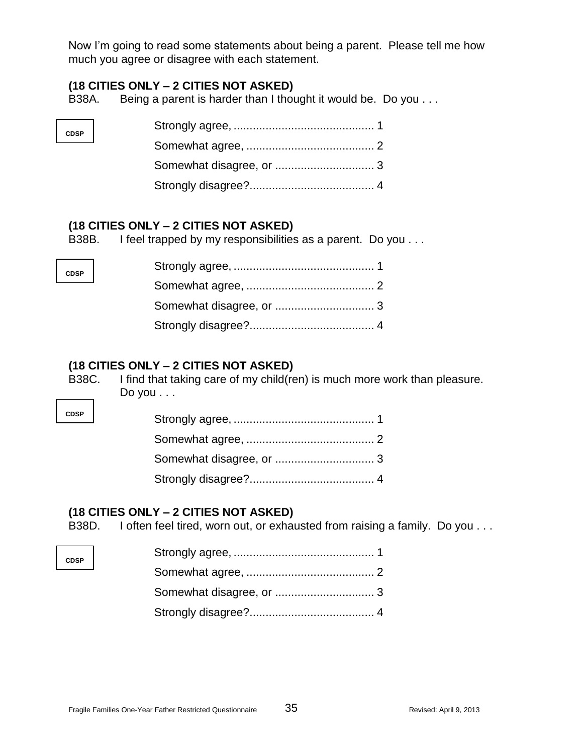Now I'm going to read some statements about being a parent. Please tell me how much you agree or disagree with each statement.

**(18 CITIES ONLY – 2 CITIES NOT ASKED)**
B38A. Being a parent is harder than I thought it would be. Do you . . .

CDSP

Strongly agree, ............................................ 1
Somewhat agree, ........................................ 2
Somewhat disagree, or ............................... 3
Strongly disagree?....................................... 4

**(18 CITIES ONLY – 2 CITIES NOT ASKED)**
B38B. I feel trapped by my responsibilities as a parent. Do you . . .

CDSP

Strongly agree, ............................................ 1
Somewhat agree, ........................................ 2
Somewhat disagree, or ............................... 3
Strongly disagree?....................................... 4

**(18 CITIES ONLY – 2 CITIES NOT ASKED)**
B38C. I find that taking care of my child(ren) is much more work than pleasure. Do you . . .

CDSP

Strongly agree, ............................................ 1
Somewhat agree, ........................................ 2
Somewhat disagree, or ............................... 3
Strongly disagree?....................................... 4

**(18 CITIES ONLY – 2 CITIES NOT ASKED)**
B38D. I often feel tired, worn out, or exhausted from raising a family. Do you . . .

CDSP

Strongly agree, ............................................ 1
Somewhat agree, ........................................ 2
Somewhat disagree, or ............................... 3
Strongly disagree?....................................... 4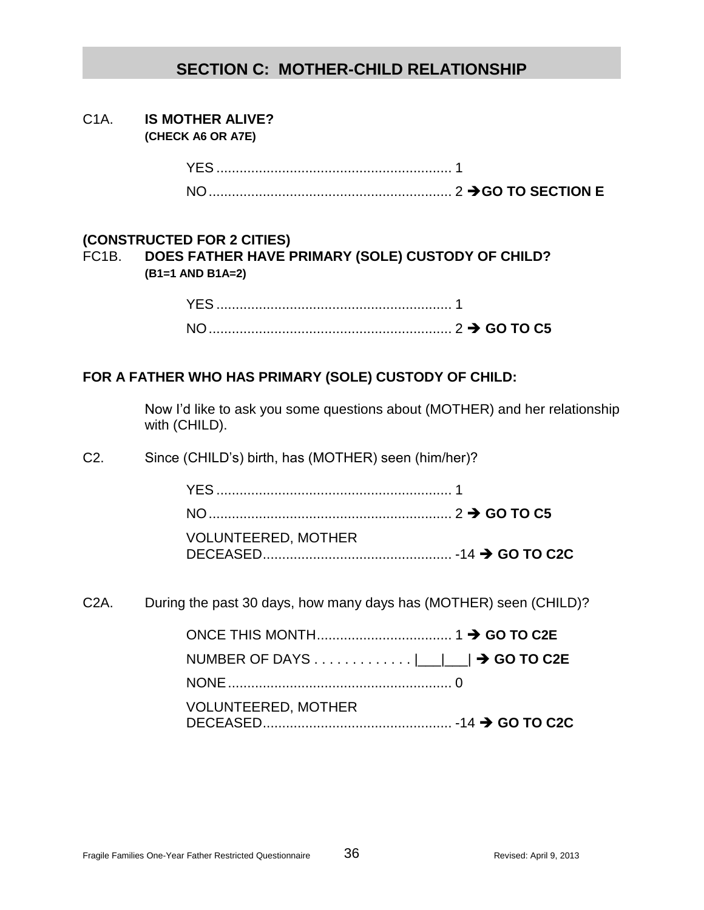## SECTION C: MOTHER-CHILD RELATIONSHIP

C1A. **IS MOTHER ALIVE?**
**(CHECK A6 OR A7E)**

YES ............................................................ 1
NO .............................................................. 2 ➔**GO TO SECTION E**

**(CONSTRUCTED FOR 2 CITIES)**
FC1B. **DOES FATHER HAVE PRIMARY (SOLE) CUSTODY OF CHILD?**
**(B1=1 AND B1A=2)**

YES ............................................................ 1
NO .............................................................. 2 ➔ **GO TO C5**

**FOR A FATHER WHO HAS PRIMARY (SOLE) CUSTODY OF CHILD:**

Now I'd like to ask you some questions about (MOTHER) and her relationship with (CHILD).

C2. Since (CHILD's) birth, has (MOTHER) seen (him/her)?

YES ............................................................ 1
NO .............................................................. 2 ➔ **GO TO C5**
VOLUNTEERED, MOTHER DECEASED................................................ -14 ➔ **GO TO C2C**

C2A. During the past 30 days, how many days has (MOTHER) seen (CHILD)?

ONCE THIS MONTH.................................. 1 ➔ **GO TO C2E**
NUMBER OF DAYS . . . . . . . . . . . . . |___|___| ➔ **GO TO C2E**
NONE ......................................................... 0
VOLUNTEERED, MOTHER DECEASED................................................ -14 ➔ **GO TO C2C**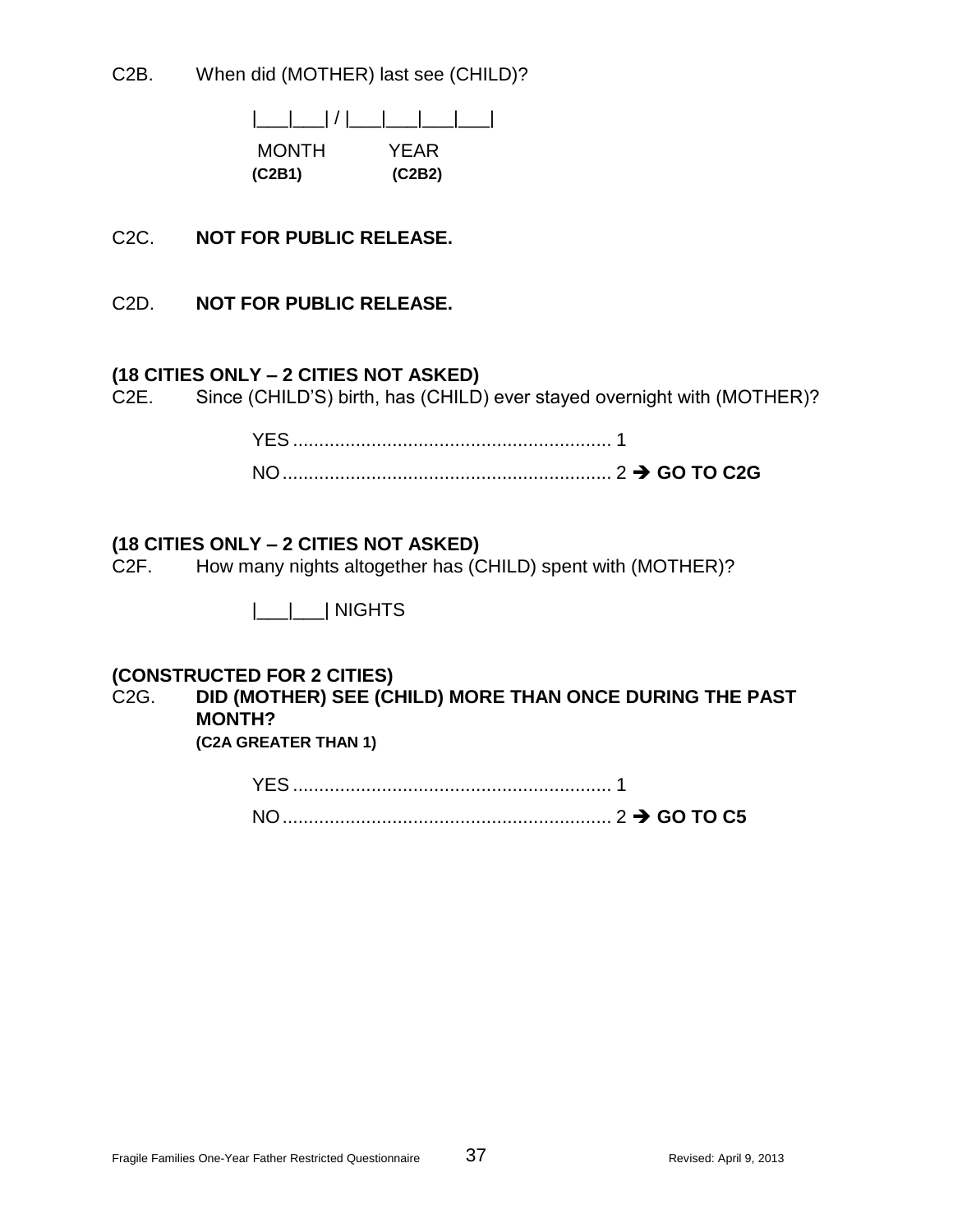C2B. When did (MOTHER) last see (CHILD)?

|___|___| / |___|___|___|___|

MONTH (C2B1) YEAR (C2B2)

C2C. **NOT FOR PUBLIC RELEASE.**

C2D. **NOT FOR PUBLIC RELEASE.**

**(18 CITIES ONLY – 2 CITIES NOT ASKED)**

C2E. Since (CHILD'S) birth, has (CHILD) ever stayed overnight with (MOTHER)?

YES ............................................................ 1

NO .............................................................. 2 ➔ **GO TO C2G**

**(18 CITIES ONLY – 2 CITIES NOT ASKED)**

C2F. How many nights altogether has (CHILD) spent with (MOTHER)?

|___|___| NIGHTS

**(CONSTRUCTED FOR 2 CITIES)**

C2G. **DID (MOTHER) SEE (CHILD) MORE THAN ONCE DURING THE PAST MONTH?**

**(C2A GREATER THAN 1)**

YES ............................................................ 1

NO .............................................................. 2 ➔ **GO TO C5**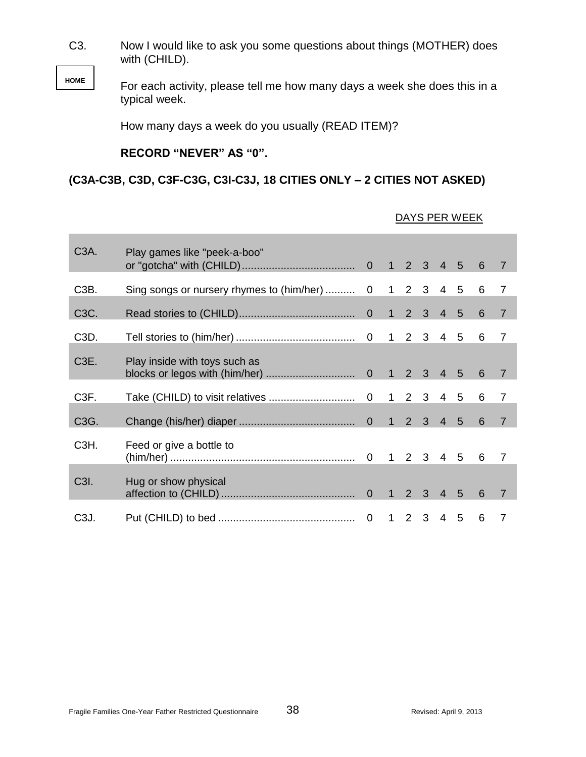C3. Now I would like to ask you some questions about things (MOTHER) does with (CHILD).

HOME

For each activity, please tell me how many days a week she does this in a typical week.

How many days a week do you usually (READ ITEM)?

**RECORD "NEVER" AS "0".**

**(C3A-C3B, C3D, C3F-C3G, C3I-C3J, 18 CITIES ONLY – 2 CITIES NOT ASKED)**

| | | DAYS PER WEEK | | | | | | | |
|---|---|---|---|---|---|---|---|---|---|
| C3A. | Play games like "peek-a-boo" or "gotcha" with (CHILD)...................................... | 0 | 1 | 2 | 3 | 4 | 5 | 6 | 7 |
| C3B. | Sing songs or nursery rhymes to (him/her) .......... | 0 | 1 | 2 | 3 | 4 | 5 | 6 | 7 |
| C3C. | Read stories to (CHILD)....................................... | 0 | 1 | 2 | 3 | 4 | 5 | 6 | 7 |
| C3D. | Tell stories to (him/her) ........................................ | 0 | 1 | 2 | 3 | 4 | 5 | 6 | 7 |
| C3E. | Play inside with toys such as blocks or legos with (him/her) .............................. | 0 | 1 | 2 | 3 | 4 | 5 | 6 | 7 |
| C3F. | Take (CHILD) to visit relatives ............................. | 0 | 1 | 2 | 3 | 4 | 5 | 6 | 7 |
| C3G. | Change (his/her) diaper ....................................... | 0 | 1 | 2 | 3 | 4 | 5 | 6 | 7 |
| C3H. | Feed or give a bottle to (him/her) ............................................................. | 0 | 1 | 2 | 3 | 4 | 5 | 6 | 7 |
| C3I. | Hug or show physical affection to (CHILD) ............................................ | 0 | 1 | 2 | 3 | 4 | 5 | 6 | 7 |
| C3J. | Put (CHILD) to bed ............................................. | 0 | 1 | 2 | 3 | 4 | 5 | 6 | 7 |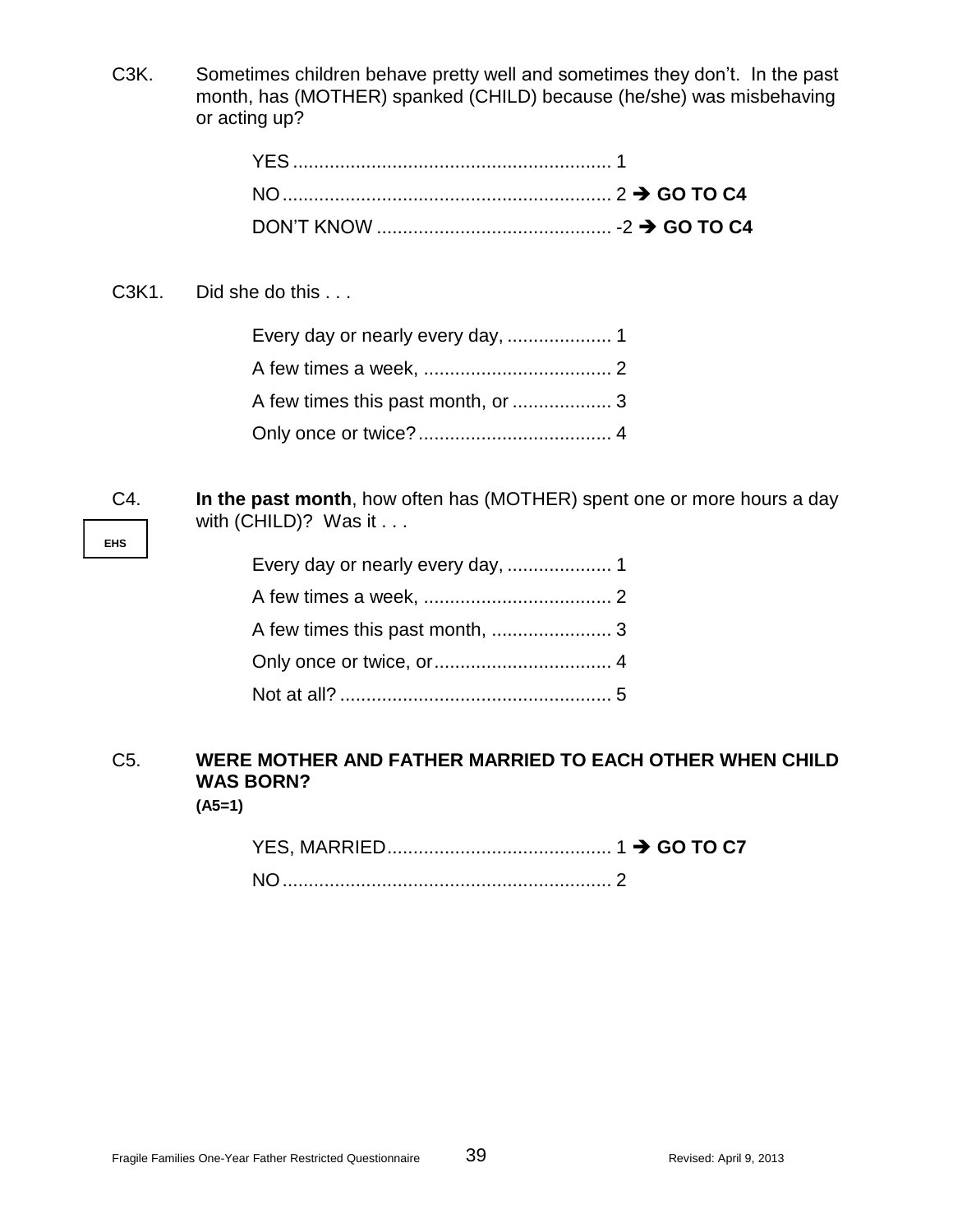C3K. Sometimes children behave pretty well and sometimes they don't. In the past month, has (MOTHER) spanked (CHILD) because (he/she) was misbehaving or acting up?

YES .............................................................. 1
NO ................................................................ 2 → **GO TO C4**
DON'T KNOW ............................................. -2 → **GO TO C4**

C3K1. Did she do this . . .

Every day or nearly every day, .................... 1
A few times a week, .................................... 2
A few times this past month, or ................... 3
Only once or twice? ..................................... 4

C4. **In the past month**, how often has (MOTHER) spent one or more hours a day with (CHILD)? Was it . . .

**EHS**

Every day or nearly every day, .................... 1
A few times a week, .................................... 2
A few times this past month, ....................... 3
Only once or twice, or .................................. 4
Not at all? .................................................... 5

C5. **WERE MOTHER AND FATHER MARRIED TO EACH OTHER WHEN CHILD WAS BORN?**
**(A5=1)**

YES, MARRIED ........................................... 1 → **GO TO C7**
NO ................................................................ 2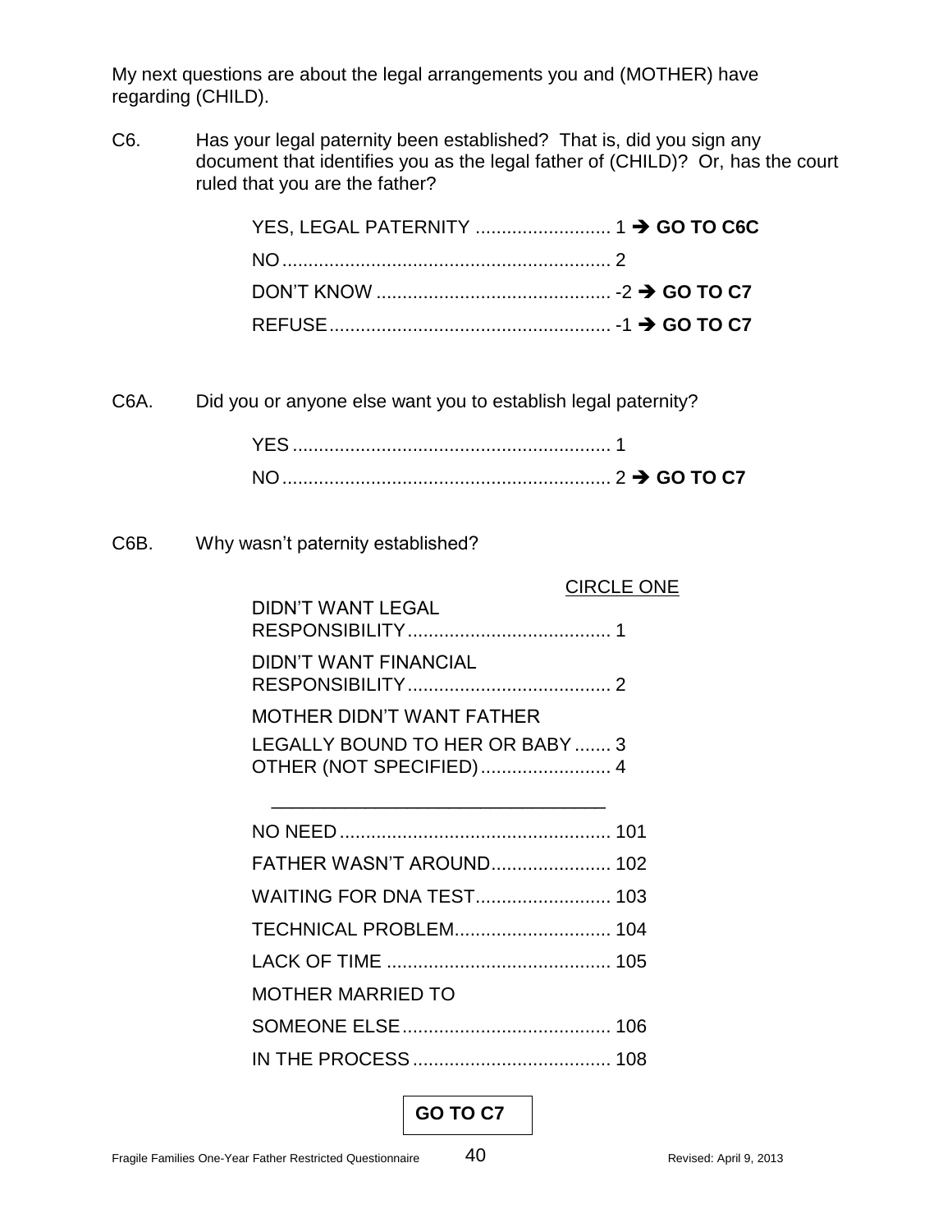My next questions are about the legal arrangements you and (MOTHER) have regarding (CHILD).

C6. Has your legal paternity been established? That is, did you sign any document that identifies you as the legal father of (CHILD)? Or, has the court ruled that you are the father?

| | | |
|---|---|---|
| YES, LEGAL PATERNITY | 1 | ➔ **GO TO C6C** |
| NO | 2 | |
| DON'T KNOW | -2 | ➔ **GO TO C7** |
| REFUSE | -1 | ➔ **GO TO C7** |

C6A. Did you or anyone else want you to establish legal paternity?

| | | |
|---|---|---|
| YES | 1 | |
| NO | 2 | ➔ **GO TO C7** |

C6B. Why wasn't paternity established?

CIRCLE ONE

| | |
|---|---|
| DIDN'T WANT LEGAL RESPONSIBILITY | 1 |
| DIDN'T WANT FINANCIAL RESPONSIBILITY | 2 |
| MOTHER DIDN'T WANT FATHER LEGALLY BOUND TO HER OR BABY | 3 |
| OTHER (NOT SPECIFIED) | 4 |
| ________________________________ | |
| NO NEED | 101 |
| FATHER WASN'T AROUND | 102 |
| WAITING FOR DNA TEST | 103 |
| TECHNICAL PROBLEM | 104 |
| LACK OF TIME | 105 |
| MOTHER MARRIED TO SOMEONE ELSE | 106 |
| IN THE PROCESS | 108 |

**GO TO C7**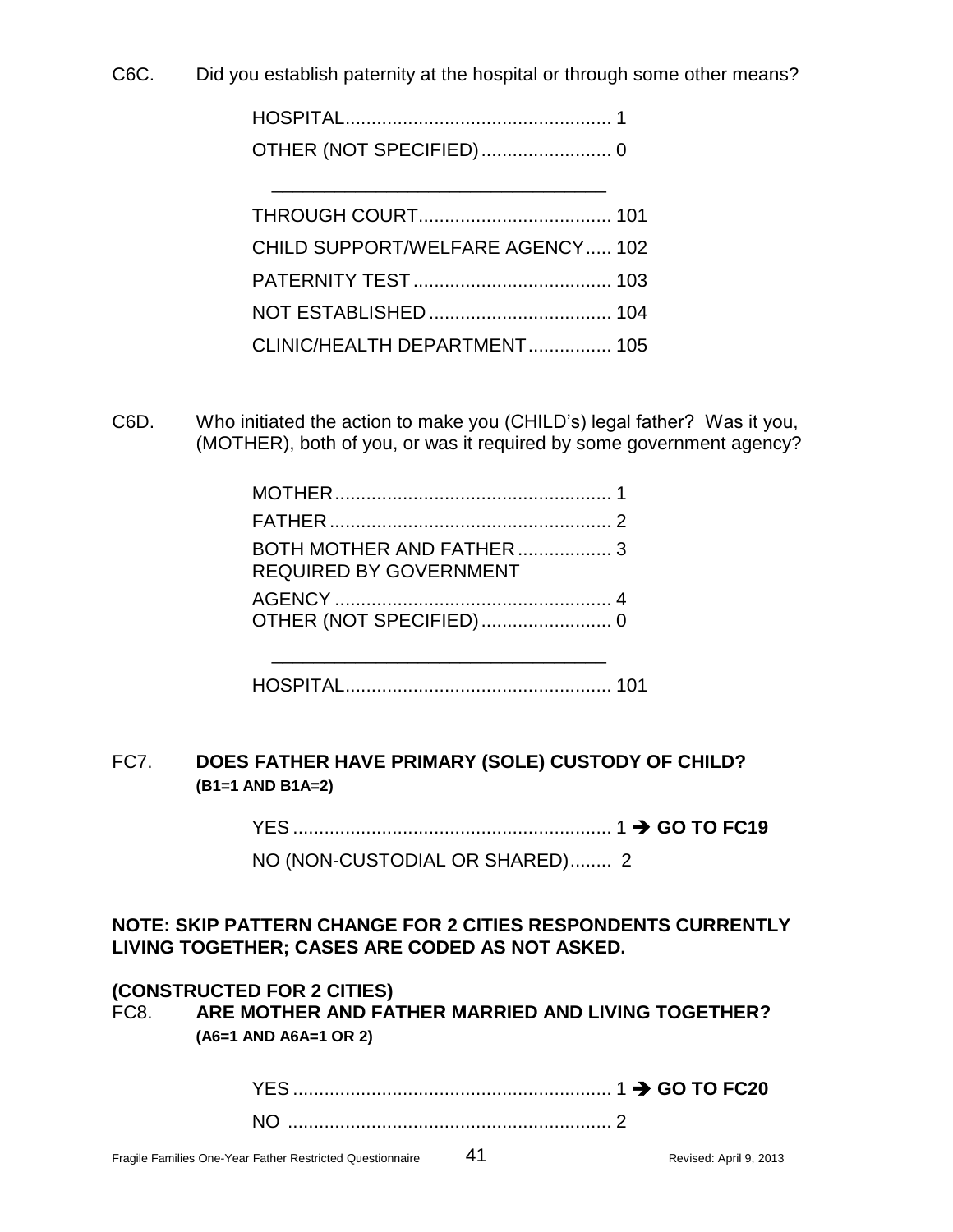C6C. Did you establish paternity at the hospital or through some other means?

HOSPITAL................................................... 1
OTHER (NOT SPECIFIED)......................... 0

________________________________

THROUGH COURT..................................... 101
CHILD SUPPORT/WELFARE AGENCY..... 102
PATERNITY TEST...................................... 103
NOT ESTABLISHED................................... 104
CLINIC/HEALTH DEPARTMENT................ 105

C6D. Who initiated the action to make you (CHILD's) legal father? Was it you, (MOTHER), both of you, or was it required by some government agency?

MOTHER..................................................... 1
FATHER...................................................... 2
BOTH MOTHER AND FATHER.................. 3
REQUIRED BY GOVERNMENT
AGENCY..................................................... 4
OTHER (NOT SPECIFIED)......................... 0

________________________________

HOSPITAL................................................... 101

FC7. **DOES FATHER HAVE PRIMARY (SOLE) CUSTODY OF CHILD?**
**(B1=1 AND B1A=2)**

YES............................................................. 1 ➔ **GO TO FC19**
NO (NON-CUSTODIAL OR SHARED)........ 2

**NOTE: SKIP PATTERN CHANGE FOR 2 CITIES RESPONDENTS CURRENTLY LIVING TOGETHER; CASES ARE CODED AS NOT ASKED.**

**(CONSTRUCTED FOR 2 CITIES)**
FC8. **ARE MOTHER AND FATHER MARRIED AND LIVING TOGETHER?**
**(A6=1 AND A6A=1 OR 2)**

YES............................................................. 1 ➔ **GO TO FC20**
NO .............................................................. 2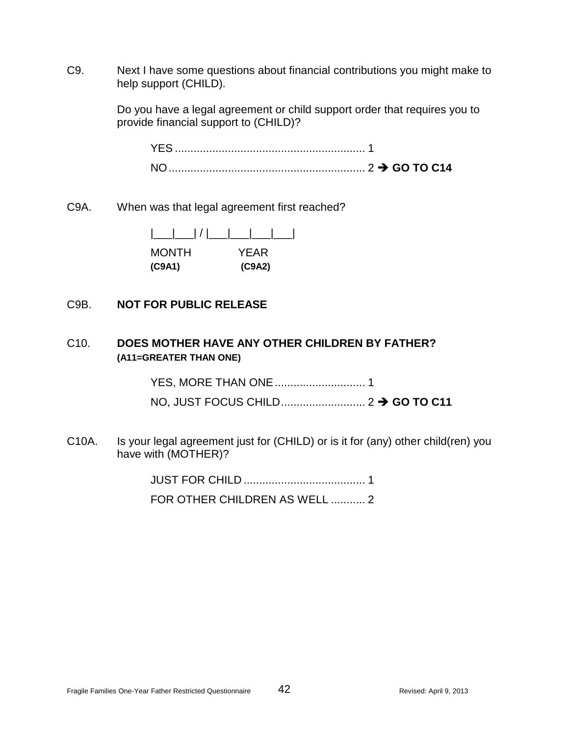C9. Next I have some questions about financial contributions you might make to help support (CHILD).

Do you have a legal agreement or child support order that requires you to provide financial support to (CHILD)?

YES ............................................................ 1
NO .............................................................. 2 ➔ **GO TO C14**

C9A. When was that legal agreement first reached?

|___|___| / |___|___|___|___|
MONTH YEAR
**(C9A1)** **(C9A2)**

C9B. **NOT FOR PUBLIC RELEASE**

C10. **DOES MOTHER HAVE ANY OTHER CHILDREN BY FATHER?**
**(A11=GREATER THAN ONE)**

YES, MORE THAN ONE ............................ 1
NO, JUST FOCUS CHILD ........................... 2 ➔ **GO TO C11**

C10A. Is your legal agreement just for (CHILD) or is it for (any) other child(ren) you have with (MOTHER)?

JUST FOR CHILD ....................................... 1
FOR OTHER CHILDREN AS WELL ........... 2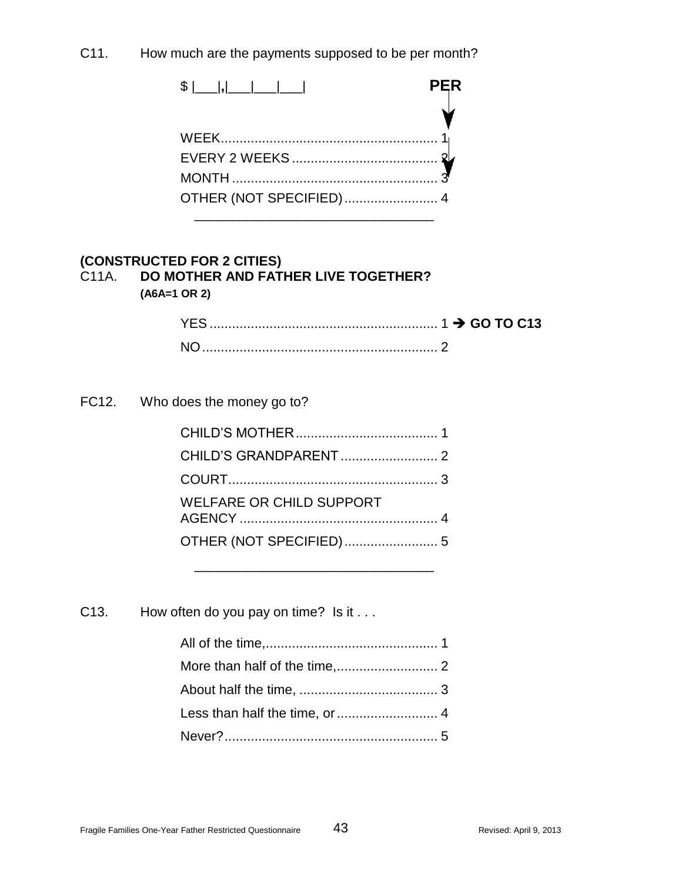C11. How much are the payments supposed to be per month?

$ |___|,|___|___|___| **PER**

WEEK........................................................ 1
EVERY 2 WEEKS ....................................... 2
MONTH ...................................................... 3
OTHER (NOT SPECIFIED)......................... 4
________________________________

**(CONSTRUCTED FOR 2 CITIES)**
C11A. **DO MOTHER AND FATHER LIVE TOGETHER?**
**(A6A=1 OR 2)**

YES ............................................................ 1 ➔ **GO TO C13**
NO.............................................................. 2

FC12. Who does the money go to?

CHILD'S MOTHER...................................... 1
CHILD'S GRANDPARENT.......................... 2
COURT........................................................ 3
WELFARE OR CHILD SUPPORT AGENCY ..................................................... 4
OTHER (NOT SPECIFIED)......................... 5
________________________________

C13. How often do you pay on time? Is it . . .

All of the time,.............................................. 1
More than half of the time,........................... 2
About half the time, ..................................... 3
Less than half the time, or ........................... 4
Never?......................................................... 5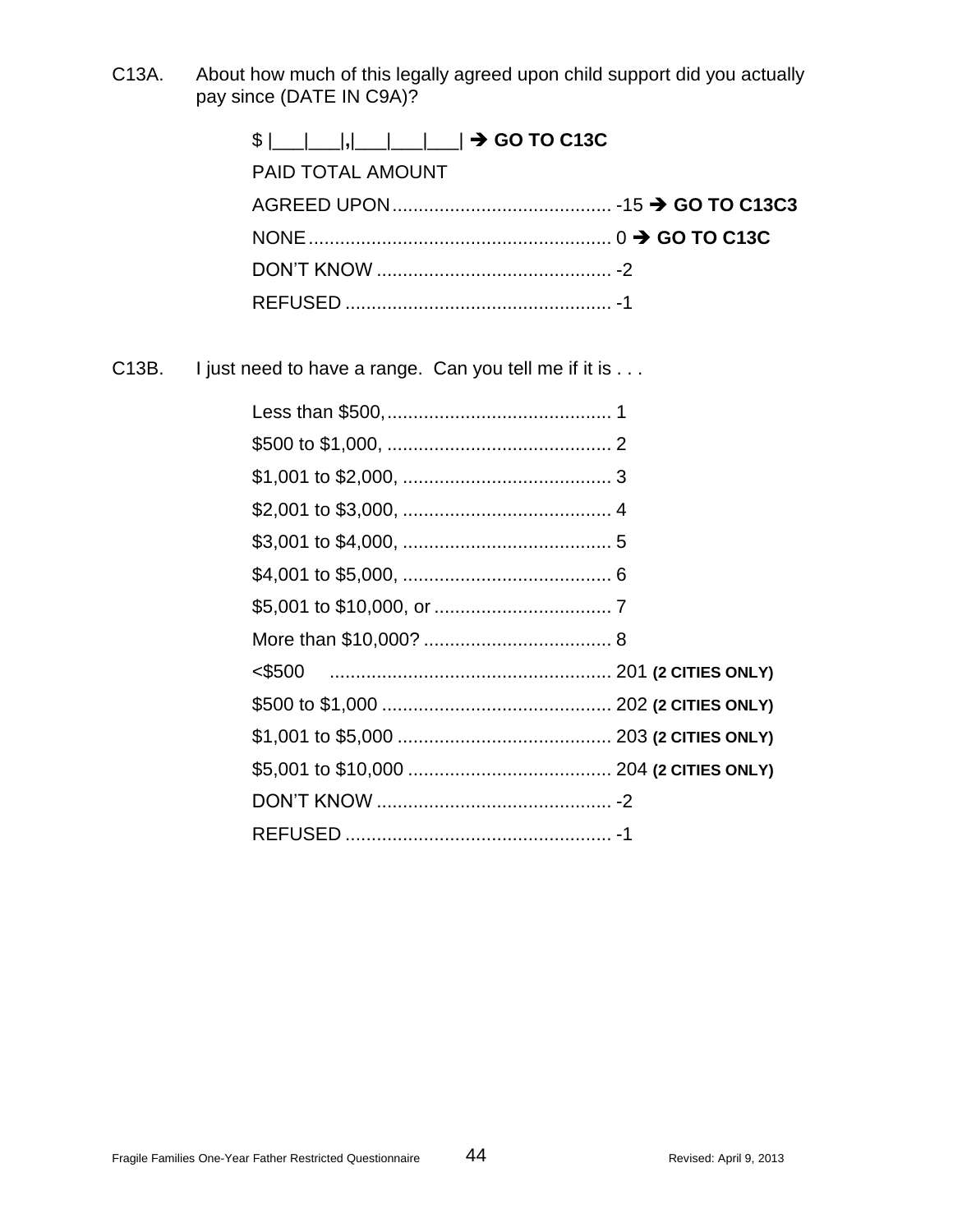C13A. About how much of this legally agreed upon child support did you actually pay since (DATE IN C9A)?

$ |___|___|,|___|___|___| ➔ **GO TO C13C**

PAID TOTAL AMOUNT

AGREED UPON .......................................... -15 ➔ **GO TO C13C3**

NONE .......................................................... 0 ➔ **GO TO C13C**

DON'T KNOW ............................................. -2

REFUSED ................................................... -1

C13B. I just need to have a range. Can you tell me if it is . . .

Less than $500, ........................................... 1

$500 to $1,000, ........................................... 2

$1,001 to $2,000, ........................................ 3

$2,001 to $3,000, ........................................ 4

$3,001 to $4,000, ........................................ 5

$4,001 to $5,000, ........................................ 6

$5,001 to $10,000, or .................................. 7

More than $10,000? .................................... 8

<$500 ...................................................... 201 **(2 CITIES ONLY)**

$500 to $1,000 ............................................ 202 **(2 CITIES ONLY)**

$1,001 to $5,000 ......................................... 203 **(2 CITIES ONLY)**

$5,001 to $10,000 ....................................... 204 **(2 CITIES ONLY)**

DON'T KNOW ............................................. -2

REFUSED ................................................... -1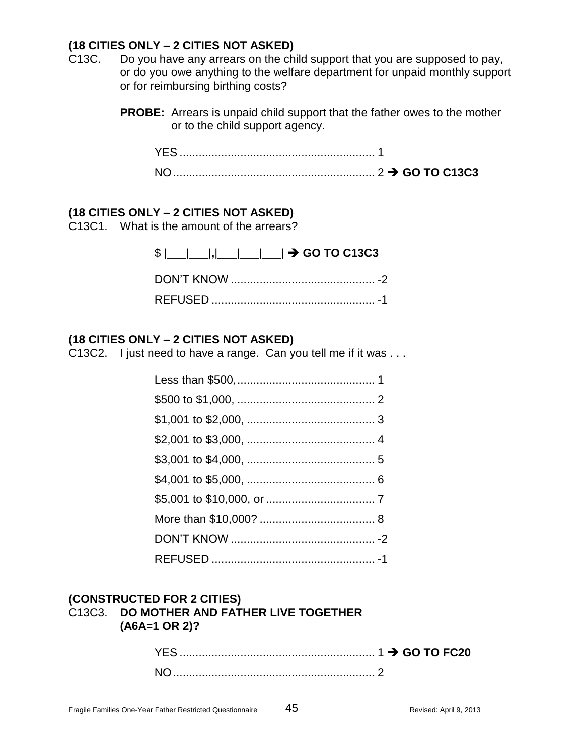**(18 CITIES ONLY – 2 CITIES NOT ASKED)**

C13C. Do you have any arrears on the child support that you are supposed to pay, or do you owe anything to the welfare department for unpaid monthly support or for reimbursing birthing costs?

**PROBE:** Arrears is unpaid child support that the father owes to the mother or to the child support agency.

YES ............................................................ 1
NO.............................................................. 2 ➔ **GO TO C13C3**

**(18 CITIES ONLY – 2 CITIES NOT ASKED)**

C13C1. What is the amount of the arrears?

$ |___|___|,|___|___|___| ➔ **GO TO C13C3**

DON'T KNOW ............................................ -2
REFUSED .................................................. -1

**(18 CITIES ONLY – 2 CITIES NOT ASKED)**

C13C2. I just need to have a range. Can you tell me if it was . . .

Less than $500,.......................................... 1
$500 to $1,000, .......................................... 2
$1,001 to $2,000, ....................................... 3
$2,001 to $3,000, ....................................... 4
$3,001 to $4,000, ....................................... 5
$4,001 to $5,000, ....................................... 6
$5,001 to $10,000, or ................................. 7
More than $10,000? ................................... 8
DON'T KNOW ............................................ -2
REFUSED .................................................. -1

**(CONSTRUCTED FOR 2 CITIES)**

C13C3. **DO MOTHER AND FATHER LIVE TOGETHER (A6A=1 OR 2)?**

YES ............................................................ 1 ➔ **GO TO FC20**
NO.............................................................. 2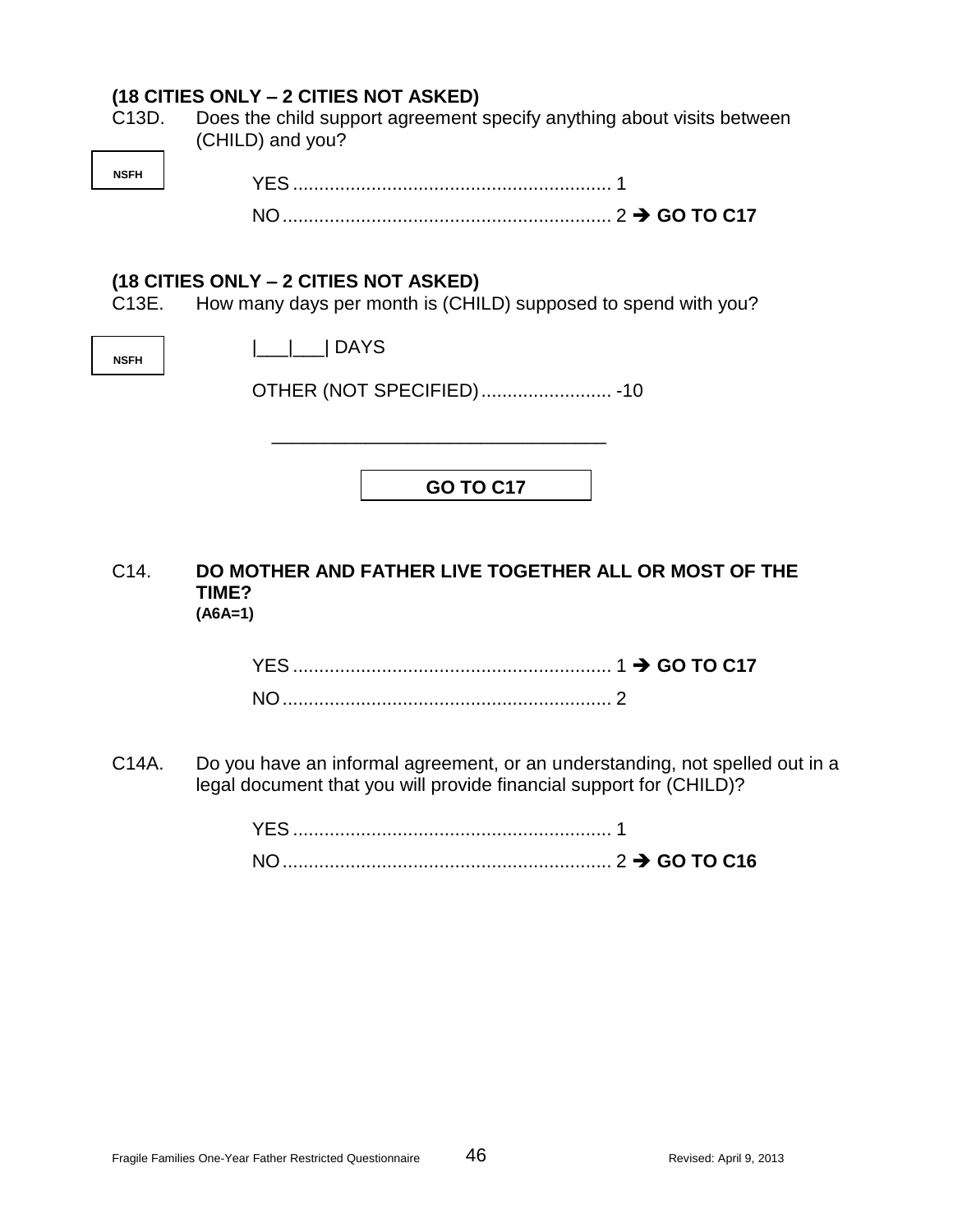**(18 CITIES ONLY – 2 CITIES NOT ASKED)**

C13D. Does the child support agreement specify anything about visits between (CHILD) and you?

NSFH

YES ............................................................ 1

NO.............................................................. 2 ➔ **GO TO C17**

**(18 CITIES ONLY – 2 CITIES NOT ASKED)**

C13E. How many days per month is (CHILD) supposed to spend with you?

NSFH

|___|___| DAYS

OTHER (NOT SPECIFIED)......................... -10

______________________________

**GO TO C17**

C14. **DO MOTHER AND FATHER LIVE TOGETHER ALL OR MOST OF THE TIME?**
**(A6A=1)**

YES ............................................................ 1 ➔ **GO TO C17**

NO.............................................................. 2

C14A. Do you have an informal agreement, or an understanding, not spelled out in a legal document that you will provide financial support for (CHILD)?

YES ............................................................ 1

NO.............................................................. 2 ➔ **GO TO C16**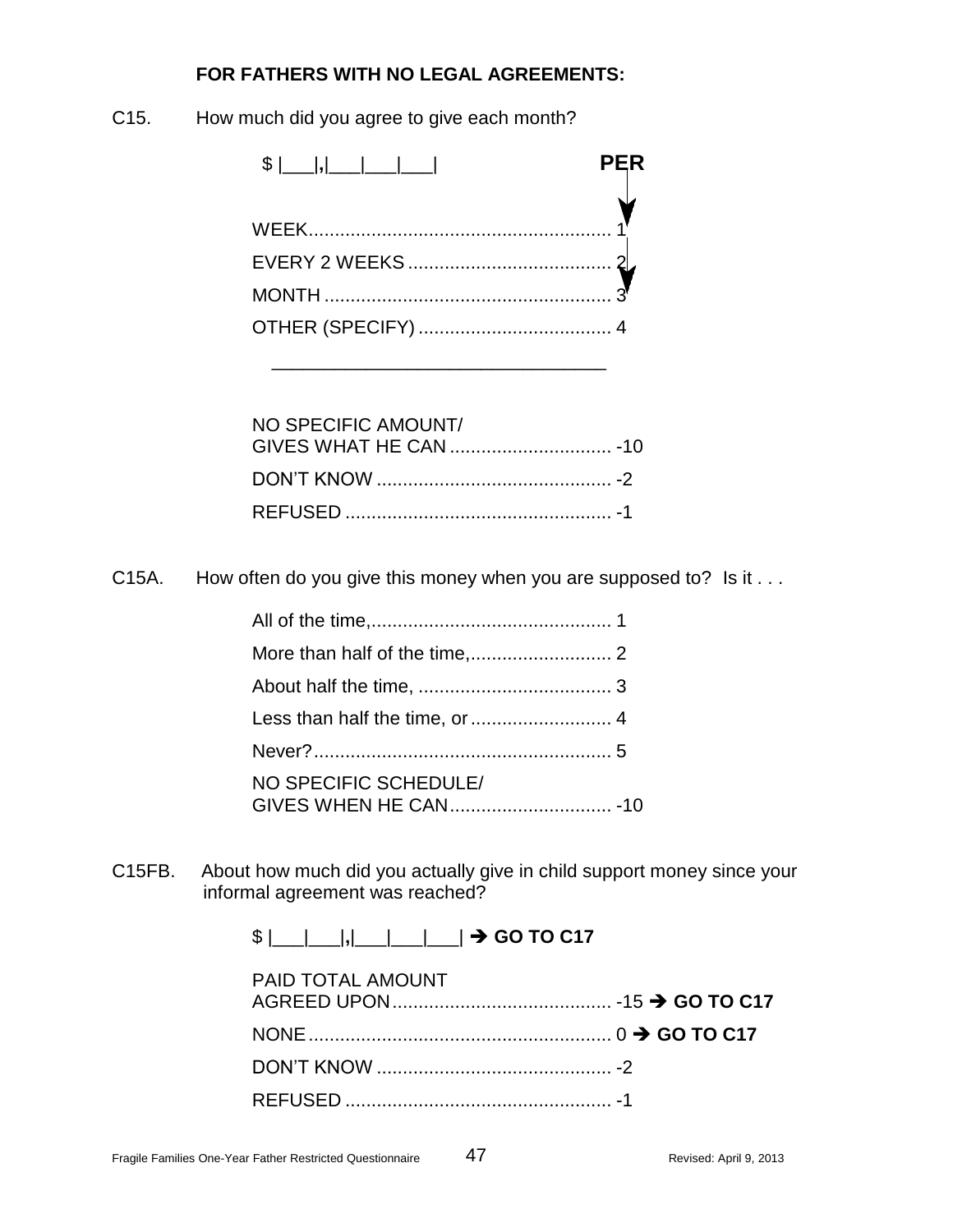**FOR FATHERS WITH NO LEGAL AGREEMENTS:**

C15. How much did you agree to give each month?

$ |___|,|___|___|___| **PER**

WEEK.......................................................... 1
EVERY 2 WEEKS ....................................... 2
MONTH ....................................................... 3
OTHER (SPECIFY) ..................................... 4

_________________________________

NO SPECIFIC AMOUNT/
GIVES WHAT HE CAN ............................... -10
DON'T KNOW ............................................. -2
REFUSED ................................................... -1

C15A. How often do you give this money when you are supposed to? Is it . . .

All of the time,.............................................. 1
More than half of the time,........................... 2
About half the time, ..................................... 3
Less than half the time, or ........................... 4
Never?......................................................... 5
NO SPECIFIC SCHEDULE/
GIVES WHEN HE CAN............................... -10

C15FB. About how much did you actually give in child support money since your informal agreement was reached?

$ |___|___|,|___|___|___| → **GO TO C17**

PAID TOTAL AMOUNT
AGREED UPON.......................................... -15 → **GO TO C17**
NONE.......................................................... 0 → **GO TO C17**
DON'T KNOW ............................................. -2
REFUSED ................................................... -1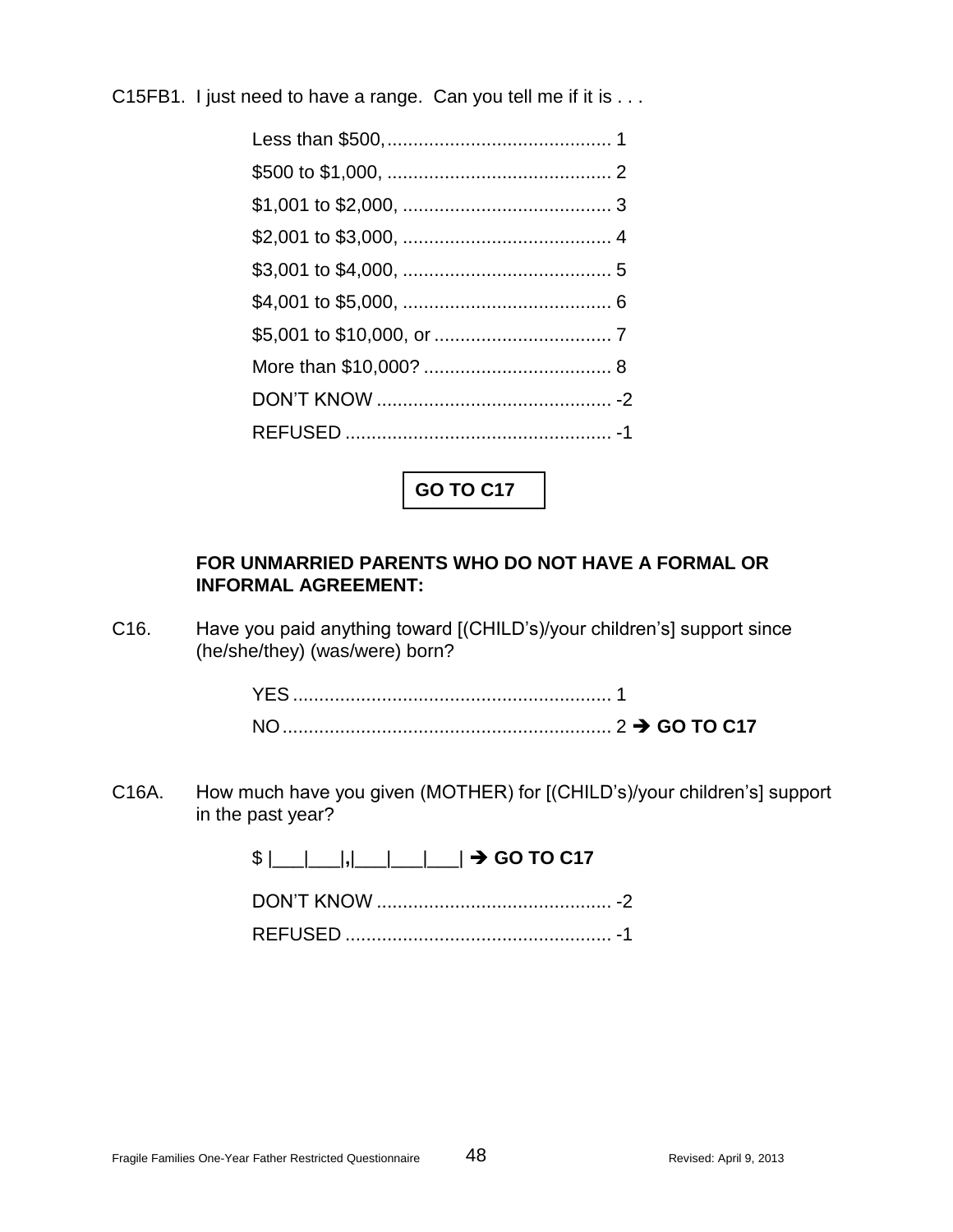C15FB1. I just need to have a range. Can you tell me if it is . . .

Less than $500, .......................................... 1
$500 to $1,000, .......................................... 2
$1,001 to $2,000, ....................................... 3
$2,001 to $3,000, ....................................... 4
$3,001 to $4,000, ....................................... 5
$4,001 to $5,000, ....................................... 6
$5,001 to $10,000, or ................................. 7
More than $10,000? ................................... 8
DON'T KNOW ............................................ -2
REFUSED .................................................. -1

**GO TO C17**

**FOR UNMARRIED PARENTS WHO DO NOT HAVE A FORMAL OR INFORMAL AGREEMENT:**

C16. Have you paid anything toward [(CHILD's)/your children's] support since (he/she/they) (was/were) born?

YES ............................................................ 1
NO .............................................................. 2 ➔ **GO TO C17**

C16A. How much have you given (MOTHER) for [(CHILD's)/your children's] support in the past year?

$ |___|___|,|___|___|___| ➔ **GO TO C17**

DON'T KNOW ............................................ -2
REFUSED .................................................. -1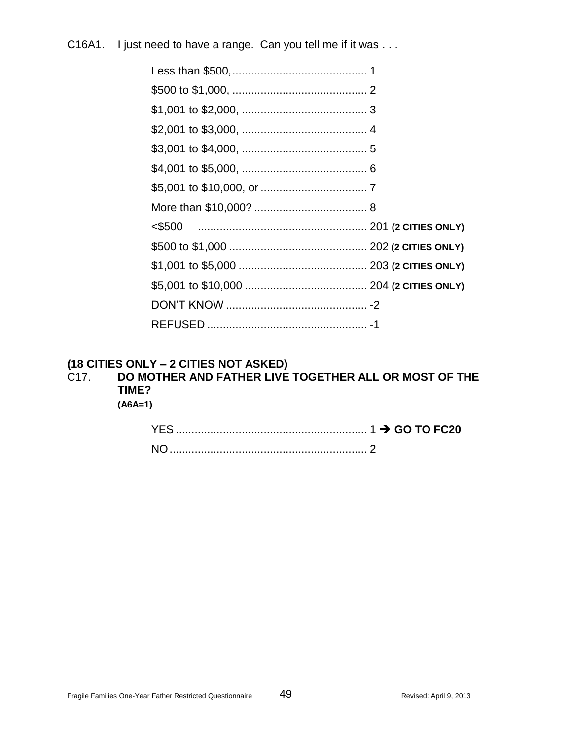C16A1. I just need to have a range. Can you tell me if it was . . .

Less than $500, .......................................... 1
$500 to $1,000, .......................................... 2
$1,001 to $2,000, ....................................... 3
$2,001 to $3,000, ....................................... 4
$3,001 to $4,000, ....................................... 5
$4,001 to $5,000, ....................................... 6
$5,001 to $10,000, or .................................. 7
More than $10,000? .................................... 8
<$500 ...................................................... 201 **(2 CITIES ONLY)**
$500 to $1,000 ........................................... 202 **(2 CITIES ONLY)**
$1,001 to $5,000 ........................................ 203 **(2 CITIES ONLY)**
$5,001 to $10,000 ...................................... 204 **(2 CITIES ONLY)**
DON'T KNOW ............................................. -2
REFUSED ................................................... -1

**(18 CITIES ONLY – 2 CITIES NOT ASKED)**

C17. **DO MOTHER AND FATHER LIVE TOGETHER ALL OR MOST OF THE TIME?**
**(A6A=1)**

YES ............................................................ 1 ➔ **GO TO FC20**
NO .............................................................. 2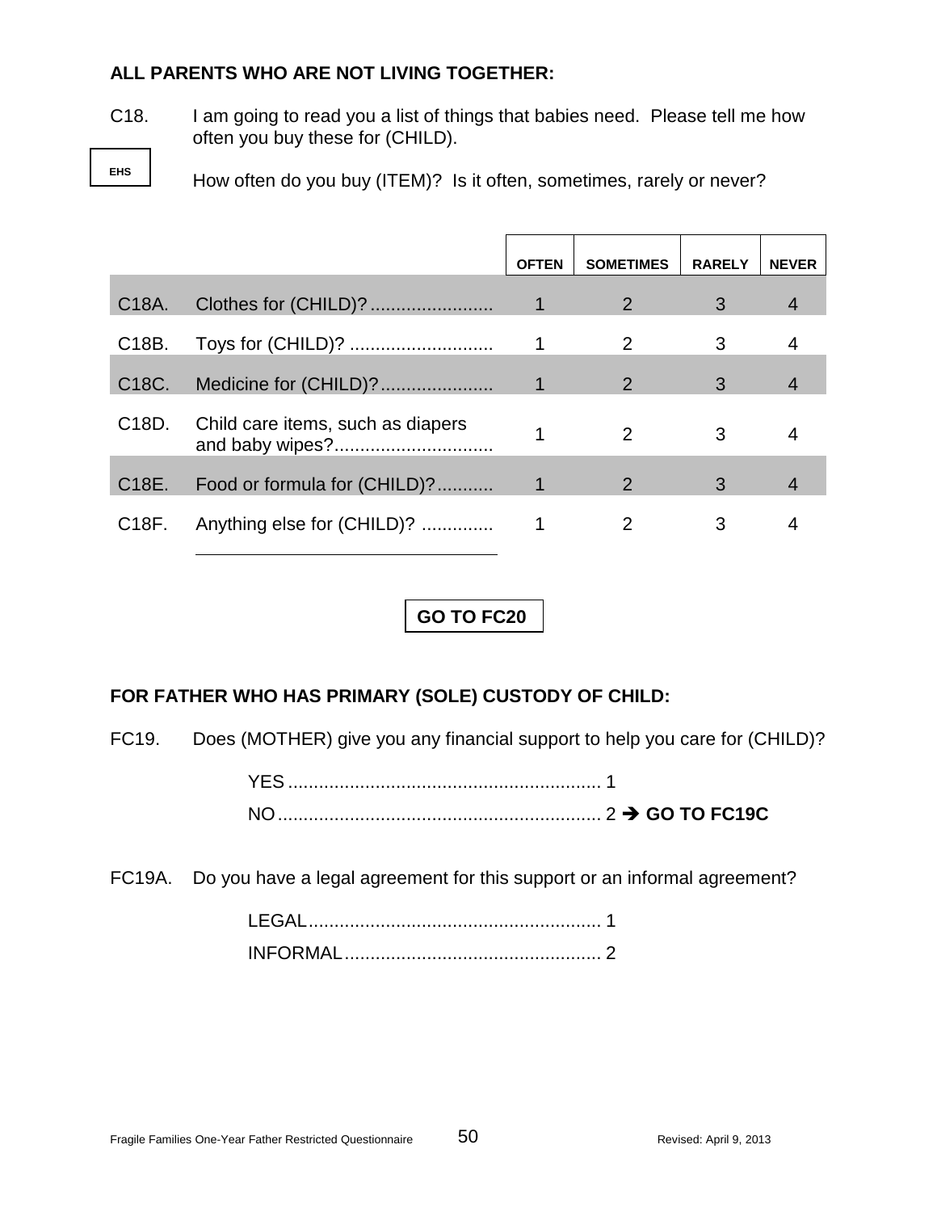**ALL PARENTS WHO ARE NOT LIVING TOGETHER:**

C18. I am going to read you a list of things that babies need. Please tell me how often you buy these for (CHILD).

EHS

How often do you buy (ITEM)? Is it often, sometimes, rarely or never?

| | | OFTEN | SOMETIMES | RARELY | NEVER |
|---|---|---|---|---|---|
| C18A. | Clothes for (CHILD)? | 1 | 2 | 3 | 4 |
| C18B. | Toys for (CHILD)? | 1 | 2 | 3 | 4 |
| C18C. | Medicine for (CHILD)? | 1 | 2 | 3 | 4 |
| C18D. | Child care items, such as diapers and baby wipes? | 1 | 2 | 3 | 4 |
| C18E. | Food or formula for (CHILD)? | 1 | 2 | 3 | 4 |
| C18F. | Anything else for (CHILD)? ______________________ | 1 | 2 | 3 | 4 |

**GO TO FC20**

**FOR FATHER WHO HAS PRIMARY (SOLE) CUSTODY OF CHILD:**

FC19. Does (MOTHER) give you any financial support to help you care for (CHILD)?

- YES ........................................................ 1
- NO .......................................................... 2 ➔ **GO TO FC19C**

FC19A. Do you have a legal agreement for this support or an informal agreement?

- LEGAL ..................................................... 1
- INFORMAL .............................................. 2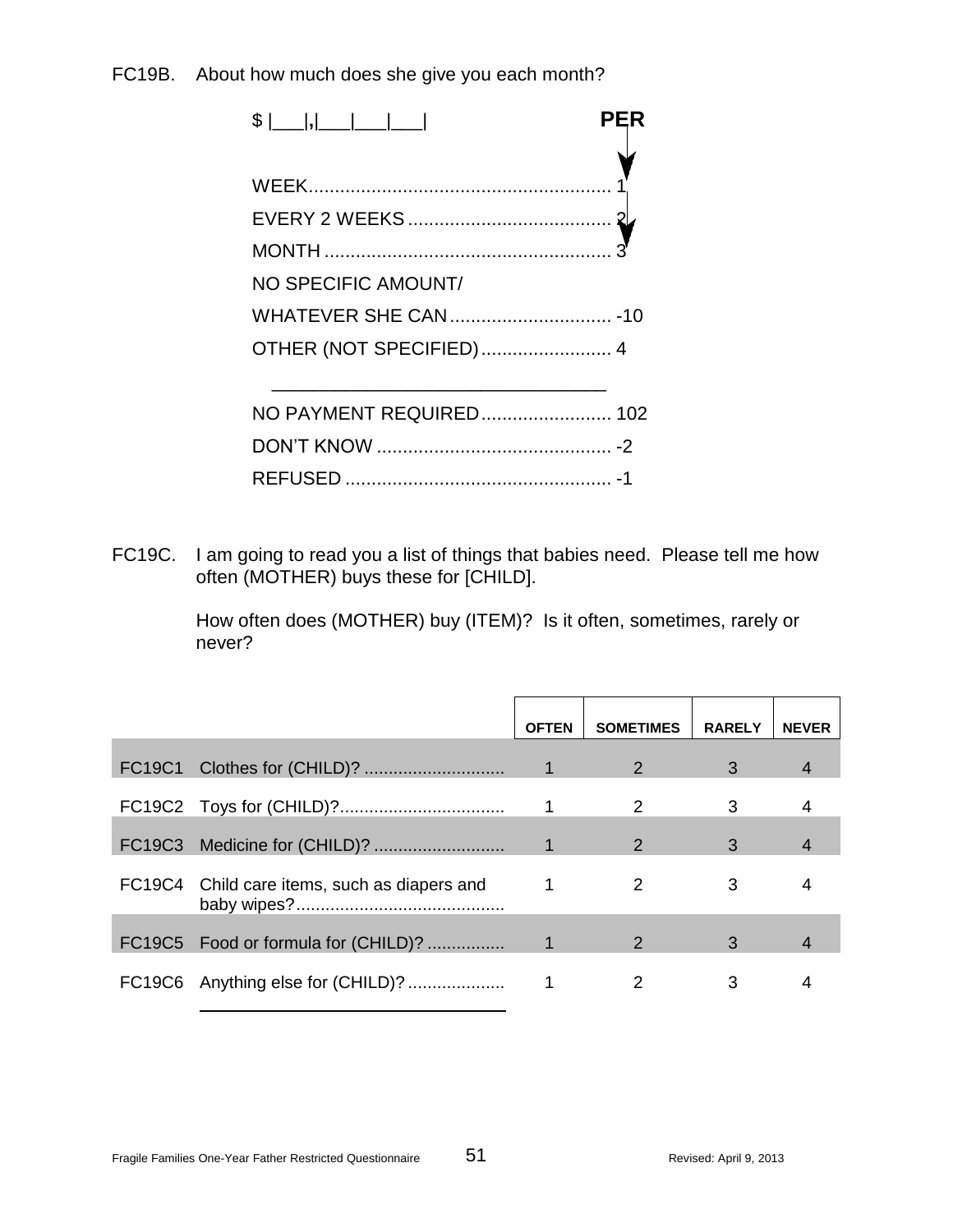FC19B. About how much does she give you each month?

$ |___|,|___|___|___| **PER**

WEEK.......................................................... 1
EVERY 2 WEEKS....................................... 2
MONTH ....................................................... 3
NO SPECIFIC AMOUNT/
WHATEVER SHE CAN............................... -10
OTHER (NOT SPECIFIED)......................... 4

________________________________

NO PAYMENT REQUIRED......................... 102
DON'T KNOW ............................................. -2
REFUSED ................................................... -1

FC19C. I am going to read you a list of things that babies need. Please tell me how often (MOTHER) buys these for [CHILD].

How often does (MOTHER) buy (ITEM)? Is it often, sometimes, rarely or never?

| | | OFTEN | SOMETIMES | RARELY | NEVER |
|---|---|---|---|---|---|
| FC19C1 | Clothes for (CHILD)? ............................ | 1 | 2 | 3 | 4 |
| FC19C2 | Toys for (CHILD)?................................. | 1 | 2 | 3 | 4 |
| FC19C3 | Medicine for (CHILD)? .......................... | 1 | 2 | 3 | 4 |
| FC19C4 | Child care items, such as diapers and baby wipes?........................................... | 1 | 2 | 3 | 4 |
| FC19C5 | Food or formula for (CHILD)? ................ | 1 | 2 | 3 | 4 |
| FC19C6 | Anything else for (CHILD)?.................... ________________________________ | 1 | 2 | 3 | 4 |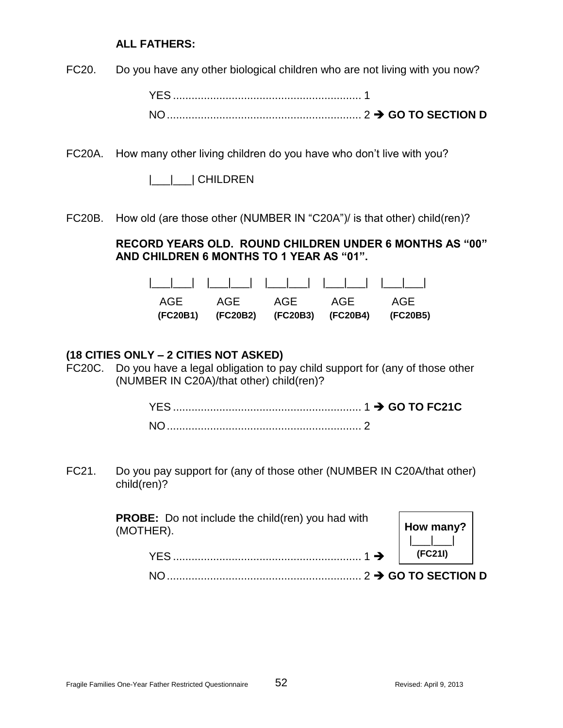**ALL FATHERS:**

FC20. Do you have any other biological children who are not living with you now?

YES ............................................................ 1
NO .............................................................. 2 ➔ **GO TO SECTION D**

FC20A. How many other living children do you have who don't live with you?

|\_\_\_|\_\_\_| CHILDREN

FC20B. How old (are those other (NUMBER IN "C20A")/ is that other) child(ren)?

**RECORD YEARS OLD. ROUND CHILDREN UNDER 6 MONTHS AS "00" AND CHILDREN 6 MONTHS TO 1 YEAR AS "01".**

| \|\_\_\_\|\_\_\_\| | \|\_\_\_\|\_\_\_\| | \|\_\_\_\|\_\_\_\| | \|\_\_\_\|\_\_\_\| | \|\_\_\_\|\_\_\_\| |
|---|---|---|---|---|
| AGE **(FC20B1)** | AGE **(FC20B2)** | AGE **(FC20B3)** | AGE **(FC20B4)** | AGE **(FC20B5)** |

**(18 CITIES ONLY – 2 CITIES NOT ASKED)**

FC20C. Do you have a legal obligation to pay child support for (any of those other (NUMBER IN C20A)/that other) child(ren)?

YES ............................................................ 1 ➔ **GO TO FC21C**
NO .............................................................. 2

FC21. Do you pay support for (any of those other (NUMBER IN C20A/that other) child(ren)?

**PROBE:** Do not include the child(ren) you had with (MOTHER).

YES ............................................................ 1 ➔ **How many?** |\_\_\_|\_\_\_| **(FC21I)**
NO .............................................................. 2 ➔ **GO TO SECTION D**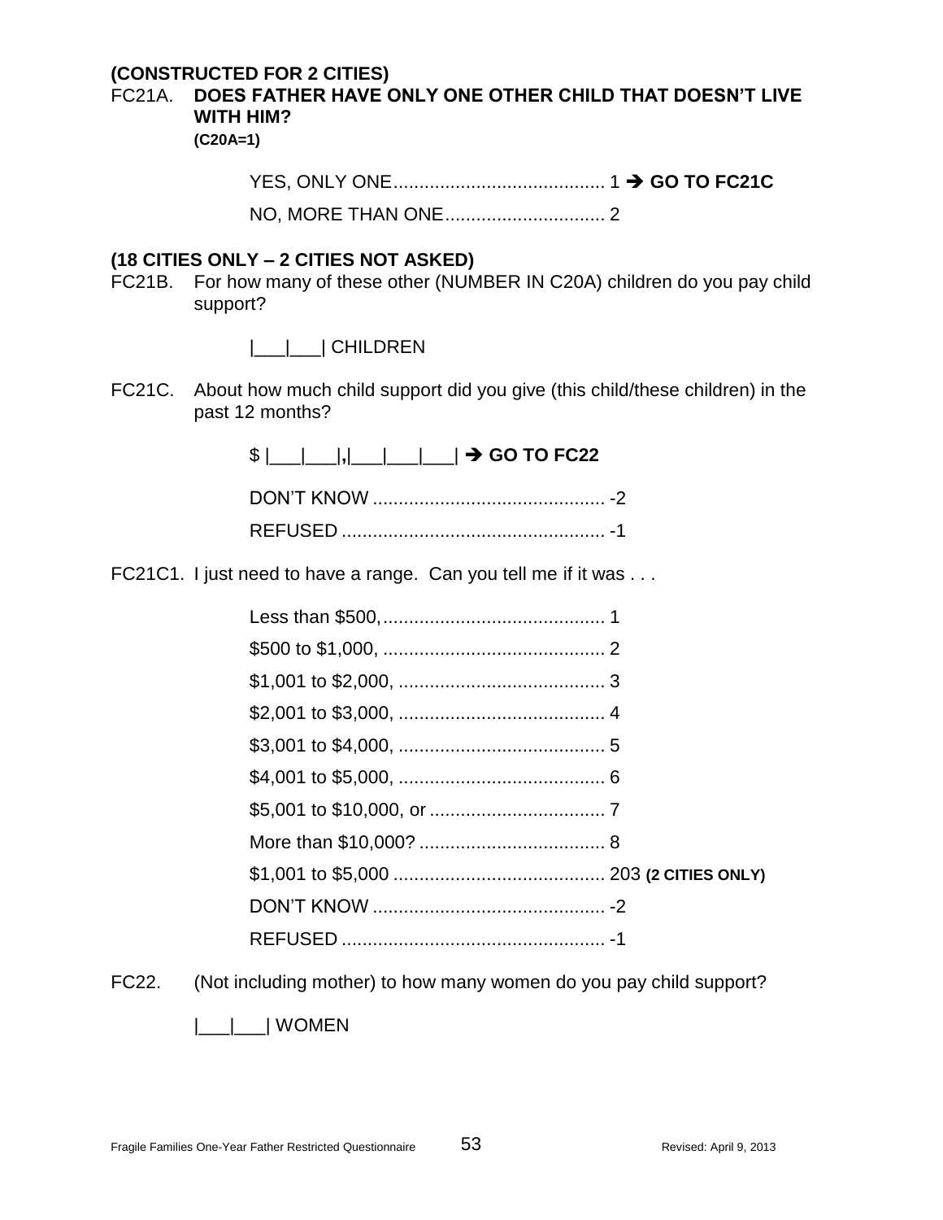**(CONSTRUCTED FOR 2 CITIES)**

FC21A. **DOES FATHER HAVE ONLY ONE OTHER CHILD THAT DOESN'T LIVE WITH HIM?**
**(C20A=1)**

YES, ONLY ONE......................................... 1 ➔ **GO TO FC21C**

NO, MORE THAN ONE............................... 2

**(18 CITIES ONLY – 2 CITIES NOT ASKED)**

FC21B. For how many of these other (NUMBER IN C20A) children do you pay child support?

|___|___| CHILDREN

FC21C. About how much child support did you give (this child/these children) in the past 12 months?

$ |___|___|,|___|___|___| ➔ **GO TO FC22**

DON'T KNOW ............................................. -2

REFUSED ................................................... -1

FC21C1. I just need to have a range. Can you tell me if it was . . .

Less than $500,........................................... 1

$500 to $1,000, ........................................... 2

$1,001 to $2,000, ........................................ 3

$2,001 to $3,000, ........................................ 4

$3,001 to $4,000, ........................................ 5

$4,001 to $5,000, ........................................ 6

$5,001 to $10,000, or .................................. 7

More than $10,000? .................................... 8

$1,001 to $5,000 ......................................... 203 **(2 CITIES ONLY)**

DON'T KNOW ............................................. -2

REFUSED ................................................... -1

FC22. (Not including mother) to how many women do you pay child support?

|___|___| WOMEN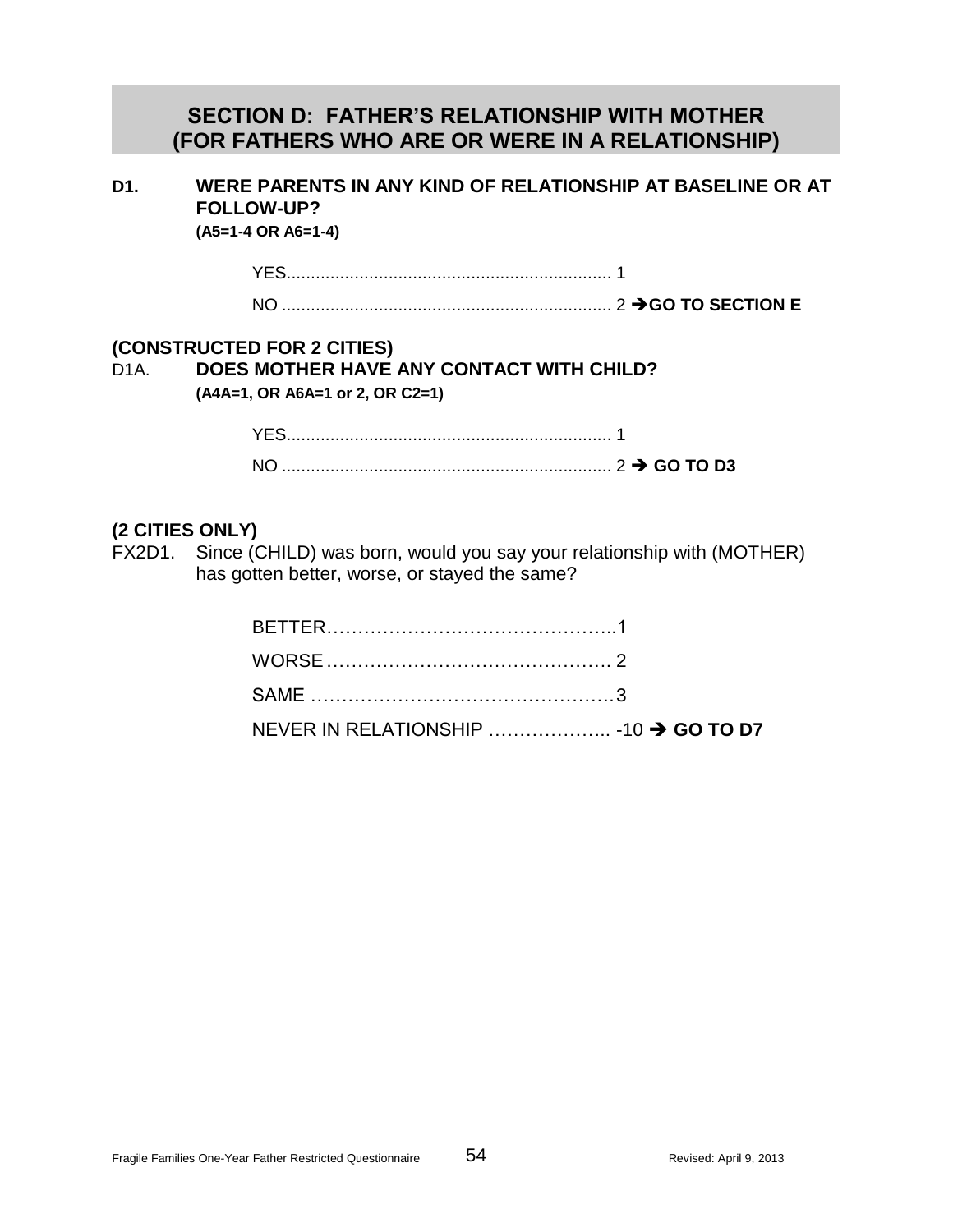## SECTION D: FATHER'S RELATIONSHIP WITH MOTHER (FOR FATHERS WHO ARE OR WERE IN A RELATIONSHIP)

**D1. WERE PARENTS IN ANY KIND OF RELATIONSHIP AT BASELINE OR AT FOLLOW-UP?**
**(A5=1-4 OR A6=1-4)**

YES.................................................................... 1
NO ..................................................................... 2 → **GO TO SECTION E**

**(CONSTRUCTED FOR 2 CITIES)**
D1A. **DOES MOTHER HAVE ANY CONTACT WITH CHILD?**
**(A4A=1, OR A6A=1 or 2, OR C2=1)**

YES.................................................................... 1
NO ..................................................................... 2 → **GO TO D3**

**(2 CITIES ONLY)**
FX2D1. Since (CHILD) was born, would you say your relationship with (MOTHER) has gotten better, worse, or stayed the same?

BETTER………………………………………..1
WORSE……………………………………… 2
SAME …………………………………………3
NEVER IN RELATIONSHIP ……………….. -10 → **GO TO D7**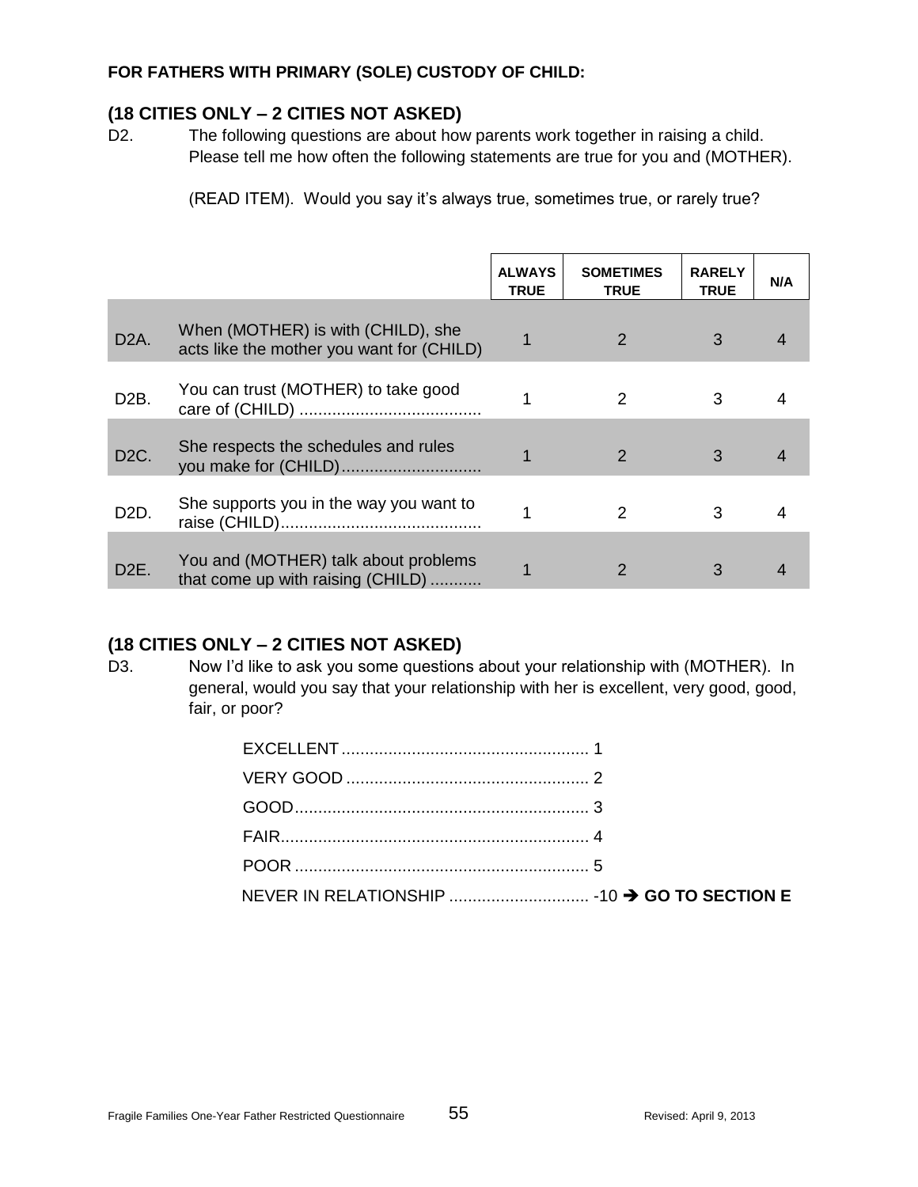**FOR FATHERS WITH PRIMARY (SOLE) CUSTODY OF CHILD:**

### (18 CITIES ONLY – 2 CITIES NOT ASKED)

D2. The following questions are about how parents work together in raising a child. Please tell me how often the following statements are true for you and (MOTHER).

(READ ITEM). Would you say it's always true, sometimes true, or rarely true?

| | | ALWAYS TRUE | SOMETIMES TRUE | RARELY TRUE | N/A |
|---|---|---|---|---|---|
| D2A. | When (MOTHER) is with (CHILD), she acts like the mother you want for (CHILD) | 1 | 2 | 3 | 4 |
| D2B. | You can trust (MOTHER) to take good care of (CHILD) ....................................... | 1 | 2 | 3 | 4 |
| D2C. | She respects the schedules and rules you make for (CHILD)............................. | 1 | 2 | 3 | 4 |
| D2D. | She supports you in the way you want to raise (CHILD).......................................... | 1 | 2 | 3 | 4 |
| D2E. | You and (MOTHER) talk about problems that come up with raising (CHILD) ........... | 1 | 2 | 3 | 4 |

### (18 CITIES ONLY – 2 CITIES NOT ASKED)

D3. Now I'd like to ask you some questions about your relationship with (MOTHER). In general, would you say that your relationship with her is excellent, very good, good, fair, or poor?

EXCELLENT .................................................... 1
VERY GOOD ................................................... 2
GOOD............................................................. 3
FAIR................................................................ 4
POOR ............................................................. 5
NEVER IN RELATIONSHIP ............................. -10 → **GO TO SECTION E**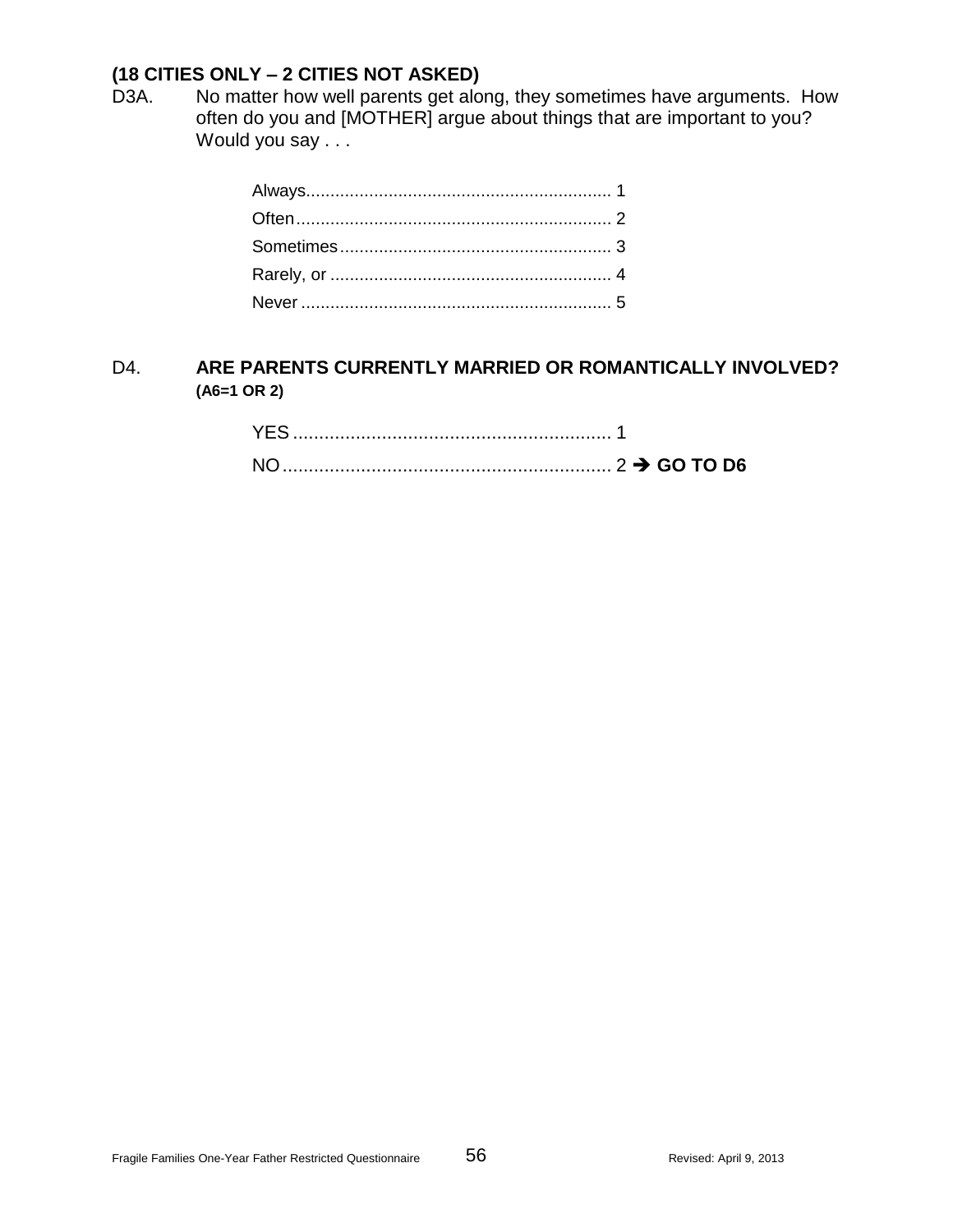**(18 CITIES ONLY – 2 CITIES NOT ASKED)**

D3A. No matter how well parents get along, they sometimes have arguments. How often do you and [MOTHER] argue about things that are important to you? Would you say . . .

Always............................................................. 1
Often............................................................... 2
Sometimes....................................................... 3
Rarely, or ......................................................... 4
Never .............................................................. 5

D4. **ARE PARENTS CURRENTLY MARRIED OR ROMANTICALLY INVOLVED? (A6=1 OR 2)**

YES ............................................................. 1
NO................................................................ 2 → **GO TO D6**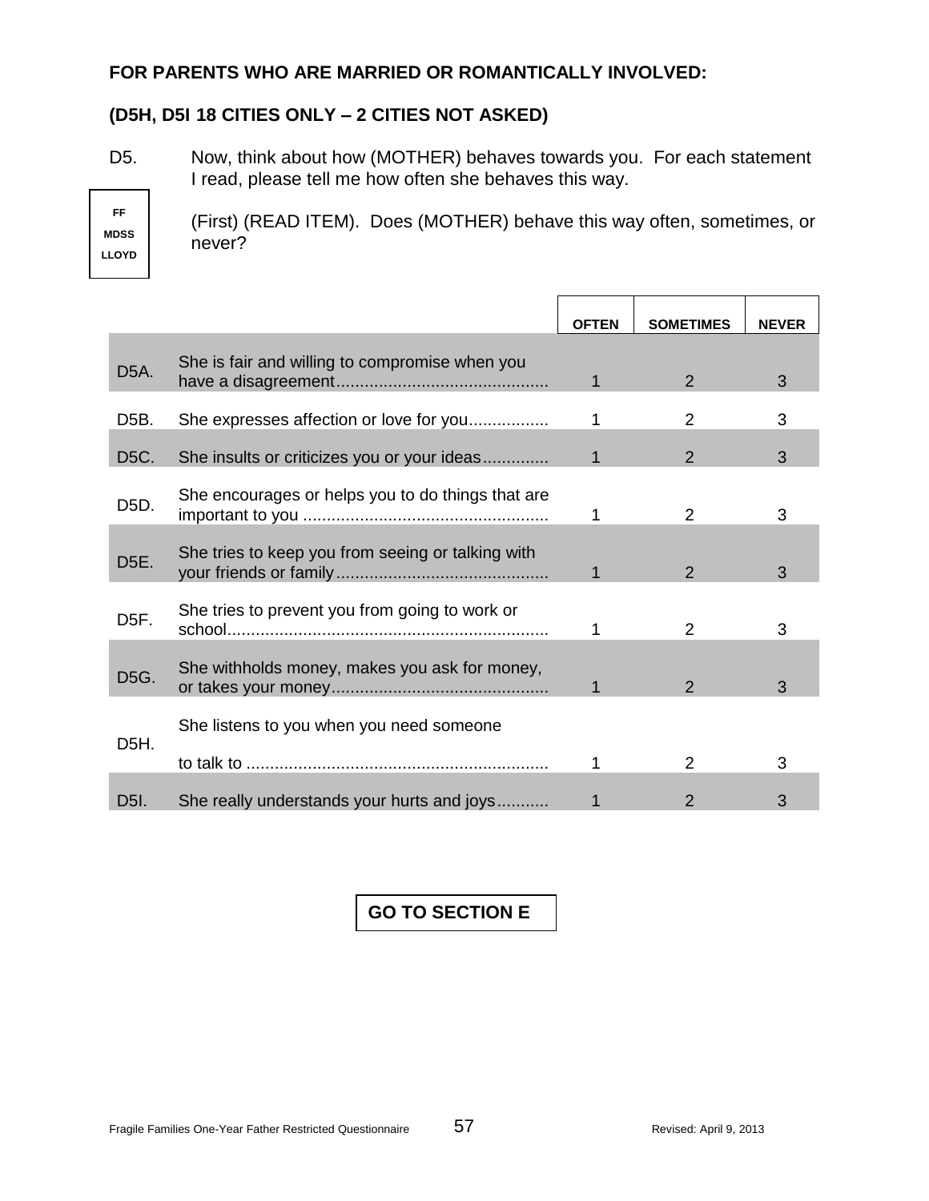**FOR PARENTS WHO ARE MARRIED OR ROMANTICALLY INVOLVED:**

**(D5H, D5I 18 CITIES ONLY – 2 CITIES NOT ASKED)**

D5. Now, think about how (MOTHER) behaves towards you. For each statement I read, please tell me how often she behaves this way.

FF MDSS LLOYD

(First) (READ ITEM). Does (MOTHER) behave this way often, sometimes, or never?

| | | OFTEN | SOMETIMES | NEVER |
|---|---|---|---|---|
| D5A. | She is fair and willing to compromise when you have a disagreement | 1 | 2 | 3 |
| D5B. | She expresses affection or love for you | 1 | 2 | 3 |
| D5C. | She insults or criticizes you or your ideas | 1 | 2 | 3 |
| D5D. | She encourages or helps you to do things that are important to you | 1 | 2 | 3 |
| D5E. | She tries to keep you from seeing or talking with your friends or family | 1 | 2 | 3 |
| D5F. | She tries to prevent you from going to work or school | 1 | 2 | 3 |
| D5G. | She withholds money, makes you ask for money, or takes your money | 1 | 2 | 3 |
| D5H. | She listens to you when you need someone to talk to | 1 | 2 | 3 |
| D5I. | She really understands your hurts and joys | 1 | 2 | 3 |

**GO TO SECTION E**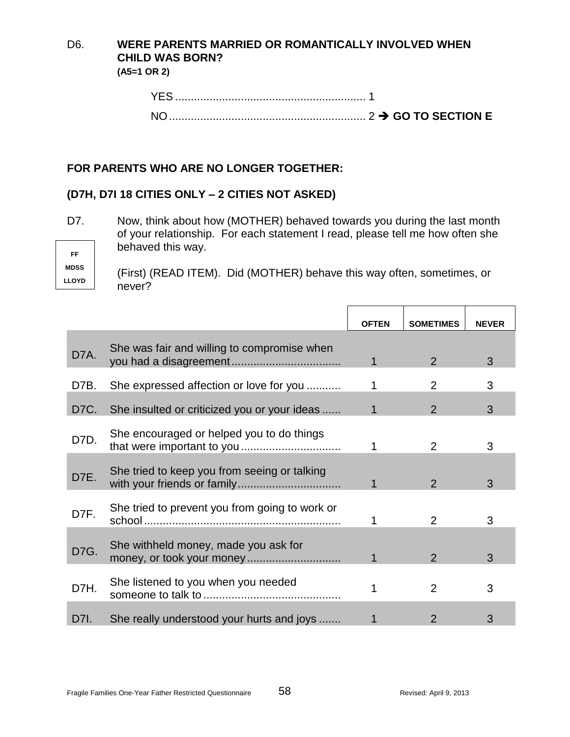D6. **WERE PARENTS MARRIED OR ROMANTICALLY INVOLVED WHEN CHILD WAS BORN?**
**(A5=1 OR 2)**

YES ............................................................ 1
NO ............................................................... 2 ➔ **GO TO SECTION E**

**FOR PARENTS WHO ARE NO LONGER TOGETHER:**

**(D7H, D7I 18 CITIES ONLY – 2 CITIES NOT ASKED)**

D7. Now, think about how (MOTHER) behaved towards you during the last month of your relationship. For each statement I read, please tell me how often she behaved this way.

**FF**
**MDSS**
**LLOYD**

(First) (READ ITEM). Did (MOTHER) behave this way often, sometimes, or never?

| | | OFTEN | SOMETIMES | NEVER |
|---|---|---|---|---|
| D7A. | She was fair and willing to compromise when you had a disagreement .................................. | 1 | 2 | 3 |
| D7B. | She expressed affection or love for you ........... | 1 | 2 | 3 |
| D7C. | She insulted or criticized you or your ideas ...... | 1 | 2 | 3 |
| D7D. | She encouraged or helped you to do things that were important to you ................................ | 1 | 2 | 3 |
| D7E. | She tried to keep you from seeing or talking with your friends or family................................ | 1 | 2 | 3 |
| D7F. | She tried to prevent you from going to work or school .............................................................. | 1 | 2 | 3 |
| D7G. | She withheld money, made you ask for money, or took your money ............................. | 1 | 2 | 3 |
| D7H. | She listened to you when you needed someone to talk to ........................................... | 1 | 2 | 3 |
| D7I. | She really understood your hurts and joys ....... | 1 | 2 | 3 |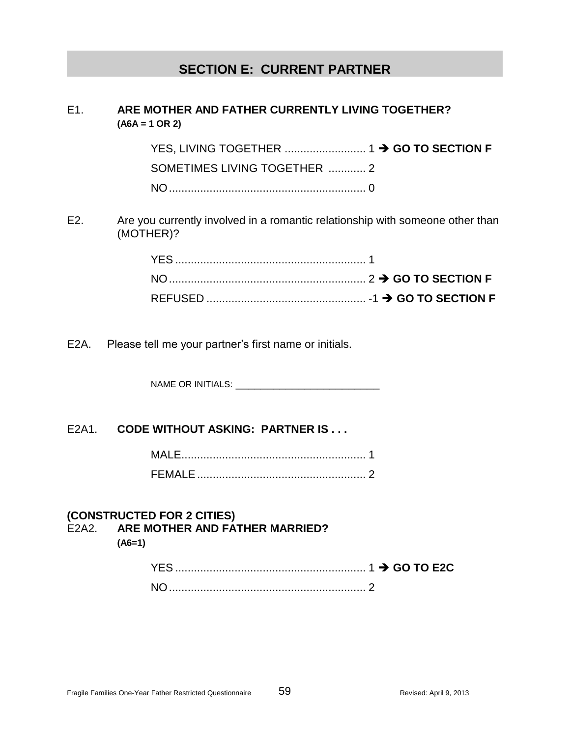## SECTION E: CURRENT PARTNER

E1. **ARE MOTHER AND FATHER CURRENTLY LIVING TOGETHER?**
**(A6A = 1 OR 2)**

YES, LIVING TOGETHER .......................... 1 ➔ **GO TO SECTION F**
SOMETIMES LIVING TOGETHER ............ 2
NO............................................................... 0

E2. Are you currently involved in a romantic relationship with someone other than (MOTHER)?

YES ............................................................. 1
NO............................................................... 2 ➔ **GO TO SECTION F**
REFUSED ................................................... -1 ➔ **GO TO SECTION F**

E2A. Please tell me your partner's first name or initials.

NAME OR INITIALS: ___________________________

E2A1. **CODE WITHOUT ASKING: PARTNER IS . . .**

MALE........................................................... 1
FEMALE ...................................................... 2

**(CONSTRUCTED FOR 2 CITIES)**
E2A2. **ARE MOTHER AND FATHER MARRIED?**
**(A6=1)**

YES ............................................................. 1 ➔ **GO TO E2C**
NO............................................................... 2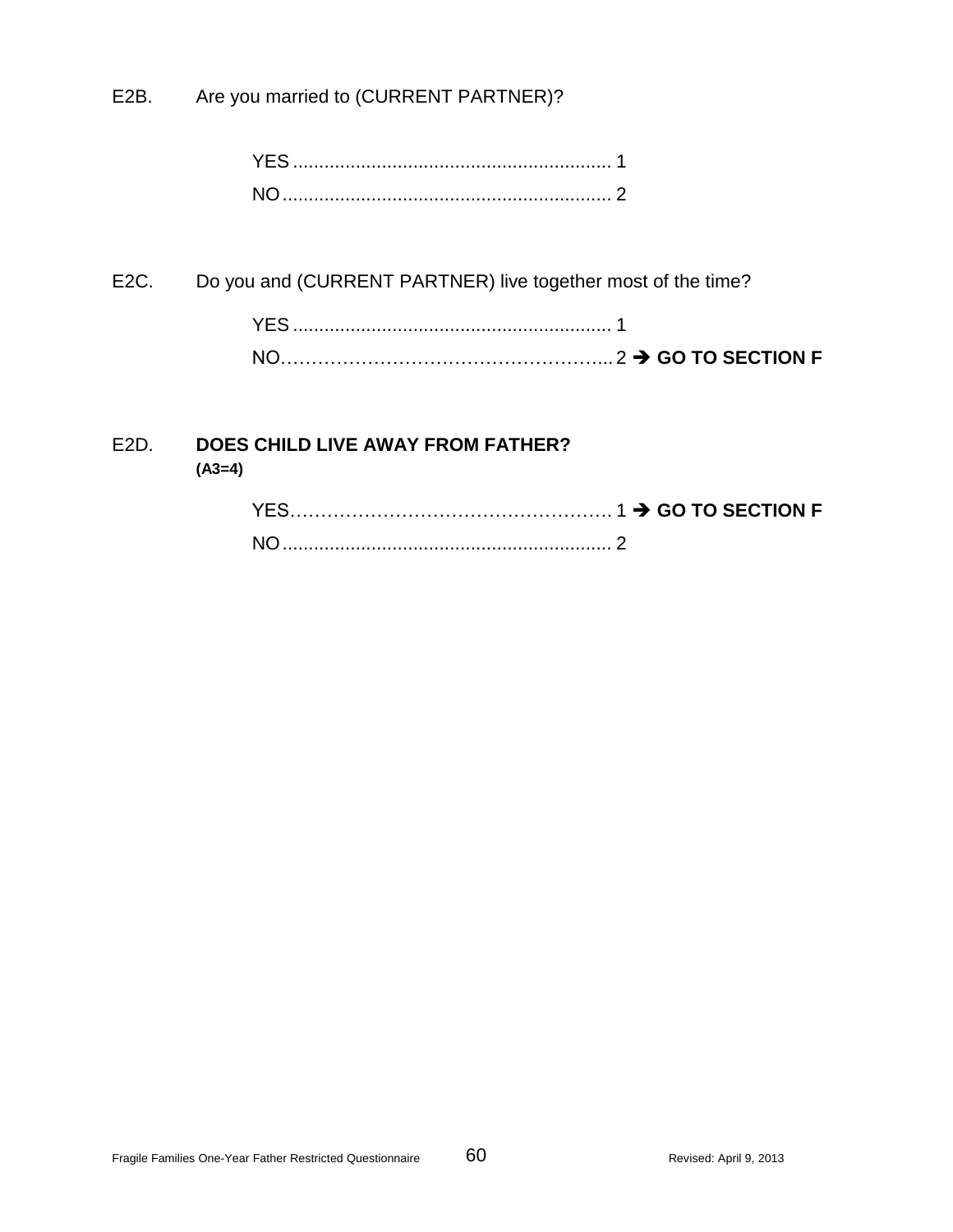E2B. Are you married to (CURRENT PARTNER)?

YES ............................................................ 1
NO .............................................................. 2

E2C. Do you and (CURRENT PARTNER) live together most of the time?

YES ............................................................ 1
NO……………………………………………... 2 ➔ **GO TO SECTION F**

E2D. **DOES CHILD LIVE AWAY FROM FATHER?**
**(A3=4)**

YES……………………………………………. 1 ➔ **GO TO SECTION F**
NO .............................................................. 2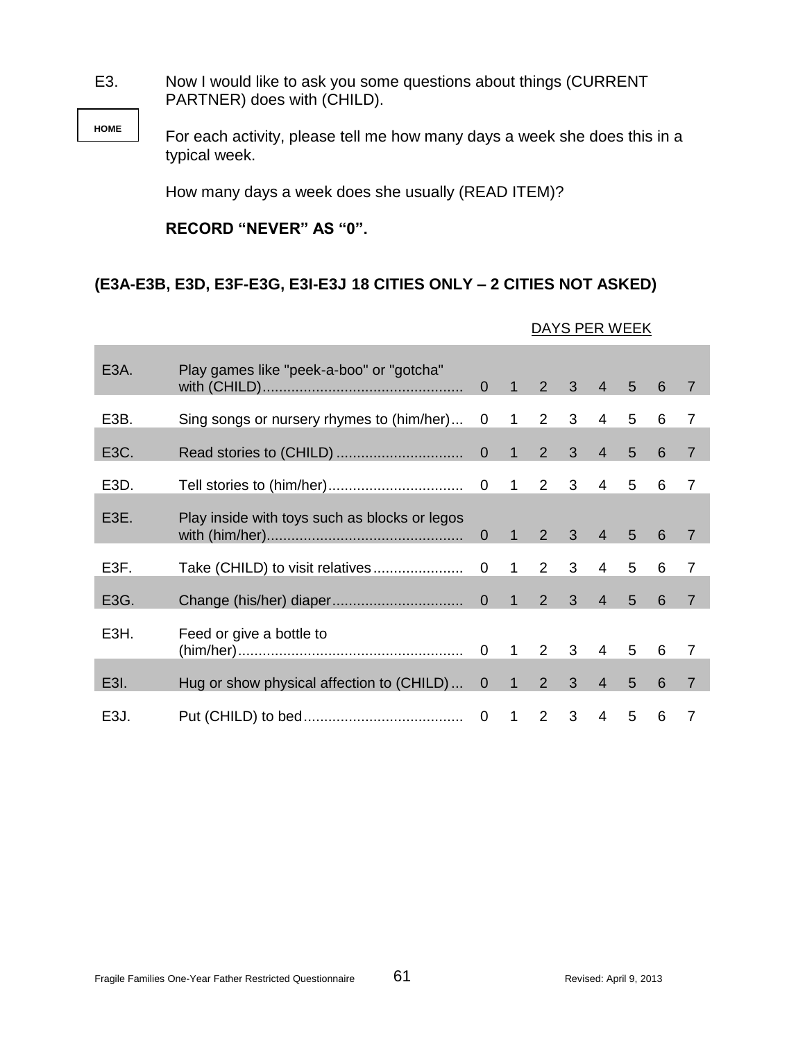E3. Now I would like to ask you some questions about things (CURRENT PARTNER) does with (CHILD).

HOME

For each activity, please tell me how many days a week she does this in a typical week.

How many days a week does she usually (READ ITEM)?

**RECORD "NEVER" AS "0".**

**(E3A-E3B, E3D, E3F-E3G, E3I-E3J 18 CITIES ONLY – 2 CITIES NOT ASKED)**

| | | DAYS PER WEEK | | | | | | | |
|---|---|---|---|---|---|---|---|---|---|
| E3A. | Play games like "peek-a-boo" or "gotcha" with (CHILD)................................................ | 0 | 1 | 2 | 3 | 4 | 5 | 6 | 7 |
| E3B. | Sing songs or nursery rhymes to (him/her)... | 0 | 1 | 2 | 3 | 4 | 5 | 6 | 7 |
| E3C. | Read stories to (CHILD) .............................. | 0 | 1 | 2 | 3 | 4 | 5 | 6 | 7 |
| E3D. | Tell stories to (him/her)................................ | 0 | 1 | 2 | 3 | 4 | 5 | 6 | 7 |
| E3E. | Play inside with toys such as blocks or legos with (him/her)............................................... | 0 | 1 | 2 | 3 | 4 | 5 | 6 | 7 |
| E3F. | Take (CHILD) to visit relatives..................... | 0 | 1 | 2 | 3 | 4 | 5 | 6 | 7 |
| E3G. | Change (his/her) diaper............................... | 0 | 1 | 2 | 3 | 4 | 5 | 6 | 7 |
| E3H. | Feed or give a bottle to (him/her)...................................................... | 0 | 1 | 2 | 3 | 4 | 5 | 6 | 7 |
| E3I. | Hug or show physical affection to (CHILD)... | 0 | 1 | 2 | 3 | 4 | 5 | 6 | 7 |
| E3J. | Put (CHILD) to bed...................................... | 0 | 1 | 2 | 3 | 4 | 5 | 6 | 7 |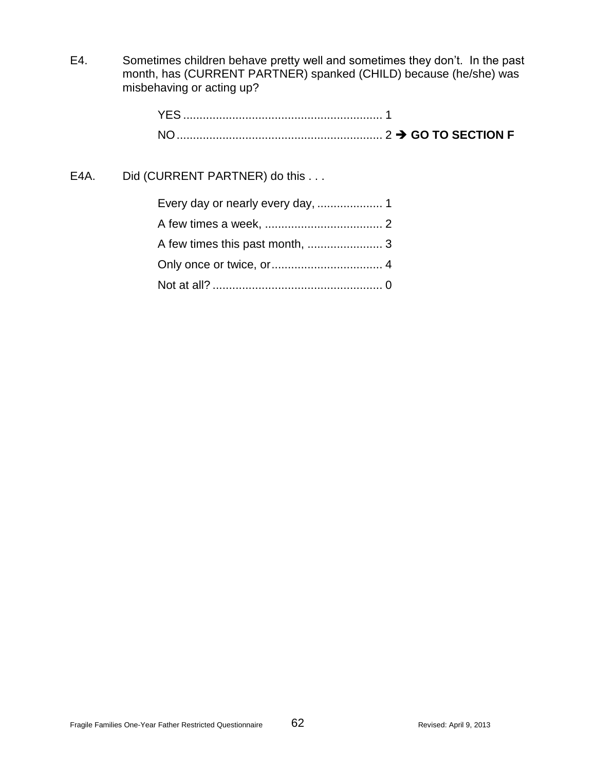E4. Sometimes children behave pretty well and sometimes they don't. In the past month, has (CURRENT PARTNER) spanked (CHILD) because (he/she) was misbehaving or acting up?

YES ............................................................ 1
NO .............................................................. 2 ➔ **GO TO SECTION F**

E4A. Did (CURRENT PARTNER) do this . . .

Every day or nearly every day, .................... 1
A few times a week, .................................... 2
A few times this past month, ....................... 3
Only once or twice, or .................................. 4
Not at all? .................................................... 0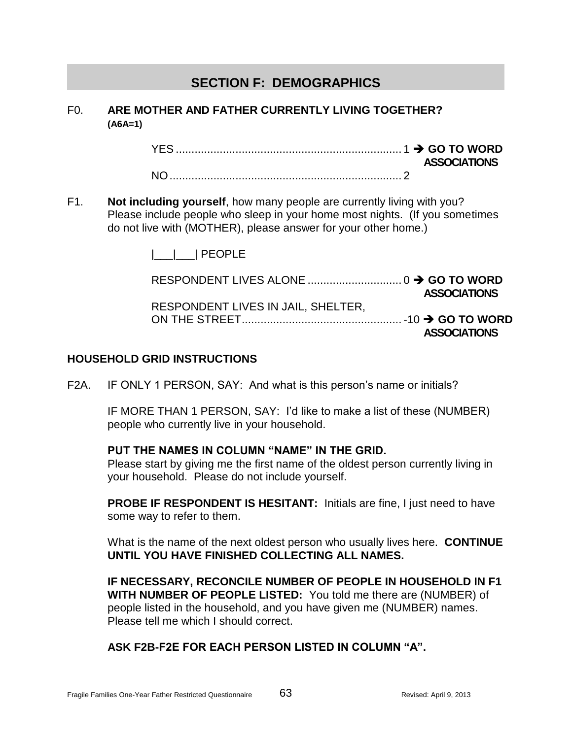## SECTION F: DEMOGRAPHICS

F0. **ARE MOTHER AND FATHER CURRENTLY LIVING TOGETHER?**
**(A6A=1)**

YES........................................................................ 1 ➔ **GO TO WORD ASSOCIATIONS**
NO.......................................................................... 2

F1. **Not including yourself**, how many people are currently living with you? Please include people who sleep in your home most nights. (If you sometimes do not live with (MOTHER), please answer for your other home.)

|___|___| PEOPLE

RESPONDENT LIVES ALONE .............................. 0 ➔ **GO TO WORD ASSOCIATIONS**
RESPONDENT LIVES IN JAIL, SHELTER, ON THE STREET................................................... -10 ➔ **GO TO WORD ASSOCIATIONS**

**HOUSEHOLD GRID INSTRUCTIONS**

F2A. IF ONLY 1 PERSON, SAY: And what is this person's name or initials?

IF MORE THAN 1 PERSON, SAY: I'd like to make a list of these (NUMBER) people who currently live in your household.

**PUT THE NAMES IN COLUMN "NAME" IN THE GRID.**
Please start by giving me the first name of the oldest person currently living in your household. Please do not include yourself.

**PROBE IF RESPONDENT IS HESITANT:** Initials are fine, I just need to have some way to refer to them.

What is the name of the next oldest person who usually lives here. **CONTINUE UNTIL YOU HAVE FINISHED COLLECTING ALL NAMES.**

**IF NECESSARY, RECONCILE NUMBER OF PEOPLE IN HOUSEHOLD IN F1 WITH NUMBER OF PEOPLE LISTED:** You told me there are (NUMBER) of people listed in the household, and you have given me (NUMBER) names. Please tell me which I should correct.

**ASK F2B-F2E FOR EACH PERSON LISTED IN COLUMN "A".**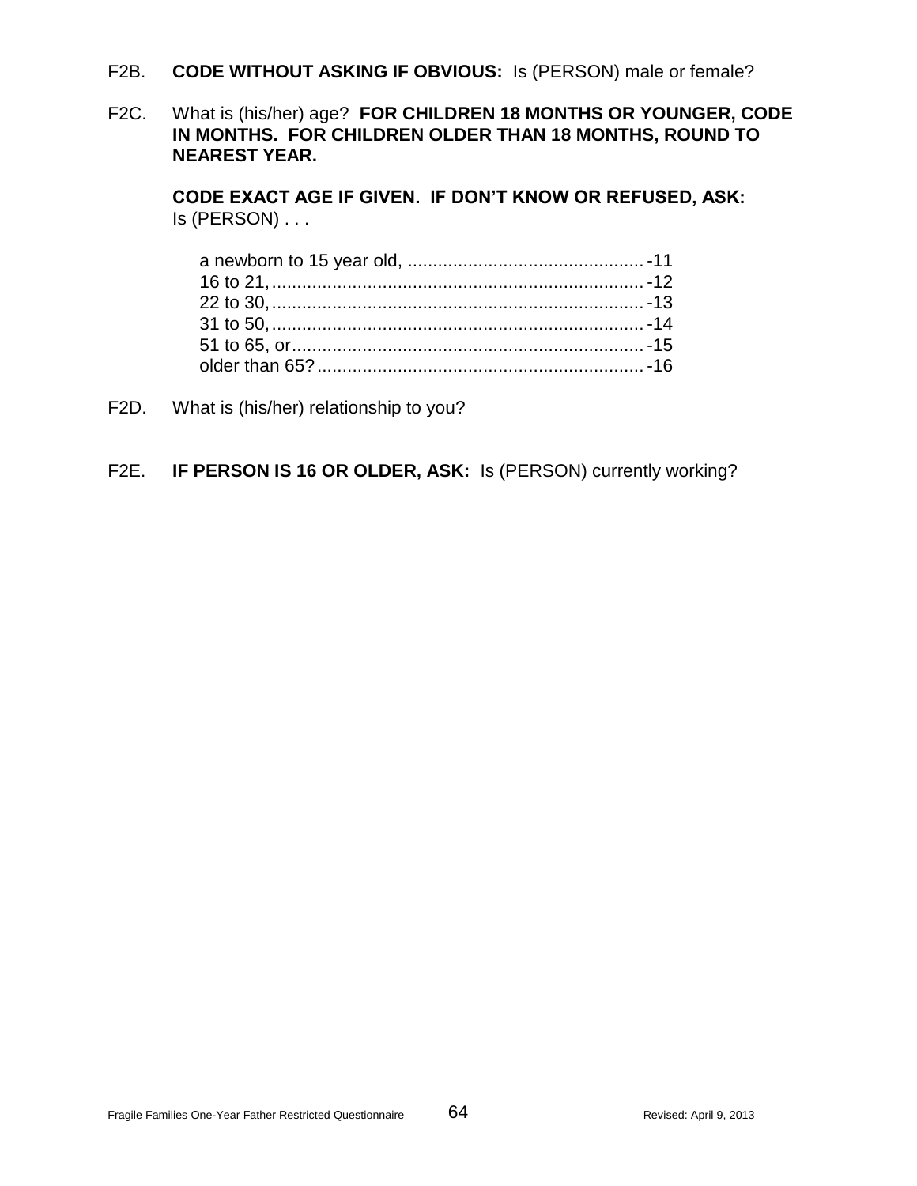F2B. **CODE WITHOUT ASKING IF OBVIOUS:** Is (PERSON) male or female?

F2C. What is (his/her) age? **FOR CHILDREN 18 MONTHS OR YOUNGER, CODE IN MONTHS. FOR CHILDREN OLDER THAN 18 MONTHS, ROUND TO NEAREST YEAR.**

**CODE EXACT AGE IF GIVEN. IF DON'T KNOW OR REFUSED, ASK:** Is (PERSON) . . .

| | |
|---|---|
| a newborn to 15 year old, | -11 |
| 16 to 21, | -12 |
| 22 to 30, | -13 |
| 31 to 50, | -14 |
| 51 to 65, or | -15 |
| older than 65? | -16 |

F2D. What is (his/her) relationship to you?

F2E. **IF PERSON IS 16 OR OLDER, ASK:** Is (PERSON) currently working?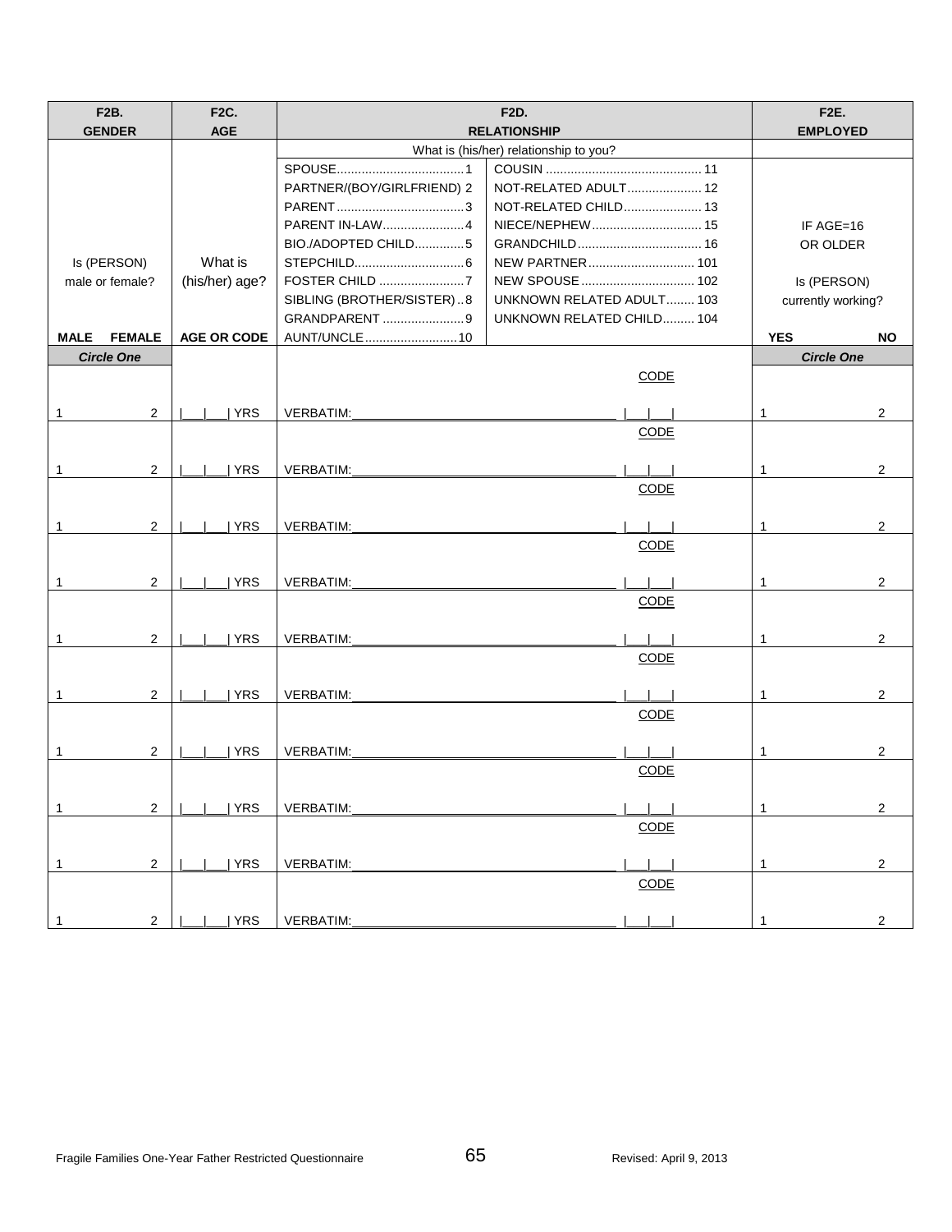| F2B. GENDER | F2C. AGE | F2D. RELATIONSHIP | | F2E. EMPLOYED |
|---|---|---|---|---|
| | | What is (his/her) relationship to you? | | |
| Is (PERSON) male or female? | What is (his/her) age? | SPOUSE....1<br>PARTNER/(BOY/GIRLFRIEND) 2<br>PARENT....3<br>PARENT IN-LAW....4<br>BIO./ADOPTED CHILD....5<br>STEPCHILD....6<br>FOSTER CHILD ....7<br>SIBLING (BROTHER/SISTER)..8<br>GRANDPARENT ....9<br>AUNT/UNCLE....10 | COUSIN ....11<br>NOT-RELATED ADULT....12<br>NOT-RELATED CHILD....13<br>NIECE/NEPHEW....15<br>GRANDCHILD....16<br>NEW PARTNER....101<br>NEW SPOUSE ....102<br>UNKNOWN RELATED ADULT....103<br>UNKNOWN RELATED CHILD....104 | IF AGE=16 OR OLDER<br><br>Is (PERSON) currently working? |
| MALE FEMALE | AGE OR CODE | | | YES NO |
| *Circle One* | | | | *Circle One* |
| 1 2 | \|___\|___\| YRS | VERBATIM:______________ | CODE \|___\|___\| | 1 2 |
| 1 2 | \|___\|___\| YRS | VERBATIM:______________ | CODE \|___\|___\| | 1 2 |
| 1 2 | \|___\|___\| YRS | VERBATIM:______________ | CODE \|___\|___\| | 1 2 |
| 1 2 | \|___\|___\| YRS | VERBATIM:______________ | CODE \|___\|___\| | 1 2 |
| 1 2 | \|___\|___\| YRS | VERBATIM:______________ | CODE \|___\|___\| | 1 2 |
| 1 2 | \|___\|___\| YRS | VERBATIM:______________ | CODE \|___\|___\| | 1 2 |
| 1 2 | \|___\|___\| YRS | VERBATIM:______________ | CODE \|___\|___\| | 1 2 |
| 1 2 | \|___\|___\| YRS | VERBATIM:______________ | CODE \|___\|___\| | 1 2 |
| 1 2 | \|___\|___\| YRS | VERBATIM:______________ | CODE \|___\|___\| | 1 2 |
| 1 2 | \|___\|___\| YRS | VERBATIM:______________ | CODE \|___\|___\| | 1 2 |

Fragile Families One-Year Father Restricted Questionnaire Revised: April 9, 2013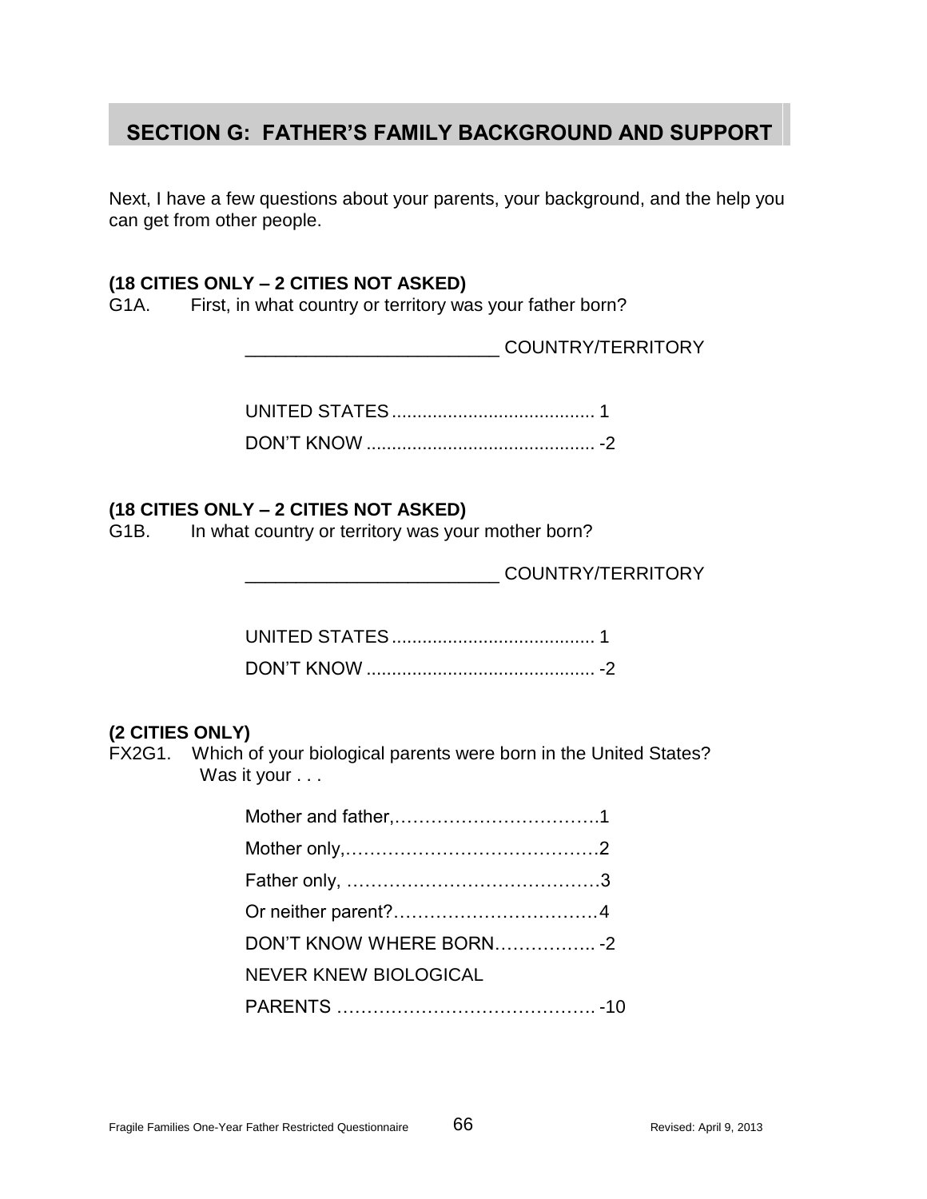## SECTION G: FATHER'S FAMILY BACKGROUND AND SUPPORT

Next, I have a few questions about your parents, your background, and the help you can get from other people.

**(18 CITIES ONLY – 2 CITIES NOT ASKED)**
G1A. First, in what country or territory was your father born?

_________________________ COUNTRY/TERRITORY

UNITED STATES ........................................ 1
DON'T KNOW ............................................. -2

**(18 CITIES ONLY – 2 CITIES NOT ASKED)**
G1B. In what country or territory was your mother born?

_________________________ COUNTRY/TERRITORY

UNITED STATES ........................................ 1
DON'T KNOW ............................................. -2

**(2 CITIES ONLY)**
FX2G1. Which of your biological parents were born in the United States? Was it your . . .

Mother and father,……………………………1
Mother only,……………………………………2
Father only, ……………………………………3
Or neither parent?……………………………4
DON'T KNOW WHERE BORN…………….. -2
NEVER KNEW BIOLOGICAL PARENTS ……………………………………. -10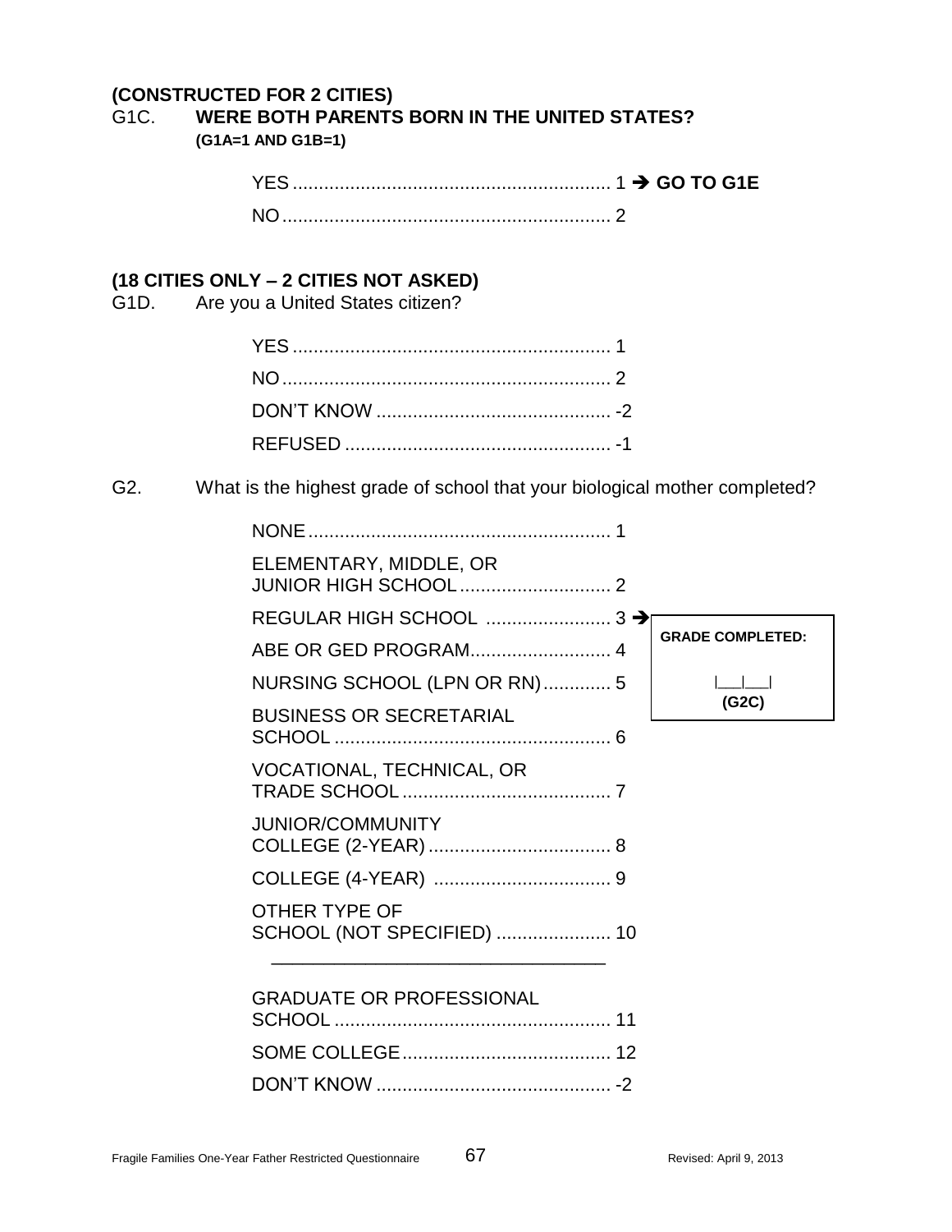**(CONSTRUCTED FOR 2 CITIES)**

G1C. **WERE BOTH PARENTS BORN IN THE UNITED STATES?**
**(G1A=1 AND G1B=1)**

- YES ............................................................ 1 ➔ **GO TO G1E**
- NO .............................................................. 2

**(18 CITIES ONLY – 2 CITIES NOT ASKED)**

G1D. Are you a United States citizen?

- YES ............................................................ 1
- NO .............................................................. 2
- DON'T KNOW ............................................ -2
- REFUSED .................................................. -1

G2. What is the highest grade of school that your biological mother completed?

- NONE .......................................................... 1
- ELEMENTARY, MIDDLE, OR JUNIOR HIGH SCHOOL ............................ 2
- REGULAR HIGH SCHOOL ........................ 3 ➔ **GRADE COMPLETED:** |\_\_\_|\_\_\_| **(G2C)**
- ABE OR GED PROGRAM........................... 4
- NURSING SCHOOL (LPN OR RN)............. 5
- BUSINESS OR SECRETARIAL SCHOOL .................................................... 6
- VOCATIONAL, TECHNICAL, OR TRADE SCHOOL ........................................ 7
- JUNIOR/COMMUNITY COLLEGE (2-YEAR) ................................... 8
- COLLEGE (4-YEAR) .................................. 9
- OTHER TYPE OF SCHOOL (NOT SPECIFIED) ...................... 10
  \_\_\_\_\_\_\_\_\_\_\_\_\_\_\_\_\_\_\_\_\_\_\_\_\_\_\_\_\_\_\_\_
- GRADUATE OR PROFESSIONAL SCHOOL .................................................... 11
- SOME COLLEGE........................................ 12
- DON'T KNOW ............................................ -2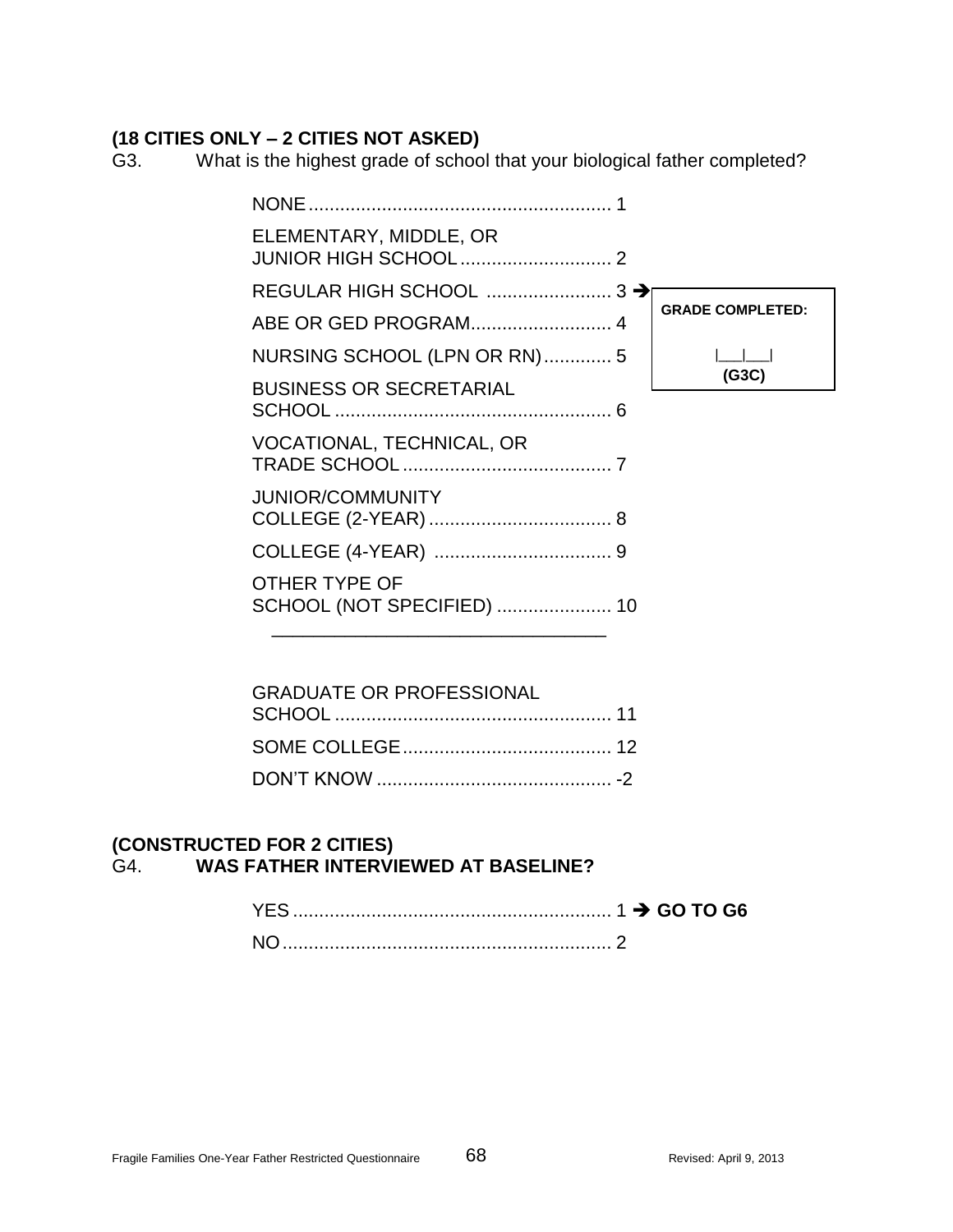**(18 CITIES ONLY – 2 CITIES NOT ASKED)**

G3. What is the highest grade of school that your biological father completed?

NONE............................................................ 1

ELEMENTARY, MIDDLE, OR JUNIOR HIGH SCHOOL............................ 2

REGULAR HIGH SCHOOL ........................ 3 ➔ **GRADE COMPLETED:** |___|___| **(G3C)**

ABE OR GED PROGRAM........................... 4

NURSING SCHOOL (LPN OR RN)............. 5

BUSINESS OR SECRETARIAL SCHOOL ..................................................... 6

VOCATIONAL, TECHNICAL, OR TRADE SCHOOL........................................ 7

JUNIOR/COMMUNITY COLLEGE (2-YEAR)................................... 8

COLLEGE (4-YEAR) .................................. 9

OTHER TYPE OF SCHOOL (NOT SPECIFIED) ...................... 10

_________________________________

GRADUATE OR PROFESSIONAL SCHOOL ..................................................... 11

SOME COLLEGE........................................ 12

DON'T KNOW ............................................. -2

**(CONSTRUCTED FOR 2 CITIES)**

G4. **WAS FATHER INTERVIEWED AT BASELINE?**

YES ............................................................. 1 ➔ **GO TO G6**

NO............................................................... 2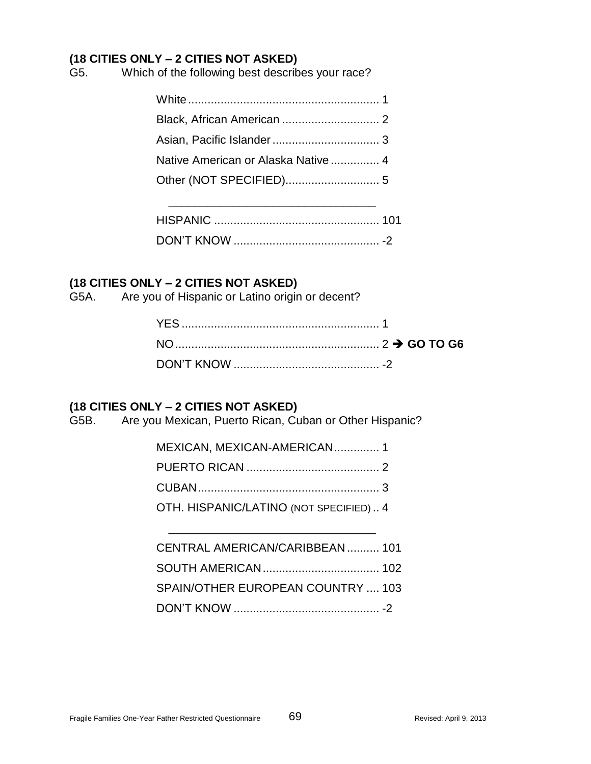**(18 CITIES ONLY – 2 CITIES NOT ASKED)**

G5. Which of the following best describes your race?

White .......................................................... 1
Black, African American .............................. 2
Asian, Pacific Islander ................................. 3
Native American or Alaska Native ............... 4
Other (NOT SPECIFIED)............................. 5

\_\_\_\_\_\_\_\_\_\_\_\_\_\_\_\_\_\_\_\_\_\_\_\_\_\_\_\_\_\_\_\_

HISPANIC ................................................... 101
DON'T KNOW ............................................. -2

**(18 CITIES ONLY – 2 CITIES NOT ASKED)**

G5A. Are you of Hispanic or Latino origin or decent?

YES ............................................................. 1
NO ............................................................... 2 ➔ **GO TO G6**
DON'T KNOW ............................................. -2

**(18 CITIES ONLY – 2 CITIES NOT ASKED)**

G5B. Are you Mexican, Puerto Rican, Cuban or Other Hispanic?

MEXICAN, MEXICAN-AMERICAN.............. 1
PUERTO RICAN ......................................... 2
CUBAN ........................................................ 3
OTH. HISPANIC/LATINO (NOT SPECIFIED) .. 4

\_\_\_\_\_\_\_\_\_\_\_\_\_\_\_\_\_\_\_\_\_\_\_\_\_\_\_\_\_\_\_\_

CENTRAL AMERICAN/CARIBBEAN .......... 101
SOUTH AMERICAN .................................... 102
SPAIN/OTHER EUROPEAN COUNTRY .... 103
DON'T KNOW ............................................. -2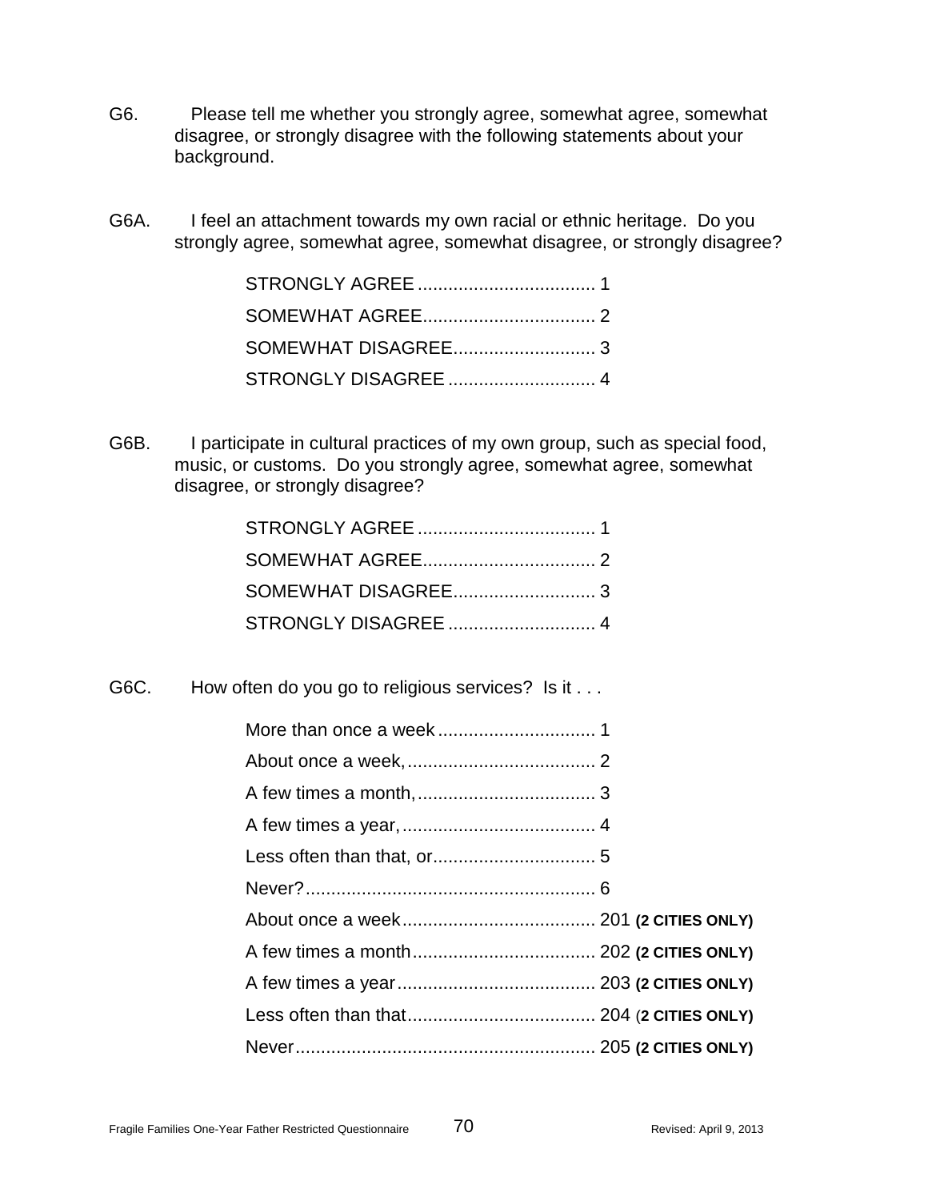G6. Please tell me whether you strongly agree, somewhat agree, somewhat disagree, or strongly disagree with the following statements about your background.

G6A. I feel an attachment towards my own racial or ethnic heritage. Do you strongly agree, somewhat agree, somewhat disagree, or strongly disagree?

| | |
|---|---|
| STRONGLY AGREE | 1 |
| SOMEWHAT AGREE | 2 |
| SOMEWHAT DISAGREE | 3 |
| STRONGLY DISAGREE | 4 |

G6B. I participate in cultural practices of my own group, such as special food, music, or customs. Do you strongly agree, somewhat agree, somewhat disagree, or strongly disagree?

| | |
|---|---|
| STRONGLY AGREE | 1 |
| SOMEWHAT AGREE | 2 |
| SOMEWHAT DISAGREE | 3 |
| STRONGLY DISAGREE | 4 |

G6C. How often do you go to religious services? Is it . . .

| | |
|---|---|
| More than once a week | 1 |
| About once a week, | 2 |
| A few times a month, | 3 |
| A few times a year, | 4 |
| Less often than that, or | 5 |
| Never? | 6 |
| About once a week | 201 **(2 CITIES ONLY)** |
| A few times a month | 202 **(2 CITIES ONLY)** |
| A few times a year | 203 **(2 CITIES ONLY)** |
| Less often than that | 204 (**2 CITIES ONLY)** |
| Never | 205 **(2 CITIES ONLY)** |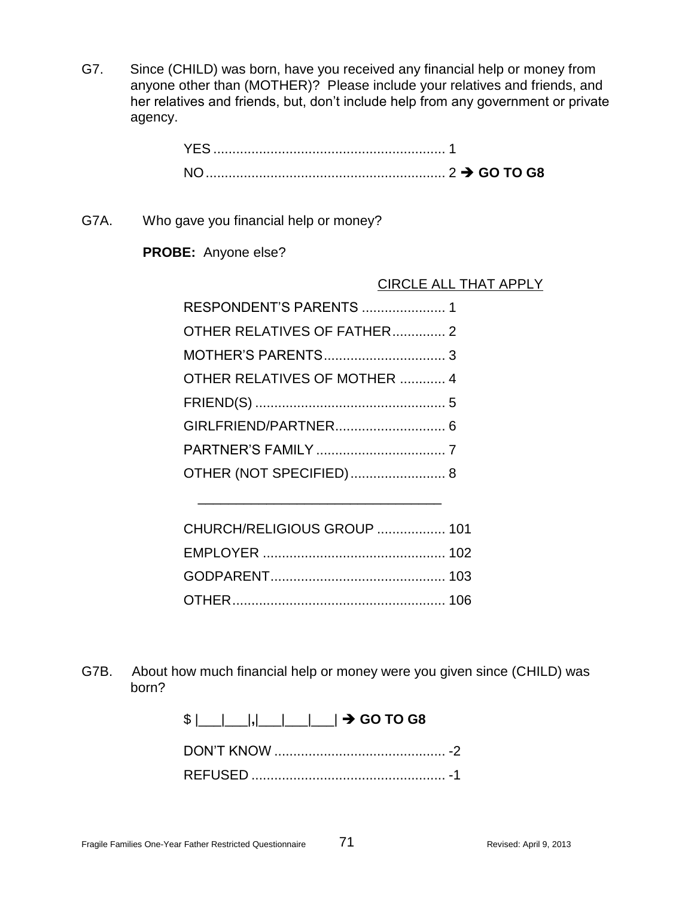G7. Since (CHILD) was born, have you received any financial help or money from anyone other than (MOTHER)? Please include your relatives and friends, and her relatives and friends, but, don't include help from any government or private agency.

YES ............................................................ 1
NO.............................................................. 2 ➔ **GO TO G8**

G7A. Who gave you financial help or money?

**PROBE:** Anyone else?

CIRCLE ALL THAT APPLY

RESPONDENT'S PARENTS ...................... 1
OTHER RELATIVES OF FATHER.............. 2
MOTHER'S PARENTS................................ 3
OTHER RELATIVES OF MOTHER ............ 4
FRIEND(S) .................................................. 5
GIRLFRIEND/PARTNER............................. 6
PARTNER'S FAMILY .................................. 7
OTHER (NOT SPECIFIED)......................... 8

_________________________________

CHURCH/RELIGIOUS GROUP .................. 101
EMPLOYER ................................................ 102
GODPARENT.............................................. 103
OTHER........................................................ 106

G7B. About how much financial help or money were you given since (CHILD) was born?

$ |___|___|,|___|___|___| ➔ **GO TO G8**

DON'T KNOW ............................................. -2
REFUSED ................................................... -1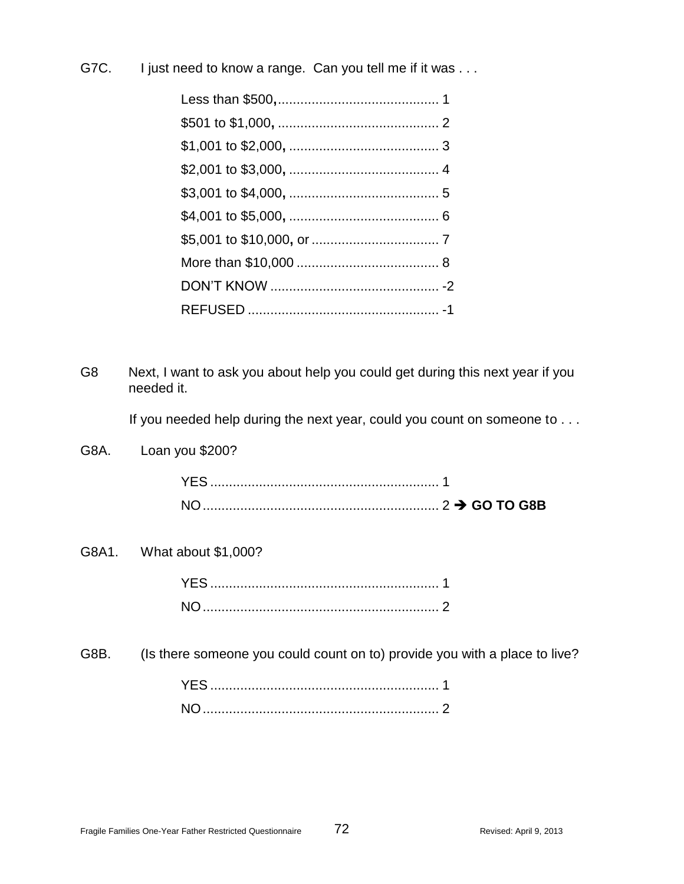G7C. I just need to know a range. Can you tell me if it was . . .

Less than $500, .......................................... 1
$501 to $1,000, .......................................... 2
$1,001 to $2,000, ........................................ 3
$2,001 to $3,000, ........................................ 4
$3,001 to $4,000, ........................................ 5
$4,001 to $5,000, ........................................ 6
$5,001 to $10,000, or .................................. 7
More than $10,000 ...................................... 8
DON'T KNOW ............................................. -2
REFUSED ................................................... -1

G8 Next, I want to ask you about help you could get during this next year if you needed it.

If you needed help during the next year, could you count on someone to . . .

G8A. Loan you $200?

YES ............................................................ 1
NO .............................................................. 2 ➔ **GO TO G8B**

G8A1. What about $1,000?

YES ............................................................ 1
NO .............................................................. 2

G8B. (Is there someone you could count on to) provide you with a place to live?

YES ............................................................ 1
NO .............................................................. 2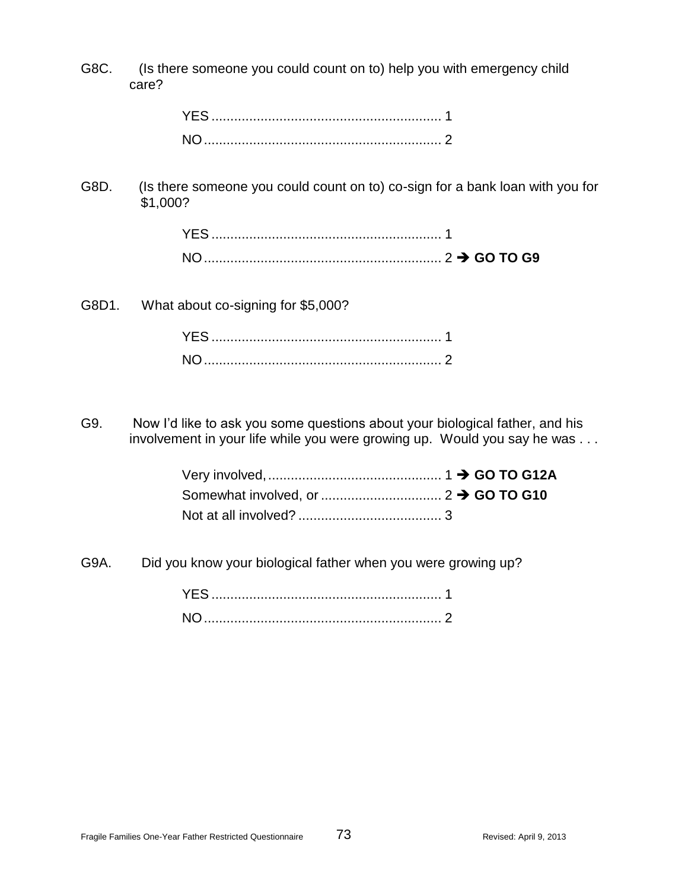G8C. (Is there someone you could count on to) help you with emergency child care?

YES ............................................................ 1
NO .............................................................. 2

G8D. (Is there someone you could count on to) co-sign for a bank loan with you for $1,000?

YES ............................................................ 1
NO .............................................................. 2 ➔ **GO TO G9**

G8D1. What about co-signing for $5,000?

YES ............................................................ 1
NO .............................................................. 2

G9. Now I'd like to ask you some questions about your biological father, and his involvement in your life while you were growing up. Would you say he was . . .

Very involved, ............................................. 1 ➔ **GO TO G12A**
Somewhat involved, or ................................ 2 ➔ **GO TO G10**
Not at all involved? ...................................... 3

G9A. Did you know your biological father when you were growing up?

YES ............................................................ 1
NO .............................................................. 2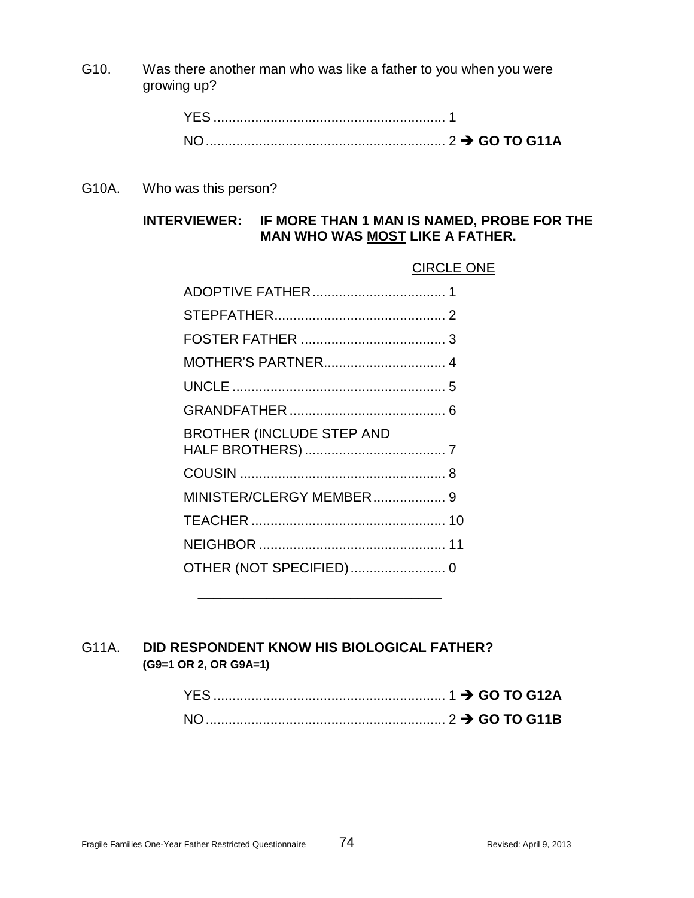G10. Was there another man who was like a father to you when you were growing up?

YES ............................................................ 1
NO.............................................................. 2 ➔ **GO TO G11A**

G10A. Who was this person?

**INTERVIEWER: IF MORE THAN 1 MAN IS NAMED, PROBE FOR THE MAN WHO WAS MOST LIKE A FATHER.**

CIRCLE ONE

ADOPTIVE FATHER.................................. 1
STEPFATHER............................................ 2
FOSTER FATHER ...................................... 3
MOTHER'S PARTNER................................ 4
UNCLE ....................................................... 5
GRANDFATHER ......................................... 6
BROTHER (INCLUDE STEP AND HALF BROTHERS) ..................................... 7
COUSIN ...................................................... 8
MINISTER/CLERGY MEMBER.................. 9
TEACHER .................................................. 10
NEIGHBOR ................................................ 11
OTHER (NOT SPECIFIED)......................... 0

________________________________

G11A. **DID RESPONDENT KNOW HIS BIOLOGICAL FATHER?**
**(G9=1 OR 2, OR G9A=1)**

YES ............................................................ 1 ➔ **GO TO G12A**
NO.............................................................. 2 ➔ **GO TO G11B**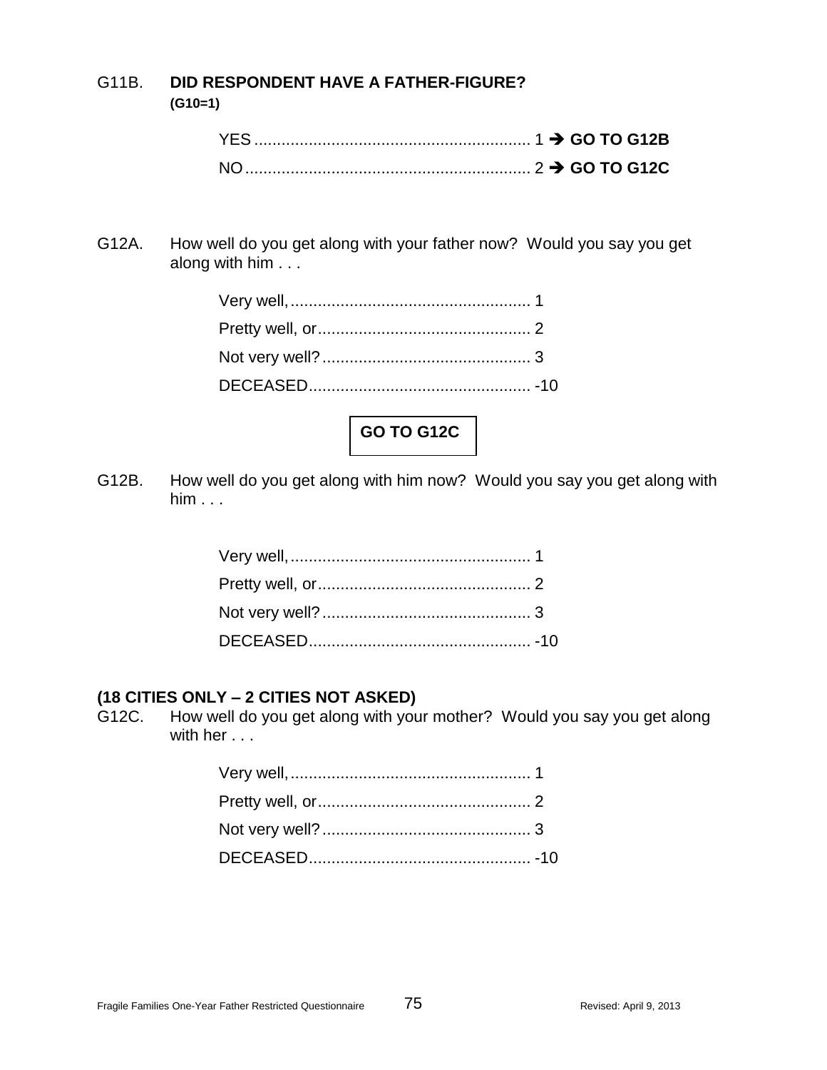G11B. **DID RESPONDENT HAVE A FATHER-FIGURE?**
**(G10=1)**

YES .............................................................. 1 ➔ **GO TO G12B**
NO................................................................ 2 ➔ **GO TO G12C**

G12A. How well do you get along with your father now? Would you say you get along with him . . .

Very well,..................................................... 1
Pretty well, or............................................... 2
Not very well?.............................................. 3
DECEASED................................................. -10

**GO TO G12C**

G12B. How well do you get along with him now? Would you say you get along with him . . .

Very well,..................................................... 1
Pretty well, or............................................... 2
Not very well?.............................................. 3
DECEASED................................................. -10

**(18 CITIES ONLY – 2 CITIES NOT ASKED)**
G12C. How well do you get along with your mother? Would you say you get along with her . . .

Very well,..................................................... 1
Pretty well, or............................................... 2
Not very well?.............................................. 3
DECEASED................................................. -10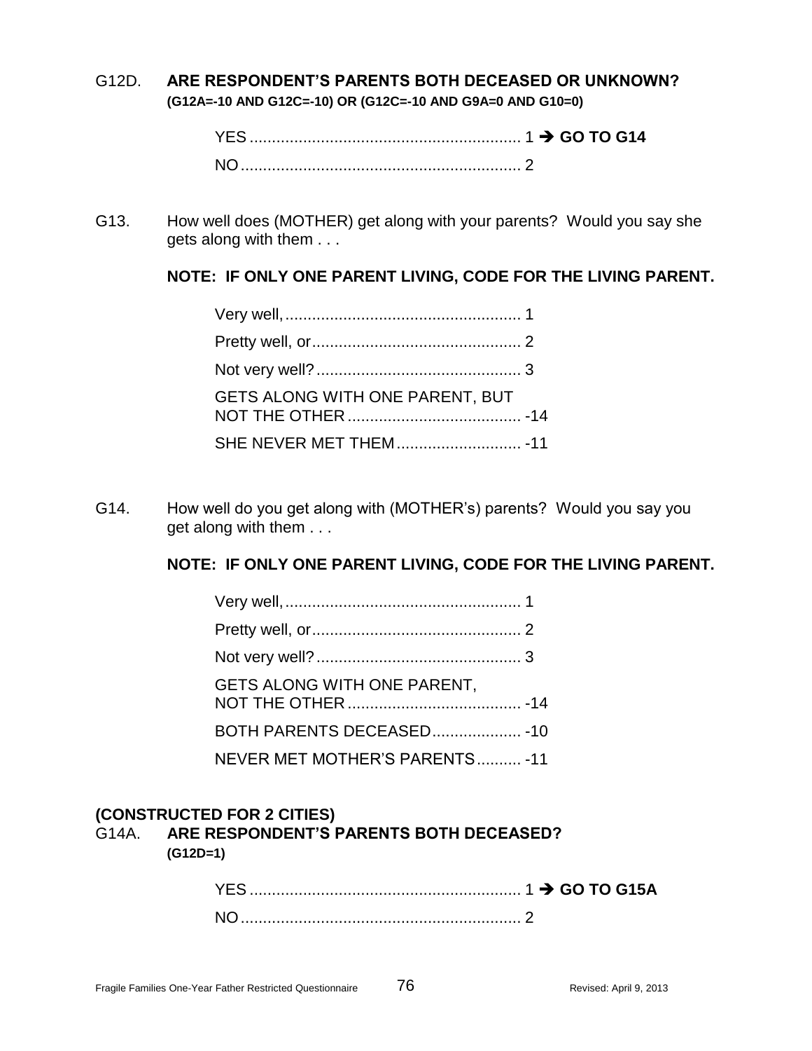G12D. **ARE RESPONDENT'S PARENTS BOTH DECEASED OR UNKNOWN?**
**(G12A=-10 AND G12C=-10) OR (G12C=-10 AND G9A=0 AND G10=0)**

YES ............................................................ 1 ➔ **GO TO G14**
NO.............................................................. 2

G13. How well does (MOTHER) get along with your parents? Would you say she gets along with them . . .

**NOTE: IF ONLY ONE PARENT LIVING, CODE FOR THE LIVING PARENT.**

Very well,.................................................... 1
Pretty well, or.............................................. 2
Not very well?............................................. 3
GETS ALONG WITH ONE PARENT, BUT NOT THE OTHER...................................... -14
SHE NEVER MET THEM........................... -11

G14. How well do you get along with (MOTHER's) parents? Would you say you get along with them . . .

**NOTE: IF ONLY ONE PARENT LIVING, CODE FOR THE LIVING PARENT.**

Very well,.................................................... 1
Pretty well, or.............................................. 2
Not very well?............................................. 3
GETS ALONG WITH ONE PARENT, NOT THE OTHER...................................... -14
BOTH PARENTS DECEASED................... -10
NEVER MET MOTHER'S PARENTS.......... -11

**(CONSTRUCTED FOR 2 CITIES)**
G14A. **ARE RESPONDENT'S PARENTS BOTH DECEASED?**
**(G12D=1)**

YES ............................................................ 1 ➔ **GO TO G15A**
NO.............................................................. 2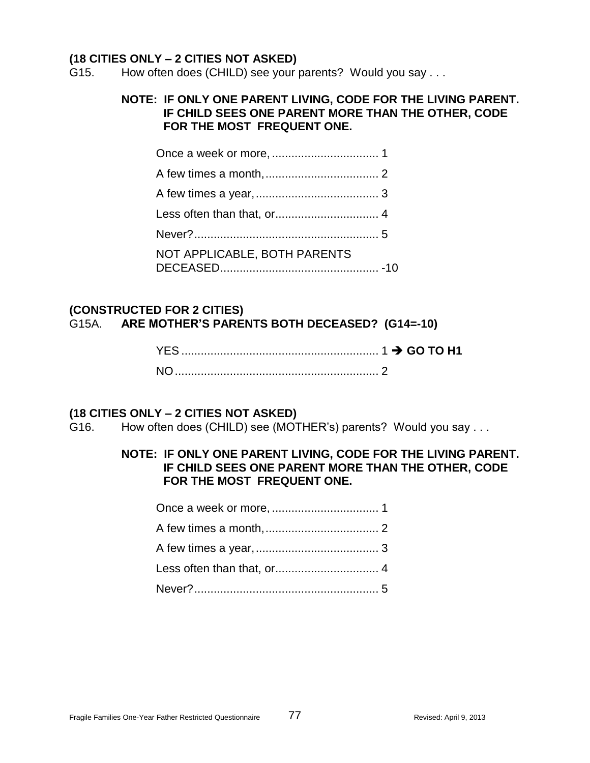**(18 CITIES ONLY – 2 CITIES NOT ASKED)**

G15. How often does (CHILD) see your parents? Would you say . . .

**NOTE: IF ONLY ONE PARENT LIVING, CODE FOR THE LIVING PARENT. IF CHILD SEES ONE PARENT MORE THAN THE OTHER, CODE FOR THE MOST FREQUENT ONE.**

Once a week or more, ................................. 1

A few times a month,................................... 2

A few times a year,...................................... 3

Less often than that, or................................ 4

Never?......................................................... 5

NOT APPLICABLE, BOTH PARENTS DECEASED................................................. -10

**(CONSTRUCTED FOR 2 CITIES)**

G15A. **ARE MOTHER'S PARENTS BOTH DECEASED? (G14=-10)**

YES ............................................................ 1 ➔ **GO TO H1**

NO.............................................................. 2

**(18 CITIES ONLY – 2 CITIES NOT ASKED)**

G16. How often does (CHILD) see (MOTHER's) parents? Would you say . . .

**NOTE: IF ONLY ONE PARENT LIVING, CODE FOR THE LIVING PARENT. IF CHILD SEES ONE PARENT MORE THAN THE OTHER, CODE FOR THE MOST FREQUENT ONE.**

Once a week or more, ................................. 1

A few times a month,................................... 2

A few times a year,...................................... 3

Less often than that, or................................ 4

Never?......................................................... 5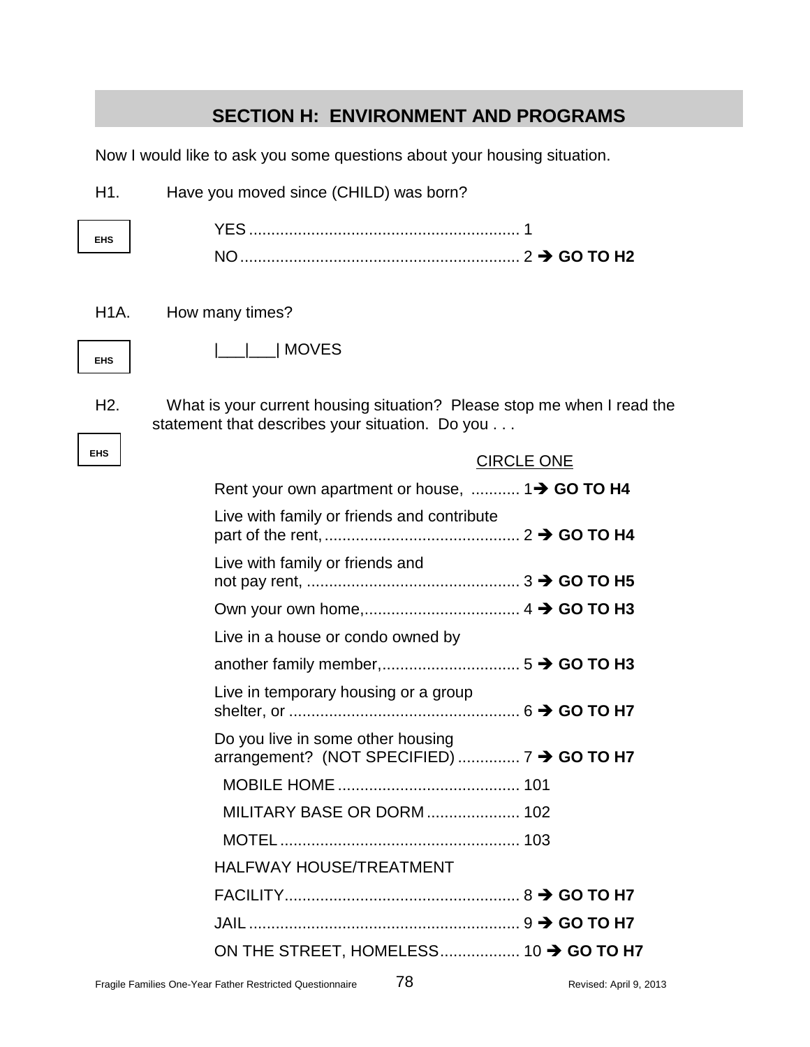## SECTION H: ENVIRONMENT AND PROGRAMS

Now I would like to ask you some questions about your housing situation.

H1. Have you moved since (CHILD) was born?

EHS

YES ............................................................. 1

NO ............................................................... 2 ➔ **GO TO H2**

H1A. How many times?

EHS

|___|___| MOVES

H2. What is your current housing situation? Please stop me when I read the statement that describes your situation. Do you . . .

EHS

CIRCLE ONE

Rent your own apartment or house, ........... 1➔ **GO TO H4**

Live with family or friends and contribute part of the rent, ............................................ 2 ➔ **GO TO H4**

Live with family or friends and not pay rent, ................................................ 3 ➔ **GO TO H5**

Own your own home,................................... 4 ➔ **GO TO H3**

Live in a house or condo owned by another family member,............................... 5 ➔ **GO TO H3**

Live in temporary housing or a group shelter, or .................................................... 6 ➔ **GO TO H7**

Do you live in some other housing arrangement? (NOT SPECIFIED) .............. 7 ➔ **GO TO H7**

MOBILE HOME ......................................... 101

MILITARY BASE OR DORM ..................... 102

MOTEL ...................................................... 103

HALFWAY HOUSE/TREATMENT FACILITY..................................................... 8 ➔ **GO TO H7**

JAIL ............................................................. 9 ➔ **GO TO H7**

ON THE STREET, HOMELESS.................. 10 ➔ **GO TO H7**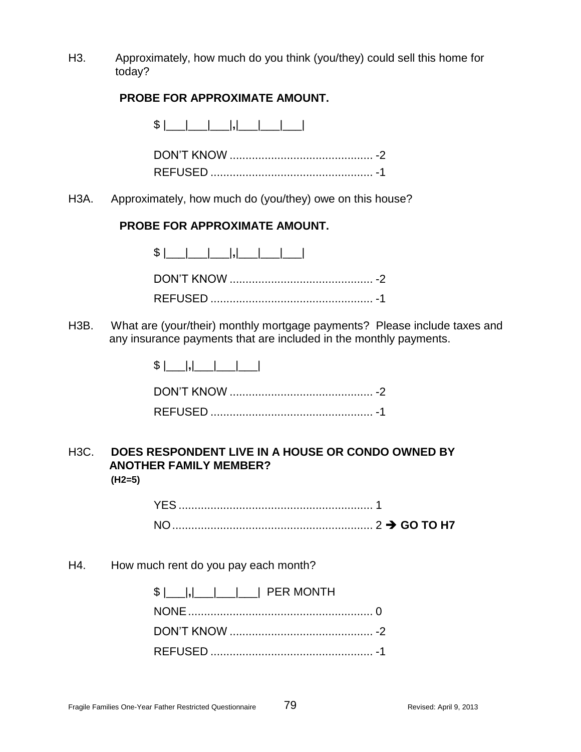H3. Approximately, how much do you think (you/they) could sell this home for today?

**PROBE FOR APPROXIMATE AMOUNT.**

$ |___|___|___|,|___|___|___|

DON'T KNOW ............................................ -2
REFUSED .................................................. -1

H3A. Approximately, how much do (you/they) owe on this house?

**PROBE FOR APPROXIMATE AMOUNT.**

$ |___|___|___|,|___|___|___|

DON'T KNOW ............................................ -2
REFUSED .................................................. -1

H3B. What are (your/their) monthly mortgage payments? Please include taxes and any insurance payments that are included in the monthly payments.

$ |___|,|___|___|___|

DON'T KNOW ............................................ -2
REFUSED .................................................. -1

H3C. **DOES RESPONDENT LIVE IN A HOUSE OR CONDO OWNED BY ANOTHER FAMILY MEMBER?**
**(H2=5)**

YES ............................................................ 1
NO .............................................................. 2 ➔ **GO TO H7**

H4. How much rent do you pay each month?

$ |___|,|___|___|___| PER MONTH
NONE .......................................................... 0
DON'T KNOW ............................................ -2
REFUSED .................................................. -1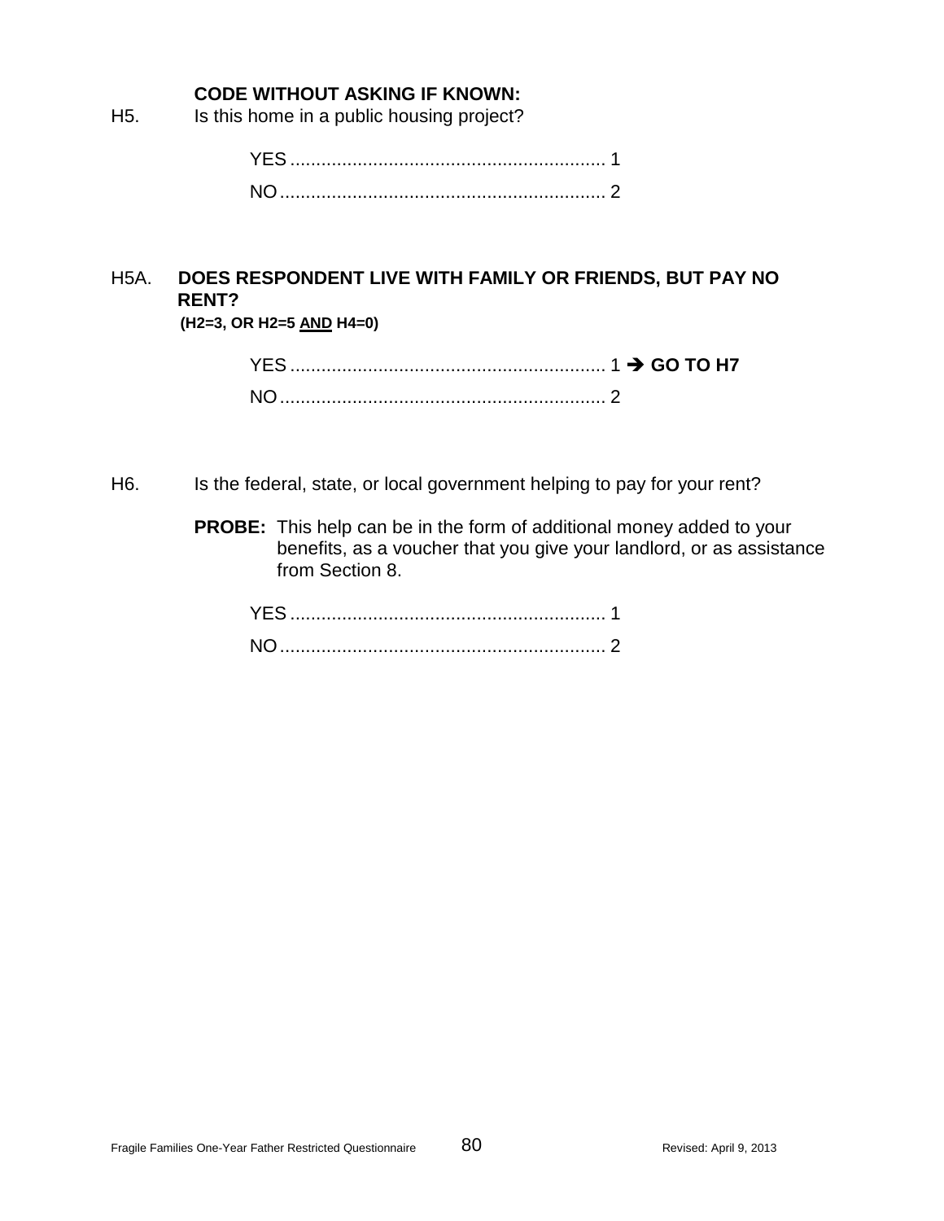**CODE WITHOUT ASKING IF KNOWN:**

H5. Is this home in a public housing project?

YES ............................................................ 1
NO.............................................................. 2

H5A. **DOES RESPONDENT LIVE WITH FAMILY OR FRIENDS, BUT PAY NO RENT?**
**(H2=3, OR H2=5 <u>AND</u> H4=0)**

YES ............................................................ 1 ➔ **GO TO H7**
NO.............................................................. 2

H6. Is the federal, state, or local government helping to pay for your rent?

**PROBE:** This help can be in the form of additional money added to your benefits, as a voucher that you give your landlord, or as assistance from Section 8.

YES ............................................................ 1
NO.............................................................. 2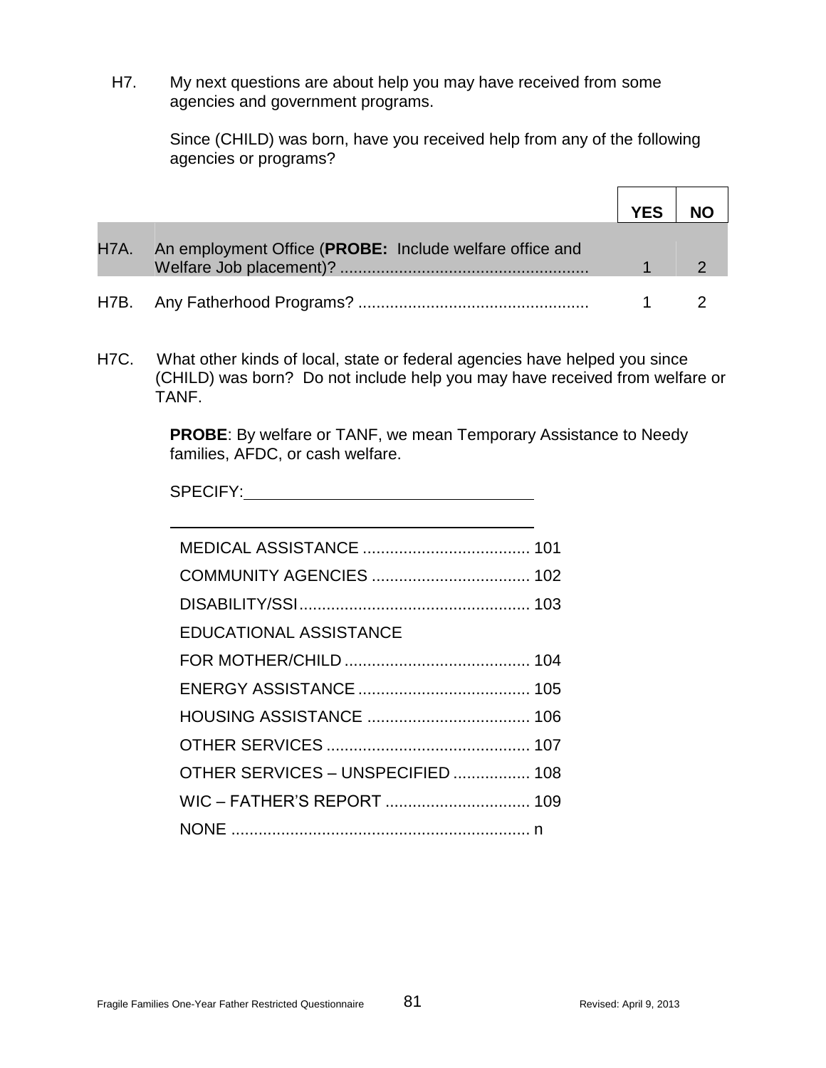H7. My next questions are about help you may have received from some agencies and government programs.

Since (CHILD) was born, have you received help from any of the following agencies or programs?

| | | YES | NO |
|---|---|---|---|
| H7A. | An employment Office (**PROBE:** Include welfare office and Welfare Job placement)? ...................................................... | 1 | 2 |
| H7B. | Any Fatherhood Programs? .................................................. | 1 | 2 |

H7C. What other kinds of local, state or federal agencies have helped you since (CHILD) was born? Do not include help you may have received from welfare or TANF.

**PROBE**: By welfare or TANF, we mean Temporary Assistance to Needy families, AFDC, or cash welfare.

SPECIFY: ________________________________

________________________________________

MEDICAL ASSISTANCE ..................................... 101
COMMUNITY AGENCIES ................................... 102
DISABILITY/SSI................................................... 103
EDUCATIONAL ASSISTANCE
FOR MOTHER/CHILD ......................................... 104
ENERGY ASSISTANCE ...................................... 105
HOUSING ASSISTANCE .................................... 106
OTHER SERVICES ............................................. 107
OTHER SERVICES – UNSPECIFIED ................. 108
WIC – FATHER'S REPORT ................................ 109
NONE .................................................................. n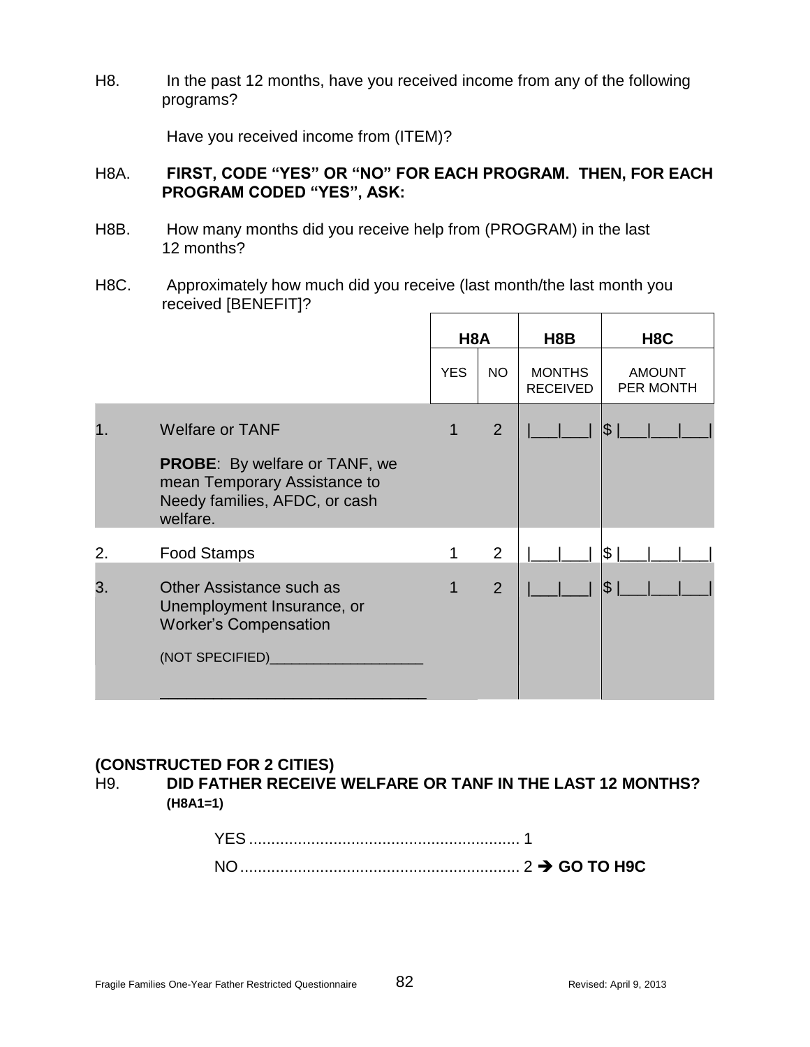H8. In the past 12 months, have you received income from any of the following programs?

Have you received income from (ITEM)?

H8A. **FIRST, CODE "YES" OR "NO" FOR EACH PROGRAM. THEN, FOR EACH PROGRAM CODED "YES", ASK:**

H8B. How many months did you receive help from (PROGRAM) in the last 12 months?

H8C. Approximately how much did you receive (last month/the last month you received [BENEFIT]?

| | | H8A | | H8B | H8C |
|---|---|---|---|---|---|
| | | YES | NO | MONTHS RECEIVED | AMOUNT PER MONTH |
| 1. | Welfare or TANF<br><br>**PROBE**: By welfare or TANF, we mean Temporary Assistance to Needy families, AFDC, or cash welfare. | 1 | 2 | \|___\|___\| | $ \|___\|___\|___\| |
| 2. | Food Stamps | 1 | 2 | \|___\|___\| | $ \|___\|___\|___\| |
| 3. | Other Assistance such as Unemployment Insurance, or Worker's Compensation<br><br>(NOT SPECIFIED)____________________<br><br>________________________________ | 1 | 2 | \|___\|___\| | $ \|___\|___\|___\| |

**(CONSTRUCTED FOR 2 CITIES)**

H9. **DID FATHER RECEIVE WELFARE OR TANF IN THE LAST 12 MONTHS? (H8A1=1)**

YES ............................................................ 1

NO.............................................................. 2 ➔ **GO TO H9C**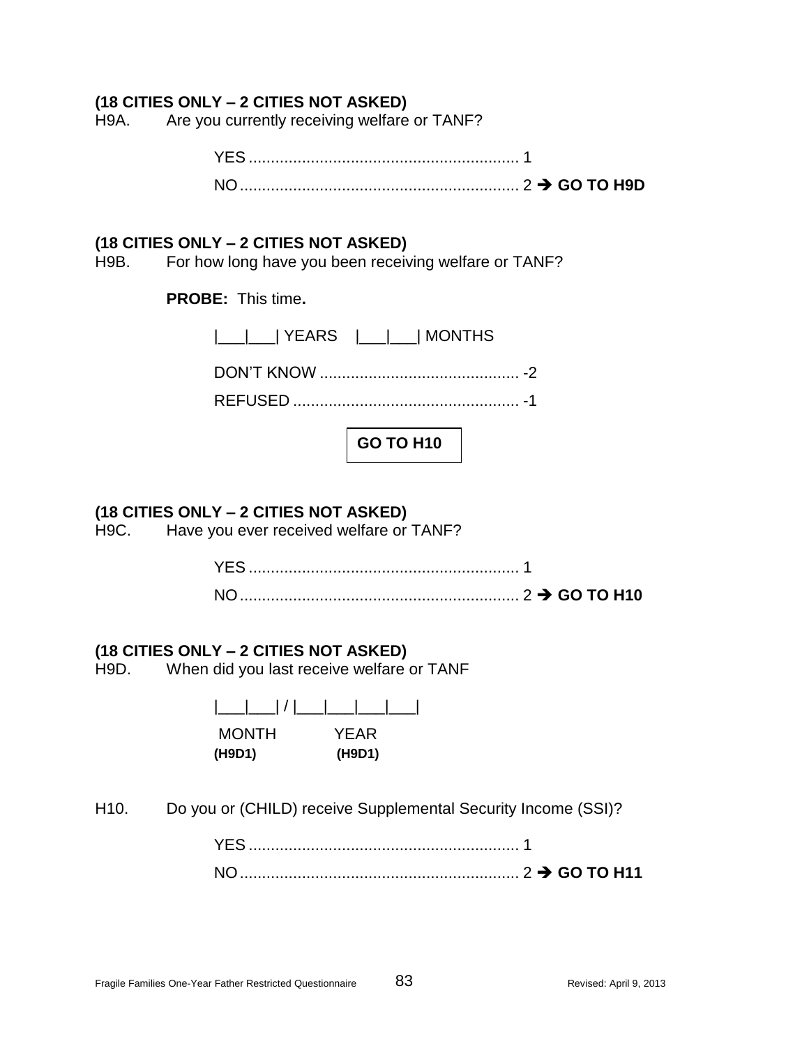**(18 CITIES ONLY – 2 CITIES NOT ASKED)**
H9A. Are you currently receiving welfare or TANF?

YES ............................................................ 1
NO .............................................................. 2 ➔ **GO TO H9D**

**(18 CITIES ONLY – 2 CITIES NOT ASKED)**
H9B. For how long have you been receiving welfare or TANF?

**PROBE:** This time**.**

|___|___| YEARS |___|___| MONTHS

DON'T KNOW ............................................ -2
REFUSED .................................................. -1

**GO TO H10**

**(18 CITIES ONLY – 2 CITIES NOT ASKED)**
H9C. Have you ever received welfare or TANF?

YES ............................................................ 1
NO .............................................................. 2 ➔ **GO TO H10**

**(18 CITIES ONLY – 2 CITIES NOT ASKED)**
H9D. When did you last receive welfare or TANF

|___|___| / |___|___|___|___|
MONTH YEAR
**(H9D1)** **(H9D1)**

H10. Do you or (CHILD) receive Supplemental Security Income (SSI)?

YES ............................................................ 1
NO .............................................................. 2 ➔ **GO TO H11**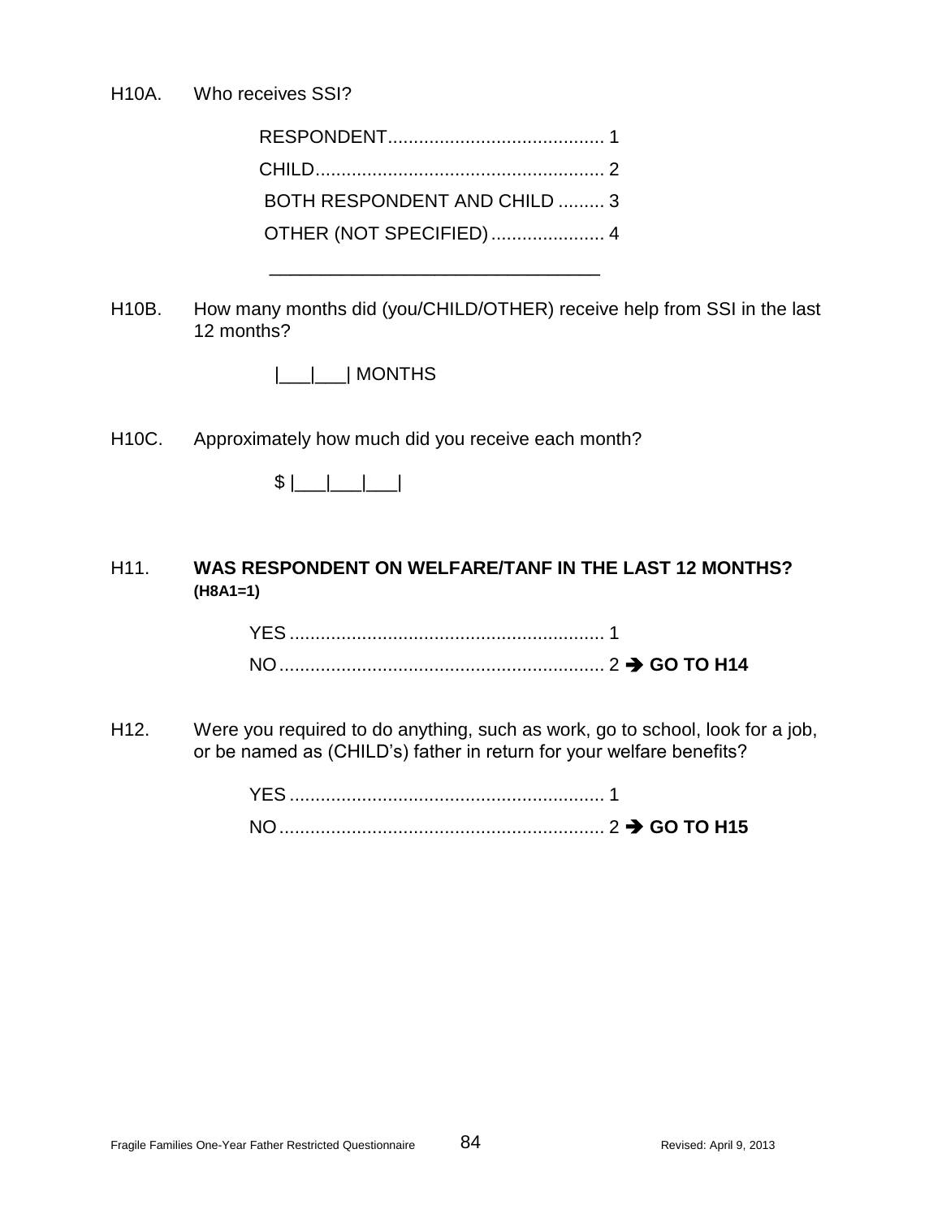H10A. Who receives SSI?

RESPONDENT.......................................... 1
CHILD........................................................ 2
BOTH RESPONDENT AND CHILD ......... 3
OTHER (NOT SPECIFIED)...................... 4

\_\_\_\_\_\_\_\_\_\_\_\_\_\_\_\_\_\_\_\_\_\_\_\_\_\_\_\_\_\_\_\_

H10B. How many months did (you/CHILD/OTHER) receive help from SSI in the last 12 months?

|\_\_\_|\_\_\_| MONTHS

H10C. Approximately how much did you receive each month?

$ |\_\_\_|\_\_\_|\_\_\_|

H11. **WAS RESPONDENT ON WELFARE/TANF IN THE LAST 12 MONTHS? (H8A1=1)**

YES ............................................................. 1
NO............................................................... 2 ➔ **GO TO H14**

H12. Were you required to do anything, such as work, go to school, look for a job, or be named as (CHILD's) father in return for your welfare benefits?

YES ............................................................. 1
NO............................................................... 2 ➔ **GO TO H15**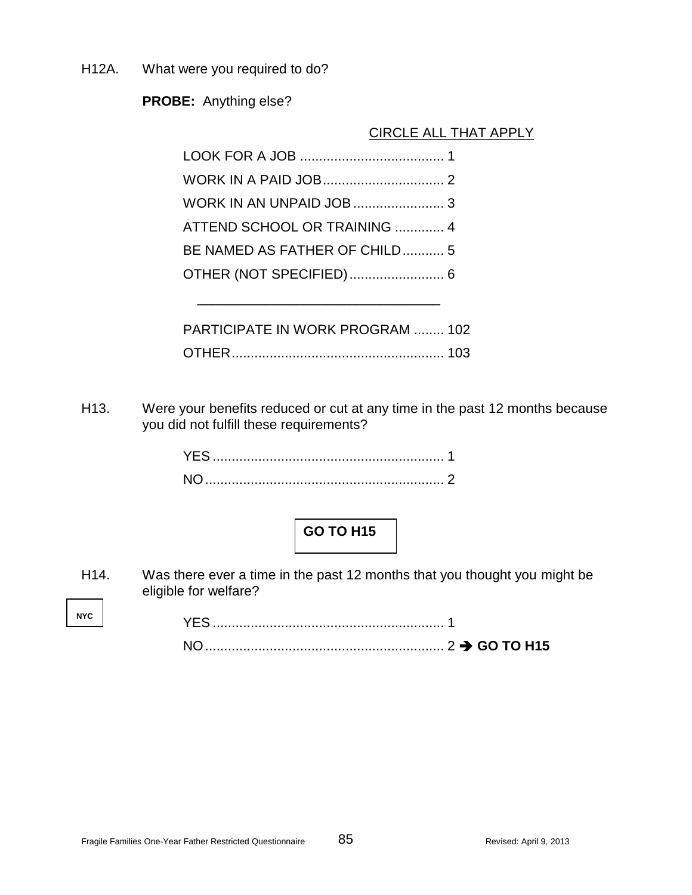H12A. What were you required to do?

**PROBE:** Anything else?

CIRCLE ALL THAT APPLY

LOOK FOR A JOB ...................................... 1
WORK IN A PAID JOB................................ 2
WORK IN AN UNPAID JOB........................ 3
ATTEND SCHOOL OR TRAINING ............. 4
BE NAMED AS FATHER OF CHILD........... 5
OTHER (NOT SPECIFIED)......................... 6

________________________________

PARTICIPATE IN WORK PROGRAM ........ 102
OTHER........................................................ 103

H13. Were your benefits reduced or cut at any time in the past 12 months because you did not fulfill these requirements?

YES ............................................................. 1
NO............................................................... 2

**GO TO H15**

H14. Was there ever a time in the past 12 months that you thought you might be eligible for welfare?

NYC

YES ............................................................. 1
NO............................................................... 2 → **GO TO H15**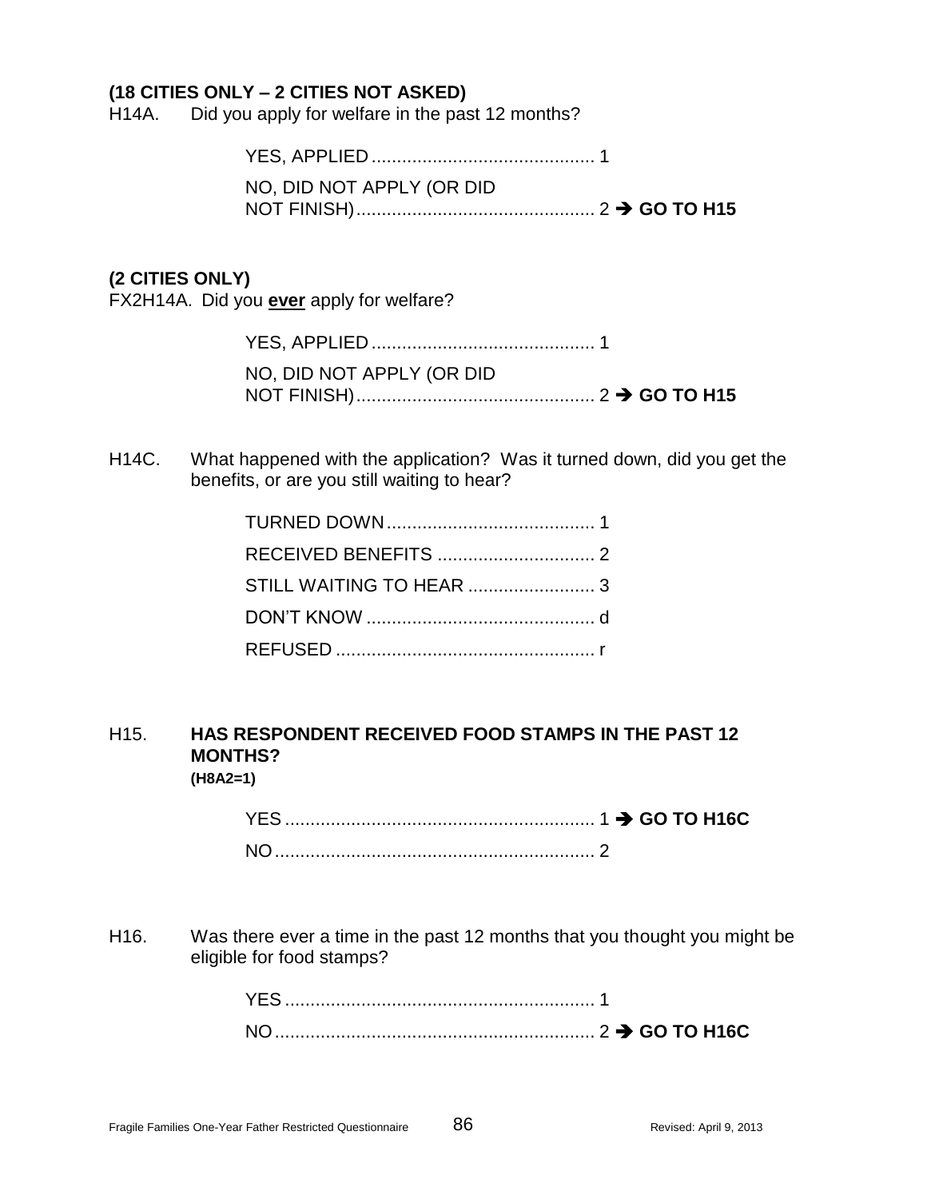**(18 CITIES ONLY – 2 CITIES NOT ASKED)**

H14A. Did you apply for welfare in the past 12 months?

YES, APPLIED ............................................ 1

NO, DID NOT APPLY (OR DID NOT FINISH)............................................... 2 ➔ **GO TO H15**

**(2 CITIES ONLY)**

FX2H14A. Did you **ever** apply for welfare?

YES, APPLIED ............................................ 1

NO, DID NOT APPLY (OR DID NOT FINISH)............................................... 2 ➔ **GO TO H15**

H14C. What happened with the application? Was it turned down, did you get the benefits, or are you still waiting to hear?

TURNED DOWN......................................... 1

RECEIVED BENEFITS ............................... 2

STILL WAITING TO HEAR ......................... 3

DON'T KNOW ............................................. d

REFUSED ................................................... r

H15. **HAS RESPONDENT RECEIVED FOOD STAMPS IN THE PAST 12 MONTHS?**
**(H8A2=1)**

YES ............................................................. 1 ➔ **GO TO H16C**

NO............................................................... 2

H16. Was there ever a time in the past 12 months that you thought you might be eligible for food stamps?

YES ............................................................. 1

NO............................................................... 2 ➔ **GO TO H16C**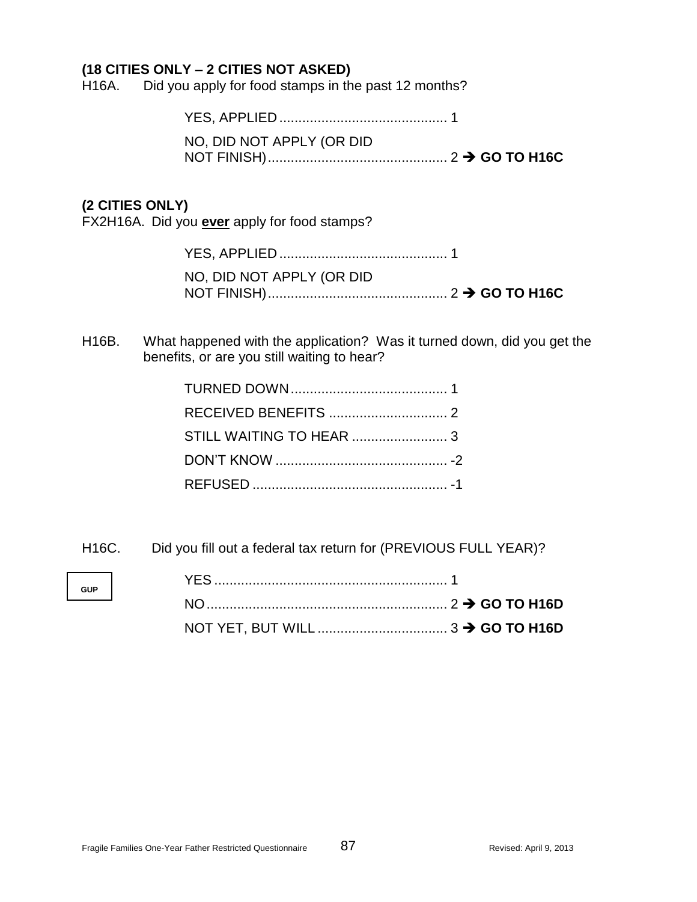**(18 CITIES ONLY – 2 CITIES NOT ASKED)**

H16A. Did you apply for food stamps in the past 12 months?

YES, APPLIED ............................................ 1

NO, DID NOT APPLY (OR DID NOT FINISH)............................................... 2 ➔ **GO TO H16C**

**(2 CITIES ONLY)**

FX2H16A. Did you **ever** apply for food stamps?

YES, APPLIED ............................................ 1

NO, DID NOT APPLY (OR DID NOT FINISH)............................................... 2 ➔ **GO TO H16C**

H16B. What happened with the application? Was it turned down, did you get the benefits, or are you still waiting to hear?

TURNED DOWN......................................... 1

RECEIVED BENEFITS ............................... 2

STILL WAITING TO HEAR ......................... 3

DON'T KNOW ............................................. -2

REFUSED ................................................... -1

H16C. Did you fill out a federal tax return for (PREVIOUS FULL YEAR)?

GUP

YES ............................................................. 1

NO............................................................... 2 ➔ **GO TO H16D**

NOT YET, BUT WILL .................................. 3 ➔ **GO TO H16D**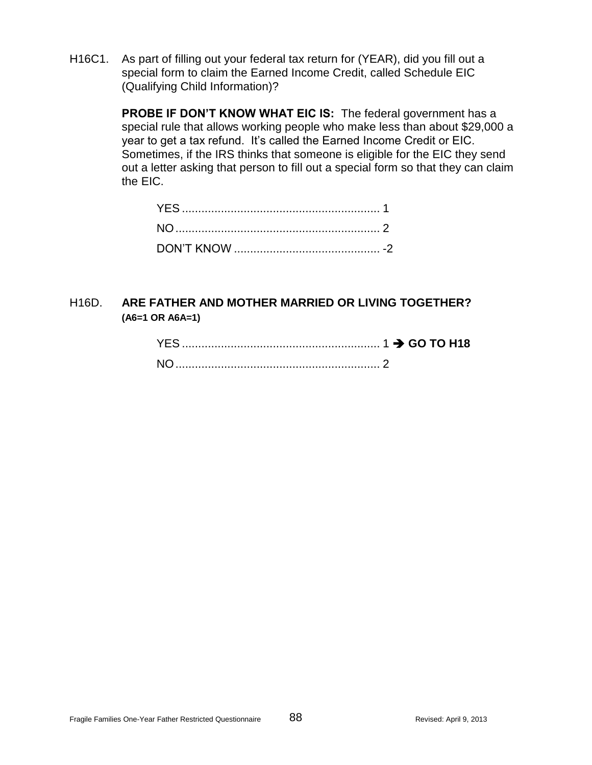H16C1. As part of filling out your federal tax return for (YEAR), did you fill out a special form to claim the Earned Income Credit, called Schedule EIC (Qualifying Child Information)?

**PROBE IF DON'T KNOW WHAT EIC IS:** The federal government has a special rule that allows working people who make less than about $29,000 a year to get a tax refund. It's called the Earned Income Credit or EIC. Sometimes, if the IRS thinks that someone is eligible for the EIC they send out a letter asking that person to fill out a special form so that they can claim the EIC.

YES ............................................................. 1
NO ............................................................... 2
DON'T KNOW ............................................. -2

H16D. **ARE FATHER AND MOTHER MARRIED OR LIVING TOGETHER?**
**(A6=1 OR A6A=1)**

YES ............................................................. 1 ➔ **GO TO H18**
NO ............................................................... 2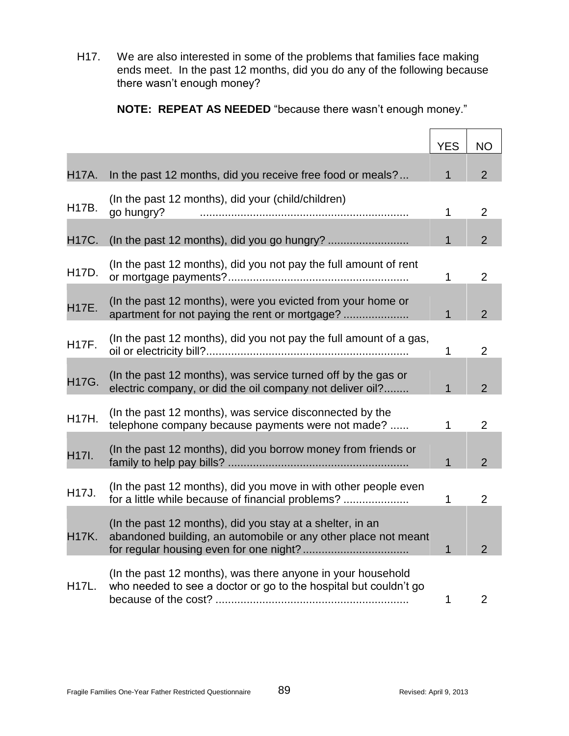H17. We are also interested in some of the problems that families face making ends meet. In the past 12 months, did you do any of the following because there wasn't enough money?

**NOTE: REPEAT AS NEEDED** "because there wasn't enough money."

| | | YES | NO |
|---|---|---|---|
| H17A. | In the past 12 months, did you receive free food or meals?... | 1 | 2 |
| H17B. | (In the past 12 months), did your (child/children) go hungry? .................................................................. | 1 | 2 |
| H17C. | (In the past 12 months), did you go hungry? .......................... | 1 | 2 |
| H17D. | (In the past 12 months), did you not pay the full amount of rent or mortgage payments?......................................................... | 1 | 2 |
| H17E. | (In the past 12 months), were you evicted from your home or apartment for not paying the rent or mortgage? .................... | 1 | 2 |
| H17F. | (In the past 12 months), did you not pay the full amount of a gas, oil or electricity bill?................................................................ | 1 | 2 |
| H17G. | (In the past 12 months), was service turned off by the gas or electric company, or did the oil company not deliver oil?........ | 1 | 2 |
| H17H. | (In the past 12 months), was service disconnected by the telephone company because payments were not made? ...... | 1 | 2 |
| H17I. | (In the past 12 months), did you borrow money from friends or family to help pay bills? ......................................................... | 1 | 2 |
| H17J. | (In the past 12 months), did you move in with other people even for a little while because of financial problems? .................... | 1 | 2 |
| H17K. | (In the past 12 months), did you stay at a shelter, in an abandoned building, an automobile or any other place not meant for regular housing even for one night?................................ | 1 | 2 |
| H17L. | (In the past 12 months), was there anyone in your household who needed to see a doctor or go to the hospital but couldn't go because of the cost? ............................................................. | 1 | 2 |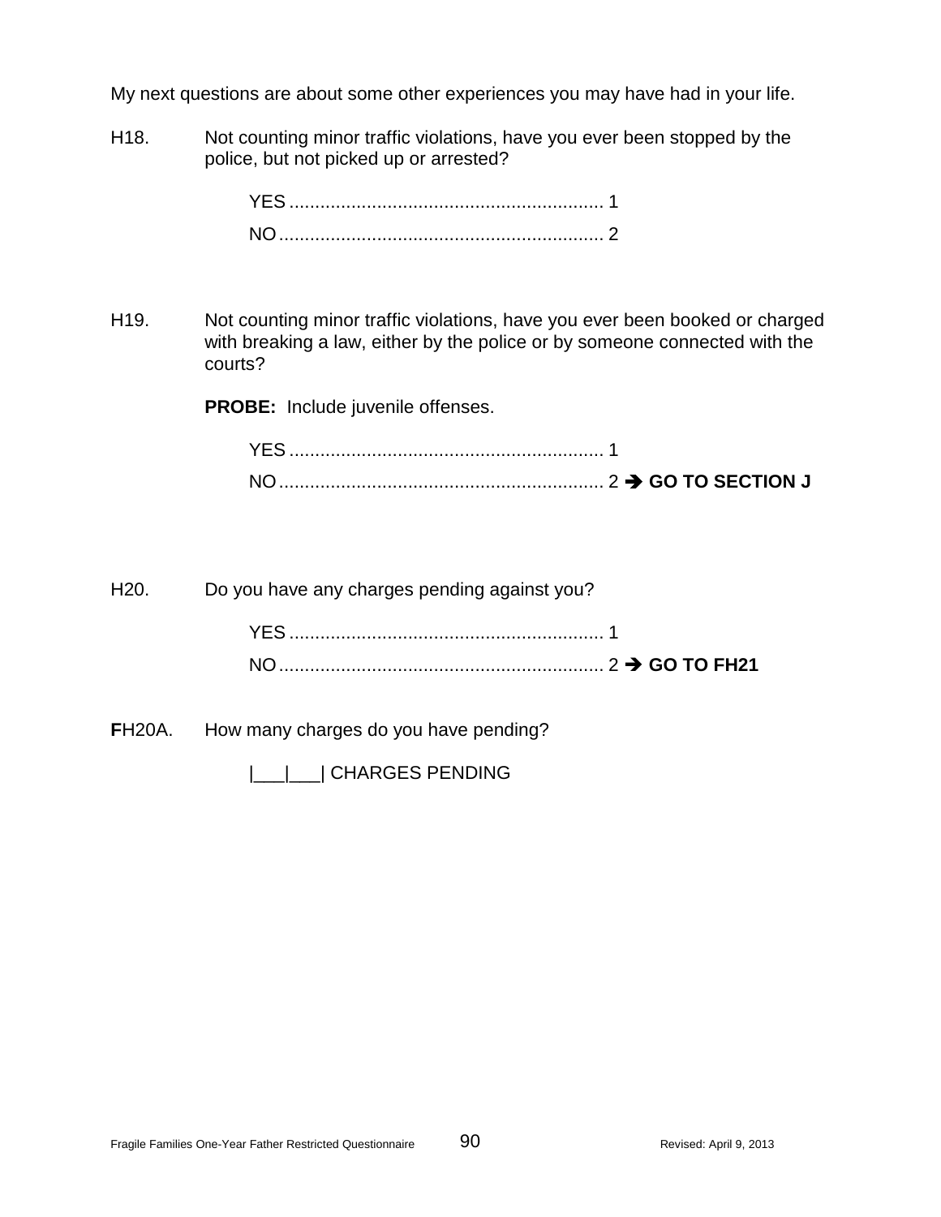My next questions are about some other experiences you may have had in your life.

H18. Not counting minor traffic violations, have you ever been stopped by the police, but not picked up or arrested?

YES ............................................................ 1
NO .............................................................. 2

H19. Not counting minor traffic violations, have you ever been booked or charged with breaking a law, either by the police or by someone connected with the courts?

**PROBE:** Include juvenile offenses.

YES ............................................................ 1
NO .............................................................. 2 ➔ **GO TO SECTION J**

H20. Do you have any charges pending against you?

YES ............................................................ 1
NO .............................................................. 2 ➔ **GO TO FH21**

**F**H20A. How many charges do you have pending?

|___|___| CHARGES PENDING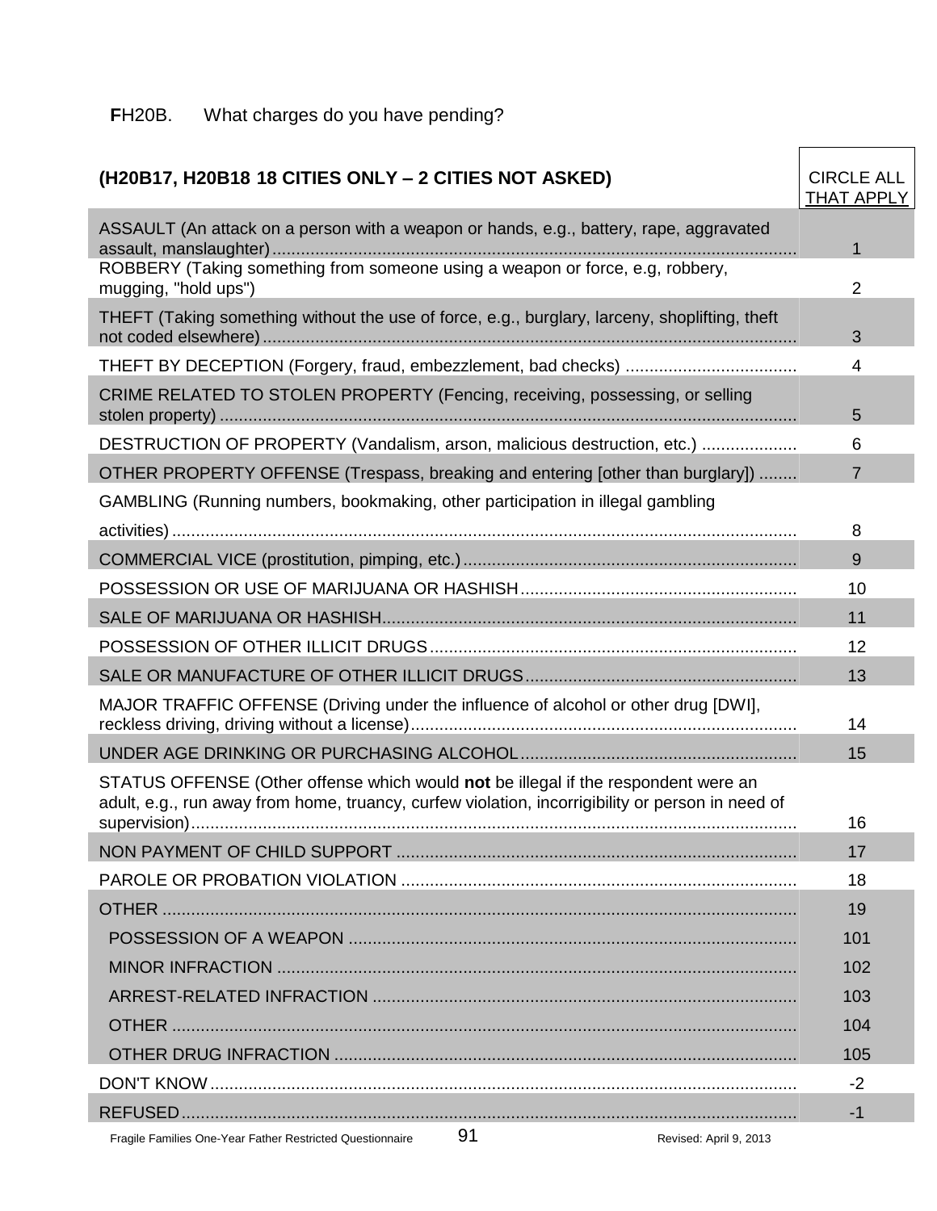**F**H20B. What charges do you have pending?

| **(H20B17, H20B18 18 CITIES ONLY – 2 CITIES NOT ASKED)** | CIRCLE ALL THAT APPLY |
|---|---|
| ASSAULT (An attack on a person with a weapon or hands, e.g., battery, rape, aggravated assault, manslaughter) | 1 |
| ROBBERY (Taking something from someone using a weapon or force, e.g, robbery, mugging, "hold ups") | 2 |
| THEFT (Taking something without the use of force, e.g., burglary, larceny, shoplifting, theft not coded elsewhere) | 3 |
| THEFT BY DECEPTION (Forgery, fraud, embezzlement, bad checks) | 4 |
| CRIME RELATED TO STOLEN PROPERTY (Fencing, receiving, possessing, or selling stolen property) | 5 |
| DESTRUCTION OF PROPERTY (Vandalism, arson, malicious destruction, etc.) | 6 |
| OTHER PROPERTY OFFENSE (Trespass, breaking and entering [other than burglary]) | 7 |
| GAMBLING (Running numbers, bookmaking, other participation in illegal gambling activities) | 8 |
| COMMERCIAL VICE (prostitution, pimping, etc.) | 9 |
| POSSESSION OR USE OF MARIJUANA OR HASHISH | 10 |
| SALE OF MARIJUANA OR HASHISH | 11 |
| POSSESSION OF OTHER ILLICIT DRUGS | 12 |
| SALE OR MANUFACTURE OF OTHER ILLICIT DRUGS | 13 |
| MAJOR TRAFFIC OFFENSE (Driving under the influence of alcohol or other drug [DWI], reckless driving, driving without a license) | 14 |
| UNDER AGE DRINKING OR PURCHASING ALCOHOL | 15 |
| STATUS OFFENSE (Other offense which would **not** be illegal if the respondent were an adult, e.g., run away from home, truancy, curfew violation, incorrigibility or person in need of supervision) | 16 |
| NON PAYMENT OF CHILD SUPPORT | 17 |
| PAROLE OR PROBATION VIOLATION | 18 |
| OTHER | 19 |
| POSSESSION OF A WEAPON | 101 |
| MINOR INFRACTION | 102 |
| ARREST-RELATED INFRACTION | 103 |
| OTHER | 104 |
| OTHER DRUG INFRACTION | 105 |
| DON'T KNOW | -2 |
| REFUSED | -1 |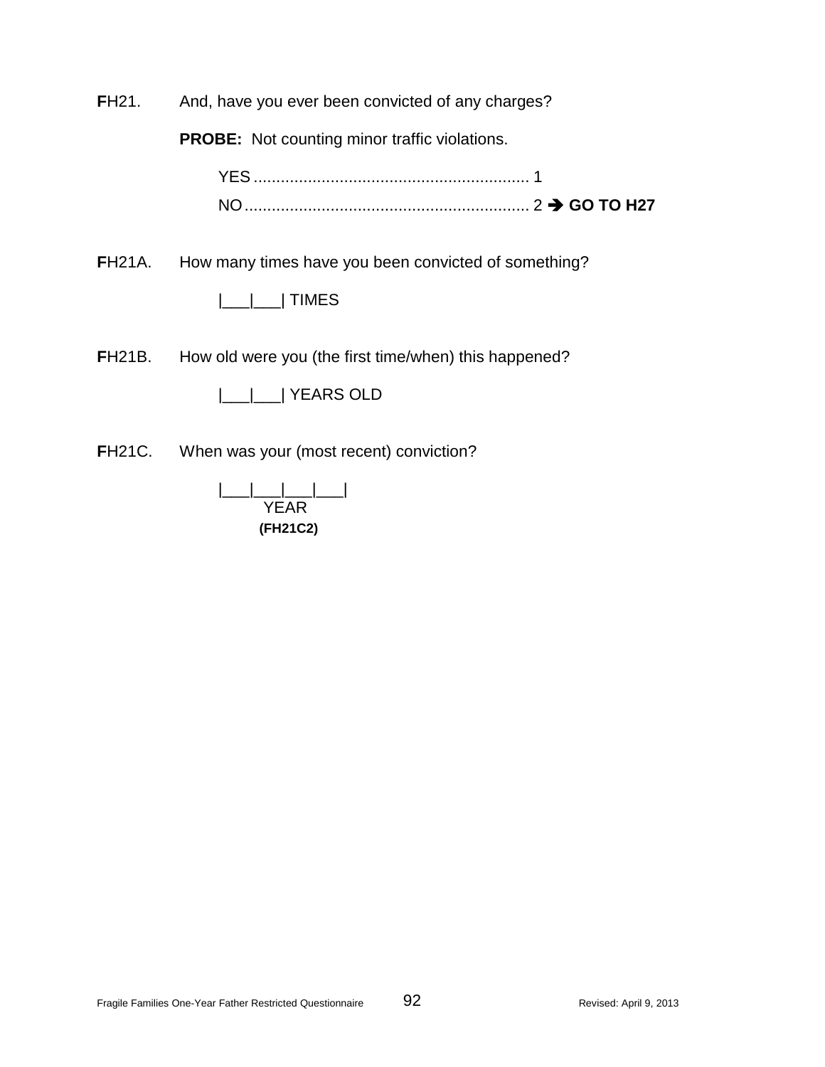**F**H21. And, have you ever been convicted of any charges?

**PROBE:** Not counting minor traffic violations.

YES ............................................................ 1
NO ............................................................... 2 ➔ **GO TO H27**

**F**H21A. How many times have you been convicted of something?

|___|___| TIMES

**F**H21B. How old were you (the first time/when) this happened?

|___|___| YEARS OLD

**F**H21C. When was your (most recent) conviction?

|___|___|___|___|
YEAR
**(FH21C2)**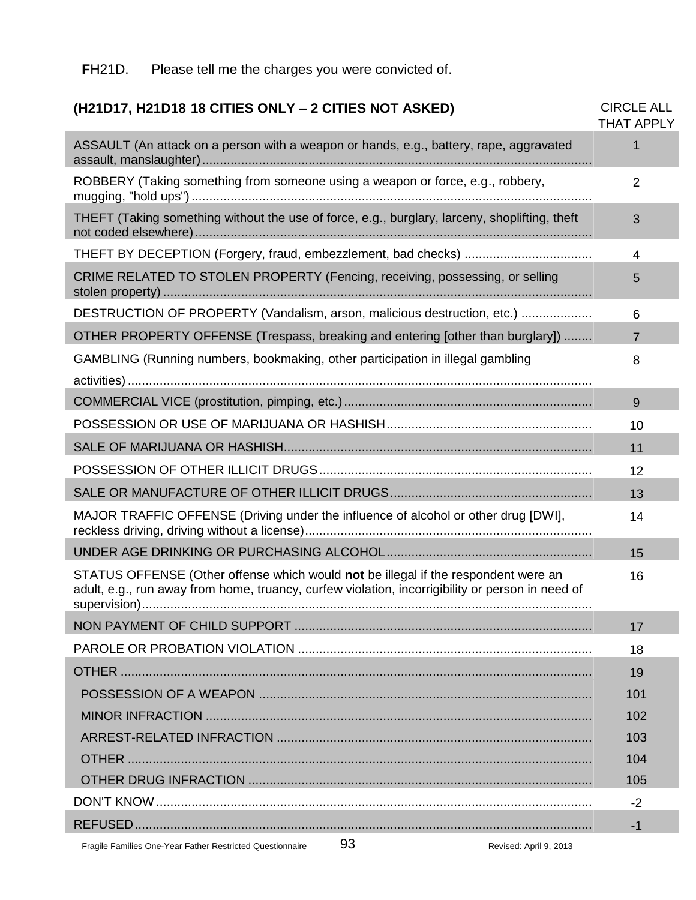**F**H21D. Please tell me the charges you were convicted of.

**(H21D17, H21D18 18 CITIES ONLY – 2 CITIES NOT ASKED)**

| | CIRCLE ALL THAT APPLY |
|---|---|
| ASSAULT (An attack on a person with a weapon or hands, e.g., battery, rape, aggravated assault, manslaughter) | 1 |
| ROBBERY (Taking something from someone using a weapon or force, e.g., robbery, mugging, "hold ups") | 2 |
| THEFT (Taking something without the use of force, e.g., burglary, larceny, shoplifting, theft not coded elsewhere) | 3 |
| THEFT BY DECEPTION (Forgery, fraud, embezzlement, bad checks) | 4 |
| CRIME RELATED TO STOLEN PROPERTY (Fencing, receiving, possessing, or selling stolen property) | 5 |
| DESTRUCTION OF PROPERTY (Vandalism, arson, malicious destruction, etc.) | 6 |
| OTHER PROPERTY OFFENSE (Trespass, breaking and entering [other than burglary]) | 7 |
| GAMBLING (Running numbers, bookmaking, other participation in illegal gambling activities) | 8 |
| COMMERCIAL VICE (prostitution, pimping, etc.) | 9 |
| POSSESSION OR USE OF MARIJUANA OR HASHISH | 10 |
| SALE OF MARIJUANA OR HASHISH | 11 |
| POSSESSION OF OTHER ILLICIT DRUGS | 12 |
| SALE OR MANUFACTURE OF OTHER ILLICIT DRUGS | 13 |
| MAJOR TRAFFIC OFFENSE (Driving under the influence of alcohol or other drug [DWI], reckless driving, driving without a license) | 14 |
| UNDER AGE DRINKING OR PURCHASING ALCOHOL | 15 |
| STATUS OFFENSE (Other offense which would **not** be illegal if the respondent were an adult, e.g., run away from home, truancy, curfew violation, incorrigibility or person in need of supervision) | 16 |
| NON PAYMENT OF CHILD SUPPORT | 17 |
| PAROLE OR PROBATION VIOLATION | 18 |
| OTHER | 19 |
| POSSESSION OF A WEAPON | 101 |
| MINOR INFRACTION | 102 |
| ARREST-RELATED INFRACTION | 103 |
| OTHER | 104 |
| OTHER DRUG INFRACTION | 105 |
| DON'T KNOW | -2 |
| REFUSED | -1 |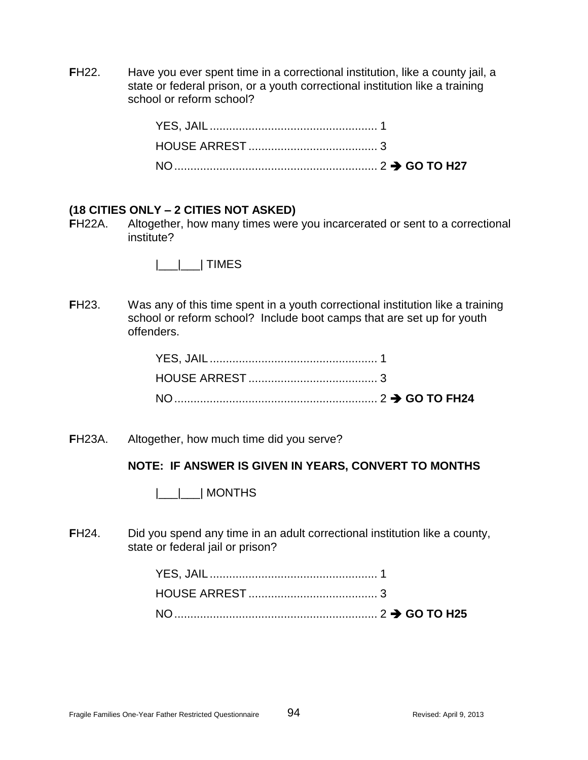**F**H22. Have you ever spent time in a correctional institution, like a county jail, a state or federal prison, or a youth correctional institution like a training school or reform school?

YES, JAIL .................................................... 1
HOUSE ARREST ........................................ 3
NO ............................................................... 2 ➔ **GO TO H27**

**(18 CITIES ONLY – 2 CITIES NOT ASKED)**
**F**H22A. Altogether, how many times were you incarcerated or sent to a correctional institute?

|___|___| TIMES

**F**H23. Was any of this time spent in a youth correctional institution like a training school or reform school? Include boot camps that are set up for youth offenders.

YES, JAIL .................................................... 1
HOUSE ARREST ........................................ 3
NO ............................................................... 2 ➔ **GO TO FH24**

**F**H23A. Altogether, how much time did you serve?

**NOTE: IF ANSWER IS GIVEN IN YEARS, CONVERT TO MONTHS**

|___|___| MONTHS

**F**H24. Did you spend any time in an adult correctional institution like a county, state or federal jail or prison?

YES, JAIL .................................................... 1
HOUSE ARREST ........................................ 3
NO ............................................................... 2 ➔ **GO TO H25**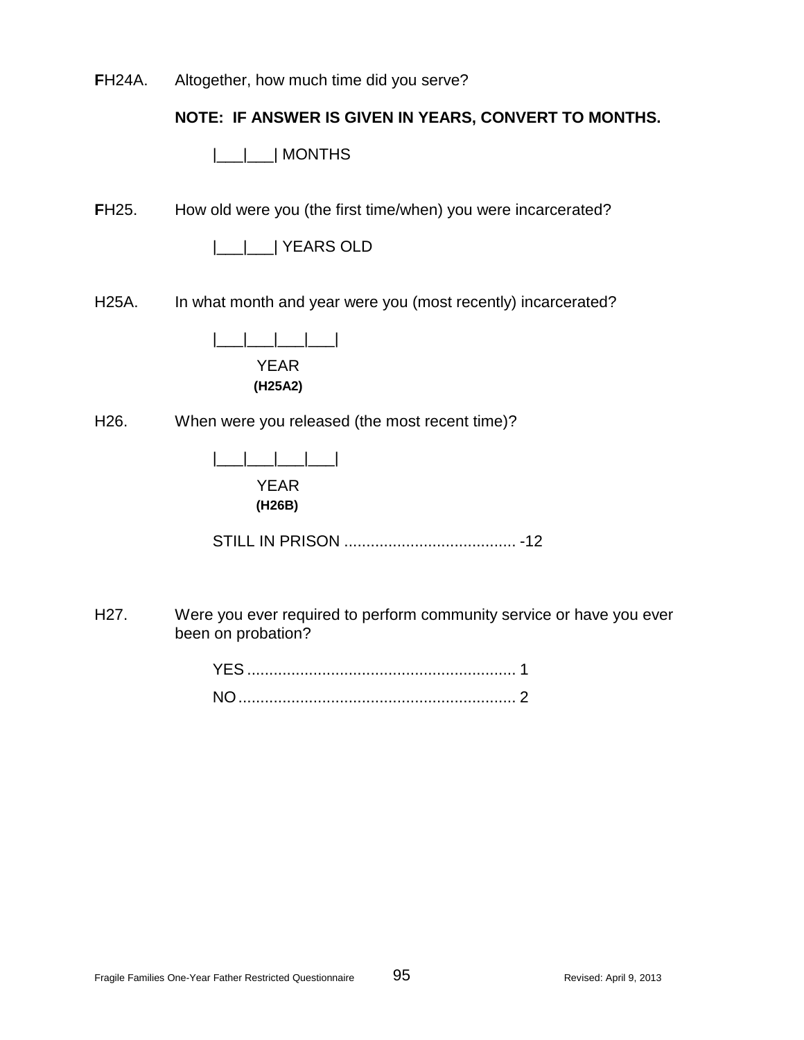**F**H24A. Altogether, how much time did you serve?

**NOTE: IF ANSWER IS GIVEN IN YEARS, CONVERT TO MONTHS.**

|___|___| MONTHS

**F**H25. How old were you (the first time/when) you were incarcerated?

|___|___| YEARS OLD

H25A. In what month and year were you (most recently) incarcerated?

|___|___|___|___|
YEAR
**(H25A2)**

H26. When were you released (the most recent time)?

|___|___|___|___|
YEAR
**(H26B)**

STILL IN PRISON ....................................... -12

H27. Were you ever required to perform community service or have you ever been on probation?

YES ............................................................ 1
NO.............................................................. 2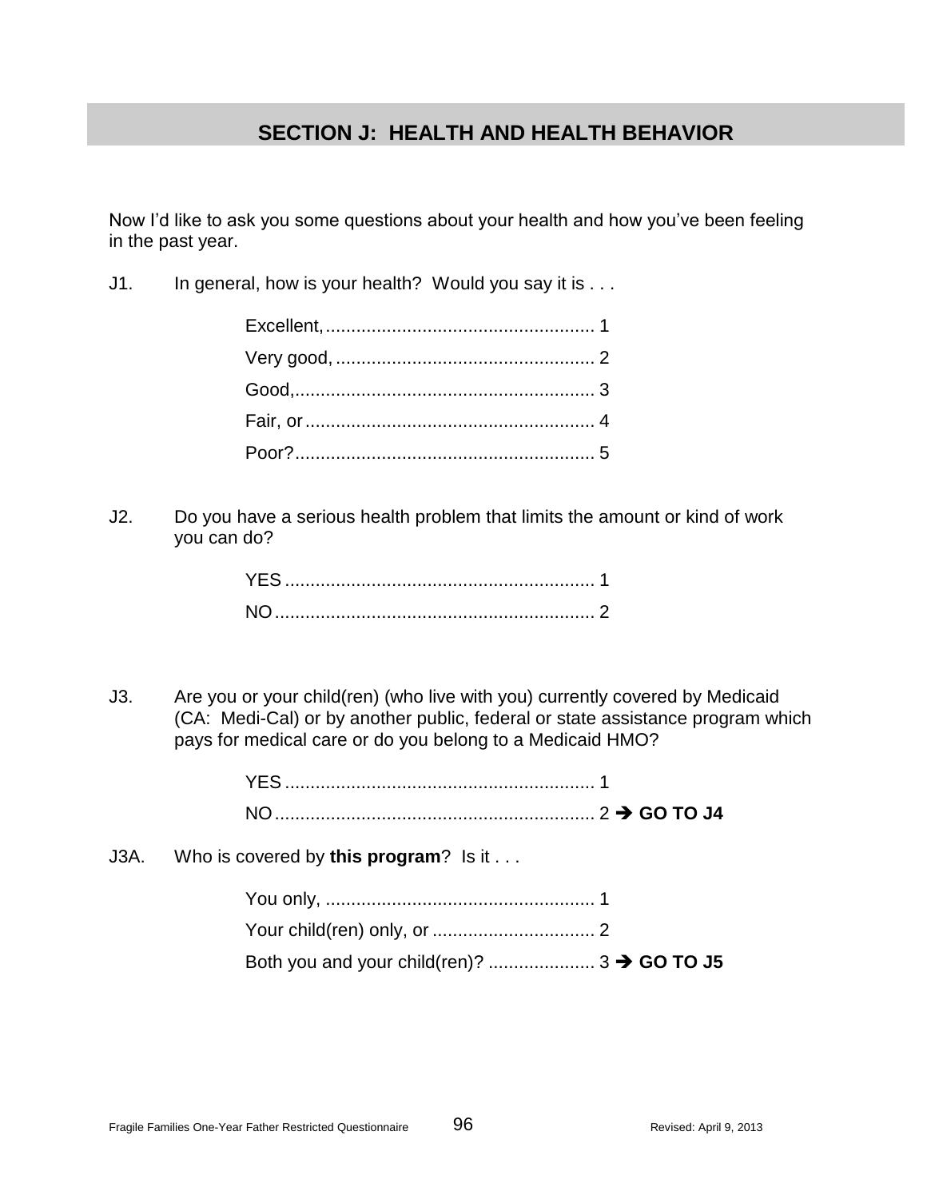## SECTION J: HEALTH AND HEALTH BEHAVIOR

Now I'd like to ask you some questions about your health and how you've been feeling in the past year.

J1. In general, how is your health? Would you say it is . . .

Excellent,.................................................... 1
Very good,.................................................. 2
Good,.......................................................... 3
Fair, or........................................................ 4
Poor?.......................................................... 5

J2. Do you have a serious health problem that limits the amount or kind of work you can do?

YES............................................................ 1
NO.............................................................. 2

J3. Are you or your child(ren) (who live with you) currently covered by Medicaid (CA: Medi-Cal) or by another public, federal or state assistance program which pays for medical care or do you belong to a Medicaid HMO?

YES............................................................ 1
NO.............................................................. 2 ➔ **GO TO J4**

J3A. Who is covered by **this program**? Is it . . .

You only, .................................................... 1
Your child(ren) only, or ................................ 2
Both you and your child(ren)? ..................... 3 ➔ **GO TO J5**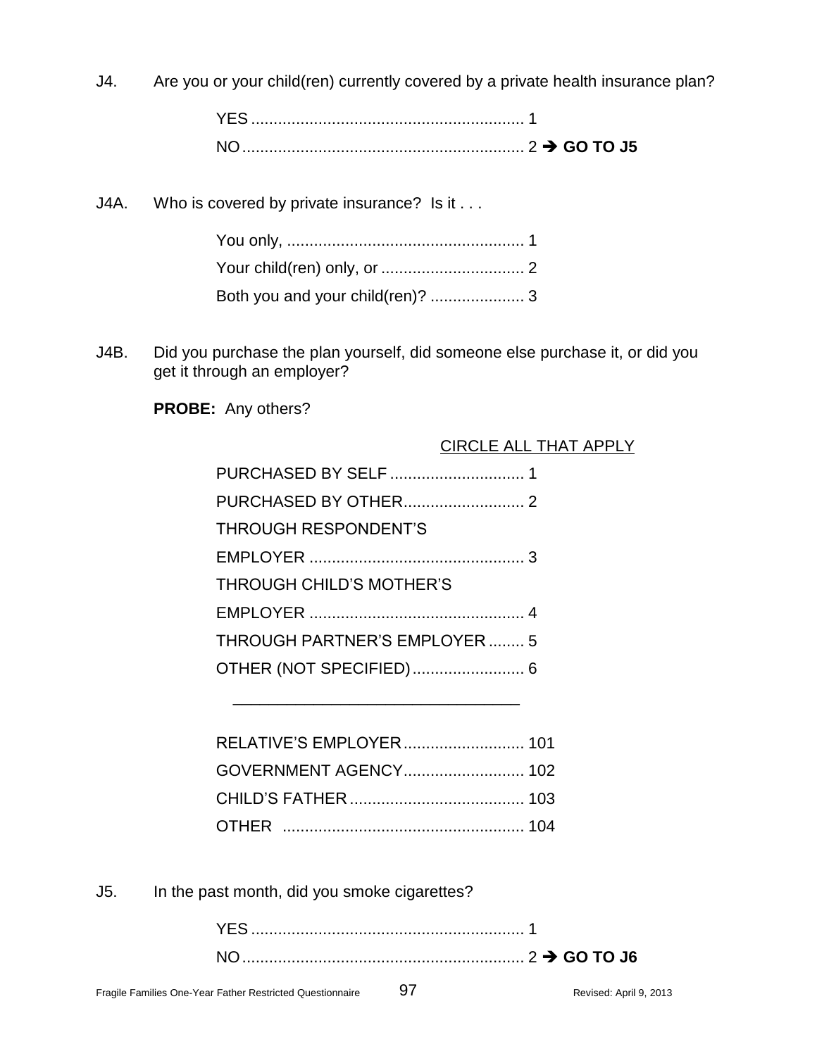J4. Are you or your child(ren) currently covered by a private health insurance plan?

YES ............................................................. 1
NO............................................................... 2 → **GO TO J5**

J4A. Who is covered by private insurance? Is it . . .

You only, ..................................................... 1
Your child(ren) only, or ................................ 2
Both you and your child(ren)? ..................... 3

J4B. Did you purchase the plan yourself, did someone else purchase it, or did you get it through an employer?

**PROBE:** Any others?

CIRCLE ALL THAT APPLY

PURCHASED BY SELF .............................. 1
PURCHASED BY OTHER........................... 2
THROUGH RESPONDENT'S EMPLOYER ................................................ 3
THROUGH CHILD'S MOTHER'S EMPLOYER ................................................ 4
THROUGH PARTNER'S EMPLOYER ........ 5
OTHER (NOT SPECIFIED)......................... 6

________________________________

RELATIVE'S EMPLOYER........................... 101
GOVERNMENT AGENCY........................... 102
CHILD'S FATHER....................................... 103
OTHER ...................................................... 104

J5. In the past month, did you smoke cigarettes?

YES ............................................................. 1
NO............................................................... 2 → **GO TO J6**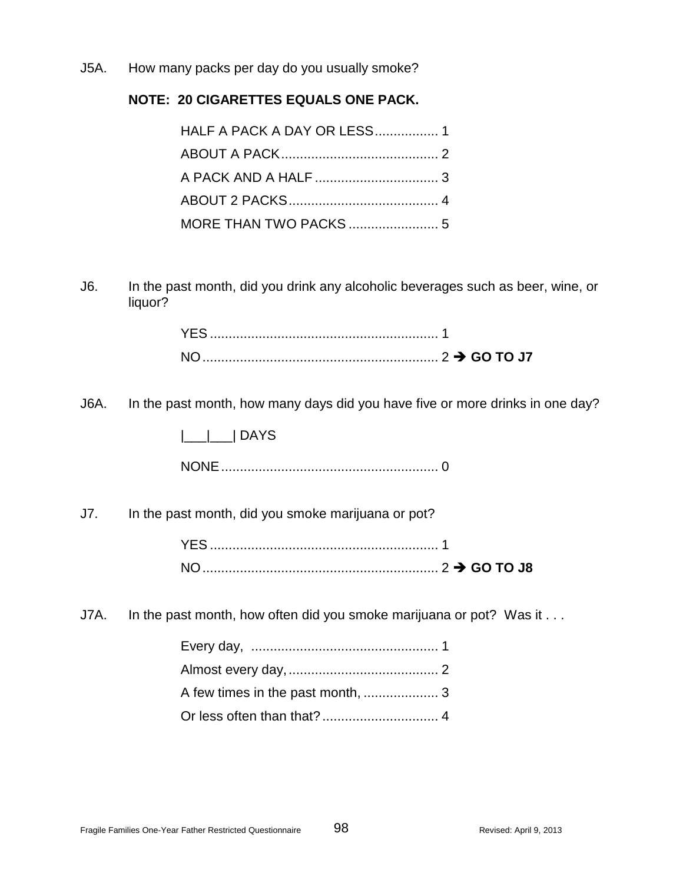J5A. How many packs per day do you usually smoke?

**NOTE: 20 CIGARETTES EQUALS ONE PACK.**

HALF A PACK A DAY OR LESS ................. 1
ABOUT A PACK .......................................... 2
A PACK AND A HALF ................................. 3
ABOUT 2 PACKS ........................................ 4
MORE THAN TWO PACKS ........................ 5

J6. In the past month, did you drink any alcoholic beverages such as beer, wine, or liquor?

YES ............................................................. 1
NO ............................................................... 2 ➔ **GO TO J7**

J6A. In the past month, how many days did you have five or more drinks in one day?

|___|___| DAYS

NONE .......................................................... 0

J7. In the past month, did you smoke marijuana or pot?

YES ............................................................. 1
NO ............................................................... 2 ➔ **GO TO J8**

J7A. In the past month, how often did you smoke marijuana or pot? Was it . . .

Every day, .................................................. 1
Almost every day, ........................................ 2
A few times in the past month, .................... 3
Or less often than that? ............................... 4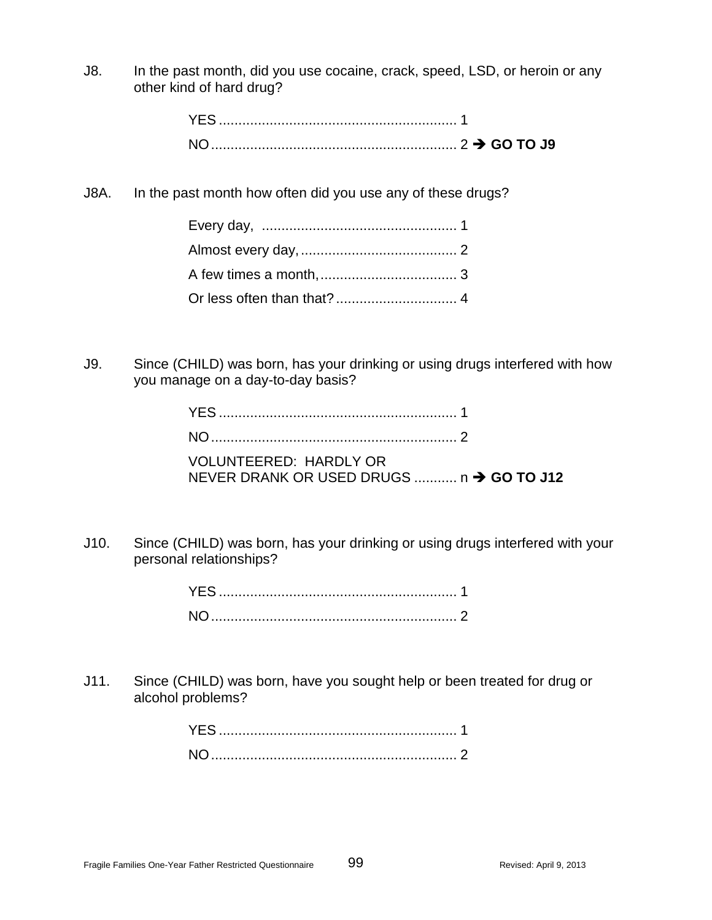J8. In the past month, did you use cocaine, crack, speed, LSD, or heroin or any other kind of hard drug?

YES ............................................................ 1
NO.............................................................. 2 ➔ **GO TO J9**

J8A. In the past month how often did you use any of these drugs?

Every day, ................................................. 1
Almost every day, ........................................ 2
A few times a month, ................................... 3
Or less often than that? ............................... 4

J9. Since (CHILD) was born, has your drinking or using drugs interfered with how you manage on a day-to-day basis?

YES ............................................................ 1
NO.............................................................. 2
VOLUNTEERED: HARDLY OR NEVER DRANK OR USED DRUGS ........... n ➔ **GO TO J12**

J10. Since (CHILD) was born, has your drinking or using drugs interfered with your personal relationships?

YES ............................................................ 1
NO.............................................................. 2

J11. Since (CHILD) was born, have you sought help or been treated for drug or alcohol problems?

YES ............................................................ 1
NO.............................................................. 2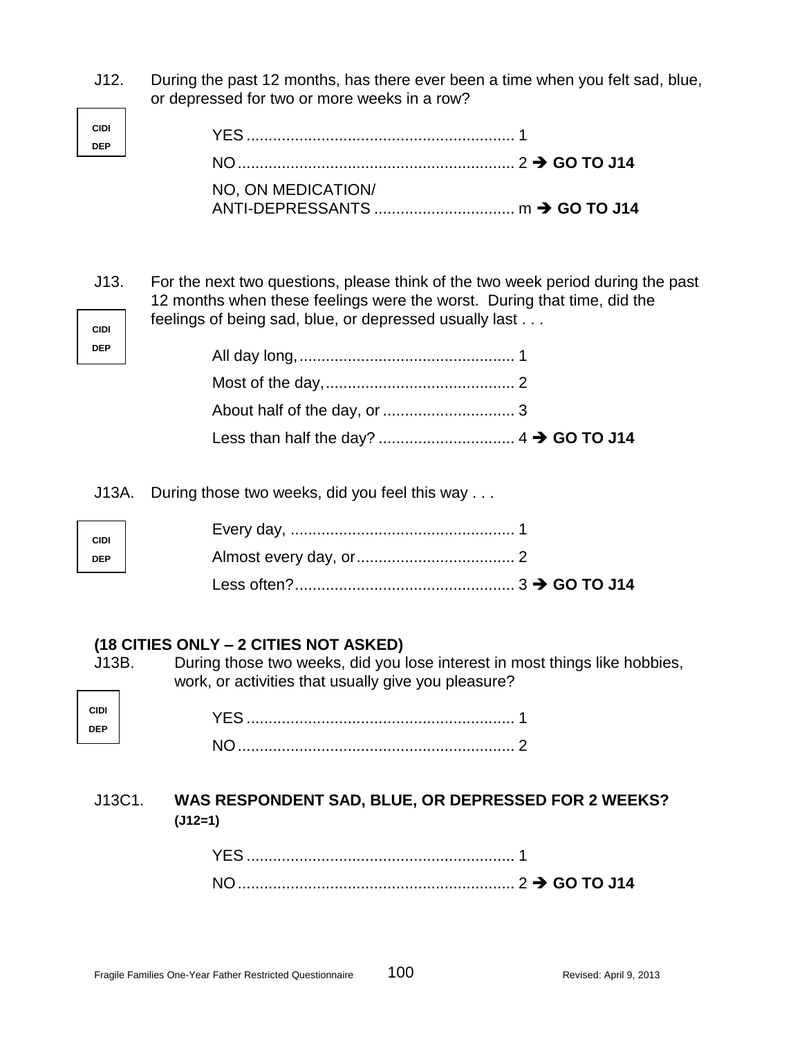J12. During the past 12 months, has there ever been a time when you felt sad, blue, or depressed for two or more weeks in a row?

CIDI DEP

YES ............................................................ 1
NO.............................................................. 2 ➔ **GO TO J14**
NO, ON MEDICATION/
ANTI-DEPRESSANTS ................................ m ➔ **GO TO J14**

J13. For the next two questions, please think of the two week period during the past 12 months when these feelings were the worst. During that time, did the feelings of being sad, blue, or depressed usually last . . .

CIDI DEP

All day long,................................................ 1
Most of the day,........................................... 2
About half of the day, or .............................. 3
Less than half the day? ............................... 4 ➔ **GO TO J14**

J13A. During those two weeks, did you feel this way . . .

CIDI DEP

Every day, ................................................... 1
Almost every day, or.................................... 2
Less often?.................................................. 3 ➔ **GO TO J14**

**(18 CITIES ONLY – 2 CITIES NOT ASKED)**
J13B. During those two weeks, did you lose interest in most things like hobbies, work, or activities that usually give you pleasure?

CIDI DEP

YES ............................................................ 1
NO.............................................................. 2

J13C1. **WAS RESPONDENT SAD, BLUE, OR DEPRESSED FOR 2 WEEKS? (J12=1)**

YES ............................................................ 1
NO.............................................................. 2 ➔ **GO TO J14**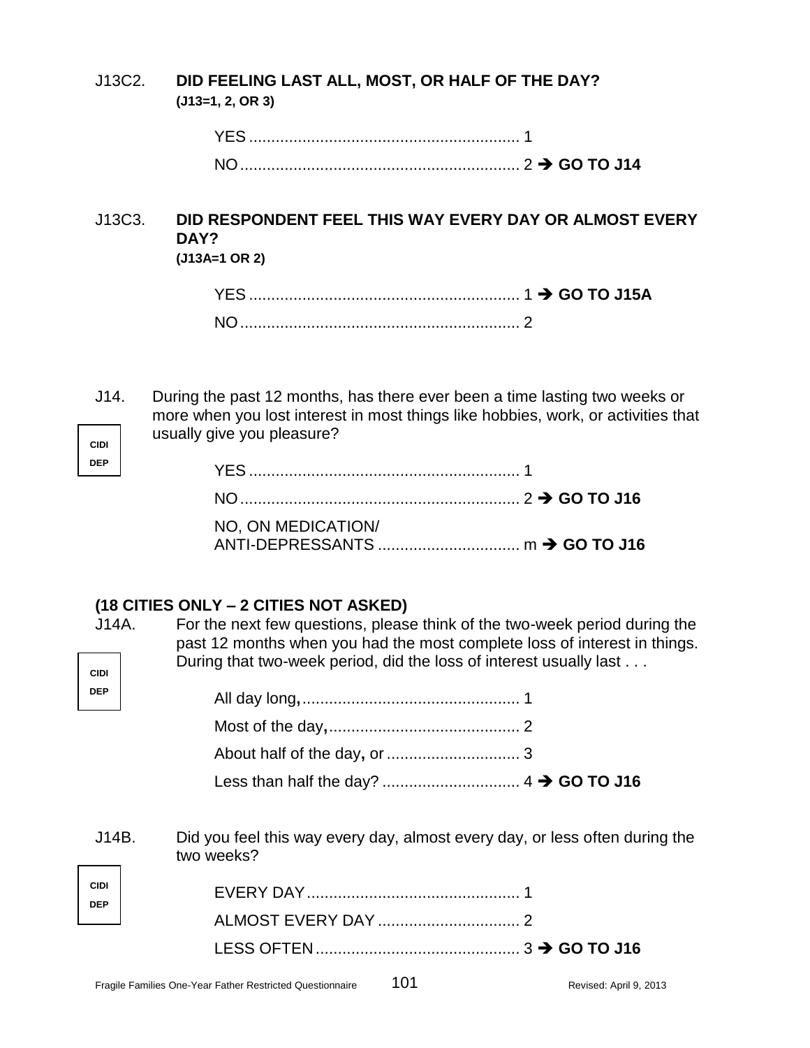J13C2. **DID FEELING LAST ALL, MOST, OR HALF OF THE DAY?**
**(J13=1, 2, OR 3)**

YES ............................................................ 1
NO.............................................................. 2 ➔ **GO TO J14**

J13C3. **DID RESPONDENT FEEL THIS WAY EVERY DAY OR ALMOST EVERY DAY?**
**(J13A=1 OR 2)**

YES ............................................................ 1 ➔ **GO TO J15A**
NO.............................................................. 2

J14. During the past 12 months, has there ever been a time lasting two weeks or more when you lost interest in most things like hobbies, work, or activities that usually give you pleasure?

CIDI DEP

YES ............................................................ 1
NO.............................................................. 2 ➔ **GO TO J16**
NO, ON MEDICATION/
ANTI-DEPRESSANTS ................................ m ➔ **GO TO J16**

**(18 CITIES ONLY – 2 CITIES NOT ASKED)**

J14A. For the next few questions, please think of the two-week period during the past 12 months when you had the most complete loss of interest in things. During that two-week period, did the loss of interest usually last . . .

CIDI DEP

All day long**,**................................................ 1
Most of the day**,**........................................... 2
About half of the day**,** or .............................. 3
Less than half the day? ............................... 4 ➔ **GO TO J16**

J14B. Did you feel this way every day, almost every day, or less often during the two weeks?

CIDI DEP

EVERY DAY................................................ 1
ALMOST EVERY DAY ................................ 2
LESS OFTEN.............................................. 3 ➔ **GO TO J16**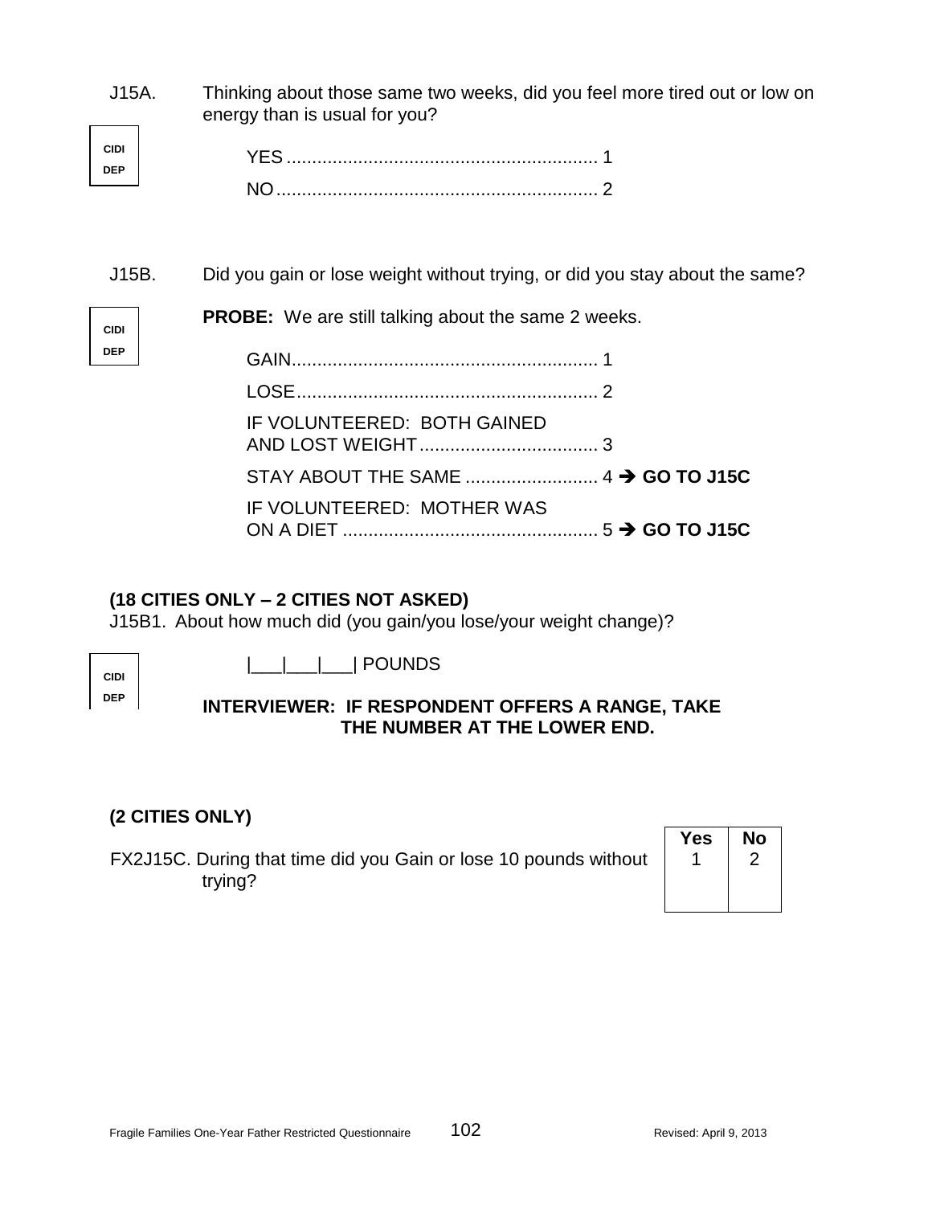J15A. Thinking about those same two weeks, did you feel more tired out or low on energy than is usual for you?

CIDI
DEP

YES ............................................................ 1

NO .............................................................. 2

J15B. Did you gain or lose weight without trying, or did you stay about the same?

CIDI
DEP

**PROBE:** We are still talking about the same 2 weeks.

GAIN............................................................ 1

LOSE........................................................... 2

IF VOLUNTEERED: BOTH GAINED AND LOST WEIGHT................................... 3

STAY ABOUT THE SAME .......................... 4 → **GO TO J15C**

IF VOLUNTEERED: MOTHER WAS ON A DIET .................................................. 5 → **GO TO J15C**

**(18 CITIES ONLY – 2 CITIES NOT ASKED)**

J15B1. About how much did (you gain/you lose/your weight change)?

CIDI
DEP

|___|___|___| POUNDS

**INTERVIEWER: IF RESPONDENT OFFERS A RANGE, TAKE THE NUMBER AT THE LOWER END.**

**(2 CITIES ONLY)**

| | Yes | No |
|---|---|---|
| FX2J15C. During that time did you Gain or lose 10 pounds without trying? | 1 | 2 |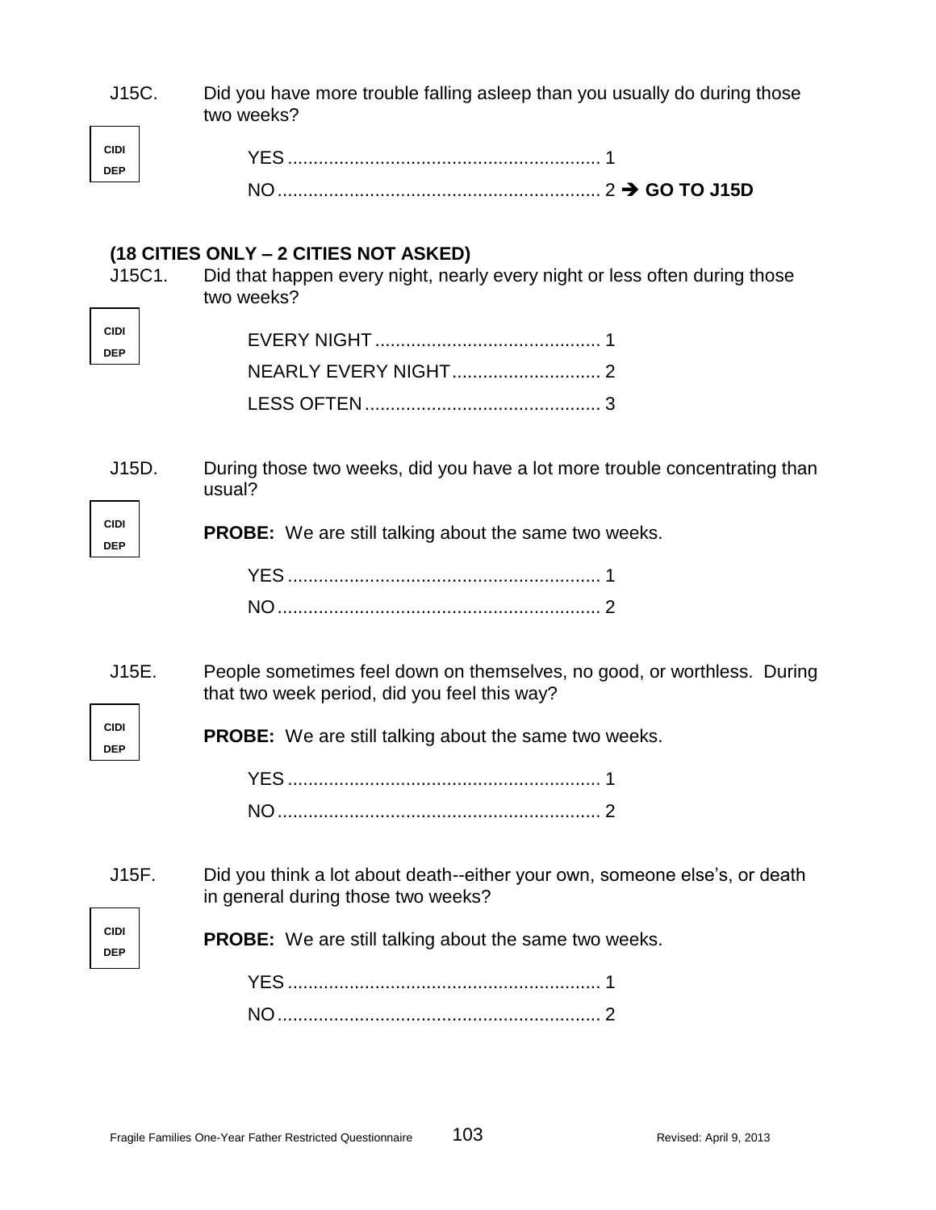J15C. Did you have more trouble falling asleep than you usually do during those two weeks?

CIDI
DEP

YES ............................................................ 1
NO .............................................................. 2 ➔ **GO TO J15D**

**(18 CITIES ONLY – 2 CITIES NOT ASKED)**

J15C1. Did that happen every night, nearly every night or less often during those two weeks?

CIDI
DEP

EVERY NIGHT ........................................... 1
NEARLY EVERY NIGHT ............................ 2
LESS OFTEN ............................................. 3

J15D. During those two weeks, did you have a lot more trouble concentrating than usual?

CIDI
DEP

**PROBE:** We are still talking about the same two weeks.

YES ............................................................ 1
NO .............................................................. 2

J15E. People sometimes feel down on themselves, no good, or worthless. During that two week period, did you feel this way?

CIDI
DEP

**PROBE:** We are still talking about the same two weeks.

YES ............................................................ 1
NO .............................................................. 2

J15F. Did you think a lot about death--either your own, someone else's, or death in general during those two weeks?

CIDI
DEP

**PROBE:** We are still talking about the same two weeks.

YES ............................................................ 1
NO .............................................................. 2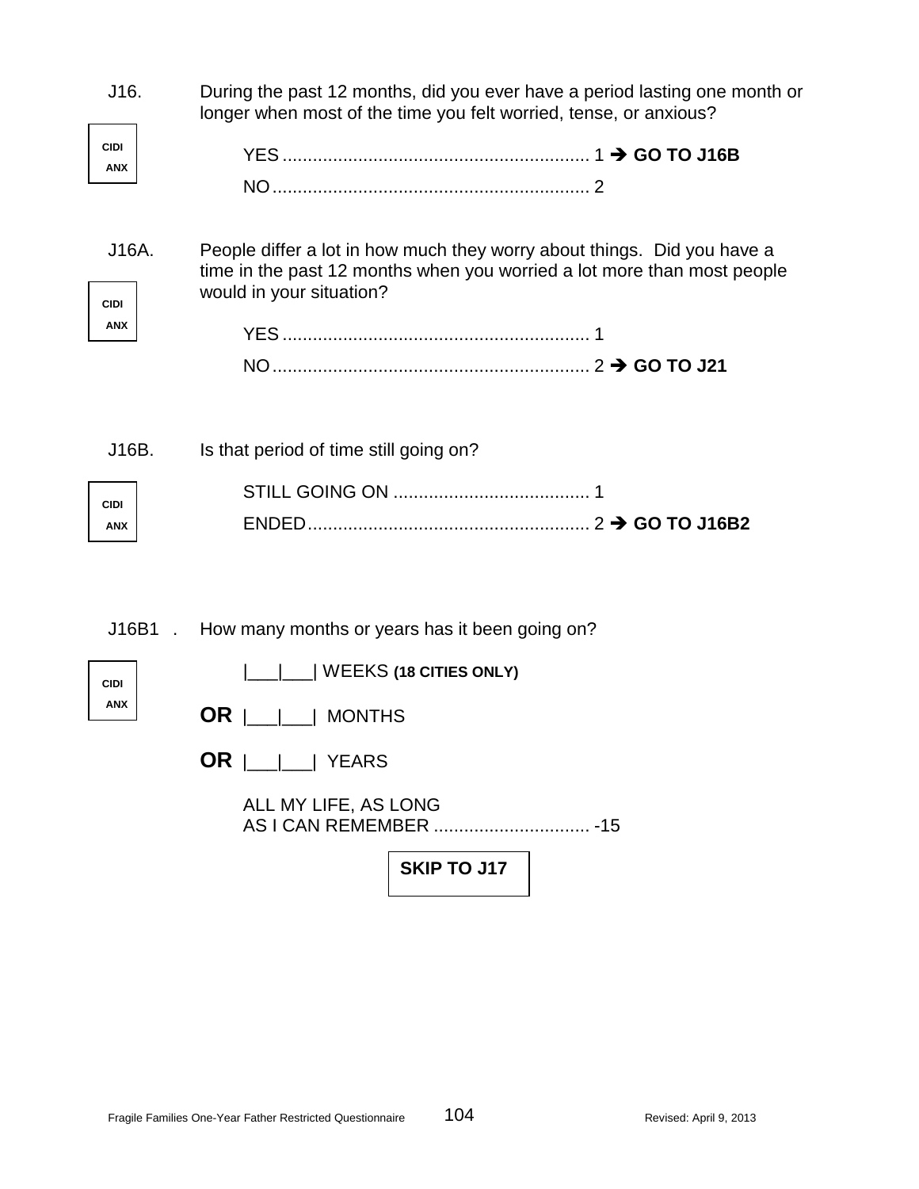J16. During the past 12 months, did you ever have a period lasting one month or longer when most of the time you felt worried, tense, or anxious?

CIDI ANX

YES............................................................ 1 ➔ **GO TO J16B**
NO.............................................................. 2

J16A. People differ a lot in how much they worry about things. Did you have a time in the past 12 months when you worried a lot more than most people would in your situation?

CIDI ANX

YES............................................................ 1
NO.............................................................. 2 ➔ **GO TO J21**

J16B. Is that period of time still going on?

CIDI ANX

STILL GOING ON ...................................... 1
ENDED........................................................ 2 ➔ **GO TO J16B2**

J16B1 . How many months or years has it been going on?

CIDI ANX

|___|___| WEEKS **(18 CITIES ONLY)**

**OR** |___|___| MONTHS

**OR** |___|___| YEARS

ALL MY LIFE, AS LONG AS I CAN REMEMBER ............................... -15

**SKIP TO J17**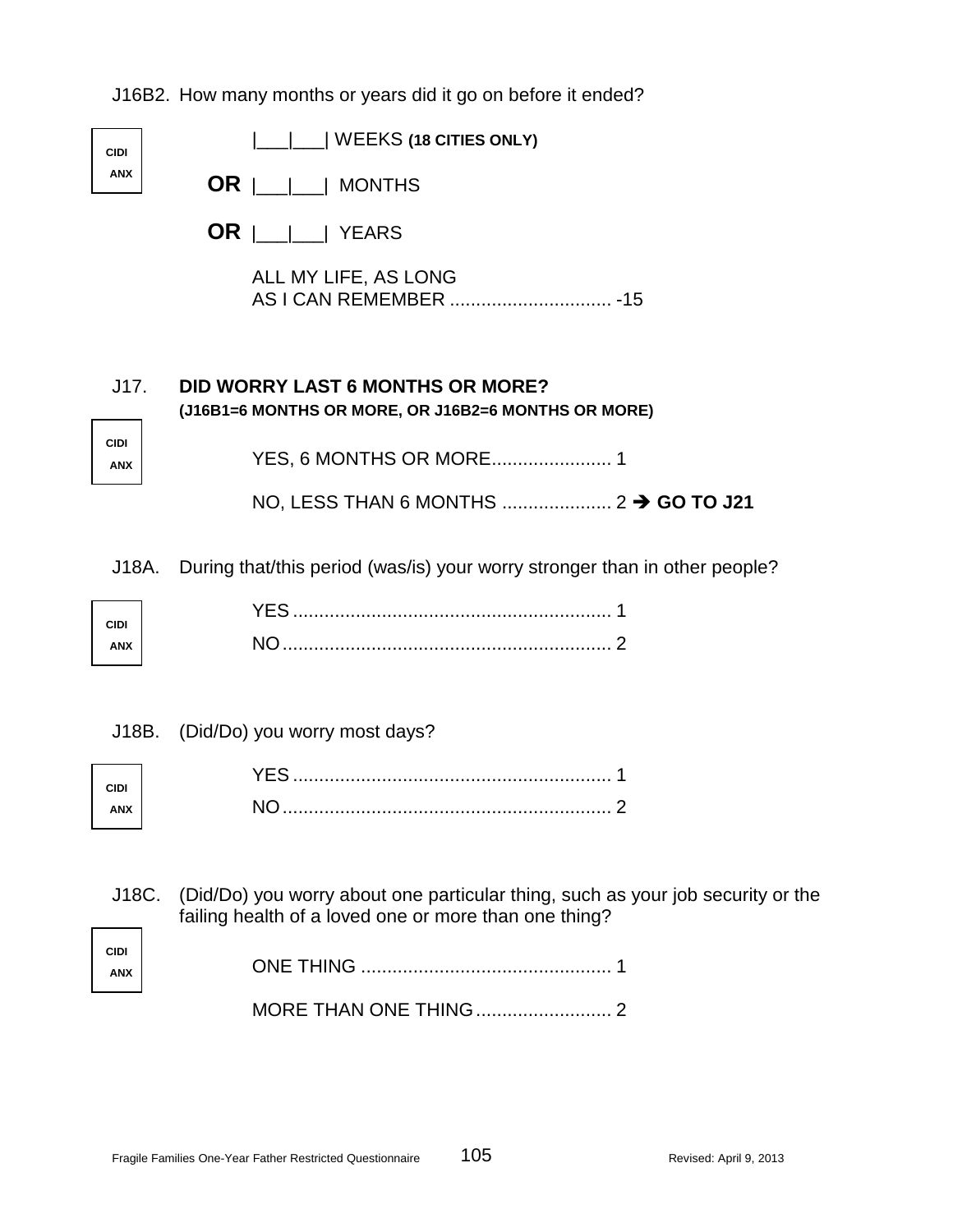J16B2. How many months or years did it go on before it ended?

CIDI ANX

|___|___| WEEKS **(18 CITIES ONLY)**

**OR** |___|___| MONTHS

**OR** |___|___| YEARS

ALL MY LIFE, AS LONG AS I CAN REMEMBER ............................... -15

J17. **DID WORRY LAST 6 MONTHS OR MORE? (J16B1=6 MONTHS OR MORE, OR J16B2=6 MONTHS OR MORE)**

CIDI ANX

YES, 6 MONTHS OR MORE....................... 1

NO, LESS THAN 6 MONTHS ..................... 2 ➔ **GO TO J21**

J18A. During that/this period (was/is) your worry stronger than in other people?

CIDI ANX

YES ............................................................. 1

NO............................................................... 2

J18B. (Did/Do) you worry most days?

CIDI ANX

YES ............................................................. 1

NO............................................................... 2

J18C. (Did/Do) you worry about one particular thing, such as your job security or the failing health of a loved one or more than one thing?

CIDI ANX

ONE THING ................................................ 1

MORE THAN ONE THING.......................... 2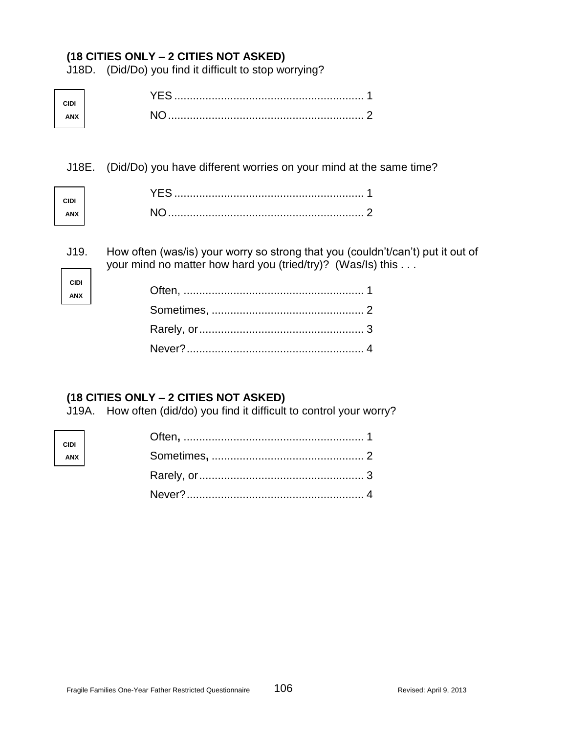**(18 CITIES ONLY – 2 CITIES NOT ASKED)**

J18D. (Did/Do) you find it difficult to stop worrying?

CIDI ANX

YES ............................................................ 1
NO .............................................................. 2

J18E. (Did/Do) you have different worries on your mind at the same time?

CIDI ANX

YES ............................................................ 1
NO .............................................................. 2

J19. How often (was/is) your worry so strong that you (couldn't/can't) put it out of your mind no matter how hard you (tried/try)? (Was/Is) this . . .

CIDI ANX

Often, .......................................................... 1
Sometimes, ................................................. 2
Rarely, or .................................................... 3
Never? ......................................................... 4

**(18 CITIES ONLY – 2 CITIES NOT ASKED)**

J19A. How often (did/do) you find it difficult to control your worry?

CIDI ANX

Often, .......................................................... 1
Sometimes, ................................................. 2
Rarely, or .................................................... 3
Never? ......................................................... 4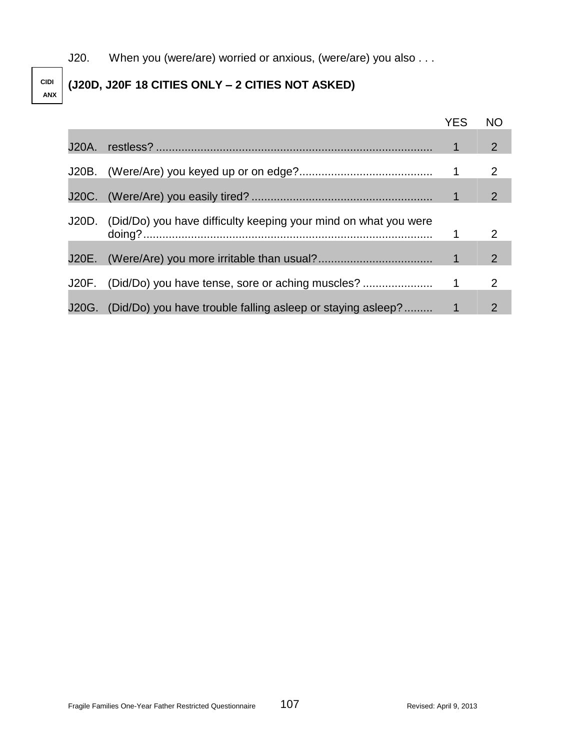J20. When you (were/are) worried or anxious, (were/are) you also . . .

CIDI ANX

**(J20D, J20F 18 CITIES ONLY – 2 CITIES NOT ASKED)**

| | | YES | NO |
|---|---|---|---|
| J20A. | restless? | 1 | 2 |
| J20B. | (Were/Are) you keyed up or on edge? | 1 | 2 |
| J20C. | (Were/Are) you easily tired? | 1 | 2 |
| J20D. | (Did/Do) you have difficulty keeping your mind on what you were doing? | 1 | 2 |
| J20E. | (Were/Are) you more irritable than usual? | 1 | 2 |
| J20F. | (Did/Do) you have tense, sore or aching muscles? | 1 | 2 |
| J20G. | (Did/Do) you have trouble falling asleep or staying asleep? | 1 | 2 |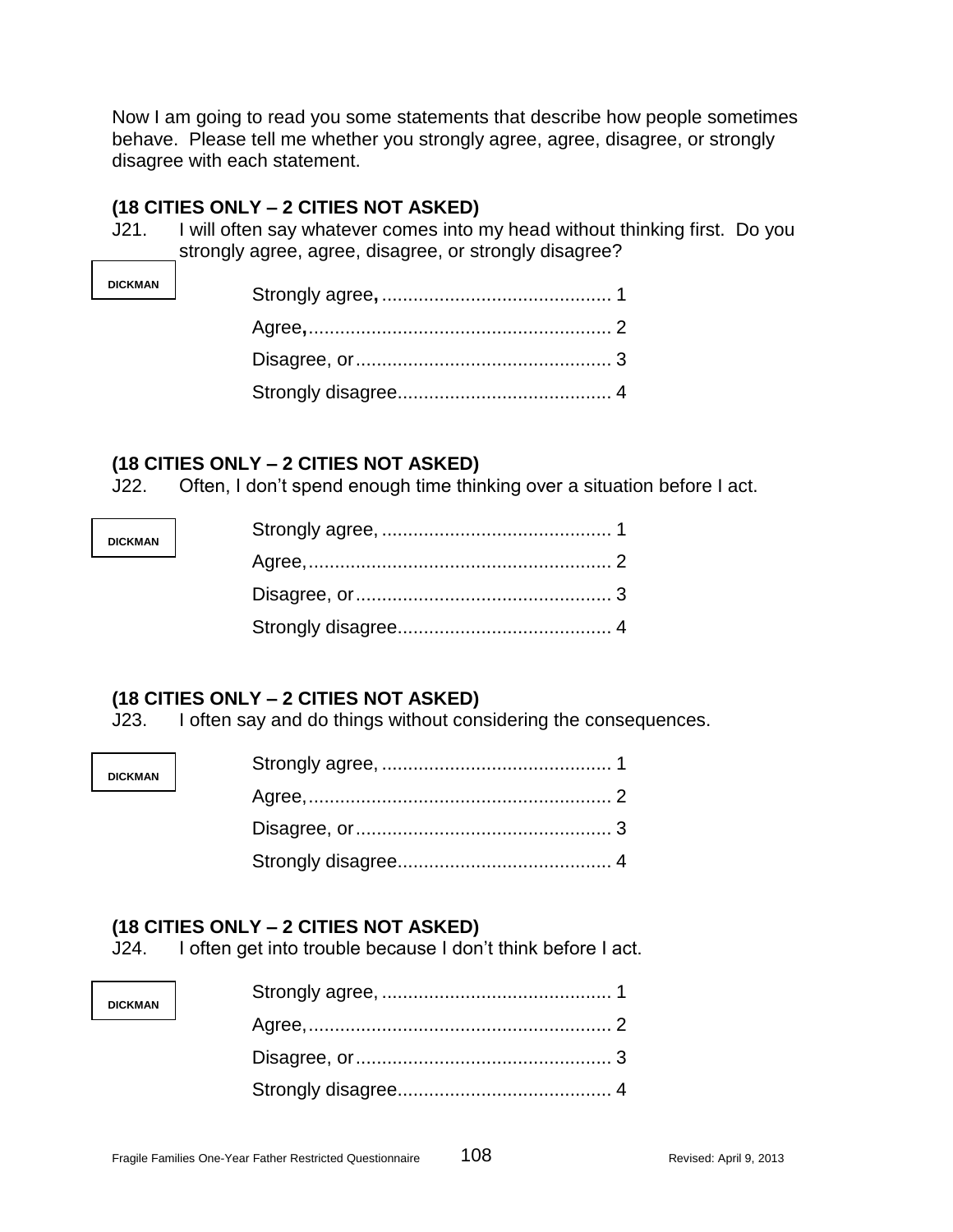Now I am going to read you some statements that describe how people sometimes behave. Please tell me whether you strongly agree, agree, disagree, or strongly disagree with each statement.

**(18 CITIES ONLY – 2 CITIES NOT ASKED)**

J21. I will often say whatever comes into my head without thinking first. Do you strongly agree, agree, disagree, or strongly disagree?

DICKMAN

Strongly agree, ........................................... 1
Agree, ......................................................... 2
Disagree, or ................................................ 3
Strongly disagree........................................ 4

**(18 CITIES ONLY – 2 CITIES NOT ASKED)**

J22. Often, I don't spend enough time thinking over a situation before I act.

DICKMAN

Strongly agree, ........................................... 1
Agree, ......................................................... 2
Disagree, or ................................................ 3
Strongly disagree........................................ 4

**(18 CITIES ONLY – 2 CITIES NOT ASKED)**

J23. I often say and do things without considering the consequences.

DICKMAN

Strongly agree, ........................................... 1
Agree, ......................................................... 2
Disagree, or ................................................ 3
Strongly disagree........................................ 4

**(18 CITIES ONLY – 2 CITIES NOT ASKED)**

J24. I often get into trouble because I don't think before I act.

DICKMAN

Strongly agree, ........................................... 1
Agree, ......................................................... 2
Disagree, or ................................................ 3
Strongly disagree........................................ 4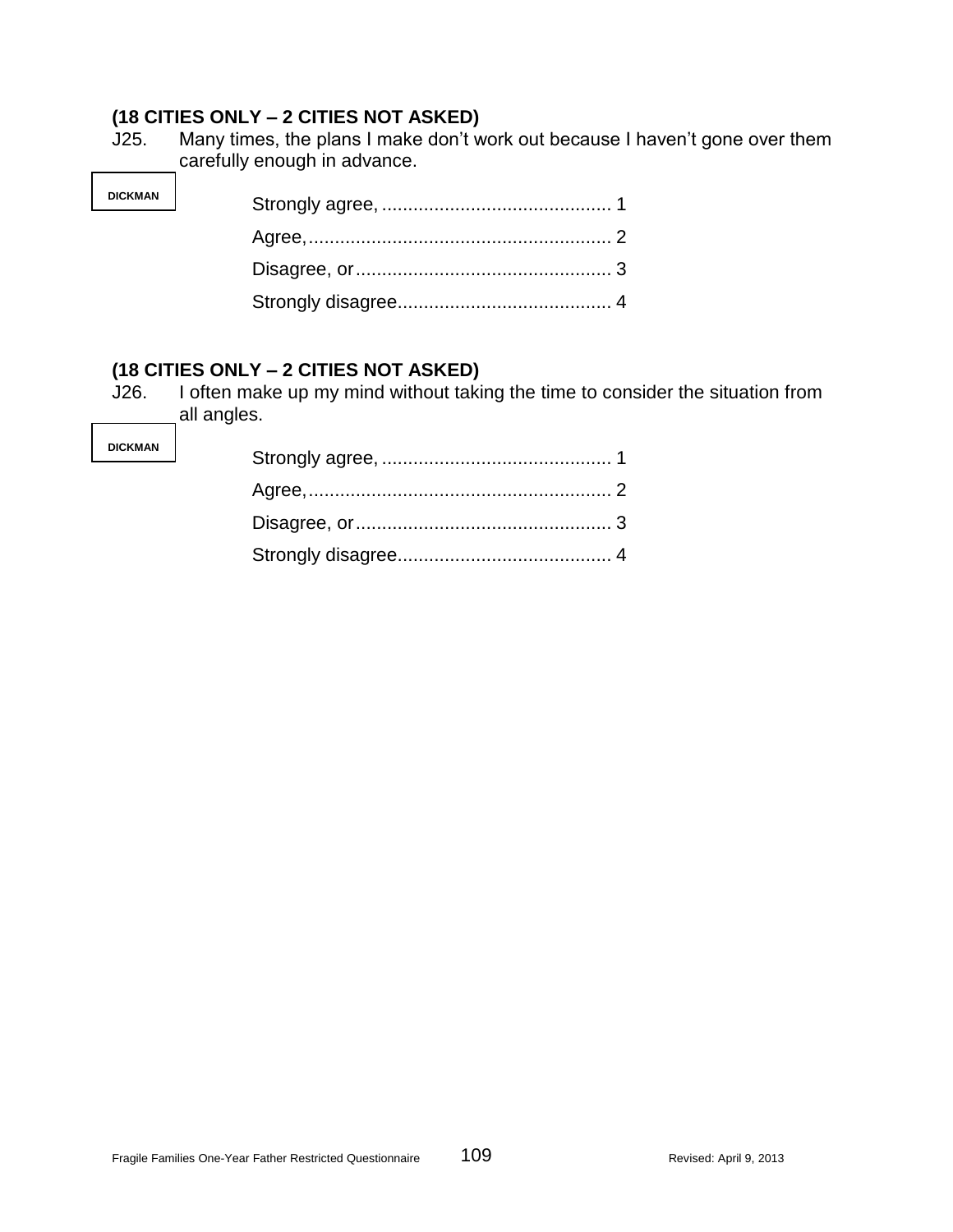**(18 CITIES ONLY – 2 CITIES NOT ASKED)**

J25. Many times, the plans I make don't work out because I haven't gone over them carefully enough in advance.

DICKMAN

Strongly agree, ............................................ 1
Agree, .......................................................... 2
Disagree, or ................................................. 3
Strongly disagree......................................... 4

**(18 CITIES ONLY – 2 CITIES NOT ASKED)**

J26. I often make up my mind without taking the time to consider the situation from all angles.

DICKMAN

Strongly agree, ............................................ 1
Agree, .......................................................... 2
Disagree, or ................................................. 3
Strongly disagree......................................... 4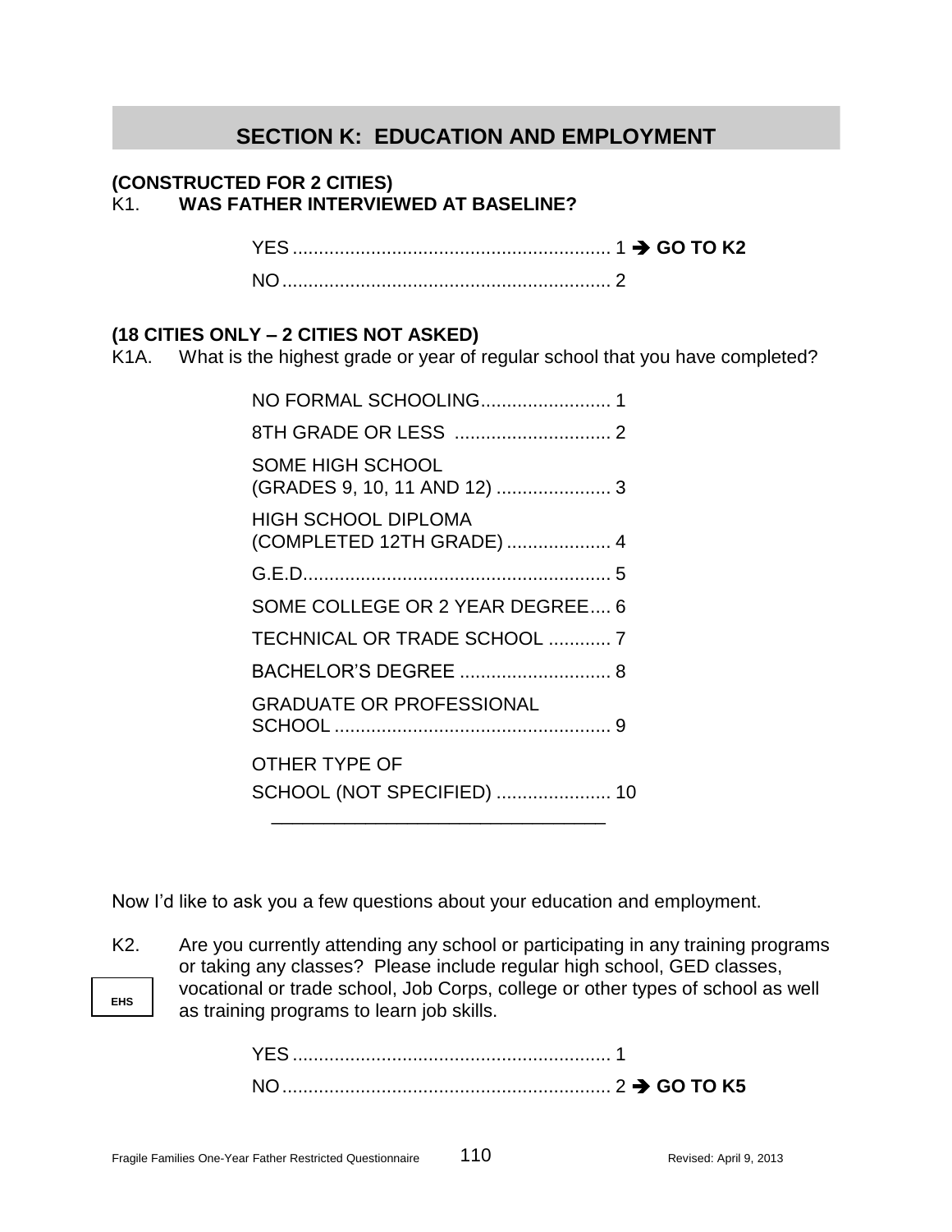## SECTION K: EDUCATION AND EMPLOYMENT

**(CONSTRUCTED FOR 2 CITIES)**
K1. **WAS FATHER INTERVIEWED AT BASELINE?**

YES ............................................................ 1 ➔ **GO TO K2**
NO .............................................................. 2

**(18 CITIES ONLY – 2 CITIES NOT ASKED)**
K1A. What is the highest grade or year of regular school that you have completed?

NO FORMAL SCHOOLING......................... 1
8TH GRADE OR LESS .............................. 2
SOME HIGH SCHOOL (GRADES 9, 10, 11 AND 12) ...................... 3
HIGH SCHOOL DIPLOMA (COMPLETED 12TH GRADE) .................... 4
G.E.D........................................................... 5
SOME COLLEGE OR 2 YEAR DEGREE.... 6
TECHNICAL OR TRADE SCHOOL ............ 7
BACHELOR'S DEGREE ............................. 8
GRADUATE OR PROFESSIONAL SCHOOL ..................................................... 9
OTHER TYPE OF SCHOOL (NOT SPECIFIED) ...................... 10
\_\_\_\_\_\_\_\_\_\_\_\_\_\_\_\_\_\_\_\_\_\_\_\_\_\_\_\_\_\_\_\_

Now I'd like to ask you a few questions about your education and employment.

K2. Are you currently attending any school or participating in any training programs or taking any classes? Please include regular high school, GED classes, vocational or trade school, Job Corps, college or other types of school as well as training programs to learn job skills.

EHS

YES ............................................................ 1
NO .............................................................. 2 ➔ **GO TO K5**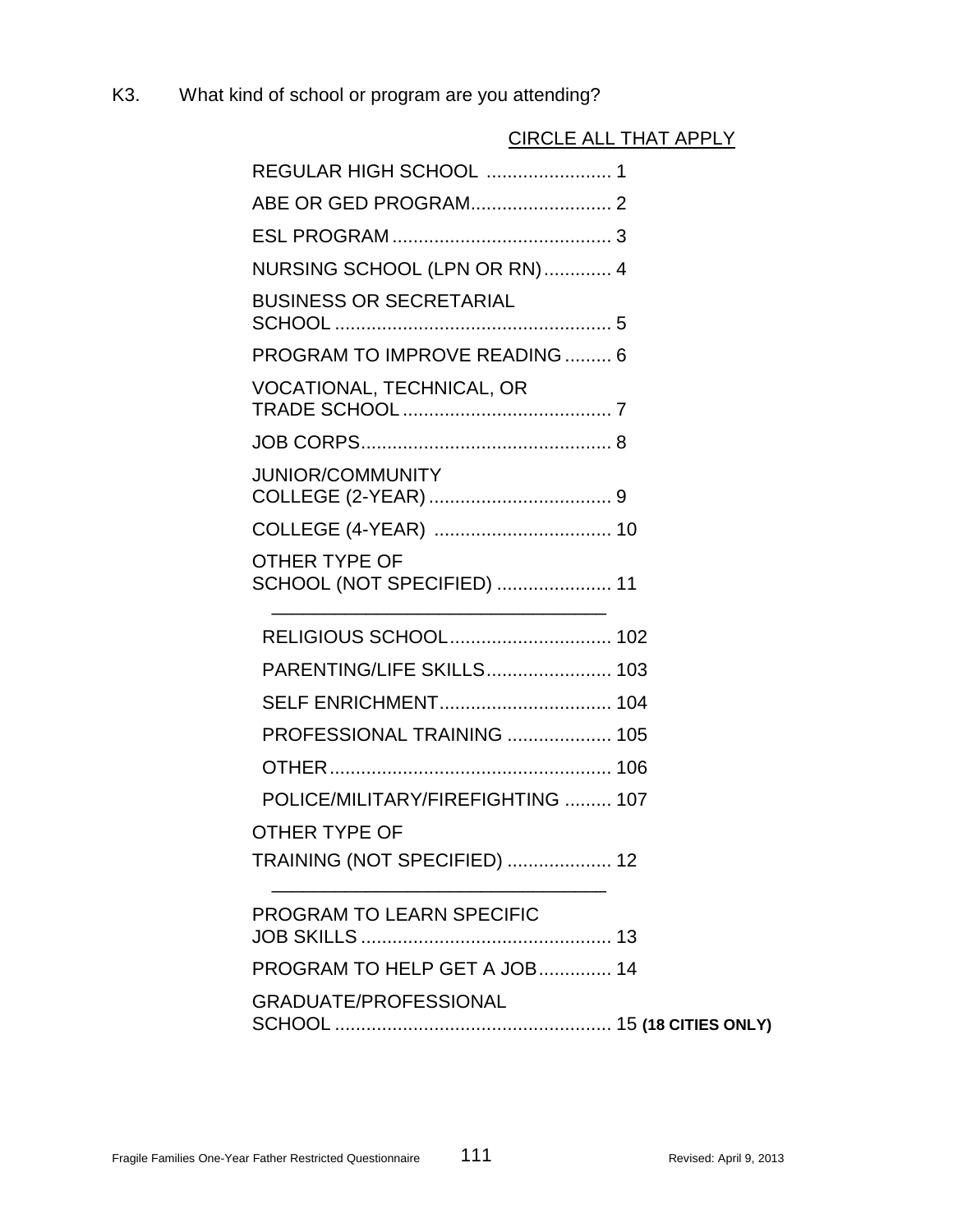K3. What kind of school or program are you attending?

CIRCLE ALL THAT APPLY

REGULAR HIGH SCHOOL ........................ 1

ABE OR GED PROGRAM........................... 2

ESL PROGRAM .......................................... 3

NURSING SCHOOL (LPN OR RN)............. 4

BUSINESS OR SECRETARIAL SCHOOL ..................................................... 5

PROGRAM TO IMPROVE READING ......... 6

VOCATIONAL, TECHNICAL, OR TRADE SCHOOL ........................................ 7

JOB CORPS................................................ 8

JUNIOR/COMMUNITY COLLEGE (2-YEAR) ................................... 9

COLLEGE (4-YEAR) .................................. 10

OTHER TYPE OF SCHOOL (NOT SPECIFIED) ...................... 11

\_\_\_\_\_\_\_\_\_\_\_\_\_\_\_\_\_\_\_\_\_\_\_\_\_\_\_\_\_\_\_\_

- RELIGIOUS SCHOOL............................... 102
- PARENTING/LIFE SKILLS........................ 103
- SELF ENRICHMENT................................. 104
- PROFESSIONAL TRAINING .................... 105
- OTHER...................................................... 106
- POLICE/MILITARY/FIREFIGHTING ......... 107

OTHER TYPE OF TRAINING (NOT SPECIFIED) .................... 12

\_\_\_\_\_\_\_\_\_\_\_\_\_\_\_\_\_\_\_\_\_\_\_\_\_\_\_\_\_\_\_\_

PROGRAM TO LEARN SPECIFIC JOB SKILLS ................................................ 13

PROGRAM TO HELP GET A JOB.............. 14

GRADUATE/PROFESSIONAL SCHOOL ..................................................... 15 **(18 CITIES ONLY)**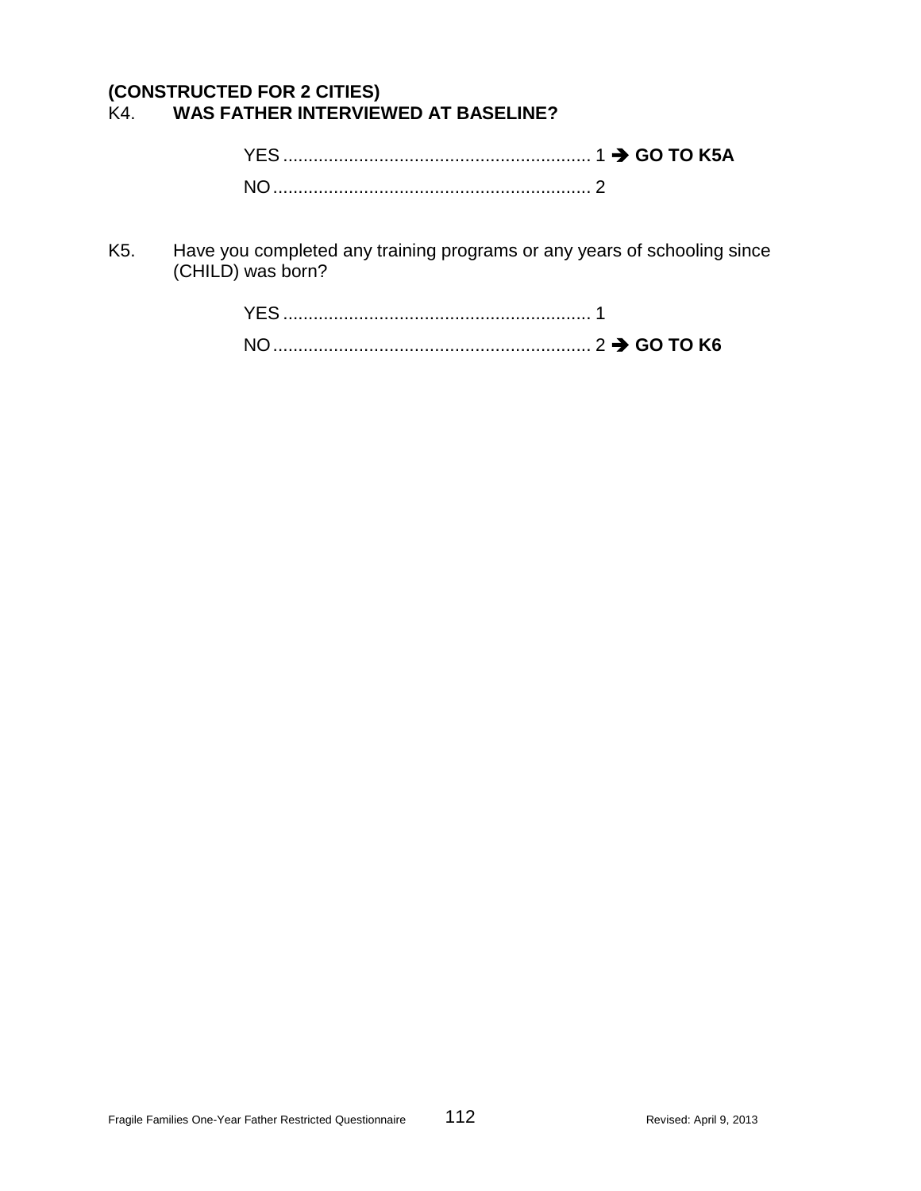**(CONSTRUCTED FOR 2 CITIES)**

K4. **WAS FATHER INTERVIEWED AT BASELINE?**

YES ............................................................ 1 ➔ **GO TO K5A**

NO .............................................................. 2

K5. Have you completed any training programs or any years of schooling since (CHILD) was born?

YES ............................................................ 1

NO .............................................................. 2 ➔ **GO TO K6**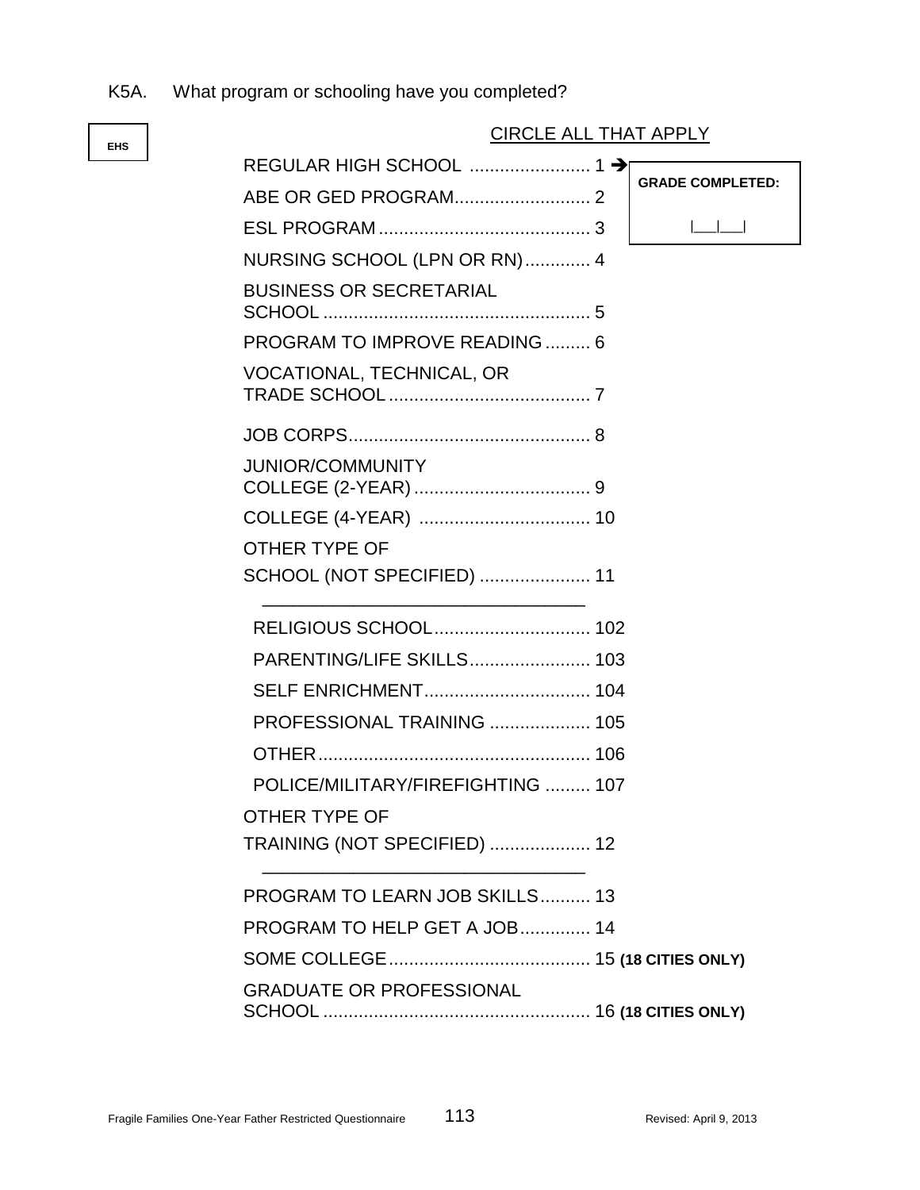K5A. What program or schooling have you completed?

EHS

CIRCLE ALL THAT APPLY

REGULAR HIGH SCHOOL ........................ 1 → **GRADE COMPLETED:** |___|___|

ABE OR GED PROGRAM........................... 2

ESL PROGRAM .......................................... 3

NURSING SCHOOL (LPN OR RN)............. 4

BUSINESS OR SECRETARIAL SCHOOL ..................................................... 5

PROGRAM TO IMPROVE READING ......... 6

VOCATIONAL, TECHNICAL, OR TRADE SCHOOL ........................................ 7

JOB CORPS................................................ 8

JUNIOR/COMMUNITY COLLEGE (2-YEAR) ................................... 9

COLLEGE (4-YEAR) .................................. 10

OTHER TYPE OF SCHOOL (NOT SPECIFIED) ...................... 11

________________________________

RELIGIOUS SCHOOL............................... 102

PARENTING/LIFE SKILLS........................ 103

SELF ENRICHMENT................................. 104

PROFESSIONAL TRAINING .................... 105

OTHER...................................................... 106

POLICE/MILITARY/FIREFIGHTING ......... 107

OTHER TYPE OF TRAINING (NOT SPECIFIED) .................... 12

________________________________

PROGRAM TO LEARN JOB SKILLS.......... 13

PROGRAM TO HELP GET A JOB.............. 14

SOME COLLEGE........................................ 15 **(18 CITIES ONLY)**

GRADUATE OR PROFESSIONAL SCHOOL ..................................................... 16 **(18 CITIES ONLY)**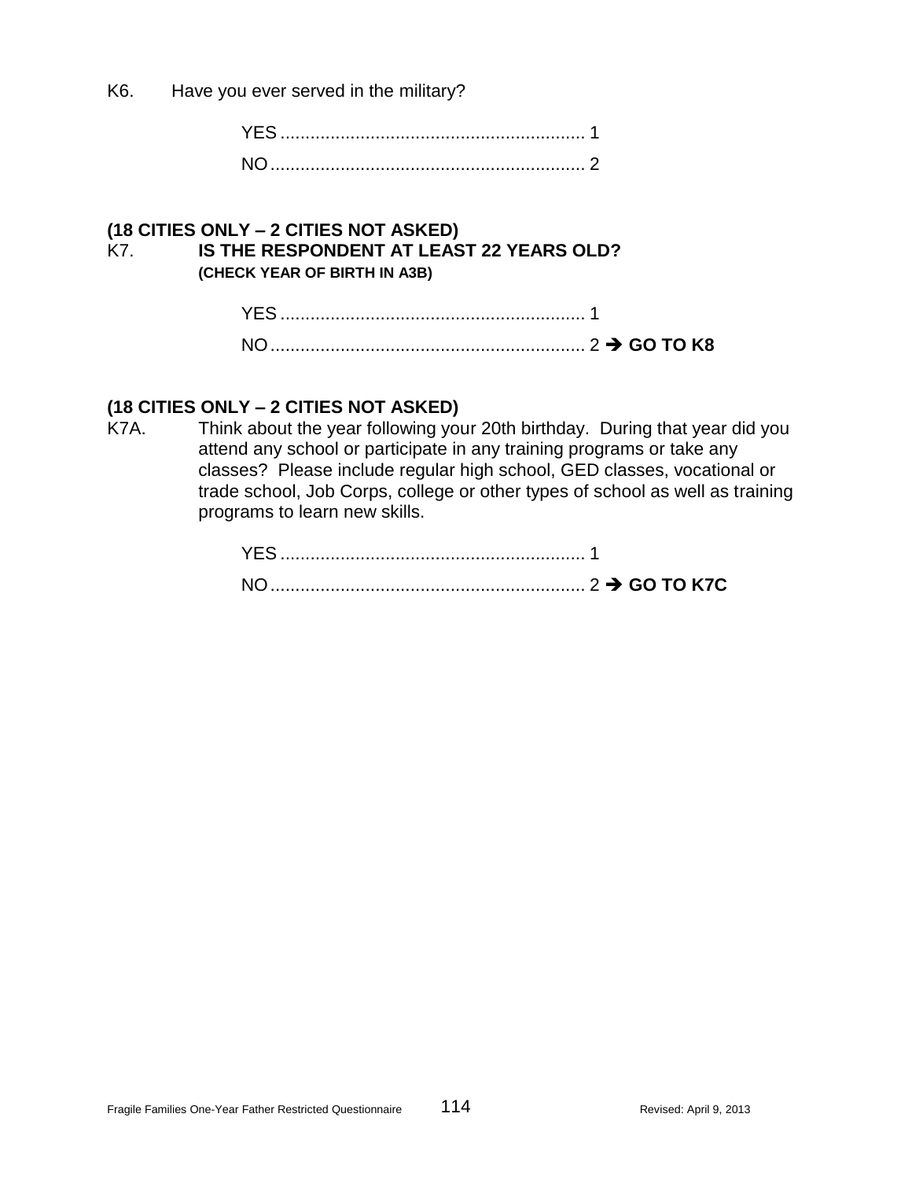K6. Have you ever served in the military?

YES............................................................. 1
NO............................................................... 2

**(18 CITIES ONLY – 2 CITIES NOT ASKED)**
K7. **IS THE RESPONDENT AT LEAST 22 YEARS OLD?**
**(CHECK YEAR OF BIRTH IN A3B)**

YES............................................................. 1
NO............................................................... 2 ➔ **GO TO K8**

**(18 CITIES ONLY – 2 CITIES NOT ASKED)**
K7A. Think about the year following your 20th birthday. During that year did you attend any school or participate in any training programs or take any classes? Please include regular high school, GED classes, vocational or trade school, Job Corps, college or other types of school as well as training programs to learn new skills.

YES............................................................. 1
NO............................................................... 2 ➔ **GO TO K7C**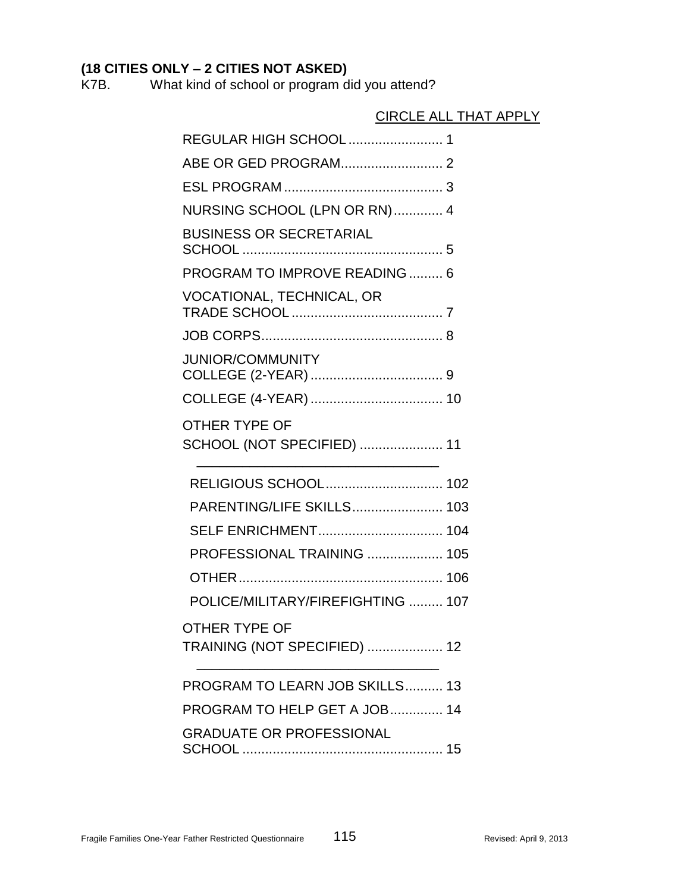**(18 CITIES ONLY – 2 CITIES NOT ASKED)**

K7B. What kind of school or program did you attend?

CIRCLE ALL THAT APPLY

REGULAR HIGH SCHOOL ......................... 1

ABE OR GED PROGRAM........................... 2

ESL PROGRAM .......................................... 3

NURSING SCHOOL (LPN OR RN)............. 4

BUSINESS OR SECRETARIAL SCHOOL ..................................................... 5

PROGRAM TO IMPROVE READING ......... 6

VOCATIONAL, TECHNICAL, OR TRADE SCHOOL ........................................ 7

JOB CORPS................................................ 8

JUNIOR/COMMUNITY COLLEGE (2-YEAR) ................................... 9

COLLEGE (4-YEAR) ................................... 10

OTHER TYPE OF SCHOOL (NOT SPECIFIED) ...................... 11

________________________________

- RELIGIOUS SCHOOL............................... 102
- PARENTING/LIFE SKILLS........................ 103
- SELF ENRICHMENT................................. 104
- PROFESSIONAL TRAINING .................... 105
- OTHER...................................................... 106
- POLICE/MILITARY/FIREFIGHTING ......... 107

OTHER TYPE OF TRAINING (NOT SPECIFIED) .................... 12

________________________________

PROGRAM TO LEARN JOB SKILLS.......... 13

PROGRAM TO HELP GET A JOB.............. 14

GRADUATE OR PROFESSIONAL SCHOOL ..................................................... 15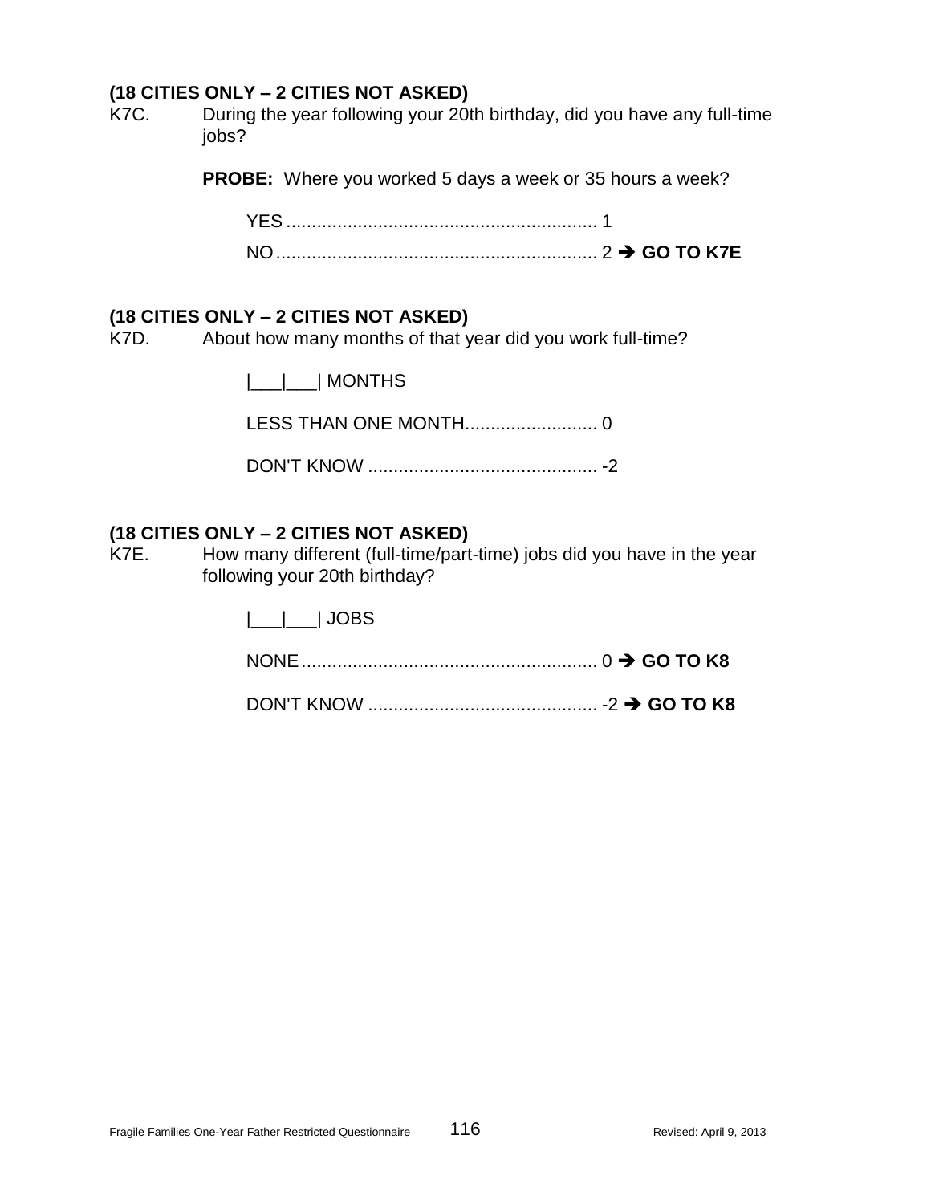**(18 CITIES ONLY – 2 CITIES NOT ASKED)**

K7C. During the year following your 20th birthday, did you have any full-time jobs?

**PROBE:** Where you worked 5 days a week or 35 hours a week?

YES ............................................................ 1

NO .............................................................. 2 ➔ **GO TO K7E**

**(18 CITIES ONLY – 2 CITIES NOT ASKED)**

K7D. About how many months of that year did you work full-time?

|___|___| MONTHS

LESS THAN ONE MONTH.......................... 0

DON'T KNOW ............................................ -2

**(18 CITIES ONLY – 2 CITIES NOT ASKED)**

K7E. How many different (full-time/part-time) jobs did you have in the year following your 20th birthday?

|___|___| JOBS

NONE.......................................................... 0 ➔ **GO TO K8**

DON'T KNOW ............................................ -2 ➔ **GO TO K8**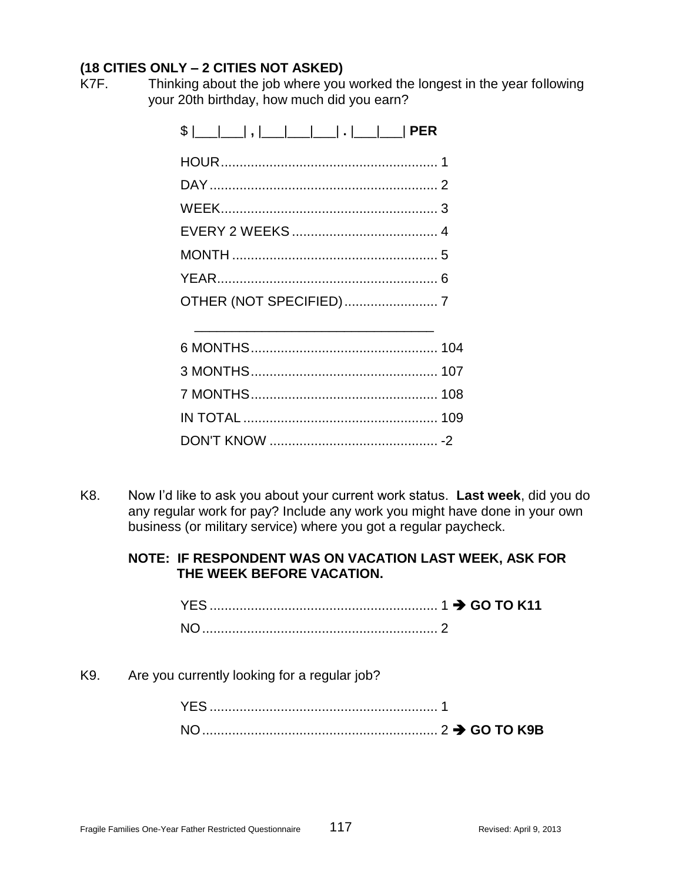**(18 CITIES ONLY – 2 CITIES NOT ASKED)**

K7F. Thinking about the job where you worked the longest in the year following your 20th birthday, how much did you earn?

$ |___|___| **,** |___|___|___| **.** |___|___| **PER**

HOUR.......................................................... 1
DAY............................................................. 2
WEEK.......................................................... 3
EVERY 2 WEEKS ....................................... 4
MONTH ....................................................... 5
YEAR........................................................... 6
OTHER (NOT SPECIFIED)......................... 7

________________________________

6 MONTHS.................................................. 104
3 MONTHS.................................................. 107
7 MONTHS.................................................. 108
IN TOTAL .................................................... 109
DON'T KNOW ............................................. -2

K8. Now I'd like to ask you about your current work status. **Last week**, did you do any regular work for pay? Include any work you might have done in your own business (or military service) where you got a regular paycheck.

**NOTE: IF RESPONDENT WAS ON VACATION LAST WEEK, ASK FOR THE WEEK BEFORE VACATION.**

YES............................................................. 1 ➔ **GO TO K11**
NO............................................................... 2

K9. Are you currently looking for a regular job?

YES............................................................. 1
NO............................................................... 2 ➔ **GO TO K9B**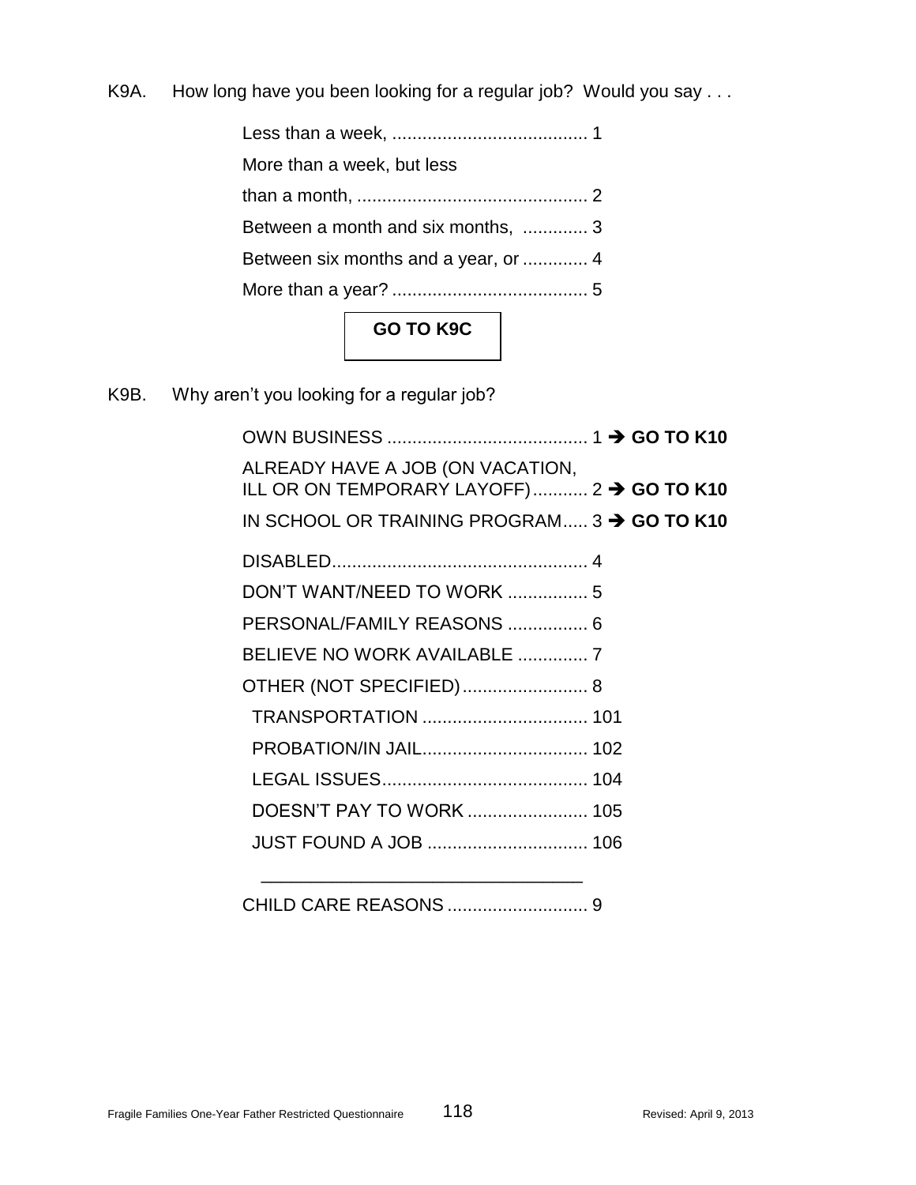K9A. How long have you been looking for a regular job? Would you say . . .

Less than a week, ....................................... 1

More than a week, but less

than a month, .............................................. 2

Between a month and six months, ............. 3

Between six months and a year, or ............. 4

More than a year? ....................................... 5

**GO TO K9C**

K9B. Why aren't you looking for a regular job?

OWN BUSINESS ........................................ 1 ➔ **GO TO K10**

ALREADY HAVE A JOB (ON VACATION, ILL OR ON TEMPORARY LAYOFF)........... 2 ➔ **GO TO K10**

IN SCHOOL OR TRAINING PROGRAM..... 3 ➔ **GO TO K10**

DISABLED................................................... 4

DON'T WANT/NEED TO WORK ................ 5

PERSONAL/FAMILY REASONS ................ 6

BELIEVE NO WORK AVAILABLE .............. 7

OTHER (NOT SPECIFIED)......................... 8

TRANSPORTATION ................................. 101

PROBATION/IN JAIL................................. 102

LEGAL ISSUES......................................... 104

DOESN'T PAY TO WORK ........................ 105

JUST FOUND A JOB ................................ 106

________________________________

CHILD CARE REASONS ............................ 9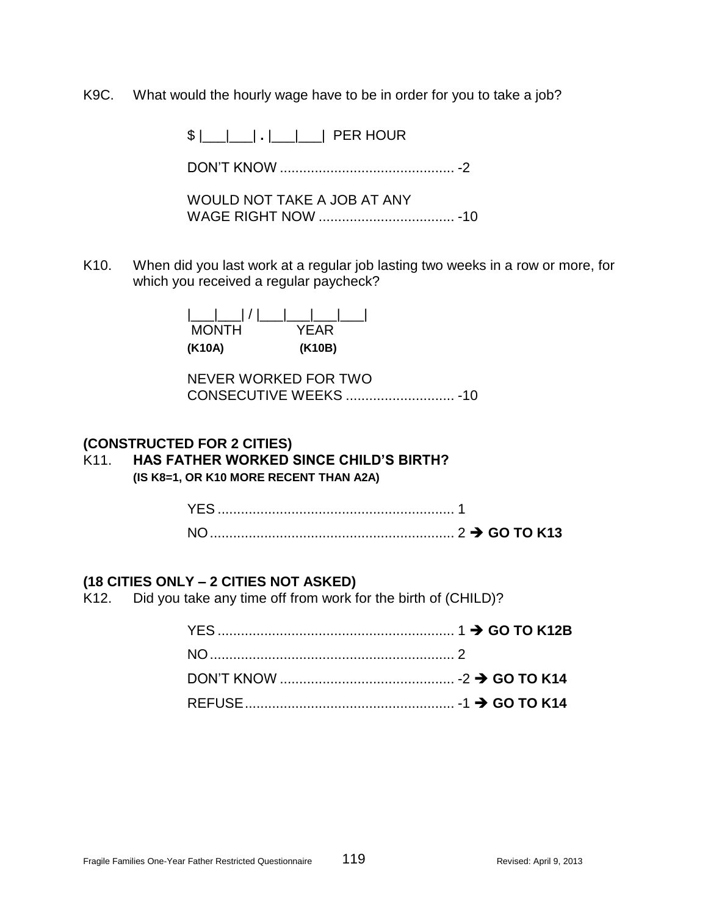K9C. What would the hourly wage have to be in order for you to take a job?

$ |___|___| . |___|___| PER HOUR

DON'T KNOW ............................................ -2

WOULD NOT TAKE A JOB AT ANY WAGE RIGHT NOW .................................. -10

K10. When did you last work at a regular job lasting two weeks in a row or more, for which you received a regular paycheck?

|___|___| / |___|___|___|___|
MONTH YEAR
**(K10A)** **(K10B)**

NEVER WORKED FOR TWO CONSECUTIVE WEEKS ........................... -10

**(CONSTRUCTED FOR 2 CITIES)**

K11. **HAS FATHER WORKED SINCE CHILD'S BIRTH?**
**(IS K8=1, OR K10 MORE RECENT THAN A2A)**

YES ............................................................ 1

NO .............................................................. 2 ➔ **GO TO K13**

**(18 CITIES ONLY – 2 CITIES NOT ASKED)**

K12. Did you take any time off from work for the birth of (CHILD)?

YES ............................................................ 1 ➔ **GO TO K12B**

NO .............................................................. 2

DON'T KNOW ............................................ -2 ➔ **GO TO K14**

REFUSE ..................................................... -1 ➔ **GO TO K14**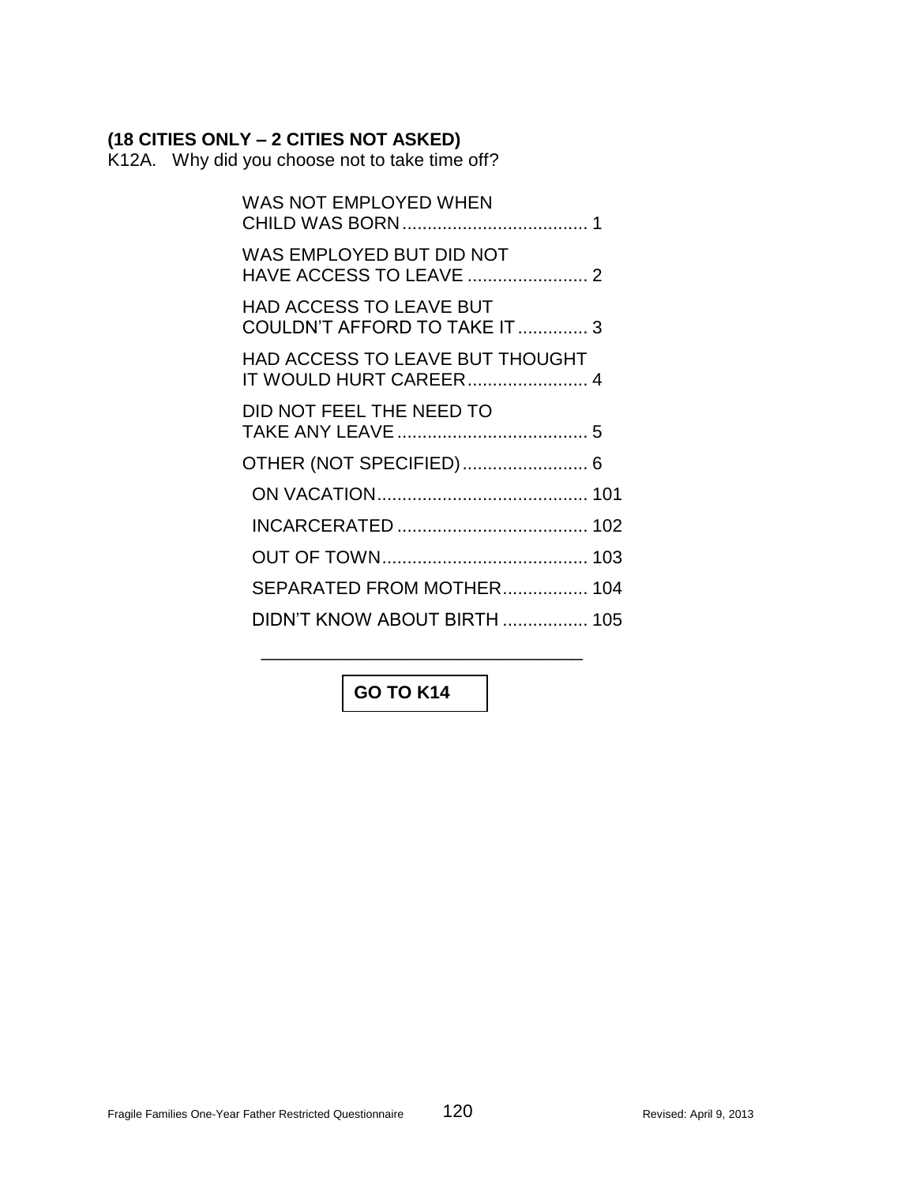**(18 CITIES ONLY – 2 CITIES NOT ASKED)**

K12A. Why did you choose not to take time off?

- WAS NOT EMPLOYED WHEN CHILD WAS BORN .................................... 1
- WAS EMPLOYED BUT DID NOT HAVE ACCESS TO LEAVE ........................ 2
- HAD ACCESS TO LEAVE BUT COULDN'T AFFORD TO TAKE IT .............. 3
- HAD ACCESS TO LEAVE BUT THOUGHT IT WOULD HURT CAREER........................ 4
- DID NOT FEEL THE NEED TO TAKE ANY LEAVE ...................................... 5
- OTHER (NOT SPECIFIED) ......................... 6
  - ON VACATION .......................................... 101
  - INCARCERATED ...................................... 102
  - OUT OF TOWN ......................................... 103
  - SEPARATED FROM MOTHER ................. 104
  - DIDN'T KNOW ABOUT BIRTH ................. 105

**GO TO K14**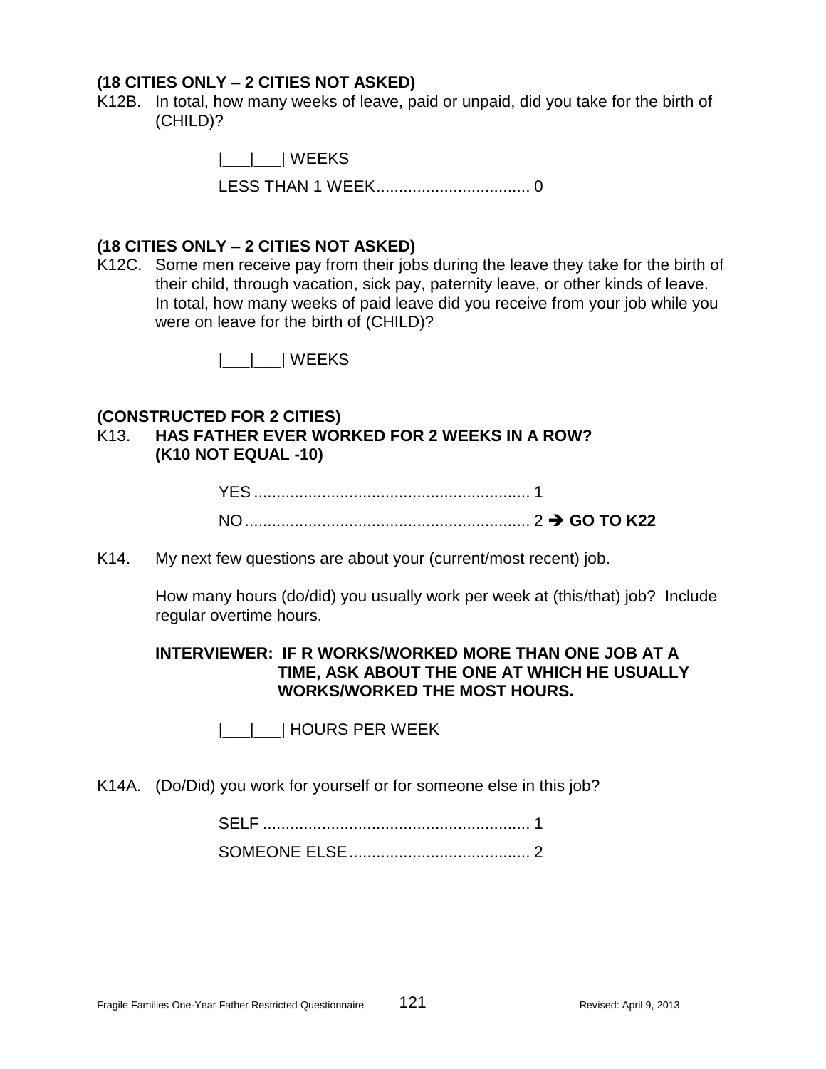**(18 CITIES ONLY – 2 CITIES NOT ASKED)**

K12B. In total, how many weeks of leave, paid or unpaid, did you take for the birth of (CHILD)?

|___|___| WEEKS

LESS THAN 1 WEEK.................................. 0

**(18 CITIES ONLY – 2 CITIES NOT ASKED)**

K12C. Some men receive pay from their jobs during the leave they take for the birth of their child, through vacation, sick pay, paternity leave, or other kinds of leave. In total, how many weeks of paid leave did you receive from your job while you were on leave for the birth of (CHILD)?

|___|___| WEEKS

**(CONSTRUCTED FOR 2 CITIES)**

K13. **HAS FATHER EVER WORKED FOR 2 WEEKS IN A ROW? (K10 NOT EQUAL -10)**

YES ............................................................ 1

NO............................................................... 2 ➔ **GO TO K22**

K14. My next few questions are about your (current/most recent) job.

How many hours (do/did) you usually work per week at (this/that) job? Include regular overtime hours.

**INTERVIEWER: IF R WORKS/WORKED MORE THAN ONE JOB AT A TIME, ASK ABOUT THE ONE AT WHICH HE USUALLY WORKS/WORKED THE MOST HOURS.**

|___|___| HOURS PER WEEK

K14A. (Do/Did) you work for yourself or for someone else in this job?

SELF ........................................................... 1

SOMEONE ELSE........................................ 2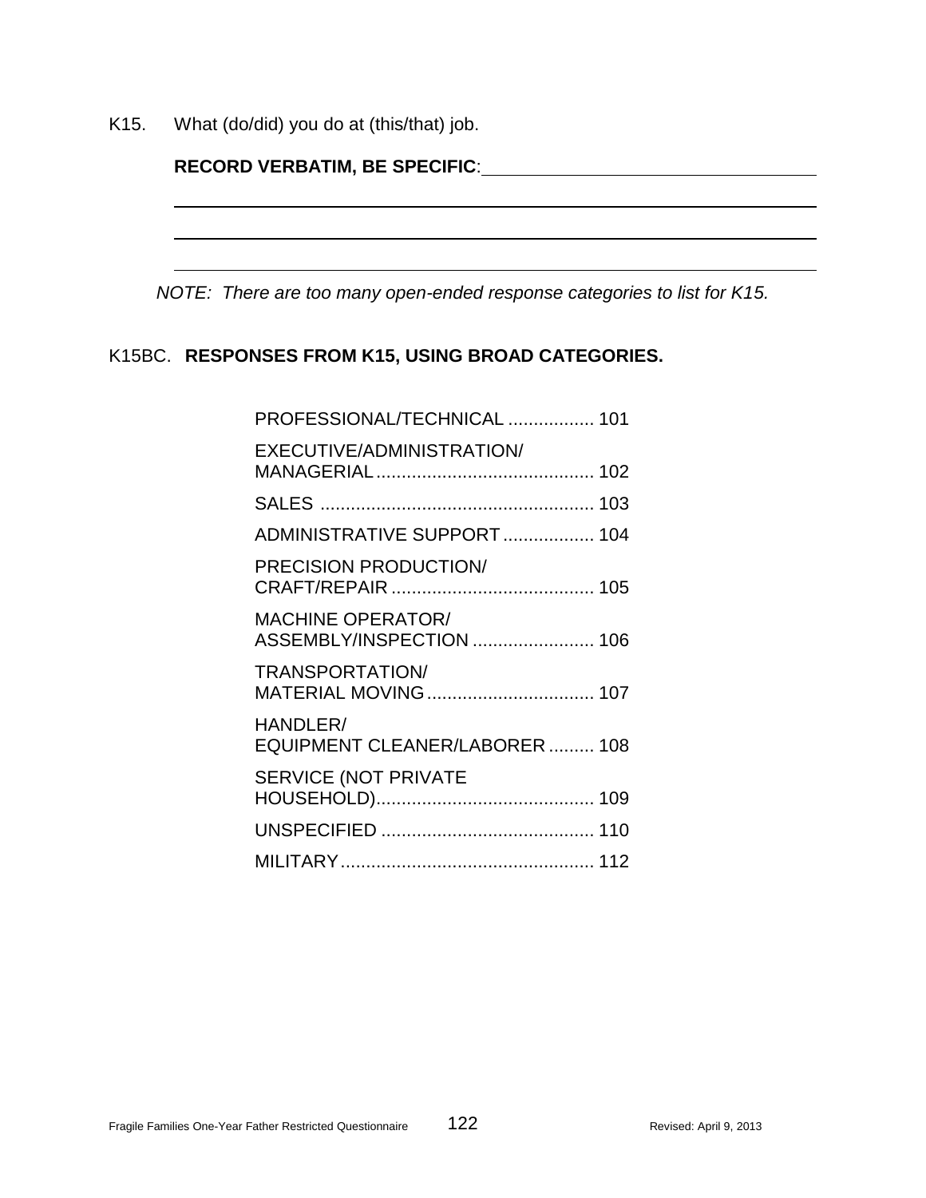K15. What (do/did) you do at (this/that) job.

**RECORD VERBATIM, BE SPECIFIC**: ______________________________

_______________________________________________

_______________________________________________

_______________________________________________

*NOTE: There are too many open-ended response categories to list for K15.*

K15BC. **RESPONSES FROM K15, USING BROAD CATEGORIES.**

| | |
|---|---|
| PROFESSIONAL/TECHNICAL | 101 |
| EXECUTIVE/ADMINISTRATION/ MANAGERIAL | 102 |
| SALES | 103 |
| ADMINISTRATIVE SUPPORT | 104 |
| PRECISION PRODUCTION/ CRAFT/REPAIR | 105 |
| MACHINE OPERATOR/ ASSEMBLY/INSPECTION | 106 |
| TRANSPORTATION/ MATERIAL MOVING | 107 |
| HANDLER/ EQUIPMENT CLEANER/LABORER | 108 |
| SERVICE (NOT PRIVATE HOUSEHOLD) | 109 |
| UNSPECIFIED | 110 |
| MILITARY | 112 |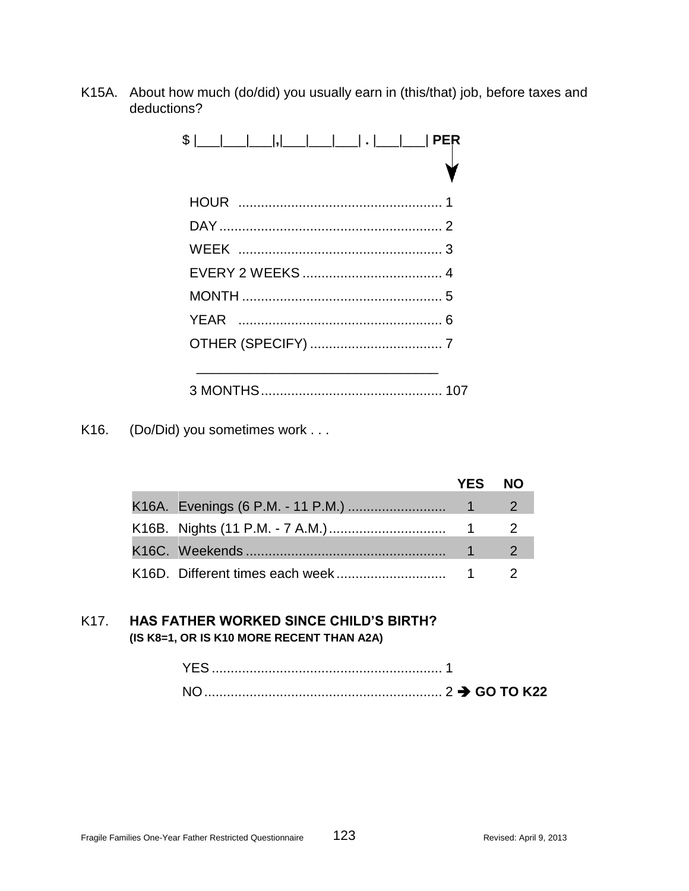K15A. About how much (do/did) you usually earn in (this/that) job, before taxes and deductions?

$ |___|___|___|,|___|___|___| . |___|___| **PER**

- HOUR ..................................................... 1
- DAY ........................................................... 2
- WEEK ..................................................... 3
- EVERY 2 WEEKS ..................................... 4
- MONTH ..................................................... 5
- YEAR ...................................................... 6
- OTHER (SPECIFY) ................................... 7

  ________________________________

- 3 MONTHS ................................................ 107

K16. (Do/Did) you sometimes work . . .

| | | YES | NO |
|---|---|---|---|
| K16A. | Evenings (6 P.M. - 11 P.M.) .......................... | 1 | 2 |
| K16B. | Nights (11 P.M. - 7 A.M.) ............................... | 1 | 2 |
| K16C. | Weekends ..................................................... | 1 | 2 |
| K16D. | Different times each week ............................. | 1 | 2 |

K17. **HAS FATHER WORKED SINCE CHILD'S BIRTH?**
**(IS K8=1, OR IS K10 MORE RECENT THAN A2A)**

- YES ............................................................ 1
- NO .............................................................. 2 ➔ **GO TO K22**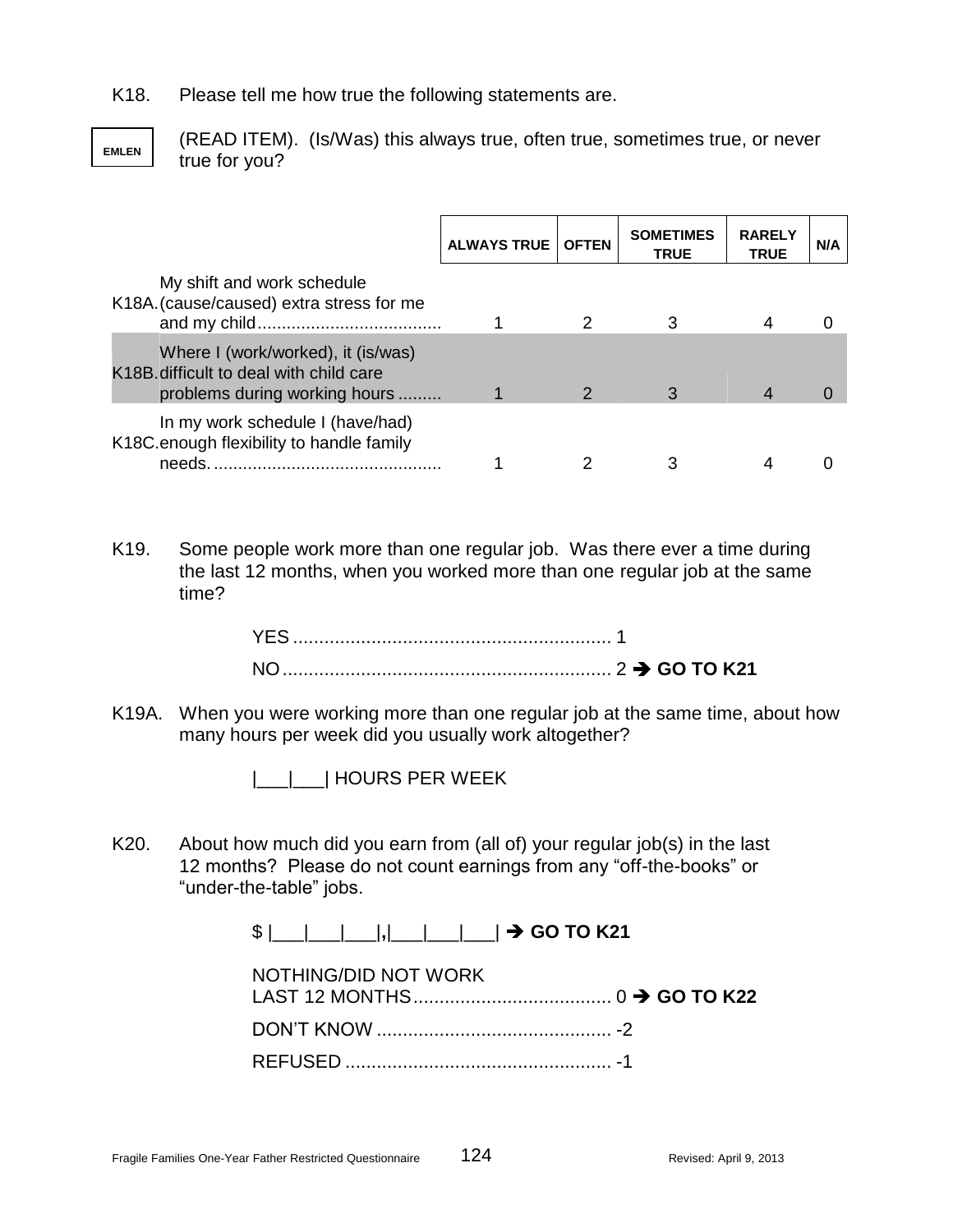K18. Please tell me how true the following statements are.

EMLEN

(READ ITEM). (Is/Was) this always true, often true, sometimes true, or never true for you?

| | ALWAYS TRUE | OFTEN | SOMETIMES TRUE | RARELY TRUE | N/A |
|---|---|---|---|---|---|
| K18A. My shift and work schedule (cause/caused) extra stress for me and my child..................................... | 1 | 2 | 3 | 4 | 0 |
| K18B. Where I (work/worked), it (is/was) difficult to deal with child care problems during working hours ......... | 1 | 2 | 3 | 4 | 0 |
| K18C. In my work schedule I (have/had) enough flexibility to handle family needs. .............................................. | 1 | 2 | 3 | 4 | 0 |

K19. Some people work more than one regular job. Was there ever a time during the last 12 months, when you worked more than one regular job at the same time?

YES ............................................................ 1
NO .............................................................. 2 ➔ **GO TO K21**

K19A. When you were working more than one regular job at the same time, about how many hours per week did you usually work altogether?

|___|___| HOURS PER WEEK

K20. About how much did you earn from (all of) your regular job(s) in the last 12 months? Please do not count earnings from any "off-the-books" or "under-the-table" jobs.

$ |___|___|___|,|___|___|___| ➔ **GO TO K21**

NOTHING/DID NOT WORK LAST 12 MONTHS...................................... 0 ➔ **GO TO K22**

DON'T KNOW ............................................. -2

REFUSED ................................................... -1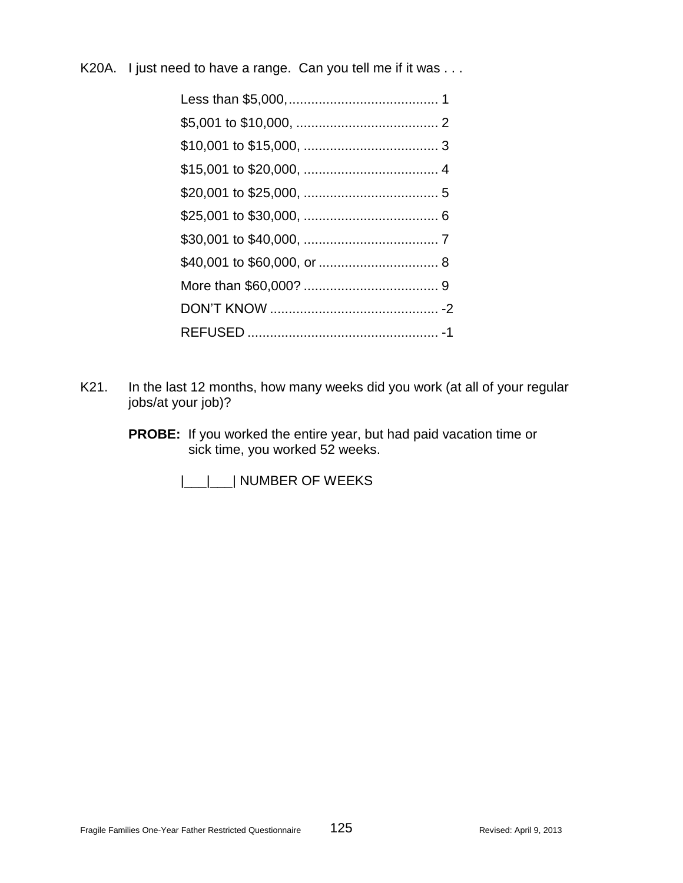K20A. I just need to have a range. Can you tell me if it was . . .

Less than $5,000, ........................................ 1
$5,001 to $10,000, ...................................... 2
$10,001 to $15,000, .................................... 3
$15,001 to $20,000, .................................... 4
$20,001 to $25,000, .................................... 5
$25,001 to $30,000, .................................... 6
$30,001 to $40,000, .................................... 7
$40,001 to $60,000, or ................................ 8
More than $60,000? .................................... 9
DON'T KNOW ............................................. -2
REFUSED ................................................... -1

K21. In the last 12 months, how many weeks did you work (at all of your regular jobs/at your job)?

**PROBE:** If you worked the entire year, but had paid vacation time or sick time, you worked 52 weeks.

|___|___| NUMBER OF WEEKS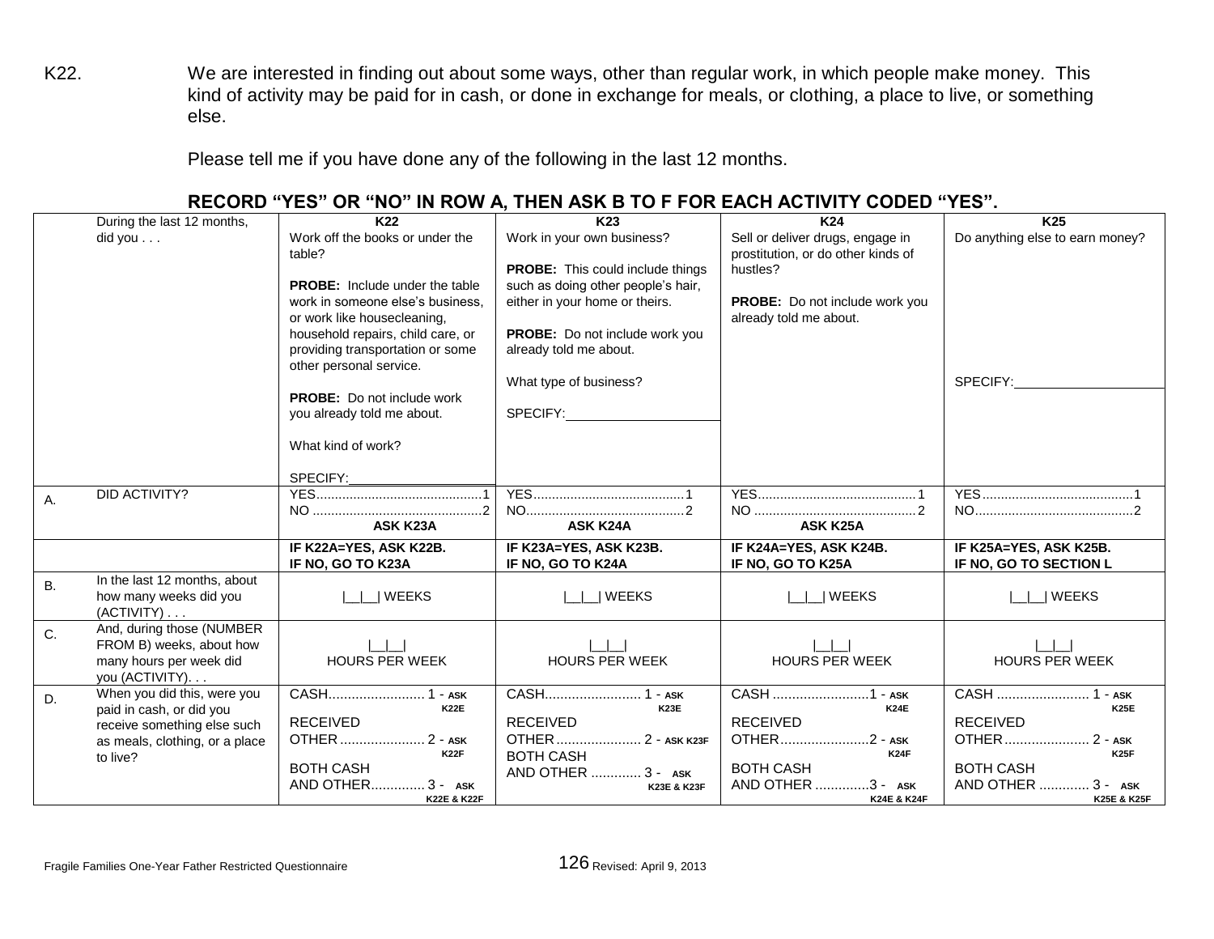K22. We are interested in finding out about some ways, other than regular work, in which people make money. This kind of activity may be paid for in cash, or done in exchange for meals, or clothing, a place to live, or something else.

Please tell me if you have done any of the following in the last 12 months.

**RECORD "YES" OR "NO" IN ROW A, THEN ASK B TO F FOR EACH ACTIVITY CODED "YES".**

| | During the last 12 months, did you . . . | K22 | K23 | K24 | K25 |
|---|---|---|---|---|---|
| | | Work off the books or under the table?<br><br>**PROBE:** Include under the table work in someone else's business, or work like housecleaning, household repairs, child care, or providing transportation or some other personal service.<br><br>**PROBE:** Do not include work you already told me about.<br><br>What kind of work?<br><br>SPECIFY:____________ | Work in your own business?<br><br>**PROBE:** This could include things such as doing other people's hair, either in your home or theirs.<br><br>**PROBE:** Do not include work you already told me about.<br><br>What type of business?<br><br>SPECIFY:____________ | Sell or deliver drugs, engage in prostitution, or do other kinds of hustles?<br><br>**PROBE:** Do not include work you already told me about. | Do anything else to earn money?<br><br>SPECIFY:____________ |
| A. | DID ACTIVITY? | YES....1<br>NO....2<br>**ASK K23A** | YES....1<br>NO....2<br>**ASK K24A** | YES....1<br>NO....2<br>**ASK K25A** | YES....1<br>NO....2 |
| | | **IF K22A=YES, ASK K22B. IF NO, GO TO K23A** | **IF K23A=YES, ASK K23B. IF NO, GO TO K24A** | **IF K24A=YES, ASK K24B. IF NO, GO TO K25A** | **IF K25A=YES, ASK K25B. IF NO, GO TO SECTION L** |
| B. | In the last 12 months, about how many weeks did you (ACTIVITY) . . . | \|__\|__\| WEEKS | \|__\|__\| WEEKS | \|__\|__\| WEEKS | \|__\|__\| WEEKS |
| C. | And, during those (NUMBER FROM B) weeks, about how many hours per week did you (ACTIVITY). . . | \|__\|__\|<br>HOURS PER WEEK | \|__\|__\|<br>HOURS PER WEEK | \|__\|__\|<br>HOURS PER WEEK | \|__\|__\|<br>HOURS PER WEEK |
| D. | When you did this, were you paid in cash, or did you receive something else such as meals, clothing, or a place to live? | CASH.... 1 - ASK K22E<br>RECEIVED OTHER.... 2 - ASK K22F<br>BOTH CASH AND OTHER.... 3 - ASK K22E & K22F | CASH.... 1 - ASK K23E<br>RECEIVED OTHER.... 2 - ASK K23F<br>BOTH CASH AND OTHER.... 3 - ASK K23E & K23F | CASH.... 1 - ASK K24E<br>RECEIVED OTHER.... 2 - ASK K24F<br>BOTH CASH AND OTHER.... 3 - ASK K24E & K24F | CASH.... 1 - ASK K25E<br>RECEIVED OTHER.... 2 - ASK K25F<br>BOTH CASH AND OTHER.... 3 - ASK K25E & K25F |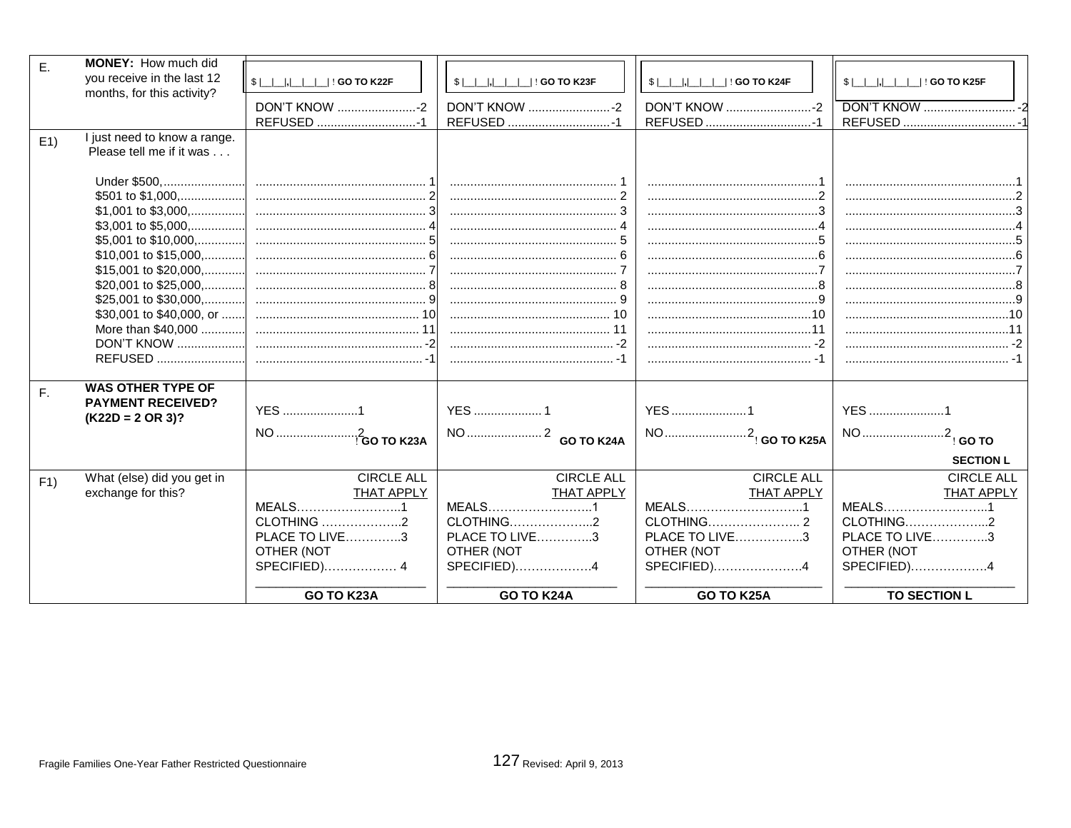| | | | | | |
|---|---|---|---|---|---|
| E. | **MONEY:** How much did you receive in the last 12 months, for this activity? | $ \|__\|__\|,\|__\|__\|__\| ! **GO TO K22F**<br><br>DON'T KNOW .......................-2<br>REFUSED .............................-1 | $ \|__\|__\|,\|__\|__\|__\| ! **GO TO K23F**<br><br>DON'T KNOW ........................-2<br>REFUSED ..............................-1 | $ \|__\|__\|,\|__\|__\|__\| ! **GO TO K24F**<br><br>DON'T KNOW .........................-2<br>REFUSED ...............................-1 | $ \|__\|__\|,\|__\|__\|__\| ! **GO TO K25F**<br><br>DON'T KNOW ........................... -2<br>REFUSED ................................. -1 |
| E1) | I just need to know a range. Please tell me if it was . . .<br><br>Under $500,<br>$501 to $1,000,<br>$1,001 to $3,000,<br>$3,001 to $5,000,<br>$5,001 to $10,000,<br>$10,001 to $15,000,<br>$15,001 to $20,000,<br>$20,001 to $25,000,<br>$25,001 to $30,000,<br>$30,001 to $40,000, or<br>More than $40,000<br>DON'T KNOW<br>REFUSED | <br><br>1<br>2<br>3<br>4<br>5<br>6<br>7<br>8<br>9<br>10<br>11<br>-2<br>-1 | <br><br>1<br>2<br>3<br>4<br>5<br>6<br>7<br>8<br>9<br>10<br>11<br>-2<br>-1 | <br><br>1<br>2<br>3<br>4<br>5<br>6<br>7<br>8<br>9<br>10<br>11<br>-2<br>-1 | <br><br>1<br>2<br>3<br>4<br>5<br>6<br>7<br>8<br>9<br>10<br>11<br>-2<br>-1 |
| F. | **WAS OTHER TYPE OF PAYMENT RECEIVED? (K22D = 2 OR 3)?** | YES .....................1<br>NO .......................2 ! **GO TO K23A** | YES .................... 1<br>NO ...................... 2 **GO TO K24A** | YES .....................1<br>NO.......................2 ! **GO TO K25A** | YES .....................1<br>NO.......................2 ! **GO TO SECTION L** |
| F1) | What (else) did you get in exchange for this? | CIRCLE ALL THAT APPLY<br>MEALS........................1<br>CLOTHING ..................2<br>PLACE TO LIVE............3<br>OTHER (NOT SPECIFIED)................ 4<br>**GO TO K23A** | CIRCLE ALL THAT APPLY<br>MEALS........................1<br>CLOTHING...................2<br>PLACE TO LIVE............3<br>OTHER (NOT SPECIFIED).................4<br>**GO TO K24A** | CIRCLE ALL THAT APPLY<br>MEALS...........................1<br>CLOTHING..................... 2<br>PLACE TO LIVE...............3<br>OTHER (NOT SPECIFIED)....................4<br>**GO TO K25A** | CIRCLE ALL THAT APPLY<br>MEALS........................1<br>CLOTHING...................2<br>PLACE TO LIVE............3<br>OTHER (NOT SPECIFIED).................4<br>**TO SECTION L** |

Fragile Families One-Year Father Restricted Questionnaire

Revised: April 9, 2013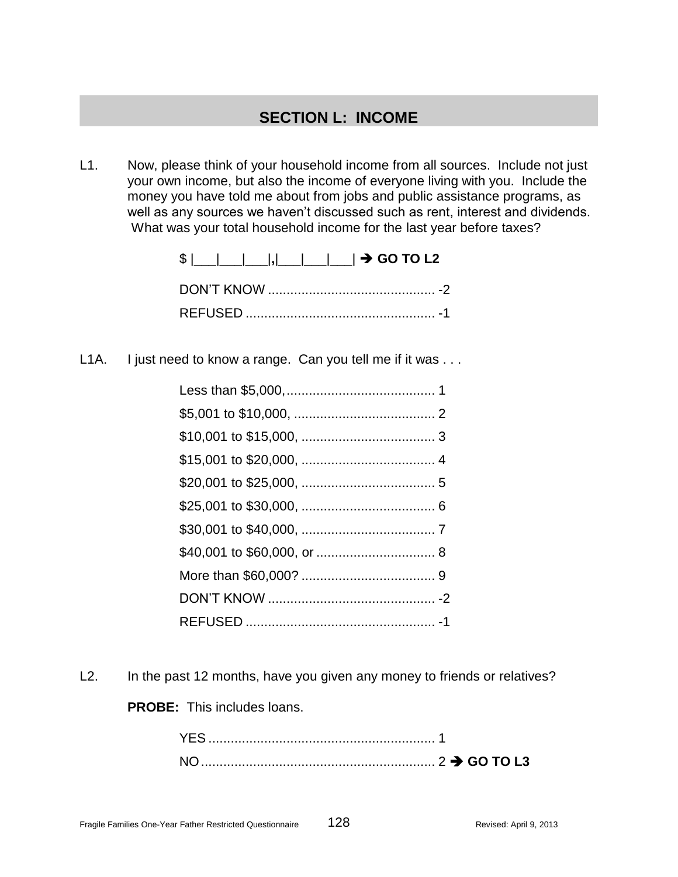## SECTION L: INCOME

L1. Now, please think of your household income from all sources. Include not just your own income, but also the income of everyone living with you. Include the money you have told me about from jobs and public assistance programs, as well as any sources we haven't discussed such as rent, interest and dividends. What was your total household income for the last year before taxes?

$ |___|___|___|,|___|___|___| ➔ **GO TO L2**

DON'T KNOW ............................................ -2
REFUSED .................................................. -1

L1A. I just need to know a range. Can you tell me if it was . . .

Less than $5,000,........................................ 1
$5,001 to $10,000, ...................................... 2
$10,001 to $15,000, .................................... 3
$15,001 to $20,000, .................................... 4
$20,001 to $25,000, .................................... 5
$25,001 to $30,000, .................................... 6
$30,001 to $40,000, .................................... 7
$40,001 to $60,000, or ................................ 8
More than $60,000? .................................... 9
DON'T KNOW ............................................ -2
REFUSED .................................................. -1

L2. In the past 12 months, have you given any money to friends or relatives?

**PROBE:** This includes loans.

YES ............................................................ 1
NO .............................................................. 2 ➔ **GO TO L3**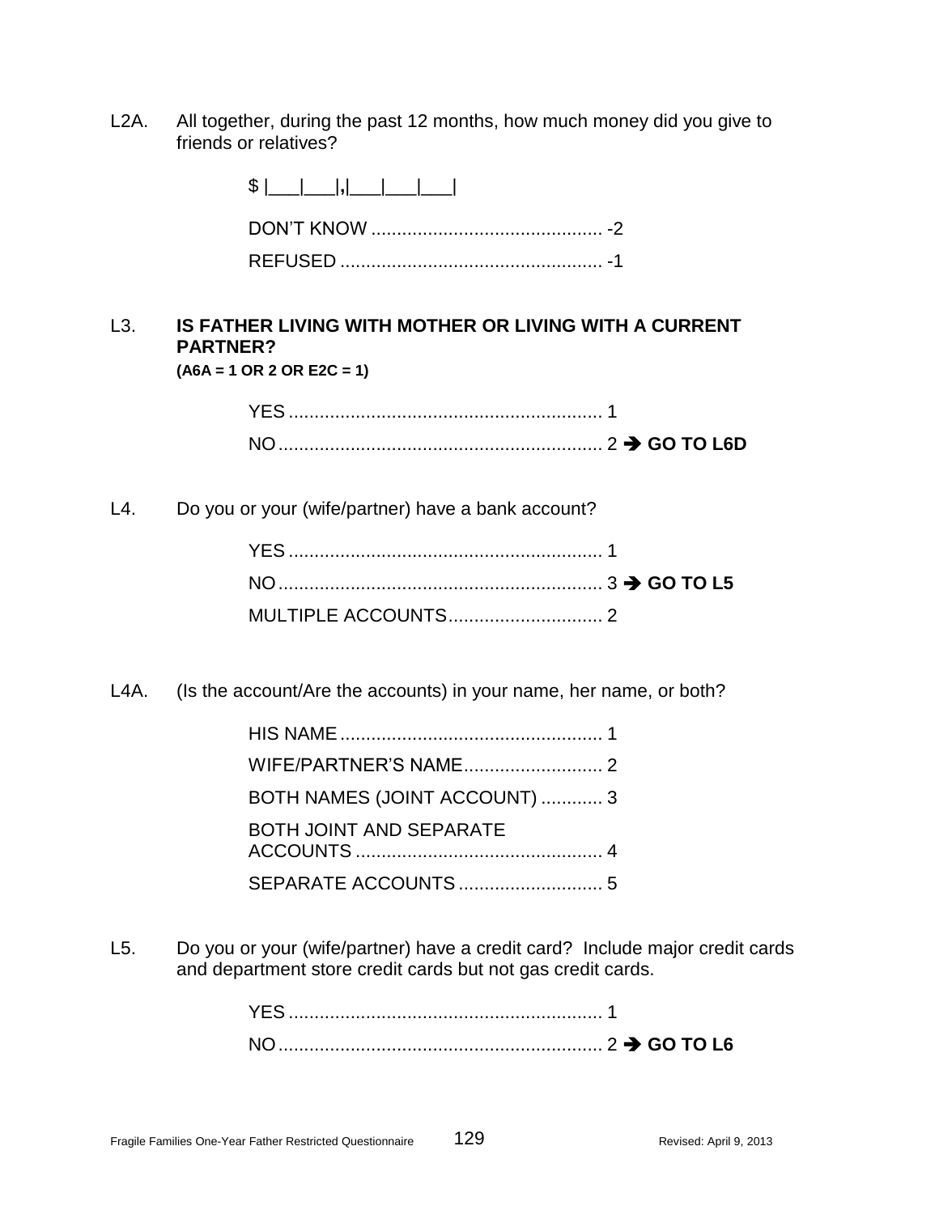L2A. All together, during the past 12 months, how much money did you give to friends or relatives?

$ |___|___|,|___|___|___|

DON'T KNOW ............................................. -2

REFUSED ................................................... -1

L3. **IS FATHER LIVING WITH MOTHER OR LIVING WITH A CURRENT PARTNER?**
**(A6A = 1 OR 2 OR E2C = 1)**

YES ............................................................. 1

NO ............................................................... 2 ➔ **GO TO L6D**

L4. Do you or your (wife/partner) have a bank account?

YES ............................................................. 1

NO ............................................................... 3 ➔ **GO TO L5**

MULTIPLE ACCOUNTS.............................. 2

L4A. (Is the account/Are the accounts) in your name, her name, or both?

HIS NAME ................................................... 1

WIFE/PARTNER'S NAME........................... 2

BOTH NAMES (JOINT ACCOUNT) ............ 3

BOTH JOINT AND SEPARATE ACCOUNTS ................................................ 4

SEPARATE ACCOUNTS ............................ 5

L5. Do you or your (wife/partner) have a credit card? Include major credit cards and department store credit cards but not gas credit cards.

YES ............................................................. 1

NO ............................................................... 2 ➔ **GO TO L6**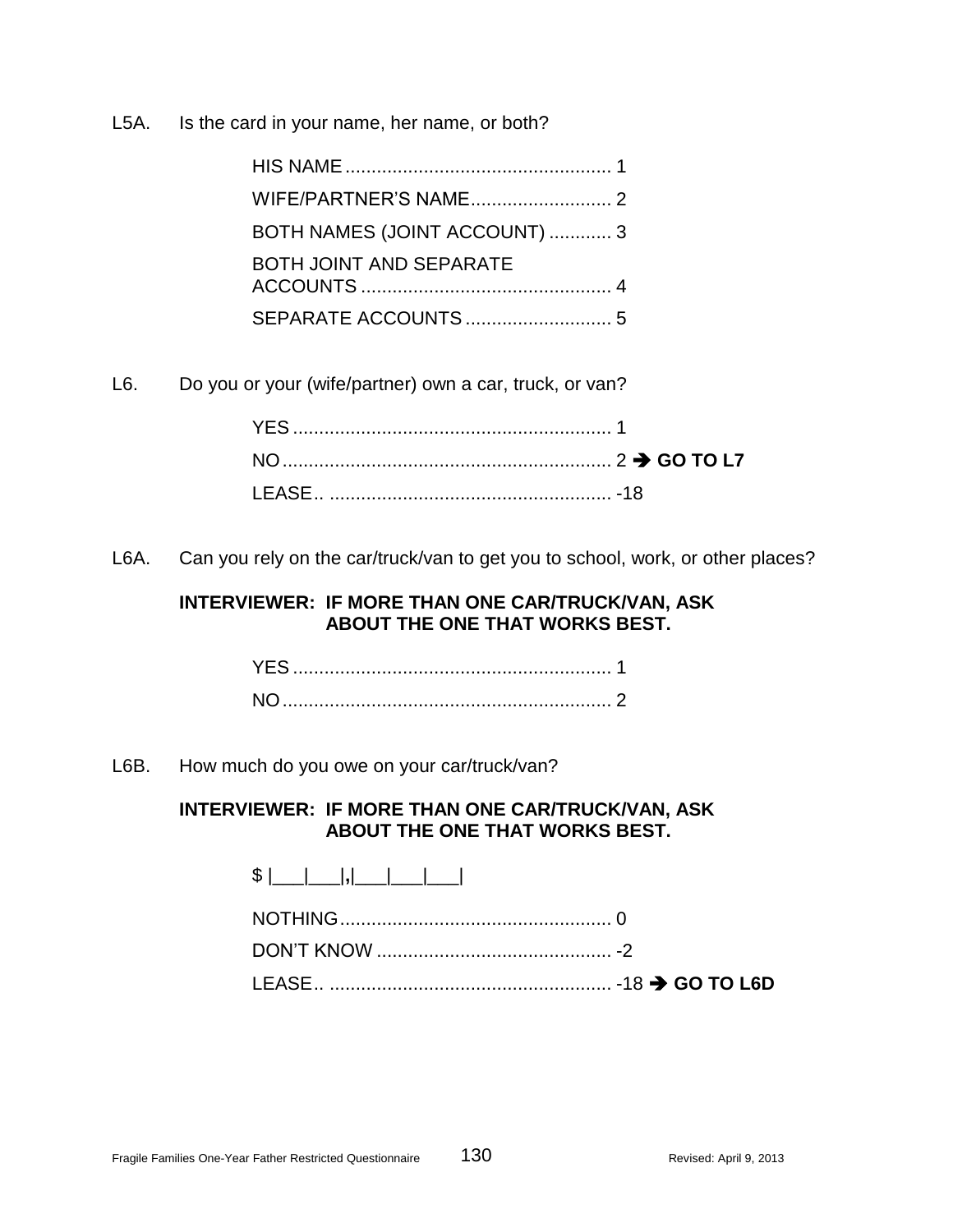L5A. Is the card in your name, her name, or both?

| | |
|---|---|
| HIS NAME | 1 |
| WIFE/PARTNER'S NAME | 2 |
| BOTH NAMES (JOINT ACCOUNT) | 3 |
| BOTH JOINT AND SEPARATE ACCOUNTS | 4 |
| SEPARATE ACCOUNTS | 5 |

L6. Do you or your (wife/partner) own a car, truck, or van?

| | |
|---|---|
| YES | 1 |
| NO | 2 → **GO TO L7** |
| LEASE | -18 |

L6A. Can you rely on the car/truck/van to get you to school, work, or other places?

**INTERVIEWER: IF MORE THAN ONE CAR/TRUCK/VAN, ASK ABOUT THE ONE THAT WORKS BEST.**

| | |
|---|---|
| YES | 1 |
| NO | 2 |

L6B. How much do you owe on your car/truck/van?

**INTERVIEWER: IF MORE THAN ONE CAR/TRUCK/VAN, ASK ABOUT THE ONE THAT WORKS BEST.**

$ |___|___|,|___|___|___|

| | |
|---|---|
| NOTHING | 0 |
| DON'T KNOW | -2 |
| LEASE | -18 → **GO TO L6D** |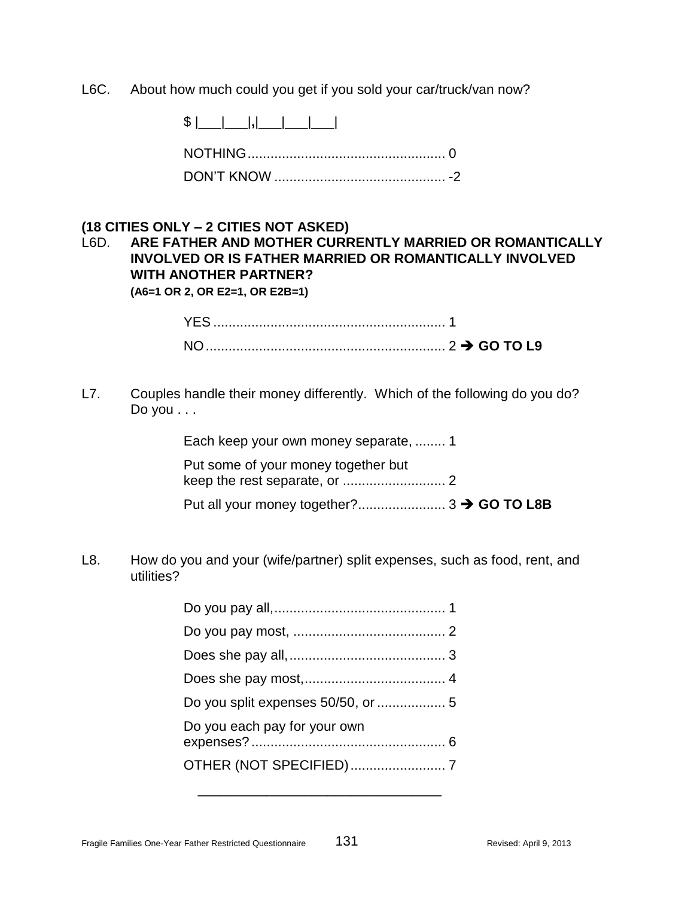L6C. About how much could you get if you sold your car/truck/van now?

$ |___|___|,|___|___|___|

NOTHING.................................................... 0

DON'T KNOW ............................................ -2

**(18 CITIES ONLY – 2 CITIES NOT ASKED)**

L6D. **ARE FATHER AND MOTHER CURRENTLY MARRIED OR ROMANTICALLY INVOLVED OR IS FATHER MARRIED OR ROMANTICALLY INVOLVED WITH ANOTHER PARTNER?**
**(A6=1 OR 2, OR E2=1, OR E2B=1)**

YES ............................................................ 1

NO.............................................................. 2 ➔ **GO TO L9**

L7. Couples handle their money differently. Which of the following do you do? Do you . . .

Each keep your own money separate, ........ 1

Put some of your money together but keep the rest separate, or ........................... 2

Put all your money together?....................... 3 ➔ **GO TO L8B**

L8. How do you and your (wife/partner) split expenses, such as food, rent, and utilities?

Do you pay all,............................................. 1

Do you pay most, ........................................ 2

Does she pay all,......................................... 3

Does she pay most,..................................... 4

Do you split expenses 50/50, or .................. 5

Do you each pay for your own expenses?................................................... 6

OTHER (NOT SPECIFIED)......................... 7

________________________________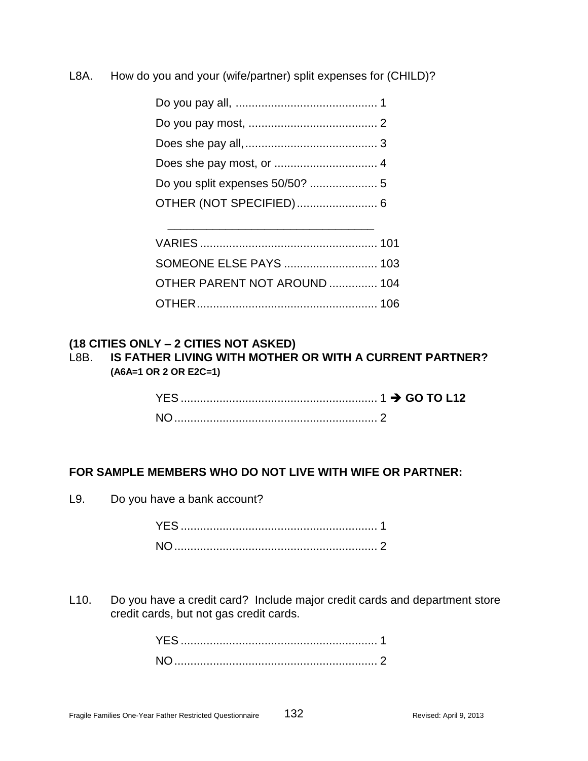L8A. How do you and your (wife/partner) split expenses for (CHILD)?

Do you pay all, ........................................... 1
Do you pay most, ........................................ 2
Does she pay all, ......................................... 3
Does she pay most, or ................................ 4
Do you split expenses 50/50? ..................... 5
OTHER (NOT SPECIFIED) ......................... 6

\_\_\_\_\_\_\_\_\_\_\_\_\_\_\_\_\_\_\_\_\_\_\_\_\_\_\_\_\_\_\_\_

VARIES ....................................................... 101
SOMEONE ELSE PAYS ............................. 103
OTHER PARENT NOT AROUND ............... 104
OTHER ........................................................ 106

**(18 CITIES ONLY – 2 CITIES NOT ASKED)**

L8B. **IS FATHER LIVING WITH MOTHER OR WITH A CURRENT PARTNER?**
**(A6A=1 OR 2 OR E2C=1)**

YES ............................................................. 1 ➔ **GO TO L12**
NO ............................................................... 2

**FOR SAMPLE MEMBERS WHO DO NOT LIVE WITH WIFE OR PARTNER:**

L9. Do you have a bank account?

YES ............................................................. 1
NO ............................................................... 2

L10. Do you have a credit card? Include major credit cards and department store credit cards, but not gas credit cards.

YES ............................................................. 1
NO ............................................................... 2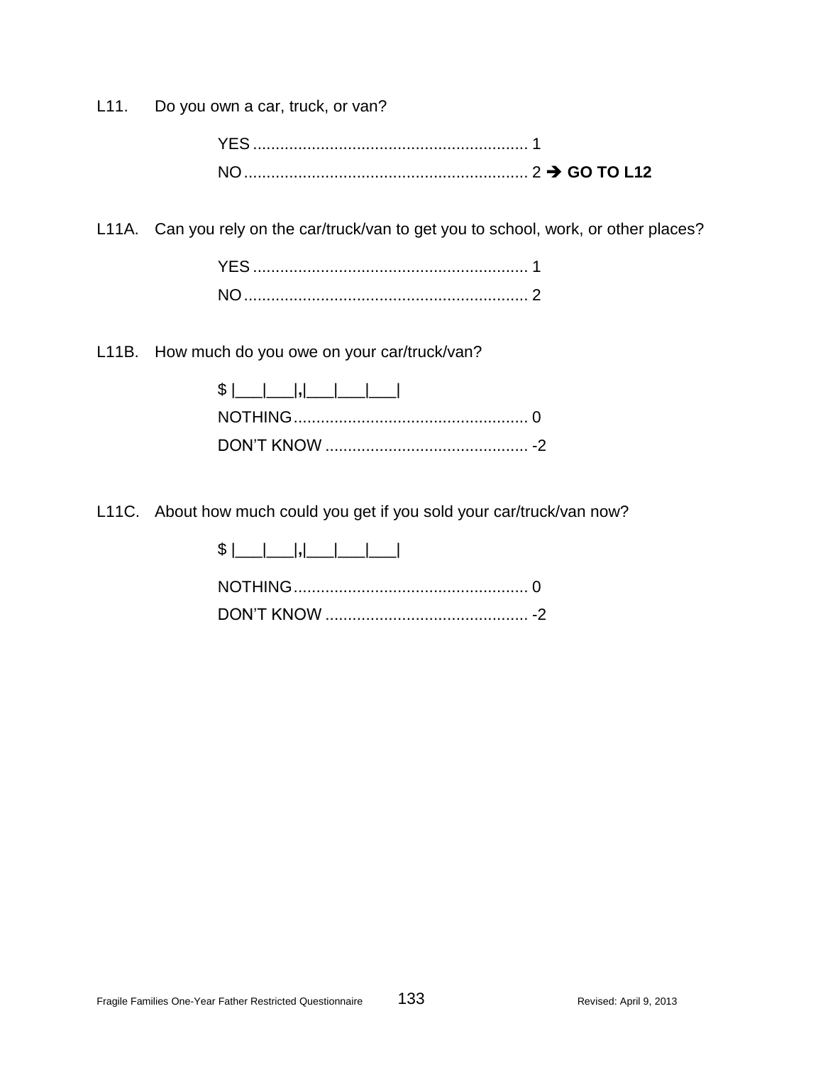L11. Do you own a car, truck, or van?

YES ............................................................ 1
NO .............................................................. 2 ➔ **GO TO L12**

L11A. Can you rely on the car/truck/van to get you to school, work, or other places?

YES ............................................................ 1
NO .............................................................. 2

L11B. How much do you owe on your car/truck/van?

$ |___|___|,|___|___|___|
NOTHING .................................................... 0
DON'T KNOW ............................................. -2

L11C. About how much could you get if you sold your car/truck/van now?

$ |___|___|,|___|___|___|
NOTHING .................................................... 0
DON'T KNOW ............................................. -2